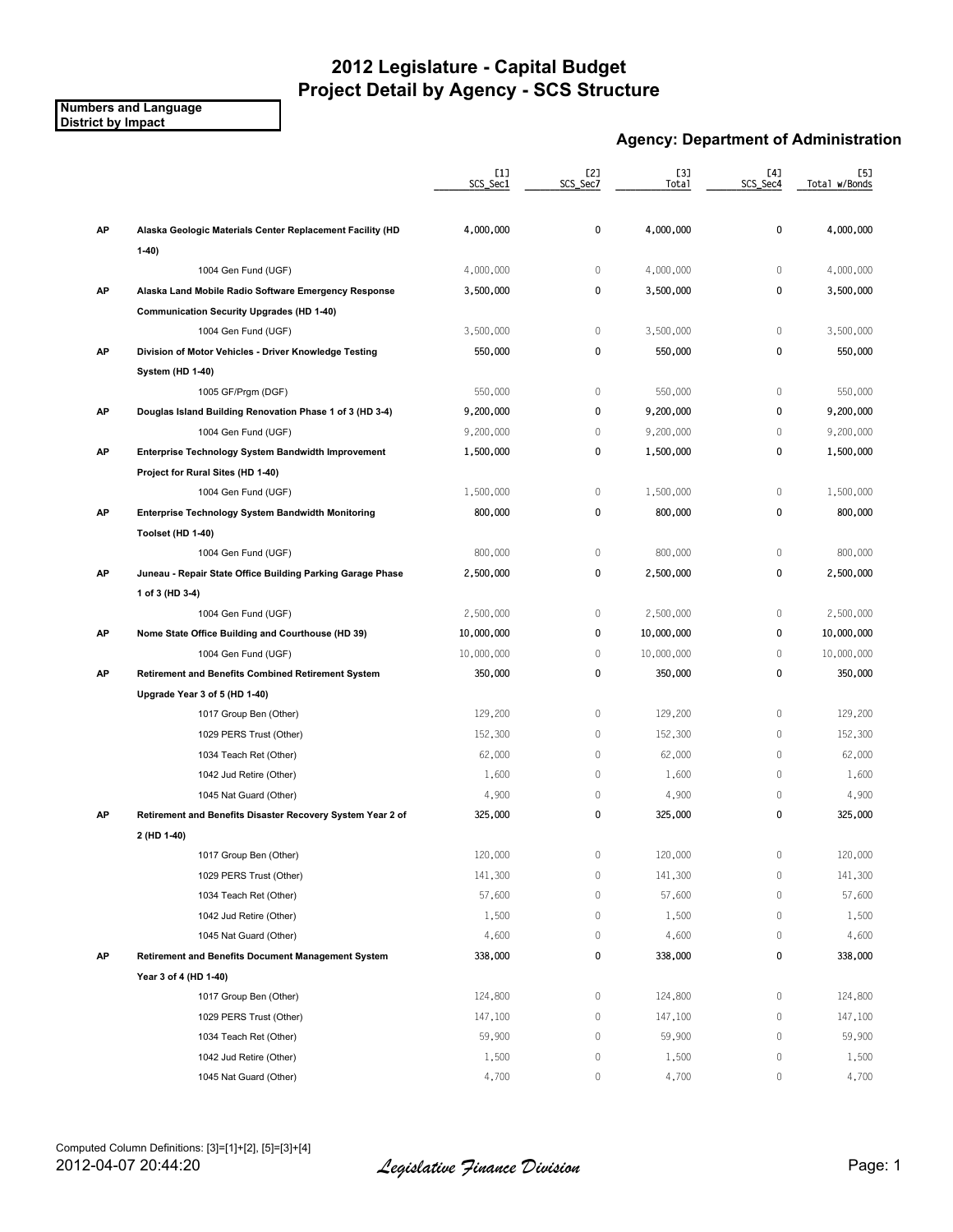# 2012 Legislature - Capital Budget
# Project Detail by Agency - SCS Structure

**Numbers and Language**
**District by Impact**

## Agency: Department of Administration

| | | [1] SCS_Sec1 | [2] SCS_Sec7 | [3] Total | [4] SCS_Sec4 | [5] Total w/Bonds |
|---|---|---|---|---|---|---|
| **AP** | **Alaska Geologic Materials Center Replacement Facility (HD 1-40)** | **4,000,000** | **0** | **4,000,000** | **0** | **4,000,000** |
| | 1004 Gen Fund (UGF) | 4,000,000 | 0 | 4,000,000 | 0 | 4,000,000 |
| **AP** | **Alaska Land Mobile Radio Software Emergency Response Communication Security Upgrades (HD 1-40)** | **3,500,000** | **0** | **3,500,000** | **0** | **3,500,000** |
| | 1004 Gen Fund (UGF) | 3,500,000 | 0 | 3,500,000 | 0 | 3,500,000 |
| **AP** | **Division of Motor Vehicles - Driver Knowledge Testing System (HD 1-40)** | **550,000** | **0** | **550,000** | **0** | **550,000** |
| | 1005 GF/Prgm (DGF) | 550,000 | 0 | 550,000 | 0 | 550,000 |
| **AP** | **Douglas Island Building Renovation Phase 1 of 3 (HD 3-4)** | **9,200,000** | **0** | **9,200,000** | **0** | **9,200,000** |
| | 1004 Gen Fund (UGF) | 9,200,000 | 0 | 9,200,000 | 0 | 9,200,000 |
| **AP** | **Enterprise Technology System Bandwidth Improvement Project for Rural Sites (HD 1-40)** | **1,500,000** | **0** | **1,500,000** | **0** | **1,500,000** |
| | 1004 Gen Fund (UGF) | 1,500,000 | 0 | 1,500,000 | 0 | 1,500,000 |
| **AP** | **Enterprise Technology System Bandwidth Monitoring Toolset (HD 1-40)** | **800,000** | **0** | **800,000** | **0** | **800,000** |
| | 1004 Gen Fund (UGF) | 800,000 | 0 | 800,000 | 0 | 800,000 |
| **AP** | **Juneau - Repair State Office Building Parking Garage Phase 1 of 3 (HD 3-4)** | **2,500,000** | **0** | **2,500,000** | **0** | **2,500,000** |
| | 1004 Gen Fund (UGF) | 2,500,000 | 0 | 2,500,000 | 0 | 2,500,000 |
| **AP** | **Nome State Office Building and Courthouse (HD 39)** | **10,000,000** | **0** | **10,000,000** | **0** | **10,000,000** |
| | 1004 Gen Fund (UGF) | 10,000,000 | 0 | 10,000,000 | 0 | 10,000,000 |
| **AP** | **Retirement and Benefits Combined Retirement System Upgrade Year 3 of 5 (HD 1-40)** | **350,000** | **0** | **350,000** | **0** | **350,000** |
| | 1017 Group Ben (Other) | 129,200 | 0 | 129,200 | 0 | 129,200 |
| | 1029 PERS Trust (Other) | 152,300 | 0 | 152,300 | 0 | 152,300 |
| | 1034 Teach Ret (Other) | 62,000 | 0 | 62,000 | 0 | 62,000 |
| | 1042 Jud Retire (Other) | 1,600 | 0 | 1,600 | 0 | 1,600 |
| | 1045 Nat Guard (Other) | 4,900 | 0 | 4,900 | 0 | 4,900 |
| **AP** | **Retirement and Benefits Disaster Recovery System Year 2 of 2 (HD 1-40)** | **325,000** | **0** | **325,000** | **0** | **325,000** |
| | 1017 Group Ben (Other) | 120,000 | 0 | 120,000 | 0 | 120,000 |
| | 1029 PERS Trust (Other) | 141,300 | 0 | 141,300 | 0 | 141,300 |
| | 1034 Teach Ret (Other) | 57,600 | 0 | 57,600 | 0 | 57,600 |
| | 1042 Jud Retire (Other) | 1,500 | 0 | 1,500 | 0 | 1,500 |
| | 1045 Nat Guard (Other) | 4,600 | 0 | 4,600 | 0 | 4,600 |
| **AP** | **Retirement and Benefits Document Management System Year 3 of 4 (HD 1-40)** | **338,000** | **0** | **338,000** | **0** | **338,000** |
| | 1017 Group Ben (Other) | 124,800 | 0 | 124,800 | 0 | 124,800 |
| | 1029 PERS Trust (Other) | 147,100 | 0 | 147,100 | 0 | 147,100 |
| | 1034 Teach Ret (Other) | 59,900 | 0 | 59,900 | 0 | 59,900 |
| | 1042 Jud Retire (Other) | 1,500 | 0 | 1,500 | 0 | 1,500 |
| | 1045 Nat Guard (Other) | 4,700 | 0 | 4,700 | 0 | 4,700 |

Computed Column Definitions: [3]=[1]+[2], [5]=[3]+[4]

2012-04-07 20:44:20

*Legislative Finance Division*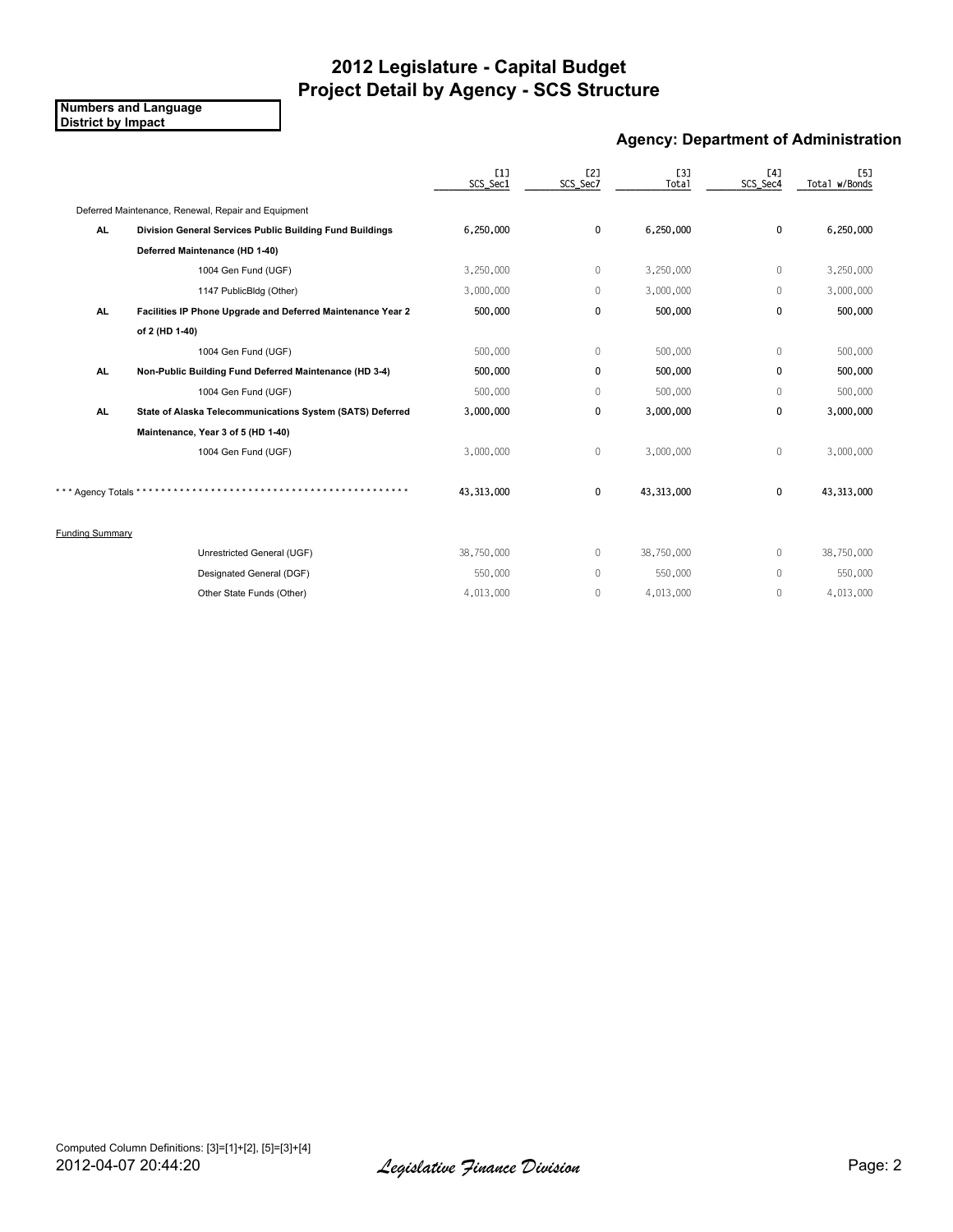# 2012 Legislature - Capital Budget
## Project Detail by Agency - SCS Structure

**Numbers and Language**
**District by Impact**

### Agency: Department of Administration

| | | [1] SCS_Sec1 | [2] SCS_Sec7 | [3] Total | [4] SCS_Sec4 | [5] Total w/Bonds |
|---|---|---|---|---|---|---|
| Deferred Maintenance, Renewal, Repair and Equipment | | | | | | |
| **AL** | **Division General Services Public Building Fund Buildings Deferred Maintenance (HD 1-40)** | **6,250,000** | **0** | **6,250,000** | **0** | **6,250,000** |
| | 1004 Gen Fund (UGF) | 3,250,000 | 0 | 3,250,000 | 0 | 3,250,000 |
| | 1147 PublicBldg (Other) | 3,000,000 | 0 | 3,000,000 | 0 | 3,000,000 |
| **AL** | **Facilities IP Phone Upgrade and Deferred Maintenance Year 2 of 2 (HD 1-40)** | **500,000** | **0** | **500,000** | **0** | **500,000** |
| | 1004 Gen Fund (UGF) | 500,000 | 0 | 500,000 | 0 | 500,000 |
| **AL** | **Non-Public Building Fund Deferred Maintenance (HD 3-4)** | **500,000** | **0** | **500,000** | **0** | **500,000** |
| | 1004 Gen Fund (UGF) | 500,000 | 0 | 500,000 | 0 | 500,000 |
| **AL** | **State of Alaska Telecommunications System (SATS) Deferred Maintenance, Year 3 of 5 (HD 1-40)** | **3,000,000** | **0** | **3,000,000** | **0** | **3,000,000** |
| | 1004 Gen Fund (UGF) | 3,000,000 | 0 | 3,000,000 | 0 | 3,000,000 |
| *** Agency Totals ****************************************** | | **43,313,000** | **0** | **43,313,000** | **0** | **43,313,000** |
| Funding Summary | | | | | | |
| | Unrestricted General (UGF) | 38,750,000 | 0 | 38,750,000 | 0 | 38,750,000 |
| | Designated General (DGF) | 550,000 | 0 | 550,000 | 0 | 550,000 |
| | Other State Funds (Other) | 4,013,000 | 0 | 4,013,000 | 0 | 4,013,000 |

Computed Column Definitions: [3]=[1]+[2], [5]=[3]+[4]

2012-04-07 20:44:20

*Legislative Finance Division*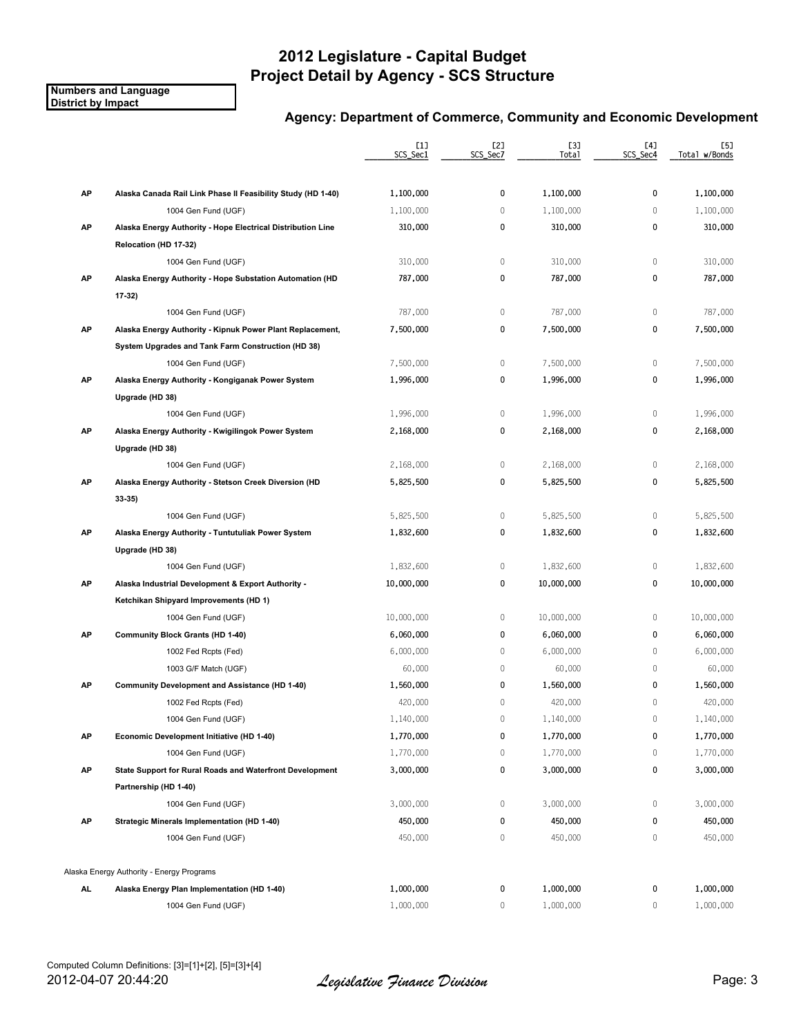# 2012 Legislature - Capital Budget
# Project Detail by Agency - SCS Structure

**Numbers and Language**
**District by Impact**

### Agency: Department of Commerce, Community and Economic Development

| | | [1] SCS_Sec1 | [2] SCS_Sec7 | [3] Total | [4] SCS_Sec4 | [5] Total w/Bonds |
|---|---|---|---|---|---|---|
| **AP** | **Alaska Canada Rail Link Phase II Feasibility Study (HD 1-40)** | 1,100,000 | 0 | 1,100,000 | 0 | 1,100,000 |
| | 1004 Gen Fund (UGF) | 1,100,000 | 0 | 1,100,000 | 0 | 1,100,000 |
| **AP** | **Alaska Energy Authority - Hope Electrical Distribution Line Relocation (HD 17-32)** | 310,000 | 0 | 310,000 | 0 | 310,000 |
| | 1004 Gen Fund (UGF) | 310,000 | 0 | 310,000 | 0 | 310,000 |
| **AP** | **Alaska Energy Authority - Hope Substation Automation (HD 17-32)** | 787,000 | 0 | 787,000 | 0 | 787,000 |
| | 1004 Gen Fund (UGF) | 787,000 | 0 | 787,000 | 0 | 787,000 |
| **AP** | **Alaska Energy Authority - Kipnuk Power Plant Replacement, System Upgrades and Tank Farm Construction (HD 38)** | 7,500,000 | 0 | 7,500,000 | 0 | 7,500,000 |
| | 1004 Gen Fund (UGF) | 7,500,000 | 0 | 7,500,000 | 0 | 7,500,000 |
| **AP** | **Alaska Energy Authority - Kongiganak Power System Upgrade (HD 38)** | 1,996,000 | 0 | 1,996,000 | 0 | 1,996,000 |
| | 1004 Gen Fund (UGF) | 1,996,000 | 0 | 1,996,000 | 0 | 1,996,000 |
| **AP** | **Alaska Energy Authority - Kwigilingok Power System Upgrade (HD 38)** | 2,168,000 | 0 | 2,168,000 | 0 | 2,168,000 |
| | 1004 Gen Fund (UGF) | 2,168,000 | 0 | 2,168,000 | 0 | 2,168,000 |
| **AP** | **Alaska Energy Authority - Stetson Creek Diversion (HD 33-35)** | 5,825,500 | 0 | 5,825,500 | 0 | 5,825,500 |
| | 1004 Gen Fund (UGF) | 5,825,500 | 0 | 5,825,500 | 0 | 5,825,500 |
| **AP** | **Alaska Energy Authority - Tuntutuliak Power System Upgrade (HD 38)** | 1,832,600 | 0 | 1,832,600 | 0 | 1,832,600 |
| | 1004 Gen Fund (UGF) | 1,832,600 | 0 | 1,832,600 | 0 | 1,832,600 |
| **AP** | **Alaska Industrial Development & Export Authority - Ketchikan Shipyard Improvements (HD 1)** | 10,000,000 | 0 | 10,000,000 | 0 | 10,000,000 |
| | 1004 Gen Fund (UGF) | 10,000,000 | 0 | 10,000,000 | 0 | 10,000,000 |
| **AP** | **Community Block Grants (HD 1-40)** | 6,060,000 | 0 | 6,060,000 | 0 | 6,060,000 |
| | 1002 Fed Rcpts (Fed) | 6,000,000 | 0 | 6,000,000 | 0 | 6,000,000 |
| | 1003 G/F Match (UGF) | 60,000 | 0 | 60,000 | 0 | 60,000 |
| **AP** | **Community Development and Assistance (HD 1-40)** | 1,560,000 | 0 | 1,560,000 | 0 | 1,560,000 |
| | 1002 Fed Rcpts (Fed) | 420,000 | 0 | 420,000 | 0 | 420,000 |
| | 1004 Gen Fund (UGF) | 1,140,000 | 0 | 1,140,000 | 0 | 1,140,000 |
| **AP** | **Economic Development Initiative (HD 1-40)** | 1,770,000 | 0 | 1,770,000 | 0 | 1,770,000 |
| | 1004 Gen Fund (UGF) | 1,770,000 | 0 | 1,770,000 | 0 | 1,770,000 |
| **AP** | **State Support for Rural Roads and Waterfront Development Partnership (HD 1-40)** | 3,000,000 | 0 | 3,000,000 | 0 | 3,000,000 |
| | 1004 Gen Fund (UGF) | 3,000,000 | 0 | 3,000,000 | 0 | 3,000,000 |
| **AP** | **Strategic Minerals Implementation (HD 1-40)** | 450,000 | 0 | 450,000 | 0 | 450,000 |
| | 1004 Gen Fund (UGF) | 450,000 | 0 | 450,000 | 0 | 450,000 |
| | Alaska Energy Authority - Energy Programs | | | | | |
| **AL** | **Alaska Energy Plan Implementation (HD 1-40)** | 1,000,000 | 0 | 1,000,000 | 0 | 1,000,000 |
| | 1004 Gen Fund (UGF) | 1,000,000 | 0 | 1,000,000 | 0 | 1,000,000 |

Computed Column Definitions: [3]=[1]+[2], [5]=[3]+[4]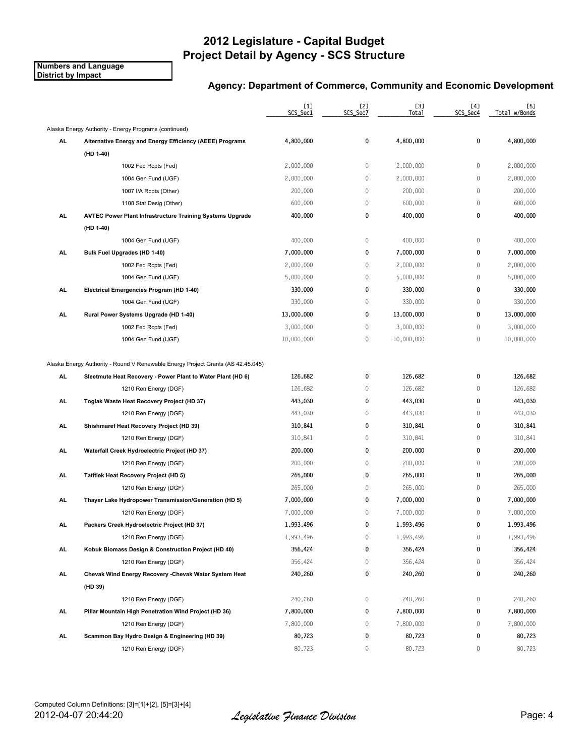# 2012 Legislature - Capital Budget
# Project Detail by Agency - SCS Structure

**Numbers and Language**
**District by Impact**

### Agency: Department of Commerce, Community and Economic Development

| | | [1] SCS_Sec1 | [2] SCS_Sec7 | [3] Total | [4] SCS_Sec4 | [5] Total w/Bonds |
|---|---|---|---|---|---|---|
| | Alaska Energy Authority - Energy Programs (continued) | | | | | |
| **AL** | **Alternative Energy and Energy Efficiency (AEEE) Programs (HD 1-40)** | **4,800,000** | **0** | **4,800,000** | **0** | **4,800,000** |
| | 1002 Fed Rcpts (Fed) | 2,000,000 | 0 | 2,000,000 | 0 | 2,000,000 |
| | 1004 Gen Fund (UGF) | 2,000,000 | 0 | 2,000,000 | 0 | 2,000,000 |
| | 1007 I/A Rcpts (Other) | 200,000 | 0 | 200,000 | 0 | 200,000 |
| | 1108 Stat Desig (Other) | 600,000 | 0 | 600,000 | 0 | 600,000 |
| **AL** | **AVTEC Power Plant Infrastructure Training Systems Upgrade (HD 1-40)** | **400,000** | **0** | **400,000** | **0** | **400,000** |
| | 1004 Gen Fund (UGF) | 400,000 | 0 | 400,000 | 0 | 400,000 |
| **AL** | **Bulk Fuel Upgrades (HD 1-40)** | **7,000,000** | **0** | **7,000,000** | **0** | **7,000,000** |
| | 1002 Fed Rcpts (Fed) | 2,000,000 | 0 | 2,000,000 | 0 | 2,000,000 |
| | 1004 Gen Fund (UGF) | 5,000,000 | 0 | 5,000,000 | 0 | 5,000,000 |
| **AL** | **Electrical Emergencies Program (HD 1-40)** | **330,000** | **0** | **330,000** | **0** | **330,000** |
| | 1004 Gen Fund (UGF) | 330,000 | 0 | 330,000 | 0 | 330,000 |
| **AL** | **Rural Power Systems Upgrade (HD 1-40)** | **13,000,000** | **0** | **13,000,000** | **0** | **13,000,000** |
| | 1002 Fed Rcpts (Fed) | 3,000,000 | 0 | 3,000,000 | 0 | 3,000,000 |
| | 1004 Gen Fund (UGF) | 10,000,000 | 0 | 10,000,000 | 0 | 10,000,000 |
| | Alaska Energy Authority - Round V Renewable Energy Project Grants (AS 42.45.045) | | | | | |
| **AL** | **Sleetmute Heat Recovery - Power Plant to Water Plant (HD 6)** | **126,682** | **0** | **126,682** | **0** | **126,682** |
| | 1210 Ren Energy (DGF) | 126,682 | 0 | 126,682 | 0 | 126,682 |
| **AL** | **Togiak Waste Heat Recovery Project (HD 37)** | **443,030** | **0** | **443,030** | **0** | **443,030** |
| | 1210 Ren Energy (DGF) | 443,030 | 0 | 443,030 | 0 | 443,030 |
| **AL** | **Shishmaref Heat Recovery Project (HD 39)** | **310,841** | **0** | **310,841** | **0** | **310,841** |
| | 1210 Ren Energy (DGF) | 310,841 | 0 | 310,841 | 0 | 310,841 |
| **AL** | **Waterfall Creek Hydroelectric Project (HD 37)** | **200,000** | **0** | **200,000** | **0** | **200,000** |
| | 1210 Ren Energy (DGF) | 200,000 | 0 | 200,000 | 0 | 200,000 |
| **AL** | **Tatitlek Heat Recovery Project (HD 5)** | **265,000** | **0** | **265,000** | **0** | **265,000** |
| | 1210 Ren Energy (DGF) | 265,000 | 0 | 265,000 | 0 | 265,000 |
| **AL** | **Thayer Lake Hydropower Transmission/Generation (HD 5)** | **7,000,000** | **0** | **7,000,000** | **0** | **7,000,000** |
| | 1210 Ren Energy (DGF) | 7,000,000 | 0 | 7,000,000 | 0 | 7,000,000 |
| **AL** | **Packers Creek Hydroelectric Project (HD 37)** | **1,993,496** | **0** | **1,993,496** | **0** | **1,993,496** |
| | 1210 Ren Energy (DGF) | 1,993,496 | 0 | 1,993,496 | 0 | 1,993,496 |
| **AL** | **Kobuk Biomass Design & Construction Project (HD 40)** | **356,424** | **0** | **356,424** | **0** | **356,424** |
| | 1210 Ren Energy (DGF) | 356,424 | 0 | 356,424 | 0 | 356,424 |
| **AL** | **Chevak Wind Energy Recovery -Chevak Water System Heat (HD 39)** | **240,260** | **0** | **240,260** | **0** | **240,260** |
| | 1210 Ren Energy (DGF) | 240,260 | 0 | 240,260 | 0 | 240,260 |
| **AL** | **Pillar Mountain High Penetration Wind Project (HD 36)** | **7,800,000** | **0** | **7,800,000** | **0** | **7,800,000** |
| | 1210 Ren Energy (DGF) | 7,800,000 | 0 | 7,800,000 | 0 | 7,800,000 |
| **AL** | **Scammon Bay Hydro Design & Engineering (HD 39)** | **80,723** | **0** | **80,723** | **0** | **80,723** |
| | 1210 Ren Energy (DGF) | 80,723 | 0 | 80,723 | 0 | 80,723 |

Computed Column Definitions: [3]=[1]+[2], [5]=[3]+[4]

2012-04-07 20:44:20 *Legislative Finance Division*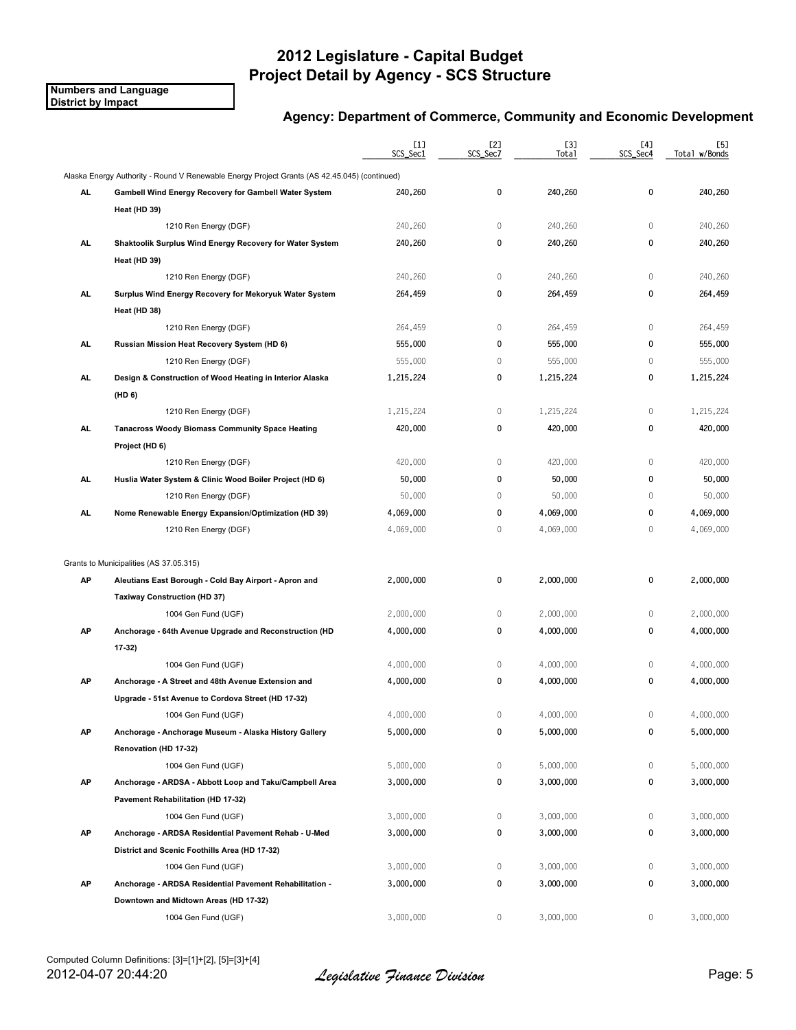# 2012 Legislature - Capital Budget
# Project Detail by Agency - SCS Structure

**Numbers and Language**
**District by Impact**

### Agency: Department of Commerce, Community and Economic Development

| | | [1] SCS_Sec1 | [2] SCS_Sec7 | [3] Total | [4] SCS_Sec4 | [5] Total w/Bonds |
|---|---|---|---|---|---|---|
| | Alaska Energy Authority - Round V Renewable Energy Project Grants (AS 42.45.045) (continued) | | | | | |
| **AL** | **Gambell Wind Energy Recovery for Gambell Water System Heat (HD 39)** | 240,260 | 0 | 240,260 | 0 | 240,260 |
| | 1210 Ren Energy (DGF) | 240,260 | 0 | 240,260 | 0 | 240,260 |
| **AL** | **Shaktoolik Surplus Wind Energy Recovery for Water System Heat (HD 39)** | 240,260 | 0 | 240,260 | 0 | 240,260 |
| | 1210 Ren Energy (DGF) | 240,260 | 0 | 240,260 | 0 | 240,260 |
| **AL** | **Surplus Wind Energy Recovery for Mekoryuk Water System Heat (HD 38)** | 264,459 | 0 | 264,459 | 0 | 264,459 |
| | 1210 Ren Energy (DGF) | 264,459 | 0 | 264,459 | 0 | 264,459 |
| **AL** | **Russian Mission Heat Recovery System (HD 6)** | 555,000 | 0 | 555,000 | 0 | 555,000 |
| | 1210 Ren Energy (DGF) | 555,000 | 0 | 555,000 | 0 | 555,000 |
| **AL** | **Design & Construction of Wood Heating in Interior Alaska (HD 6)** | 1,215,224 | 0 | 1,215,224 | 0 | 1,215,224 |
| | 1210 Ren Energy (DGF) | 1,215,224 | 0 | 1,215,224 | 0 | 1,215,224 |
| **AL** | **Tanacross Woody Biomass Community Space Heating Project (HD 6)** | 420,000 | 0 | 420,000 | 0 | 420,000 |
| | 1210 Ren Energy (DGF) | 420,000 | 0 | 420,000 | 0 | 420,000 |
| **AL** | **Huslia Water System & Clinic Wood Boiler Project (HD 6)** | 50,000 | 0 | 50,000 | 0 | 50,000 |
| | 1210 Ren Energy (DGF) | 50,000 | 0 | 50,000 | 0 | 50,000 |
| **AL** | **Nome Renewable Energy Expansion/Optimization (HD 39)** | 4,069,000 | 0 | 4,069,000 | 0 | 4,069,000 |
| | 1210 Ren Energy (DGF) | 4,069,000 | 0 | 4,069,000 | 0 | 4,069,000 |
| | Grants to Municipalities (AS 37.05.315) | | | | | |
| **AP** | **Aleutians East Borough - Cold Bay Airport - Apron and Taxiway Construction (HD 37)** | 2,000,000 | 0 | 2,000,000 | 0 | 2,000,000 |
| | 1004 Gen Fund (UGF) | 2,000,000 | 0 | 2,000,000 | 0 | 2,000,000 |
| **AP** | **Anchorage - 64th Avenue Upgrade and Reconstruction (HD 17-32)** | 4,000,000 | 0 | 4,000,000 | 0 | 4,000,000 |
| | 1004 Gen Fund (UGF) | 4,000,000 | 0 | 4,000,000 | 0 | 4,000,000 |
| **AP** | **Anchorage - A Street and 48th Avenue Extension and Upgrade - 51st Avenue to Cordova Street (HD 17-32)** | 4,000,000 | 0 | 4,000,000 | 0 | 4,000,000 |
| | 1004 Gen Fund (UGF) | 4,000,000 | 0 | 4,000,000 | 0 | 4,000,000 |
| **AP** | **Anchorage - Anchorage Museum - Alaska History Gallery Renovation (HD 17-32)** | 5,000,000 | 0 | 5,000,000 | 0 | 5,000,000 |
| | 1004 Gen Fund (UGF) | 5,000,000 | 0 | 5,000,000 | 0 | 5,000,000 |
| **AP** | **Anchorage - ARDSA - Abbott Loop and Taku/Campbell Area Pavement Rehabilitation (HD 17-32)** | 3,000,000 | 0 | 3,000,000 | 0 | 3,000,000 |
| | 1004 Gen Fund (UGF) | 3,000,000 | 0 | 3,000,000 | 0 | 3,000,000 |
| **AP** | **Anchorage - ARDSA Residential Pavement Rehab - U-Med District and Scenic Foothills Area (HD 17-32)** | 3,000,000 | 0 | 3,000,000 | 0 | 3,000,000 |
| | 1004 Gen Fund (UGF) | 3,000,000 | 0 | 3,000,000 | 0 | 3,000,000 |
| **AP** | **Anchorage - ARDSA Residential Pavement Rehabilitation - Downtown and Midtown Areas (HD 17-32)** | 3,000,000 | 0 | 3,000,000 | 0 | 3,000,000 |
| | 1004 Gen Fund (UGF) | 3,000,000 | 0 | 3,000,000 | 0 | 3,000,000 |

Computed Column Definitions: [3]=[1]+[2], [5]=[3]+[4]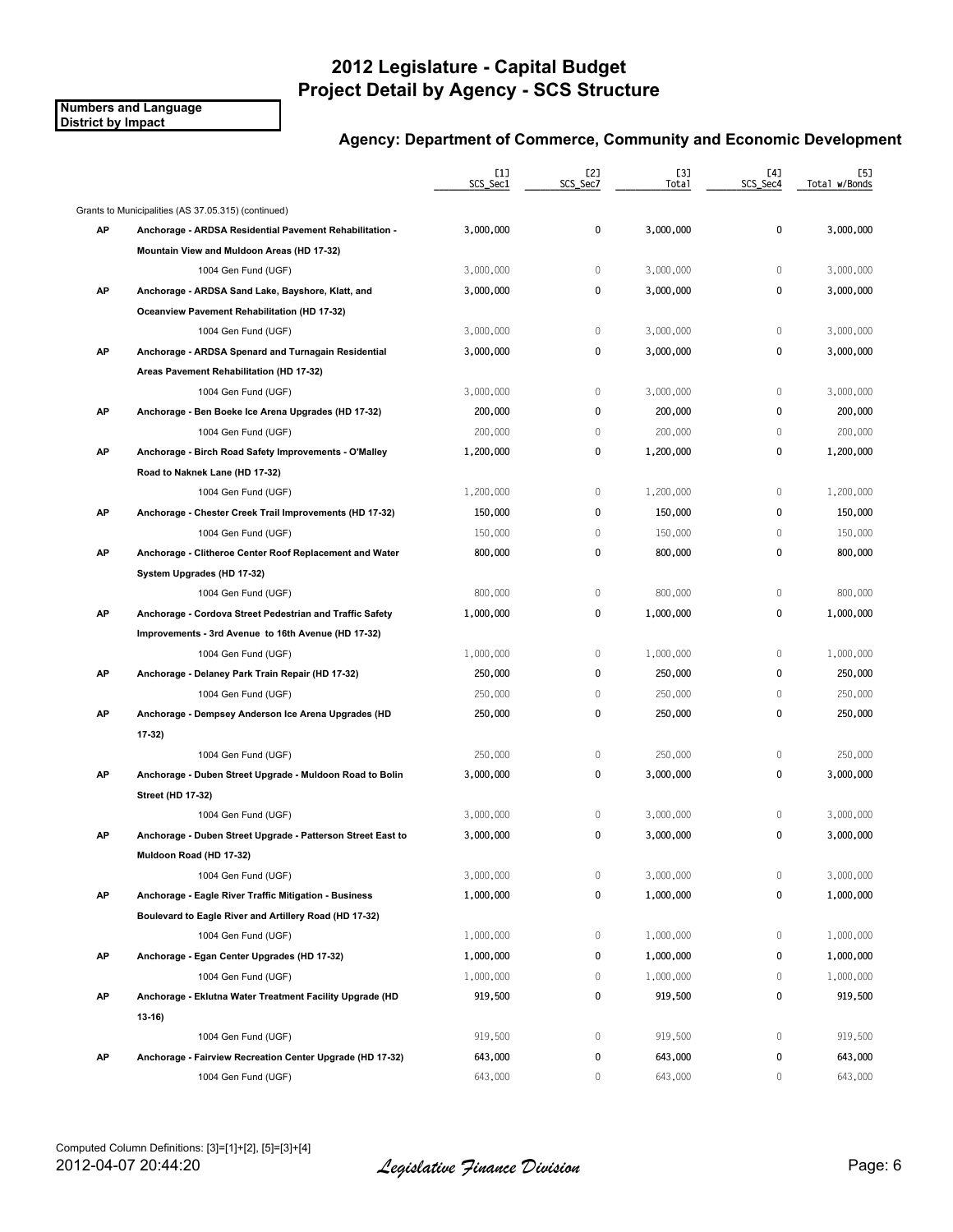# 2012 Legislature - Capital Budget
# Project Detail by Agency - SCS Structure

**Numbers and Language**
**District by Impact**

### Agency: Department of Commerce, Community and Economic Development

| | | [1] SCS_Sec1 | [2] SCS_Sec7 | [3] Total | [4] SCS_Sec4 | [5] Total w/Bonds |
|---|---|---|---|---|---|---|
| | Grants to Municipalities (AS 37.05.315) (continued) | | | | | |
| **AP** | **Anchorage - ARDSA Residential Pavement Rehabilitation - Mountain View and Muldoon Areas (HD 17-32)** | **3,000,000** | **0** | **3,000,000** | **0** | **3,000,000** |
| | 1004 Gen Fund (UGF) | 3,000,000 | 0 | 3,000,000 | 0 | 3,000,000 |
| **AP** | **Anchorage - ARDSA Sand Lake, Bayshore, Klatt, and Oceanview Pavement Rehabilitation (HD 17-32)** | **3,000,000** | **0** | **3,000,000** | **0** | **3,000,000** |
| | 1004 Gen Fund (UGF) | 3,000,000 | 0 | 3,000,000 | 0 | 3,000,000 |
| **AP** | **Anchorage - ARDSA Spenard and Turnagain Residential Areas Pavement Rehabilitation (HD 17-32)** | **3,000,000** | **0** | **3,000,000** | **0** | **3,000,000** |
| | 1004 Gen Fund (UGF) | 3,000,000 | 0 | 3,000,000 | 0 | 3,000,000 |
| **AP** | **Anchorage - Ben Boeke Ice Arena Upgrades (HD 17-32)** | **200,000** | **0** | **200,000** | **0** | **200,000** |
| | 1004 Gen Fund (UGF) | 200,000 | 0 | 200,000 | 0 | 200,000 |
| **AP** | **Anchorage - Birch Road Safety Improvements - O'Malley Road to Naknek Lane (HD 17-32)** | **1,200,000** | **0** | **1,200,000** | **0** | **1,200,000** |
| | 1004 Gen Fund (UGF) | 1,200,000 | 0 | 1,200,000 | 0 | 1,200,000 |
| **AP** | **Anchorage - Chester Creek Trail Improvements (HD 17-32)** | **150,000** | **0** | **150,000** | **0** | **150,000** |
| | 1004 Gen Fund (UGF) | 150,000 | 0 | 150,000 | 0 | 150,000 |
| **AP** | **Anchorage - Clitheroe Center Roof Replacement and Water System Upgrades (HD 17-32)** | **800,000** | **0** | **800,000** | **0** | **800,000** |
| | 1004 Gen Fund (UGF) | 800,000 | 0 | 800,000 | 0 | 800,000 |
| **AP** | **Anchorage - Cordova Street Pedestrian and Traffic Safety Improvements - 3rd Avenue to 16th Avenue (HD 17-32)** | **1,000,000** | **0** | **1,000,000** | **0** | **1,000,000** |
| | 1004 Gen Fund (UGF) | 1,000,000 | 0 | 1,000,000 | 0 | 1,000,000 |
| **AP** | **Anchorage - Delaney Park Train Repair (HD 17-32)** | **250,000** | **0** | **250,000** | **0** | **250,000** |
| | 1004 Gen Fund (UGF) | 250,000 | 0 | 250,000 | 0 | 250,000 |
| **AP** | **Anchorage - Dempsey Anderson Ice Arena Upgrades (HD 17-32)** | **250,000** | **0** | **250,000** | **0** | **250,000** |
| | 1004 Gen Fund (UGF) | 250,000 | 0 | 250,000 | 0 | 250,000 |
| **AP** | **Anchorage - Duben Street Upgrade - Muldoon Road to Bolin Street (HD 17-32)** | **3,000,000** | **0** | **3,000,000** | **0** | **3,000,000** |
| | 1004 Gen Fund (UGF) | 3,000,000 | 0 | 3,000,000 | 0 | 3,000,000 |
| **AP** | **Anchorage - Duben Street Upgrade - Patterson Street East to Muldoon Road (HD 17-32)** | **3,000,000** | **0** | **3,000,000** | **0** | **3,000,000** |
| | 1004 Gen Fund (UGF) | 3,000,000 | 0 | 3,000,000 | 0 | 3,000,000 |
| **AP** | **Anchorage - Eagle River Traffic Mitigation - Business Boulevard to Eagle River and Artillery Road (HD 17-32)** | **1,000,000** | **0** | **1,000,000** | **0** | **1,000,000** |
| | 1004 Gen Fund (UGF) | 1,000,000 | 0 | 1,000,000 | 0 | 1,000,000 |
| **AP** | **Anchorage - Egan Center Upgrades (HD 17-32)** | **1,000,000** | **0** | **1,000,000** | **0** | **1,000,000** |
| | 1004 Gen Fund (UGF) | 1,000,000 | 0 | 1,000,000 | 0 | 1,000,000 |
| **AP** | **Anchorage - Eklutna Water Treatment Facility Upgrade (HD 13-16)** | **919,500** | **0** | **919,500** | **0** | **919,500** |
| | 1004 Gen Fund (UGF) | 919,500 | 0 | 919,500 | 0 | 919,500 |
| **AP** | **Anchorage - Fairview Recreation Center Upgrade (HD 17-32)** | **643,000** | **0** | **643,000** | **0** | **643,000** |
| | 1004 Gen Fund (UGF) | 643,000 | 0 | 643,000 | 0 | 643,000 |

Computed Column Definitions: [3]=[1]+[2], [5]=[3]+[4]

2012-04-07 20:44:20 *Legislative Finance Division*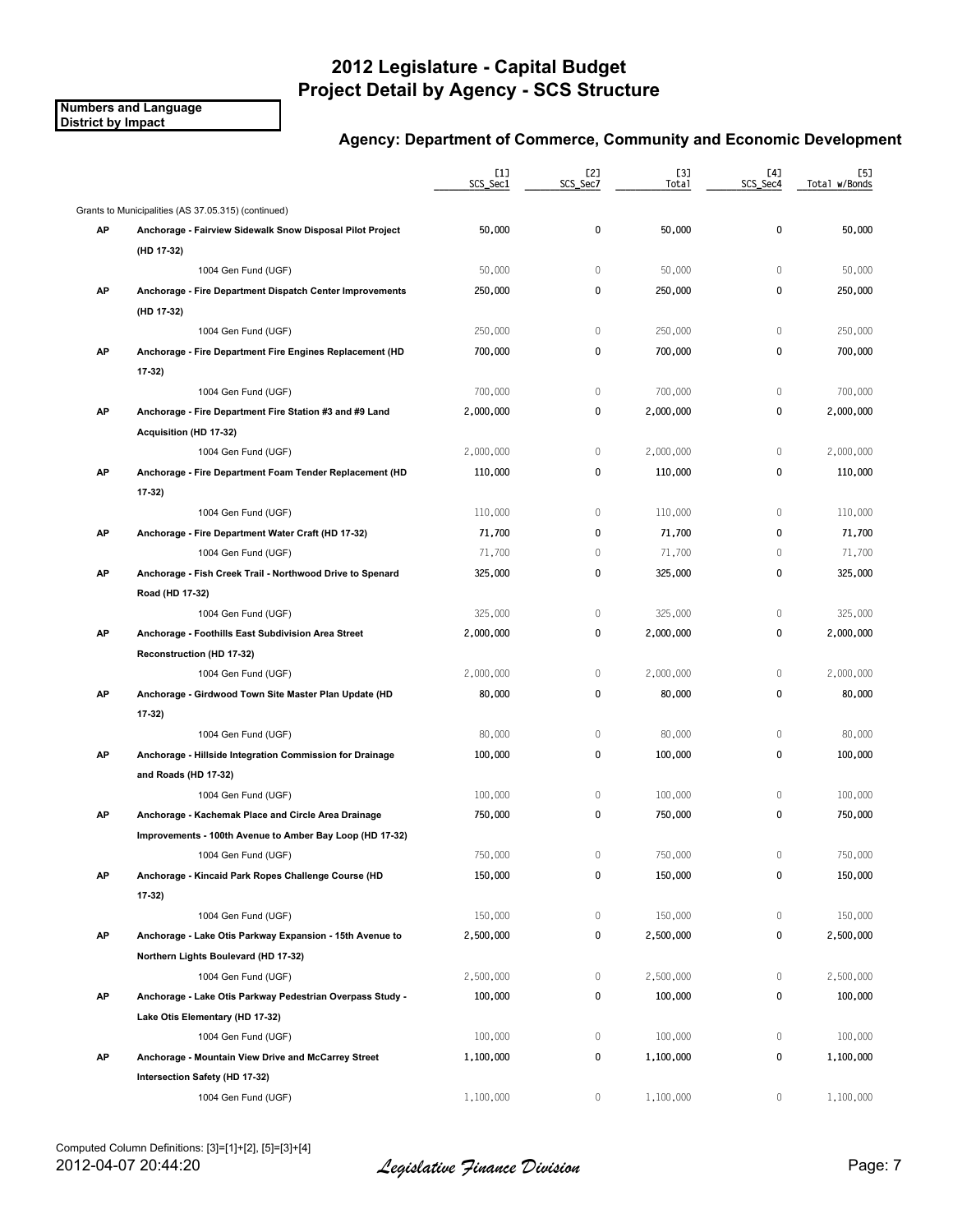# 2012 Legislature - Capital Budget
# Project Detail by Agency - SCS Structure

**Numbers and Language**
**District by Impact**

### Agency: Department of Commerce, Community and Economic Development

| | | [1] SCS_Sec1 | [2] SCS_Sec7 | [3] Total | [4] SCS_Sec4 | [5] Total w/Bonds |
|---|---|---|---|---|---|---|
| | Grants to Municipalities (AS 37.05.315) (continued) | | | | | |
| **AP** | **Anchorage - Fairview Sidewalk Snow Disposal Pilot Project (HD 17-32)** | 50,000 | 0 | 50,000 | 0 | 50,000 |
| | 1004 Gen Fund (UGF) | 50,000 | 0 | 50,000 | 0 | 50,000 |
| **AP** | **Anchorage - Fire Department Dispatch Center Improvements (HD 17-32)** | 250,000 | 0 | 250,000 | 0 | 250,000 |
| | 1004 Gen Fund (UGF) | 250,000 | 0 | 250,000 | 0 | 250,000 |
| **AP** | **Anchorage - Fire Department Fire Engines Replacement (HD 17-32)** | 700,000 | 0 | 700,000 | 0 | 700,000 |
| | 1004 Gen Fund (UGF) | 700,000 | 0 | 700,000 | 0 | 700,000 |
| **AP** | **Anchorage - Fire Department Fire Station #3 and #9 Land Acquisition (HD 17-32)** | 2,000,000 | 0 | 2,000,000 | 0 | 2,000,000 |
| | 1004 Gen Fund (UGF) | 2,000,000 | 0 | 2,000,000 | 0 | 2,000,000 |
| **AP** | **Anchorage - Fire Department Foam Tender Replacement (HD 17-32)** | 110,000 | 0 | 110,000 | 0 | 110,000 |
| | 1004 Gen Fund (UGF) | 110,000 | 0 | 110,000 | 0 | 110,000 |
| **AP** | **Anchorage - Fire Department Water Craft (HD 17-32)** | 71,700 | 0 | 71,700 | 0 | 71,700 |
| | 1004 Gen Fund (UGF) | 71,700 | 0 | 71,700 | 0 | 71,700 |
| **AP** | **Anchorage - Fish Creek Trail - Northwood Drive to Spenard Road (HD 17-32)** | 325,000 | 0 | 325,000 | 0 | 325,000 |
| | 1004 Gen Fund (UGF) | 325,000 | 0 | 325,000 | 0 | 325,000 |
| **AP** | **Anchorage - Foothills East Subdivision Area Street Reconstruction (HD 17-32)** | 2,000,000 | 0 | 2,000,000 | 0 | 2,000,000 |
| | 1004 Gen Fund (UGF) | 2,000,000 | 0 | 2,000,000 | 0 | 2,000,000 |
| **AP** | **Anchorage - Girdwood Town Site Master Plan Update (HD 17-32)** | 80,000 | 0 | 80,000 | 0 | 80,000 |
| | 1004 Gen Fund (UGF) | 80,000 | 0 | 80,000 | 0 | 80,000 |
| **AP** | **Anchorage - Hillside Integration Commission for Drainage and Roads (HD 17-32)** | 100,000 | 0 | 100,000 | 0 | 100,000 |
| | 1004 Gen Fund (UGF) | 100,000 | 0 | 100,000 | 0 | 100,000 |
| **AP** | **Anchorage - Kachemak Place and Circle Area Drainage Improvements - 100th Avenue to Amber Bay Loop (HD 17-32)** | 750,000 | 0 | 750,000 | 0 | 750,000 |
| | 1004 Gen Fund (UGF) | 750,000 | 0 | 750,000 | 0 | 750,000 |
| **AP** | **Anchorage - Kincaid Park Ropes Challenge Course (HD 17-32)** | 150,000 | 0 | 150,000 | 0 | 150,000 |
| | 1004 Gen Fund (UGF) | 150,000 | 0 | 150,000 | 0 | 150,000 |
| **AP** | **Anchorage - Lake Otis Parkway Expansion - 15th Avenue to Northern Lights Boulevard (HD 17-32)** | 2,500,000 | 0 | 2,500,000 | 0 | 2,500,000 |
| | 1004 Gen Fund (UGF) | 2,500,000 | 0 | 2,500,000 | 0 | 2,500,000 |
| **AP** | **Anchorage - Lake Otis Parkway Pedestrian Overpass Study - Lake Otis Elementary (HD 17-32)** | 100,000 | 0 | 100,000 | 0 | 100,000 |
| | 1004 Gen Fund (UGF) | 100,000 | 0 | 100,000 | 0 | 100,000 |
| **AP** | **Anchorage - Mountain View Drive and McCarrey Street Intersection Safety (HD 17-32)** | 1,100,000 | 0 | 1,100,000 | 0 | 1,100,000 |
| | 1004 Gen Fund (UGF) | 1,100,000 | 0 | 1,100,000 | 0 | 1,100,000 |

Computed Column Definitions: [3]=[1]+[2], [5]=[3]+[4]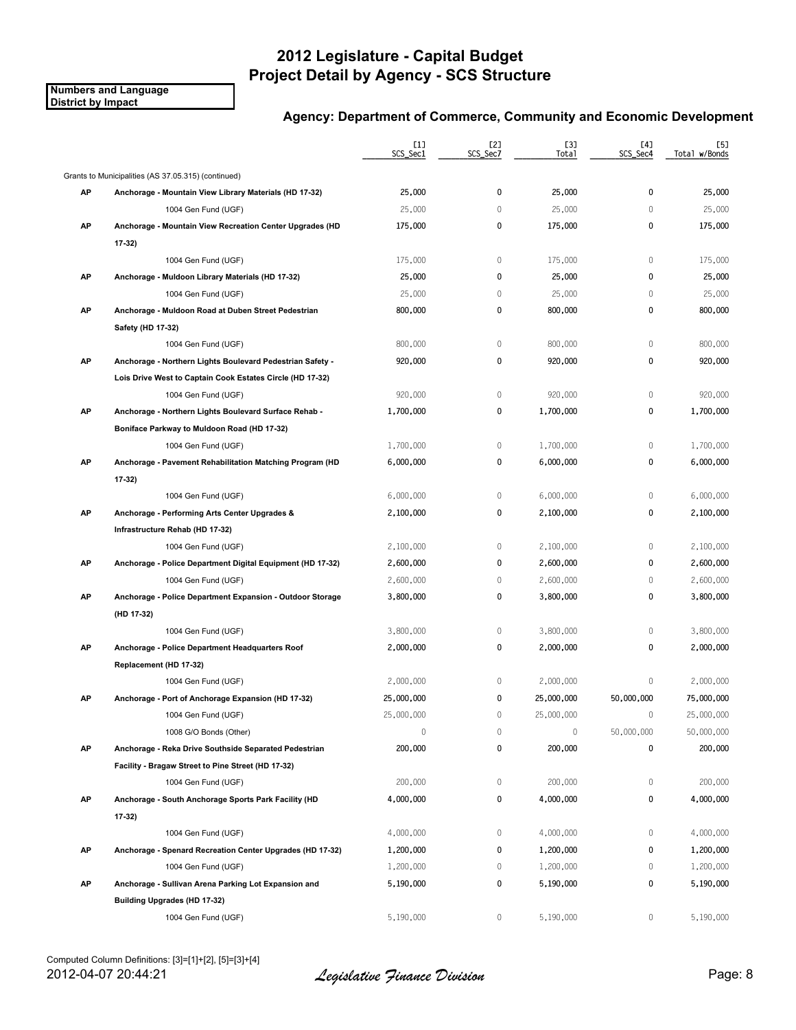# 2012 Legislature - Capital Budget
# Project Detail by Agency - SCS Structure

**Numbers and Language**
**District by Impact**

### Agency: Department of Commerce, Community and Economic Development

| | | [1] SCS_Sec1 | [2] SCS_Sec7 | [3] Total | [4] SCS_Sec4 | [5] Total w/Bonds |
|---|---|---|---|---|---|---|
| | Grants to Municipalities (AS 37.05.315) (continued) | | | | | |
| **AP** | **Anchorage - Mountain View Library Materials (HD 17-32)** | 25,000 | 0 | 25,000 | 0 | 25,000 |
| | 1004 Gen Fund (UGF) | 25,000 | 0 | 25,000 | 0 | 25,000 |
| **AP** | **Anchorage - Mountain View Recreation Center Upgrades (HD 17-32)** | 175,000 | 0 | 175,000 | 0 | 175,000 |
| | 1004 Gen Fund (UGF) | 175,000 | 0 | 175,000 | 0 | 175,000 |
| **AP** | **Anchorage - Muldoon Library Materials (HD 17-32)** | 25,000 | 0 | 25,000 | 0 | 25,000 |
| | 1004 Gen Fund (UGF) | 25,000 | 0 | 25,000 | 0 | 25,000 |
| **AP** | **Anchorage - Muldoon Road at Duben Street Pedestrian Safety (HD 17-32)** | 800,000 | 0 | 800,000 | 0 | 800,000 |
| | 1004 Gen Fund (UGF) | 800,000 | 0 | 800,000 | 0 | 800,000 |
| **AP** | **Anchorage - Northern Lights Boulevard Pedestrian Safety - Lois Drive West to Captain Cook Estates Circle (HD 17-32)** | 920,000 | 0 | 920,000 | 0 | 920,000 |
| | 1004 Gen Fund (UGF) | 920,000 | 0 | 920,000 | 0 | 920,000 |
| **AP** | **Anchorage - Northern Lights Boulevard Surface Rehab - Boniface Parkway to Muldoon Road (HD 17-32)** | 1,700,000 | 0 | 1,700,000 | 0 | 1,700,000 |
| | 1004 Gen Fund (UGF) | 1,700,000 | 0 | 1,700,000 | 0 | 1,700,000 |
| **AP** | **Anchorage - Pavement Rehabilitation Matching Program (HD 17-32)** | 6,000,000 | 0 | 6,000,000 | 0 | 6,000,000 |
| | 1004 Gen Fund (UGF) | 6,000,000 | 0 | 6,000,000 | 0 | 6,000,000 |
| **AP** | **Anchorage - Performing Arts Center Upgrades & Infrastructure Rehab (HD 17-32)** | 2,100,000 | 0 | 2,100,000 | 0 | 2,100,000 |
| | 1004 Gen Fund (UGF) | 2,100,000 | 0 | 2,100,000 | 0 | 2,100,000 |
| **AP** | **Anchorage - Police Department Digital Equipment (HD 17-32)** | 2,600,000 | 0 | 2,600,000 | 0 | 2,600,000 |
| | 1004 Gen Fund (UGF) | 2,600,000 | 0 | 2,600,000 | 0 | 2,600,000 |
| **AP** | **Anchorage - Police Department Expansion - Outdoor Storage (HD 17-32)** | 3,800,000 | 0 | 3,800,000 | 0 | 3,800,000 |
| | 1004 Gen Fund (UGF) | 3,800,000 | 0 | 3,800,000 | 0 | 3,800,000 |
| **AP** | **Anchorage - Police Department Headquarters Roof Replacement (HD 17-32)** | 2,000,000 | 0 | 2,000,000 | 0 | 2,000,000 |
| | 1004 Gen Fund (UGF) | 2,000,000 | 0 | 2,000,000 | 0 | 2,000,000 |
| **AP** | **Anchorage - Port of Anchorage Expansion (HD 17-32)** | 25,000,000 | 0 | 25,000,000 | 50,000,000 | 75,000,000 |
| | 1004 Gen Fund (UGF) | 25,000,000 | 0 | 25,000,000 | 0 | 25,000,000 |
| | 1008 G/O Bonds (Other) | 0 | 0 | 0 | 50,000,000 | 50,000,000 |
| **AP** | **Anchorage - Reka Drive Southside Separated Pedestrian Facility - Bragaw Street to Pine Street (HD 17-32)** | 200,000 | 0 | 200,000 | 0 | 200,000 |
| | 1004 Gen Fund (UGF) | 200,000 | 0 | 200,000 | 0 | 200,000 |
| **AP** | **Anchorage - South Anchorage Sports Park Facility (HD 17-32)** | 4,000,000 | 0 | 4,000,000 | 0 | 4,000,000 |
| | 1004 Gen Fund (UGF) | 4,000,000 | 0 | 4,000,000 | 0 | 4,000,000 |
| **AP** | **Anchorage - Spenard Recreation Center Upgrades (HD 17-32)** | 1,200,000 | 0 | 1,200,000 | 0 | 1,200,000 |
| | 1004 Gen Fund (UGF) | 1,200,000 | 0 | 1,200,000 | 0 | 1,200,000 |
| **AP** | **Anchorage - Sullivan Arena Parking Lot Expansion and Building Upgrades (HD 17-32)** | 5,190,000 | 0 | 5,190,000 | 0 | 5,190,000 |
| | 1004 Gen Fund (UGF) | 5,190,000 | 0 | 5,190,000 | 0 | 5,190,000 |

Computed Column Definitions: [3]=[1]+[2], [5]=[3]+[4]

2012-04-07 20:44:21 *Legislative Finance Division*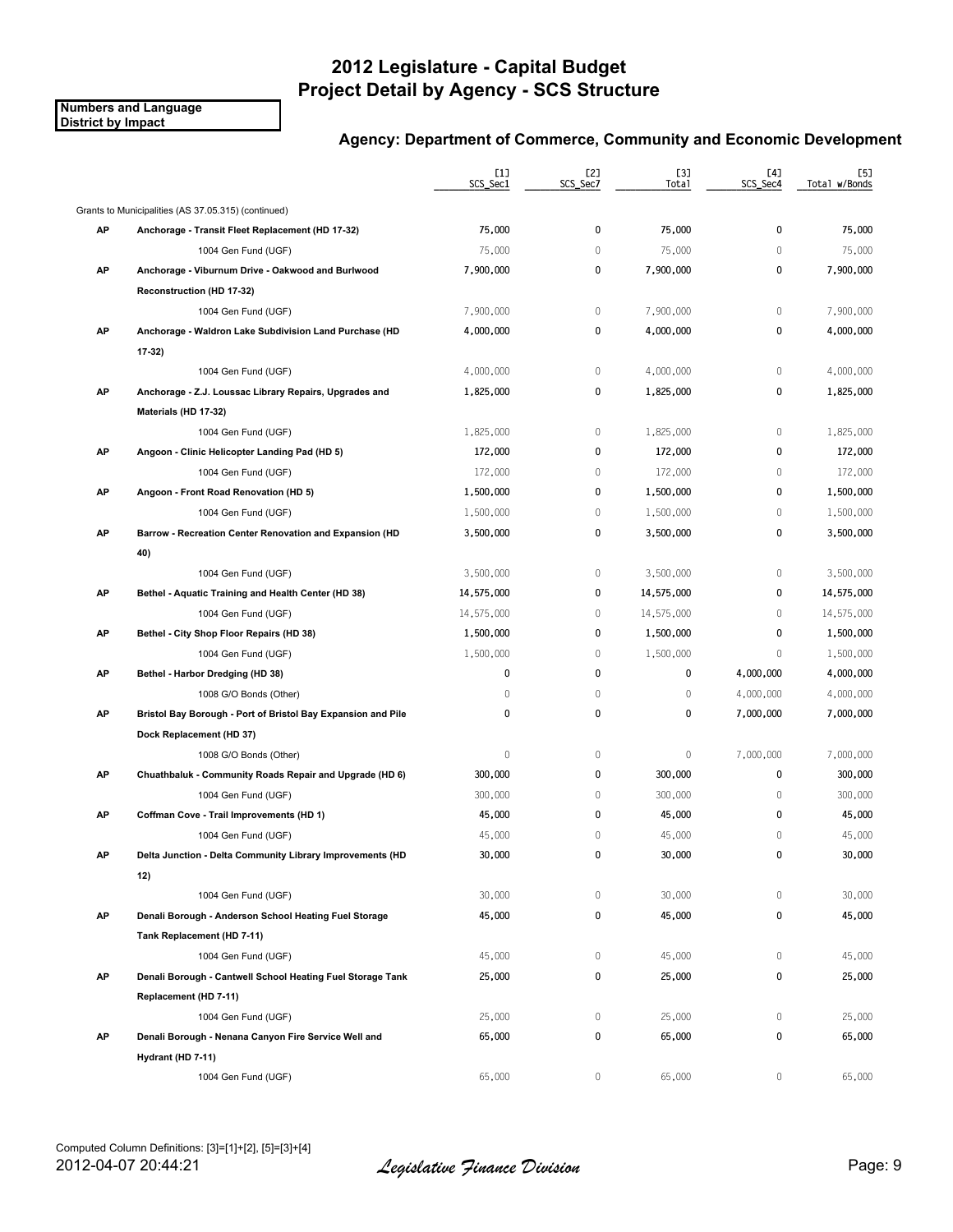# 2012 Legislature - Capital Budget
# Project Detail by Agency - SCS Structure

**Numbers and Language**
**District by Impact**

### Agency: Department of Commerce, Community and Economic Development

| | | [1] SCS_Sec1 | [2] SCS_Sec7 | [3] Total | [4] SCS_Sec4 | [5] Total w/Bonds |
|---|---|---|---|---|---|---|
| | Grants to Municipalities (AS 37.05.315) (continued) | | | | | |
| **AP** | **Anchorage - Transit Fleet Replacement (HD 17-32)** | **75,000** | **0** | **75,000** | **0** | **75,000** |
| | 1004 Gen Fund (UGF) | 75,000 | 0 | 75,000 | 0 | 75,000 |
| **AP** | **Anchorage - Viburnum Drive - Oakwood and Burlwood Reconstruction (HD 17-32)** | **7,900,000** | **0** | **7,900,000** | **0** | **7,900,000** |
| | 1004 Gen Fund (UGF) | 7,900,000 | 0 | 7,900,000 | 0 | 7,900,000 |
| **AP** | **Anchorage - Waldron Lake Subdivision Land Purchase (HD 17-32)** | **4,000,000** | **0** | **4,000,000** | **0** | **4,000,000** |
| | 1004 Gen Fund (UGF) | 4,000,000 | 0 | 4,000,000 | 0 | 4,000,000 |
| **AP** | **Anchorage - Z.J. Loussac Library Repairs, Upgrades and Materials (HD 17-32)** | **1,825,000** | **0** | **1,825,000** | **0** | **1,825,000** |
| | 1004 Gen Fund (UGF) | 1,825,000 | 0 | 1,825,000 | 0 | 1,825,000 |
| **AP** | **Angoon - Clinic Helicopter Landing Pad (HD 5)** | **172,000** | **0** | **172,000** | **0** | **172,000** |
| | 1004 Gen Fund (UGF) | 172,000 | 0 | 172,000 | 0 | 172,000 |
| **AP** | **Angoon - Front Road Renovation (HD 5)** | **1,500,000** | **0** | **1,500,000** | **0** | **1,500,000** |
| | 1004 Gen Fund (UGF) | 1,500,000 | 0 | 1,500,000 | 0 | 1,500,000 |
| **AP** | **Barrow - Recreation Center Renovation and Expansion (HD 40)** | **3,500,000** | **0** | **3,500,000** | **0** | **3,500,000** |
| | 1004 Gen Fund (UGF) | 3,500,000 | 0 | 3,500,000 | 0 | 3,500,000 |
| **AP** | **Bethel - Aquatic Training and Health Center (HD 38)** | **14,575,000** | **0** | **14,575,000** | **0** | **14,575,000** |
| | 1004 Gen Fund (UGF) | 14,575,000 | 0 | 14,575,000 | 0 | 14,575,000 |
| **AP** | **Bethel - City Shop Floor Repairs (HD 38)** | **1,500,000** | **0** | **1,500,000** | **0** | **1,500,000** |
| | 1004 Gen Fund (UGF) | 1,500,000 | 0 | 1,500,000 | 0 | 1,500,000 |
| **AP** | **Bethel - Harbor Dredging (HD 38)** | **0** | **0** | **0** | **4,000,000** | **4,000,000** |
| | 1008 G/O Bonds (Other) | 0 | 0 | 0 | 4,000,000 | 4,000,000 |
| **AP** | **Bristol Bay Borough - Port of Bristol Bay Expansion and Pile Dock Replacement (HD 37)** | **0** | **0** | **0** | **7,000,000** | **7,000,000** |
| | 1008 G/O Bonds (Other) | 0 | 0 | 0 | 7,000,000 | 7,000,000 |
| **AP** | **Chuathbaluk - Community Roads Repair and Upgrade (HD 6)** | **300,000** | **0** | **300,000** | **0** | **300,000** |
| | 1004 Gen Fund (UGF) | 300,000 | 0 | 300,000 | 0 | 300,000 |
| **AP** | **Coffman Cove - Trail Improvements (HD 1)** | **45,000** | **0** | **45,000** | **0** | **45,000** |
| | 1004 Gen Fund (UGF) | 45,000 | 0 | 45,000 | 0 | 45,000 |
| **AP** | **Delta Junction - Delta Community Library Improvements (HD 12)** | **30,000** | **0** | **30,000** | **0** | **30,000** |
| | 1004 Gen Fund (UGF) | 30,000 | 0 | 30,000 | 0 | 30,000 |
| **AP** | **Denali Borough - Anderson School Heating Fuel Storage Tank Replacement (HD 7-11)** | **45,000** | **0** | **45,000** | **0** | **45,000** |
| | 1004 Gen Fund (UGF) | 45,000 | 0 | 45,000 | 0 | 45,000 |
| **AP** | **Denali Borough - Cantwell School Heating Fuel Storage Tank Replacement (HD 7-11)** | **25,000** | **0** | **25,000** | **0** | **25,000** |
| | 1004 Gen Fund (UGF) | 25,000 | 0 | 25,000 | 0 | 25,000 |
| **AP** | **Denali Borough - Nenana Canyon Fire Service Well and Hydrant (HD 7-11)** | **65,000** | **0** | **65,000** | **0** | **65,000** |
| | 1004 Gen Fund (UGF) | 65,000 | 0 | 65,000 | 0 | 65,000 |

Computed Column Definitions: [3]=[1]+[2], [5]=[3]+[4]

2012-04-07 20:44:21 *Legislative Finance Division*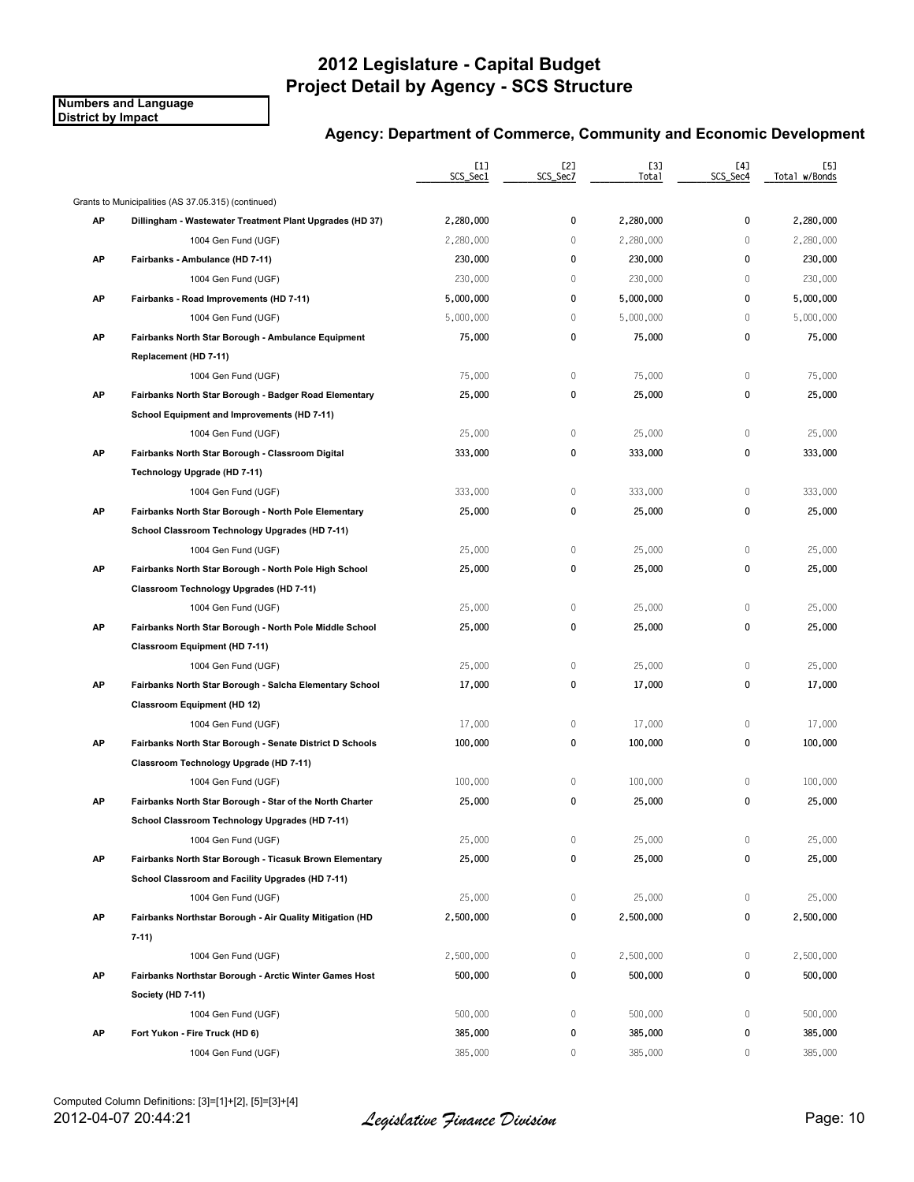# 2012 Legislature - Capital Budget
# Project Detail by Agency - SCS Structure

**Numbers and Language**
**District by Impact**

## Agency: Department of Commerce, Community and Economic Development

| | | [1] SCS_Sec1 | [2] SCS_Sec7 | [3] Total | [4] SCS_Sec4 | [5] Total w/Bonds |
|---|---|---|---|---|---|---|
| Grants to Municipalities (AS 37.05.315) (continued) | | | | | | |
| **AP** | **Dillingham - Wastewater Treatment Plant Upgrades (HD 37)** | 2,280,000 | 0 | 2,280,000 | 0 | 2,280,000 |
| | 1004 Gen Fund (UGF) | 2,280,000 | 0 | 2,280,000 | 0 | 2,280,000 |
| **AP** | **Fairbanks - Ambulance (HD 7-11)** | 230,000 | 0 | 230,000 | 0 | 230,000 |
| | 1004 Gen Fund (UGF) | 230,000 | 0 | 230,000 | 0 | 230,000 |
| **AP** | **Fairbanks - Road Improvements (HD 7-11)** | 5,000,000 | 0 | 5,000,000 | 0 | 5,000,000 |
| | 1004 Gen Fund (UGF) | 5,000,000 | 0 | 5,000,000 | 0 | 5,000,000 |
| **AP** | **Fairbanks North Star Borough - Ambulance Equipment Replacement (HD 7-11)** | 75,000 | 0 | 75,000 | 0 | 75,000 |
| | 1004 Gen Fund (UGF) | 75,000 | 0 | 75,000 | 0 | 75,000 |
| **AP** | **Fairbanks North Star Borough - Badger Road Elementary School Equipment and Improvements (HD 7-11)** | 25,000 | 0 | 25,000 | 0 | 25,000 |
| | 1004 Gen Fund (UGF) | 25,000 | 0 | 25,000 | 0 | 25,000 |
| **AP** | **Fairbanks North Star Borough - Classroom Digital Technology Upgrade (HD 7-11)** | 333,000 | 0 | 333,000 | 0 | 333,000 |
| | 1004 Gen Fund (UGF) | 333,000 | 0 | 333,000 | 0 | 333,000 |
| **AP** | **Fairbanks North Star Borough - North Pole Elementary School Classroom Technology Upgrades (HD 7-11)** | 25,000 | 0 | 25,000 | 0 | 25,000 |
| | 1004 Gen Fund (UGF) | 25,000 | 0 | 25,000 | 0 | 25,000 |
| **AP** | **Fairbanks North Star Borough - North Pole High School Classroom Technology Upgrades (HD 7-11)** | 25,000 | 0 | 25,000 | 0 | 25,000 |
| | 1004 Gen Fund (UGF) | 25,000 | 0 | 25,000 | 0 | 25,000 |
| **AP** | **Fairbanks North Star Borough - North Pole Middle School Classroom Equipment (HD 7-11)** | 25,000 | 0 | 25,000 | 0 | 25,000 |
| | 1004 Gen Fund (UGF) | 25,000 | 0 | 25,000 | 0 | 25,000 |
| **AP** | **Fairbanks North Star Borough - Salcha Elementary School Classroom Equipment (HD 12)** | 17,000 | 0 | 17,000 | 0 | 17,000 |
| | 1004 Gen Fund (UGF) | 17,000 | 0 | 17,000 | 0 | 17,000 |
| **AP** | **Fairbanks North Star Borough - Senate District D Schools Classroom Technology Upgrade (HD 7-11)** | 100,000 | 0 | 100,000 | 0 | 100,000 |
| | 1004 Gen Fund (UGF) | 100,000 | 0 | 100,000 | 0 | 100,000 |
| **AP** | **Fairbanks North Star Borough - Star of the North Charter School Classroom Technology Upgrades (HD 7-11)** | 25,000 | 0 | 25,000 | 0 | 25,000 |
| | 1004 Gen Fund (UGF) | 25,000 | 0 | 25,000 | 0 | 25,000 |
| **AP** | **Fairbanks North Star Borough - Ticasuk Brown Elementary School Classroom and Facility Upgrades (HD 7-11)** | 25,000 | 0 | 25,000 | 0 | 25,000 |
| | 1004 Gen Fund (UGF) | 25,000 | 0 | 25,000 | 0 | 25,000 |
| **AP** | **Fairbanks Northstar Borough - Air Quality Mitigation (HD 7-11)** | 2,500,000 | 0 | 2,500,000 | 0 | 2,500,000 |
| | 1004 Gen Fund (UGF) | 2,500,000 | 0 | 2,500,000 | 0 | 2,500,000 |
| **AP** | **Fairbanks Northstar Borough - Arctic Winter Games Host Society (HD 7-11)** | 500,000 | 0 | 500,000 | 0 | 500,000 |
| | 1004 Gen Fund (UGF) | 500,000 | 0 | 500,000 | 0 | 500,000 |
| **AP** | **Fort Yukon - Fire Truck (HD 6)** | 385,000 | 0 | 385,000 | 0 | 385,000 |
| | 1004 Gen Fund (UGF) | 385,000 | 0 | 385,000 | 0 | 385,000 |

Computed Column Definitions: [3]=[1]+[2], [5]=[3]+[4]

2012-04-07 20:44:21 *Legislative Finance Division*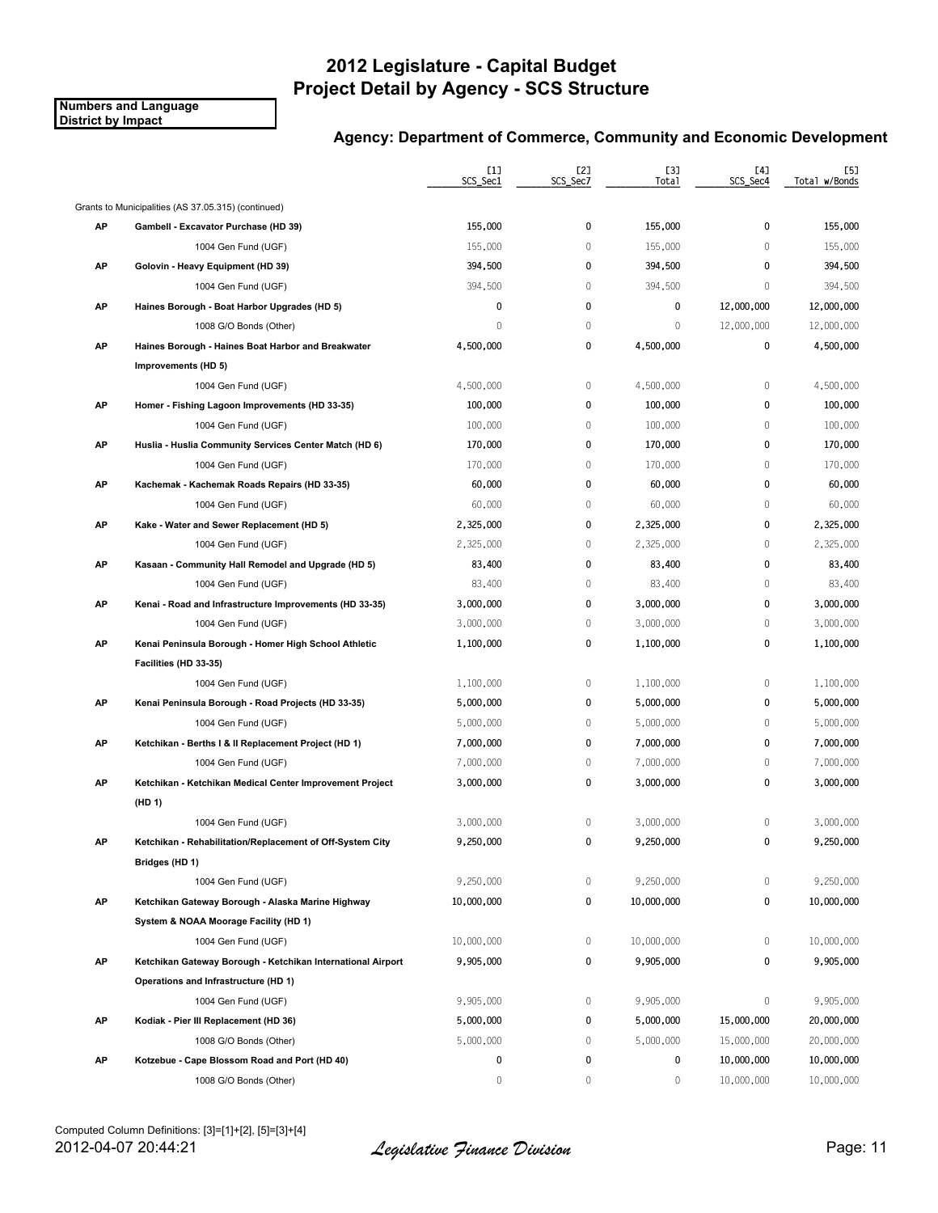# 2012 Legislature - Capital Budget
# Project Detail by Agency - SCS Structure

**Numbers and Language**
**District by Impact**

### Agency: Department of Commerce, Community and Economic Development

| | | [1] SCS_Sec1 | [2] SCS_Sec7 | [3] Total | [4] SCS_Sec4 | [5] Total w/Bonds |
|---|---|---|---|---|---|---|
| | Grants to Municipalities (AS 37.05.315) (continued) | | | | | |
| **AP** | **Gambell - Excavator Purchase (HD 39)** | **155,000** | **0** | **155,000** | **0** | **155,000** |
| | 1004 Gen Fund (UGF) | 155,000 | 0 | 155,000 | 0 | 155,000 |
| **AP** | **Golovin - Heavy Equipment (HD 39)** | **394,500** | **0** | **394,500** | **0** | **394,500** |
| | 1004 Gen Fund (UGF) | 394,500 | 0 | 394,500 | 0 | 394,500 |
| **AP** | **Haines Borough - Boat Harbor Upgrades (HD 5)** | **0** | **0** | **0** | **12,000,000** | **12,000,000** |
| | 1008 G/O Bonds (Other) | 0 | 0 | 0 | 12,000,000 | 12,000,000 |
| **AP** | **Haines Borough - Haines Boat Harbor and Breakwater Improvements (HD 5)** | **4,500,000** | **0** | **4,500,000** | **0** | **4,500,000** |
| | 1004 Gen Fund (UGF) | 4,500,000 | 0 | 4,500,000 | 0 | 4,500,000 |
| **AP** | **Homer - Fishing Lagoon Improvements (HD 33-35)** | **100,000** | **0** | **100,000** | **0** | **100,000** |
| | 1004 Gen Fund (UGF) | 100,000 | 0 | 100,000 | 0 | 100,000 |
| **AP** | **Huslia - Huslia Community Services Center Match (HD 6)** | **170,000** | **0** | **170,000** | **0** | **170,000** |
| | 1004 Gen Fund (UGF) | 170,000 | 0 | 170,000 | 0 | 170,000 |
| **AP** | **Kachemak - Kachemak Roads Repairs (HD 33-35)** | **60,000** | **0** | **60,000** | **0** | **60,000** |
| | 1004 Gen Fund (UGF) | 60,000 | 0 | 60,000 | 0 | 60,000 |
| **AP** | **Kake - Water and Sewer Replacement (HD 5)** | **2,325,000** | **0** | **2,325,000** | **0** | **2,325,000** |
| | 1004 Gen Fund (UGF) | 2,325,000 | 0 | 2,325,000 | 0 | 2,325,000 |
| **AP** | **Kasaan - Community Hall Remodel and Upgrade (HD 5)** | **83,400** | **0** | **83,400** | **0** | **83,400** |
| | 1004 Gen Fund (UGF) | 83,400 | 0 | 83,400 | 0 | 83,400 |
| **AP** | **Kenai - Road and Infrastructure Improvements (HD 33-35)** | **3,000,000** | **0** | **3,000,000** | **0** | **3,000,000** |
| | 1004 Gen Fund (UGF) | 3,000,000 | 0 | 3,000,000 | 0 | 3,000,000 |
| **AP** | **Kenai Peninsula Borough - Homer High School Athletic Facilities (HD 33-35)** | **1,100,000** | **0** | **1,100,000** | **0** | **1,100,000** |
| | 1004 Gen Fund (UGF) | 1,100,000 | 0 | 1,100,000 | 0 | 1,100,000 |
| **AP** | **Kenai Peninsula Borough - Road Projects (HD 33-35)** | **5,000,000** | **0** | **5,000,000** | **0** | **5,000,000** |
| | 1004 Gen Fund (UGF) | 5,000,000 | 0 | 5,000,000 | 0 | 5,000,000 |
| **AP** | **Ketchikan - Berths I & II Replacement Project (HD 1)** | **7,000,000** | **0** | **7,000,000** | **0** | **7,000,000** |
| | 1004 Gen Fund (UGF) | 7,000,000 | 0 | 7,000,000 | 0 | 7,000,000 |
| **AP** | **Ketchikan - Ketchikan Medical Center Improvement Project (HD 1)** | **3,000,000** | **0** | **3,000,000** | **0** | **3,000,000** |
| | 1004 Gen Fund (UGF) | 3,000,000 | 0 | 3,000,000 | 0 | 3,000,000 |
| **AP** | **Ketchikan - Rehabilitation/Replacement of Off-System City Bridges (HD 1)** | **9,250,000** | **0** | **9,250,000** | **0** | **9,250,000** |
| | 1004 Gen Fund (UGF) | 9,250,000 | 0 | 9,250,000 | 0 | 9,250,000 |
| **AP** | **Ketchikan Gateway Borough - Alaska Marine Highway System & NOAA Moorage Facility (HD 1)** | **10,000,000** | **0** | **10,000,000** | **0** | **10,000,000** |
| | 1004 Gen Fund (UGF) | 10,000,000 | 0 | 10,000,000 | 0 | 10,000,000 |
| **AP** | **Ketchikan Gateway Borough - Ketchikan International Airport Operations and Infrastructure (HD 1)** | **9,905,000** | **0** | **9,905,000** | **0** | **9,905,000** |
| | 1004 Gen Fund (UGF) | 9,905,000 | 0 | 9,905,000 | 0 | 9,905,000 |
| **AP** | **Kodiak - Pier III Replacement (HD 36)** | **5,000,000** | **0** | **5,000,000** | **15,000,000** | **20,000,000** |
| | 1008 G/O Bonds (Other) | 5,000,000 | 0 | 5,000,000 | 15,000,000 | 20,000,000 |
| **AP** | **Kotzebue - Cape Blossom Road and Port (HD 40)** | **0** | **0** | **0** | **10,000,000** | **10,000,000** |
| | 1008 G/O Bonds (Other) | 0 | 0 | 0 | 10,000,000 | 10,000,000 |

Computed Column Definitions: [3]=[1]+[2], [5]=[3]+[4]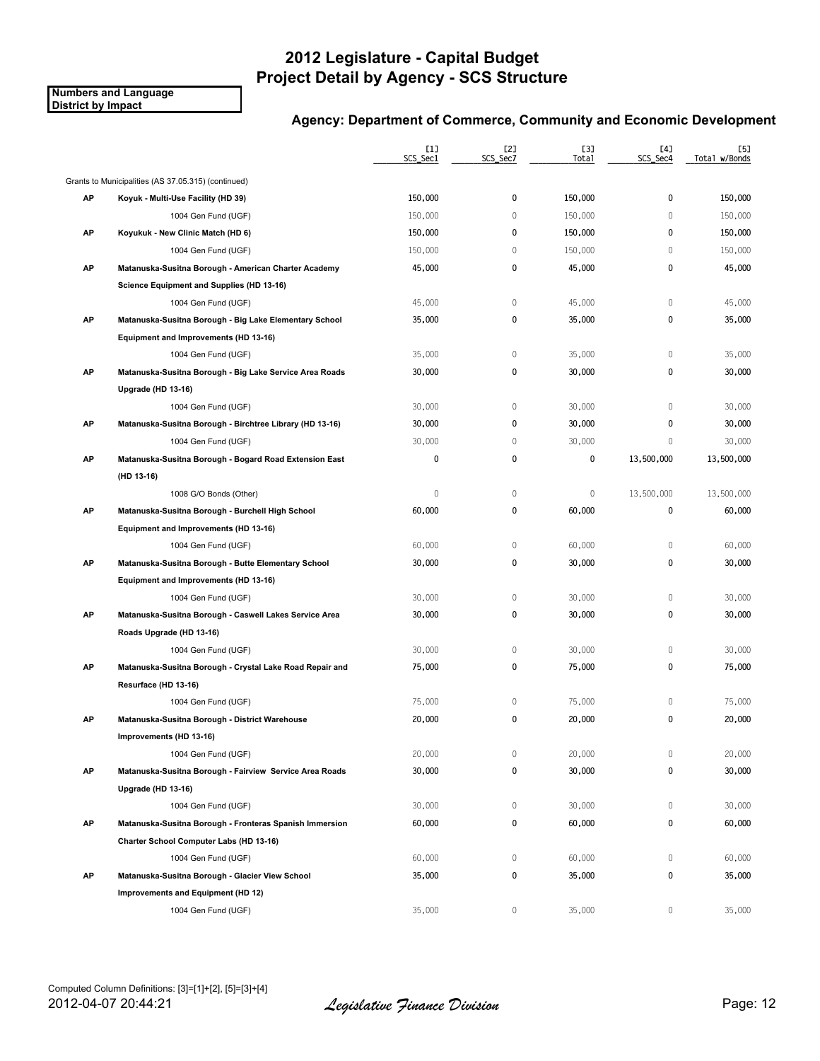# 2012 Legislature - Capital Budget
# Project Detail by Agency - SCS Structure

**Numbers and Language**
**District by Impact**

### Agency: Department of Commerce, Community and Economic Development

| | | [1] SCS_Sec1 | [2] SCS_Sec7 | [3] Total | [4] SCS_Sec4 | [5] Total w/Bonds |
|---|---|---|---|---|---|---|
| | Grants to Municipalities (AS 37.05.315) (continued) | | | | | |
| **AP** | **Koyuk - Multi-Use Facility (HD 39)** | 150,000 | 0 | 150,000 | 0 | 150,000 |
| | 1004 Gen Fund (UGF) | 150,000 | 0 | 150,000 | 0 | 150,000 |
| **AP** | **Koyukuk - New Clinic Match (HD 6)** | 150,000 | 0 | 150,000 | 0 | 150,000 |
| | 1004 Gen Fund (UGF) | 150,000 | 0 | 150,000 | 0 | 150,000 |
| **AP** | **Matanuska-Susitna Borough - American Charter Academy Science Equipment and Supplies (HD 13-16)** | 45,000 | 0 | 45,000 | 0 | 45,000 |
| | 1004 Gen Fund (UGF) | 45,000 | 0 | 45,000 | 0 | 45,000 |
| **AP** | **Matanuska-Susitna Borough - Big Lake Elementary School Equipment and Improvements (HD 13-16)** | 35,000 | 0 | 35,000 | 0 | 35,000 |
| | 1004 Gen Fund (UGF) | 35,000 | 0 | 35,000 | 0 | 35,000 |
| **AP** | **Matanuska-Susitna Borough - Big Lake Service Area Roads Upgrade (HD 13-16)** | 30,000 | 0 | 30,000 | 0 | 30,000 |
| | 1004 Gen Fund (UGF) | 30,000 | 0 | 30,000 | 0 | 30,000 |
| **AP** | **Matanuska-Susitna Borough - Birchtree Library (HD 13-16)** | 30,000 | 0 | 30,000 | 0 | 30,000 |
| | 1004 Gen Fund (UGF) | 30,000 | 0 | 30,000 | 0 | 30,000 |
| **AP** | **Matanuska-Susitna Borough - Bogard Road Extension East (HD 13-16)** | 0 | 0 | 0 | 13,500,000 | 13,500,000 |
| | 1008 G/O Bonds (Other) | 0 | 0 | 0 | 13,500,000 | 13,500,000 |
| **AP** | **Matanuska-Susitna Borough - Burchell High School Equipment and Improvements (HD 13-16)** | 60,000 | 0 | 60,000 | 0 | 60,000 |
| | 1004 Gen Fund (UGF) | 60,000 | 0 | 60,000 | 0 | 60,000 |
| **AP** | **Matanuska-Susitna Borough - Butte Elementary School Equipment and Improvements (HD 13-16)** | 30,000 | 0 | 30,000 | 0 | 30,000 |
| | 1004 Gen Fund (UGF) | 30,000 | 0 | 30,000 | 0 | 30,000 |
| **AP** | **Matanuska-Susitna Borough - Caswell Lakes Service Area Roads Upgrade (HD 13-16)** | 30,000 | 0 | 30,000 | 0 | 30,000 |
| | 1004 Gen Fund (UGF) | 30,000 | 0 | 30,000 | 0 | 30,000 |
| **AP** | **Matanuska-Susitna Borough - Crystal Lake Road Repair and Resurface (HD 13-16)** | 75,000 | 0 | 75,000 | 0 | 75,000 |
| | 1004 Gen Fund (UGF) | 75,000 | 0 | 75,000 | 0 | 75,000 |
| **AP** | **Matanuska-Susitna Borough - District Warehouse Improvements (HD 13-16)** | 20,000 | 0 | 20,000 | 0 | 20,000 |
| | 1004 Gen Fund (UGF) | 20,000 | 0 | 20,000 | 0 | 20,000 |
| **AP** | **Matanuska-Susitna Borough - Fairview Service Area Roads Upgrade (HD 13-16)** | 30,000 | 0 | 30,000 | 0 | 30,000 |
| | 1004 Gen Fund (UGF) | 30,000 | 0 | 30,000 | 0 | 30,000 |
| **AP** | **Matanuska-Susitna Borough - Fronteras Spanish Immersion Charter School Computer Labs (HD 13-16)** | 60,000 | 0 | 60,000 | 0 | 60,000 |
| | 1004 Gen Fund (UGF) | 60,000 | 0 | 60,000 | 0 | 60,000 |
| **AP** | **Matanuska-Susitna Borough - Glacier View School Improvements and Equipment (HD 12)** | 35,000 | 0 | 35,000 | 0 | 35,000 |
| | 1004 Gen Fund (UGF) | 35,000 | 0 | 35,000 | 0 | 35,000 |

Computed Column Definitions: [3]=[1]+[2], [5]=[3]+[4]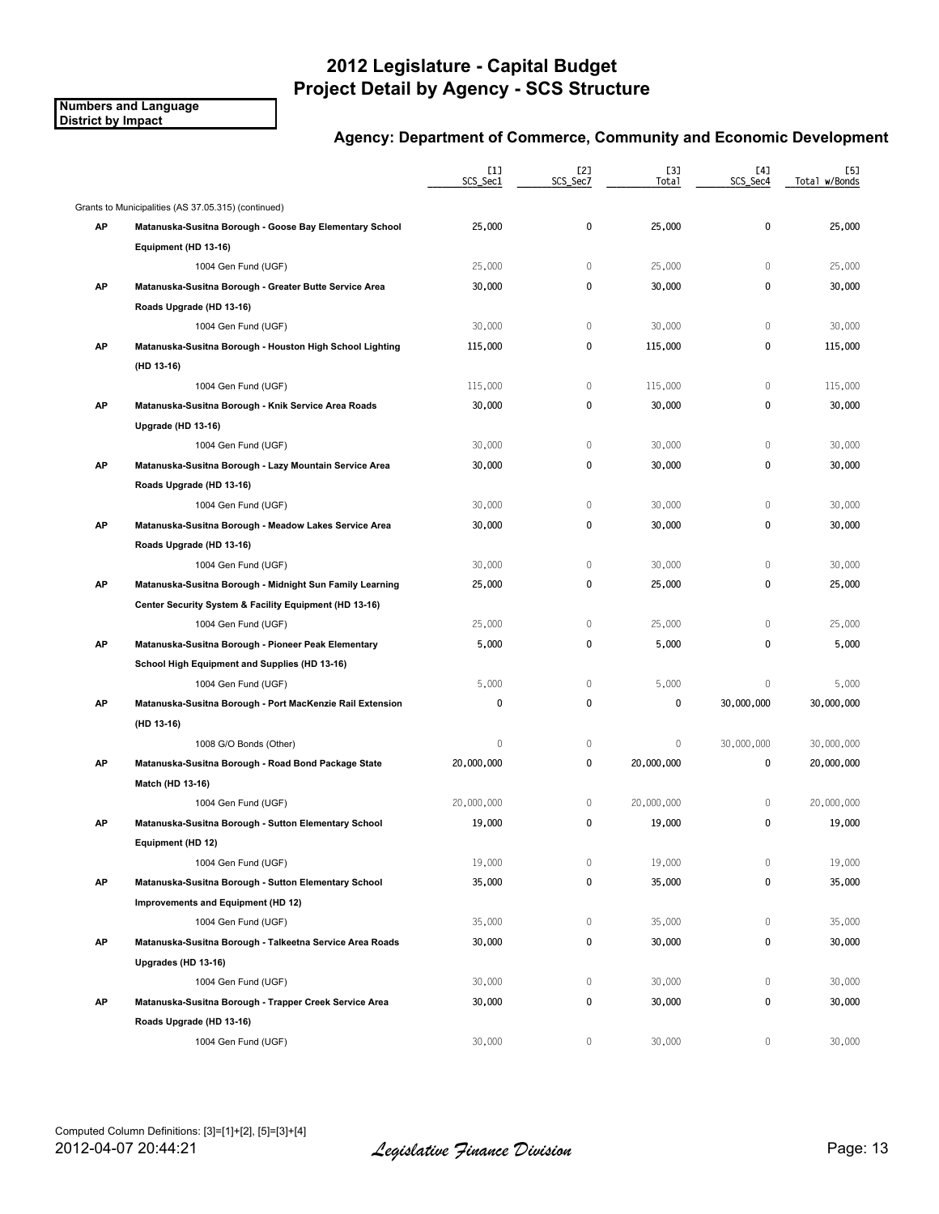# 2012 Legislature - Capital Budget
# Project Detail by Agency - SCS Structure

**Numbers and Language**
**District by Impact**

### Agency: Department of Commerce, Community and Economic Development

| | | [1] SCS_Sec1 | [2] SCS_Sec7 | [3] Total | [4] SCS_Sec4 | [5] Total w/Bonds |
|---|---|---|---|---|---|---|
| | Grants to Municipalities (AS 37.05.315) (continued) | | | | | |
| **AP** | **Matanuska-Susitna Borough - Goose Bay Elementary School Equipment (HD 13-16)** | 25,000 | 0 | 25,000 | 0 | 25,000 |
| | 1004 Gen Fund (UGF) | 25,000 | 0 | 25,000 | 0 | 25,000 |
| **AP** | **Matanuska-Susitna Borough - Greater Butte Service Area Roads Upgrade (HD 13-16)** | 30,000 | 0 | 30,000 | 0 | 30,000 |
| | 1004 Gen Fund (UGF) | 30,000 | 0 | 30,000 | 0 | 30,000 |
| **AP** | **Matanuska-Susitna Borough - Houston High School Lighting (HD 13-16)** | 115,000 | 0 | 115,000 | 0 | 115,000 |
| | 1004 Gen Fund (UGF) | 115,000 | 0 | 115,000 | 0 | 115,000 |
| **AP** | **Matanuska-Susitna Borough - Knik Service Area Roads Upgrade (HD 13-16)** | 30,000 | 0 | 30,000 | 0 | 30,000 |
| | 1004 Gen Fund (UGF) | 30,000 | 0 | 30,000 | 0 | 30,000 |
| **AP** | **Matanuska-Susitna Borough - Lazy Mountain Service Area Roads Upgrade (HD 13-16)** | 30,000 | 0 | 30,000 | 0 | 30,000 |
| | 1004 Gen Fund (UGF) | 30,000 | 0 | 30,000 | 0 | 30,000 |
| **AP** | **Matanuska-Susitna Borough - Meadow Lakes Service Area Roads Upgrade (HD 13-16)** | 30,000 | 0 | 30,000 | 0 | 30,000 |
| | 1004 Gen Fund (UGF) | 30,000 | 0 | 30,000 | 0 | 30,000 |
| **AP** | **Matanuska-Susitna Borough - Midnight Sun Family Learning Center Security System & Facility Equipment (HD 13-16)** | 25,000 | 0 | 25,000 | 0 | 25,000 |
| | 1004 Gen Fund (UGF) | 25,000 | 0 | 25,000 | 0 | 25,000 |
| **AP** | **Matanuska-Susitna Borough - Pioneer Peak Elementary School High Equipment and Supplies (HD 13-16)** | 5,000 | 0 | 5,000 | 0 | 5,000 |
| | 1004 Gen Fund (UGF) | 5,000 | 0 | 5,000 | 0 | 5,000 |
| **AP** | **Matanuska-Susitna Borough - Port MacKenzie Rail Extension (HD 13-16)** | 0 | 0 | 0 | 30,000,000 | 30,000,000 |
| | 1008 G/O Bonds (Other) | 0 | 0 | 0 | 30,000,000 | 30,000,000 |
| **AP** | **Matanuska-Susitna Borough - Road Bond Package State Match (HD 13-16)** | 20,000,000 | 0 | 20,000,000 | 0 | 20,000,000 |
| | 1004 Gen Fund (UGF) | 20,000,000 | 0 | 20,000,000 | 0 | 20,000,000 |
| **AP** | **Matanuska-Susitna Borough - Sutton Elementary School Equipment (HD 12)** | 19,000 | 0 | 19,000 | 0 | 19,000 |
| | 1004 Gen Fund (UGF) | 19,000 | 0 | 19,000 | 0 | 19,000 |
| **AP** | **Matanuska-Susitna Borough - Sutton Elementary School Improvements and Equipment (HD 12)** | 35,000 | 0 | 35,000 | 0 | 35,000 |
| | 1004 Gen Fund (UGF) | 35,000 | 0 | 35,000 | 0 | 35,000 |
| **AP** | **Matanuska-Susitna Borough - Talkeetna Service Area Roads Upgrades (HD 13-16)** | 30,000 | 0 | 30,000 | 0 | 30,000 |
| | 1004 Gen Fund (UGF) | 30,000 | 0 | 30,000 | 0 | 30,000 |
| **AP** | **Matanuska-Susitna Borough - Trapper Creek Service Area Roads Upgrade (HD 13-16)** | 30,000 | 0 | 30,000 | 0 | 30,000 |
| | 1004 Gen Fund (UGF) | 30,000 | 0 | 30,000 | 0 | 30,000 |

Computed Column Definitions: [3]=[1]+[2], [5]=[3]+[4]

2012-04-07 20:44:21 *Legislative Finance Division*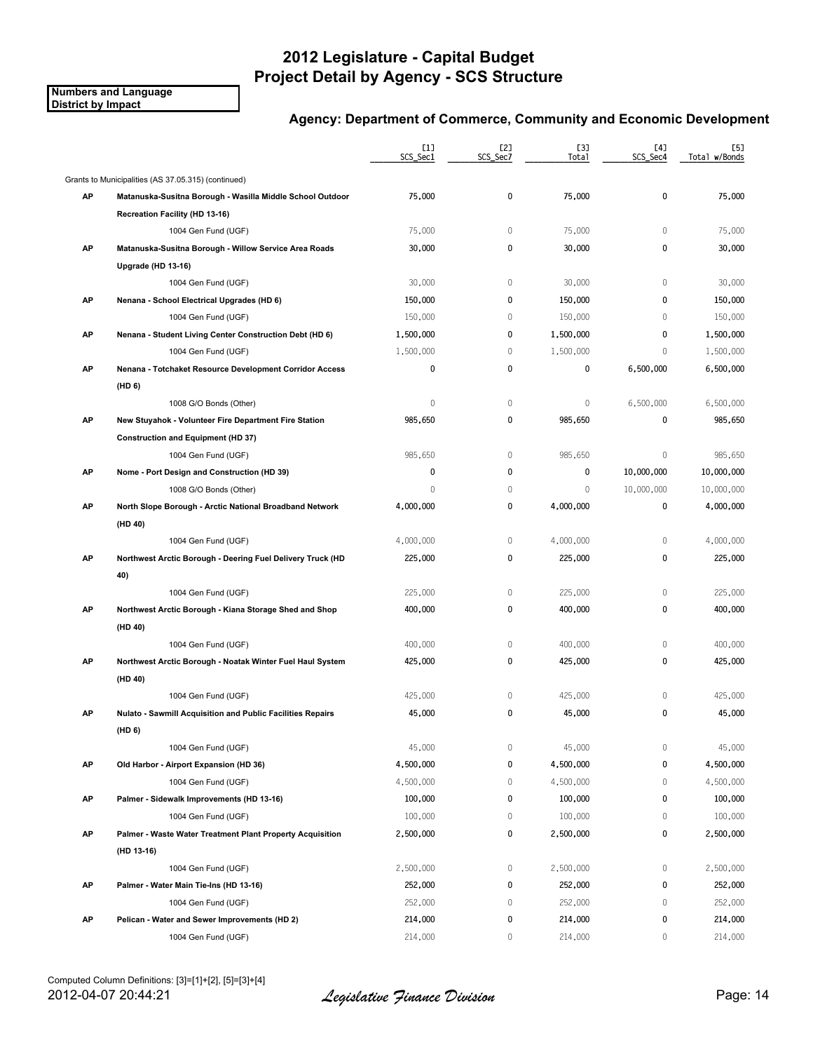# 2012 Legislature - Capital Budget
# Project Detail by Agency - SCS Structure

**Numbers and Language**
**District by Impact**

### Agency: Department of Commerce, Community and Economic Development

| | | [1] SCS_Sec1 | [2] SCS_Sec7 | [3] Total | [4] SCS_Sec4 | [5] Total w/Bonds |
|---|---|---|---|---|---|---|
| | Grants to Municipalities (AS 37.05.315) (continued) | | | | | |
| **AP** | **Matanuska-Susitna Borough - Wasilla Middle School Outdoor Recreation Facility (HD 13-16)** | **75,000** | **0** | **75,000** | **0** | **75,000** |
| | 1004 Gen Fund (UGF) | 75,000 | 0 | 75,000 | 0 | 75,000 |
| **AP** | **Matanuska-Susitna Borough - Willow Service Area Roads Upgrade (HD 13-16)** | **30,000** | **0** | **30,000** | **0** | **30,000** |
| | 1004 Gen Fund (UGF) | 30,000 | 0 | 30,000 | 0 | 30,000 |
| **AP** | **Nenana - School Electrical Upgrades (HD 6)** | **150,000** | **0** | **150,000** | **0** | **150,000** |
| | 1004 Gen Fund (UGF) | 150,000 | 0 | 150,000 | 0 | 150,000 |
| **AP** | **Nenana - Student Living Center Construction Debt (HD 6)** | **1,500,000** | **0** | **1,500,000** | **0** | **1,500,000** |
| | 1004 Gen Fund (UGF) | 1,500,000 | 0 | 1,500,000 | 0 | 1,500,000 |
| **AP** | **Nenana - Totchaket Resource Development Corridor Access (HD 6)** | **0** | **0** | **0** | **6,500,000** | **6,500,000** |
| | 1008 G/O Bonds (Other) | 0 | 0 | 0 | 6,500,000 | 6,500,000 |
| **AP** | **New Stuyahok - Volunteer Fire Department Fire Station Construction and Equipment (HD 37)** | **985,650** | **0** | **985,650** | **0** | **985,650** |
| | 1004 Gen Fund (UGF) | 985,650 | 0 | 985,650 | 0 | 985,650 |
| **AP** | **Nome - Port Design and Construction (HD 39)** | **0** | **0** | **0** | **10,000,000** | **10,000,000** |
| | 1008 G/O Bonds (Other) | 0 | 0 | 0 | 10,000,000 | 10,000,000 |
| **AP** | **North Slope Borough - Arctic National Broadband Network (HD 40)** | **4,000,000** | **0** | **4,000,000** | **0** | **4,000,000** |
| | 1004 Gen Fund (UGF) | 4,000,000 | 0 | 4,000,000 | 0 | 4,000,000 |
| **AP** | **Northwest Arctic Borough - Deering Fuel Delivery Truck (HD 40)** | **225,000** | **0** | **225,000** | **0** | **225,000** |
| | 1004 Gen Fund (UGF) | 225,000 | 0 | 225,000 | 0 | 225,000 |
| **AP** | **Northwest Arctic Borough - Kiana Storage Shed and Shop (HD 40)** | **400,000** | **0** | **400,000** | **0** | **400,000** |
| | 1004 Gen Fund (UGF) | 400,000 | 0 | 400,000 | 0 | 400,000 |
| **AP** | **Northwest Arctic Borough - Noatak Winter Fuel Haul System (HD 40)** | **425,000** | **0** | **425,000** | **0** | **425,000** |
| | 1004 Gen Fund (UGF) | 425,000 | 0 | 425,000 | 0 | 425,000 |
| **AP** | **Nulato - Sawmill Acquisition and Public Facilities Repairs (HD 6)** | **45,000** | **0** | **45,000** | **0** | **45,000** |
| | 1004 Gen Fund (UGF) | 45,000 | 0 | 45,000 | 0 | 45,000 |
| **AP** | **Old Harbor - Airport Expansion (HD 36)** | **4,500,000** | **0** | **4,500,000** | **0** | **4,500,000** |
| | 1004 Gen Fund (UGF) | 4,500,000 | 0 | 4,500,000 | 0 | 4,500,000 |
| **AP** | **Palmer - Sidewalk Improvements (HD 13-16)** | **100,000** | **0** | **100,000** | **0** | **100,000** |
| | 1004 Gen Fund (UGF) | 100,000 | 0 | 100,000 | 0 | 100,000 |
| **AP** | **Palmer - Waste Water Treatment Plant Property Acquisition (HD 13-16)** | **2,500,000** | **0** | **2,500,000** | **0** | **2,500,000** |
| | 1004 Gen Fund (UGF) | 2,500,000 | 0 | 2,500,000 | 0 | 2,500,000 |
| **AP** | **Palmer - Water Main Tie-Ins (HD 13-16)** | **252,000** | **0** | **252,000** | **0** | **252,000** |
| | 1004 Gen Fund (UGF) | 252,000 | 0 | 252,000 | 0 | 252,000 |
| **AP** | **Pelican - Water and Sewer Improvements (HD 2)** | **214,000** | **0** | **214,000** | **0** | **214,000** |
| | 1004 Gen Fund (UGF) | 214,000 | 0 | 214,000 | 0 | 214,000 |

Computed Column Definitions: [3]=[1]+[2], [5]=[3]+[4]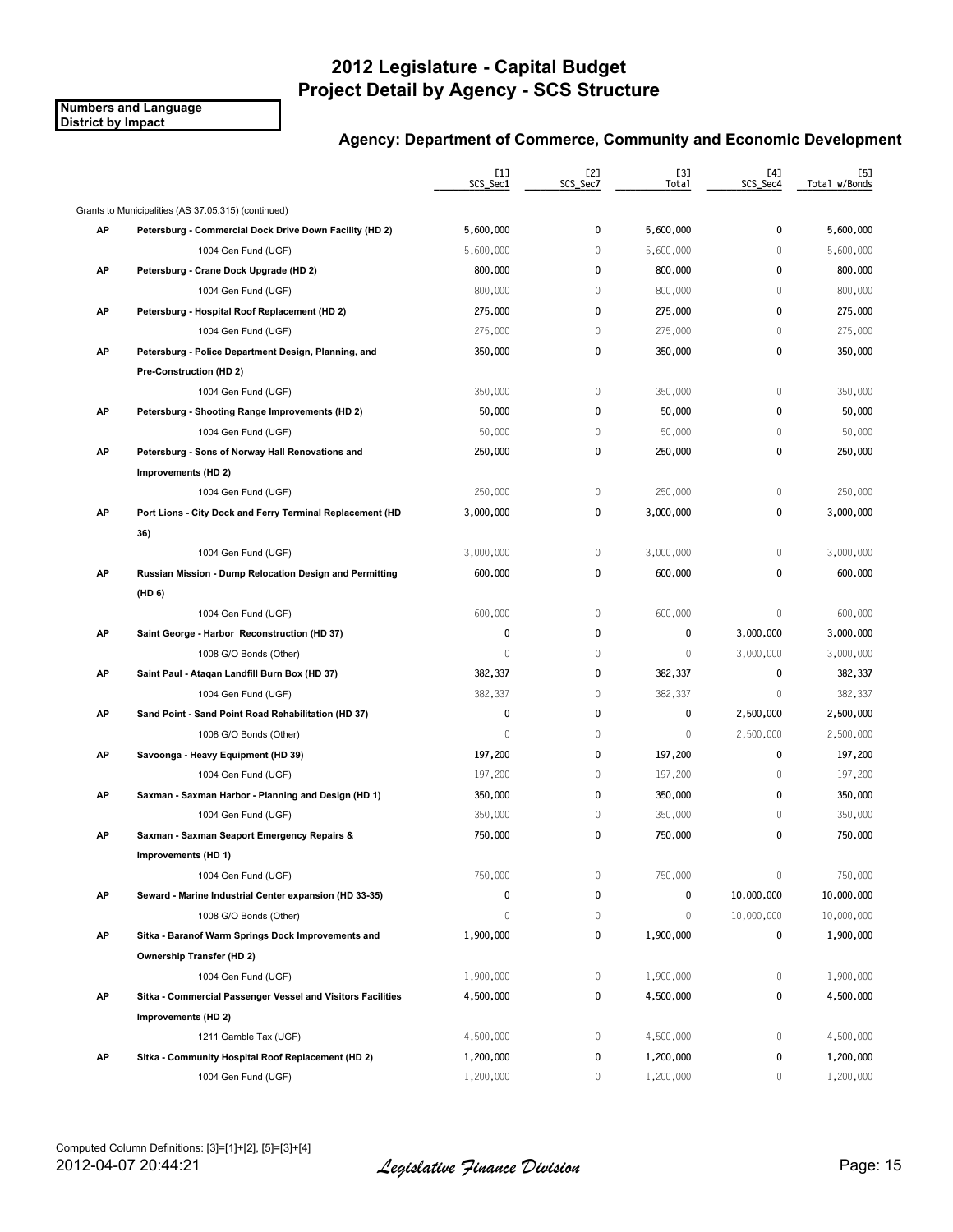# 2012 Legislature - Capital Budget
# Project Detail by Agency - SCS Structure

**Numbers and Language**
**District by Impact**

### Agency: Department of Commerce, Community and Economic Development

| | | [1] SCS_Sec1 | [2] SCS_Sec7 | [3] Total | [4] SCS_Sec4 | [5] Total w/Bonds |
|---|---|---|---|---|---|---|
| | Grants to Municipalities (AS 37.05.315) (continued) | | | | | |
| **AP** | **Petersburg - Commercial Dock Drive Down Facility (HD 2)** | **5,600,000** | **0** | **5,600,000** | **0** | **5,600,000** |
| | 1004 Gen Fund (UGF) | 5,600,000 | 0 | 5,600,000 | 0 | 5,600,000 |
| **AP** | **Petersburg - Crane Dock Upgrade (HD 2)** | **800,000** | **0** | **800,000** | **0** | **800,000** |
| | 1004 Gen Fund (UGF) | 800,000 | 0 | 800,000 | 0 | 800,000 |
| **AP** | **Petersburg - Hospital Roof Replacement (HD 2)** | **275,000** | **0** | **275,000** | **0** | **275,000** |
| | 1004 Gen Fund (UGF) | 275,000 | 0 | 275,000 | 0 | 275,000 |
| **AP** | **Petersburg - Police Department Design, Planning, and Pre-Construction (HD 2)** | **350,000** | **0** | **350,000** | **0** | **350,000** |
| | 1004 Gen Fund (UGF) | 350,000 | 0 | 350,000 | 0 | 350,000 |
| **AP** | **Petersburg - Shooting Range Improvements (HD 2)** | **50,000** | **0** | **50,000** | **0** | **50,000** |
| | 1004 Gen Fund (UGF) | 50,000 | 0 | 50,000 | 0 | 50,000 |
| **AP** | **Petersburg - Sons of Norway Hall Renovations and Improvements (HD 2)** | **250,000** | **0** | **250,000** | **0** | **250,000** |
| | 1004 Gen Fund (UGF) | 250,000 | 0 | 250,000 | 0 | 250,000 |
| **AP** | **Port Lions - City Dock and Ferry Terminal Replacement (HD 36)** | **3,000,000** | **0** | **3,000,000** | **0** | **3,000,000** |
| | 1004 Gen Fund (UGF) | 3,000,000 | 0 | 3,000,000 | 0 | 3,000,000 |
| **AP** | **Russian Mission - Dump Relocation Design and Permitting (HD 6)** | **600,000** | **0** | **600,000** | **0** | **600,000** |
| | 1004 Gen Fund (UGF) | 600,000 | 0 | 600,000 | 0 | 600,000 |
| **AP** | **Saint George - Harbor Reconstruction (HD 37)** | **0** | **0** | **0** | **3,000,000** | **3,000,000** |
| | 1008 G/O Bonds (Other) | 0 | 0 | 0 | 3,000,000 | 3,000,000 |
| **AP** | **Saint Paul - Ataqan Landfill Burn Box (HD 37)** | **382,337** | **0** | **382,337** | **0** | **382,337** |
| | 1004 Gen Fund (UGF) | 382,337 | 0 | 382,337 | 0 | 382,337 |
| **AP** | **Sand Point - Sand Point Road Rehabilitation (HD 37)** | **0** | **0** | **0** | **2,500,000** | **2,500,000** |
| | 1008 G/O Bonds (Other) | 0 | 0 | 0 | 2,500,000 | 2,500,000 |
| **AP** | **Savoonga - Heavy Equipment (HD 39)** | **197,200** | **0** | **197,200** | **0** | **197,200** |
| | 1004 Gen Fund (UGF) | 197,200 | 0 | 197,200 | 0 | 197,200 |
| **AP** | **Saxman - Saxman Harbor - Planning and Design (HD 1)** | **350,000** | **0** | **350,000** | **0** | **350,000** |
| | 1004 Gen Fund (UGF) | 350,000 | 0 | 350,000 | 0 | 350,000 |
| **AP** | **Saxman - Saxman Seaport Emergency Repairs & Improvements (HD 1)** | **750,000** | **0** | **750,000** | **0** | **750,000** |
| | 1004 Gen Fund (UGF) | 750,000 | 0 | 750,000 | 0 | 750,000 |
| **AP** | **Seward - Marine Industrial Center expansion (HD 33-35)** | **0** | **0** | **0** | **10,000,000** | **10,000,000** |
| | 1008 G/O Bonds (Other) | 0 | 0 | 0 | 10,000,000 | 10,000,000 |
| **AP** | **Sitka - Baranof Warm Springs Dock Improvements and Ownership Transfer (HD 2)** | **1,900,000** | **0** | **1,900,000** | **0** | **1,900,000** |
| | 1004 Gen Fund (UGF) | 1,900,000 | 0 | 1,900,000 | 0 | 1,900,000 |
| **AP** | **Sitka - Commercial Passenger Vessel and Visitors Facilities Improvements (HD 2)** | **4,500,000** | **0** | **4,500,000** | **0** | **4,500,000** |
| | 1211 Gamble Tax (UGF) | 4,500,000 | 0 | 4,500,000 | 0 | 4,500,000 |
| **AP** | **Sitka - Community Hospital Roof Replacement (HD 2)** | **1,200,000** | **0** | **1,200,000** | **0** | **1,200,000** |
| | 1004 Gen Fund (UGF) | 1,200,000 | 0 | 1,200,000 | 0 | 1,200,000 |

Computed Column Definitions: [3]=[1]+[2], [5]=[3]+[4]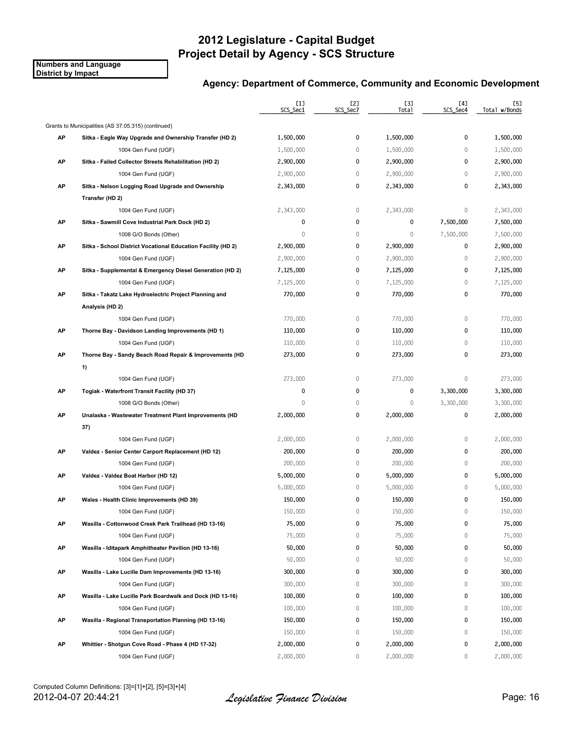# 2012 Legislature - Capital Budget
# Project Detail by Agency - SCS Structure

**Numbers and Language**
**District by Impact**

### Agency: Department of Commerce, Community and Economic Development

| | | [1] SCS_Sec1 | [2] SCS_Sec7 | [3] Total | [4] SCS_Sec4 | [5] Total w/Bonds |
|---|---|---|---|---|---|---|
| | Grants to Municipalities (AS 37.05.315) (continued) | | | | | |
| **AP** | **Sitka - Eagle Way Upgrade and Ownership Transfer (HD 2)** | **1,500,000** | **0** | **1,500,000** | **0** | **1,500,000** |
| | 1004 Gen Fund (UGF) | 1,500,000 | 0 | 1,500,000 | 0 | 1,500,000 |
| **AP** | **Sitka - Failed Collector Streets Rehabilitation (HD 2)** | **2,900,000** | **0** | **2,900,000** | **0** | **2,900,000** |
| | 1004 Gen Fund (UGF) | 2,900,000 | 0 | 2,900,000 | 0 | 2,900,000 |
| **AP** | **Sitka - Nelson Logging Road Upgrade and Ownership Transfer (HD 2)** | **2,343,000** | **0** | **2,343,000** | **0** | **2,343,000** |
| | 1004 Gen Fund (UGF) | 2,343,000 | 0 | 2,343,000 | 0 | 2,343,000 |
| **AP** | **Sitka - Sawmill Cove Industrial Park Dock (HD 2)** | **0** | **0** | **0** | **7,500,000** | **7,500,000** |
| | 1008 G/O Bonds (Other) | 0 | 0 | 0 | 7,500,000 | 7,500,000 |
| **AP** | **Sitka - School District Vocational Education Facility (HD 2)** | **2,900,000** | **0** | **2,900,000** | **0** | **2,900,000** |
| | 1004 Gen Fund (UGF) | 2,900,000 | 0 | 2,900,000 | 0 | 2,900,000 |
| **AP** | **Sitka - Supplemental & Emergency Diesel Generation (HD 2)** | **7,125,000** | **0** | **7,125,000** | **0** | **7,125,000** |
| | 1004 Gen Fund (UGF) | 7,125,000 | 0 | 7,125,000 | 0 | 7,125,000 |
| **AP** | **Sitka - Takatz Lake Hydroelectric Project Planning and Analysis (HD 2)** | **770,000** | **0** | **770,000** | **0** | **770,000** |
| | 1004 Gen Fund (UGF) | 770,000 | 0 | 770,000 | 0 | 770,000 |
| **AP** | **Thorne Bay - Davidson Landing Improvements (HD 1)** | **110,000** | **0** | **110,000** | **0** | **110,000** |
| | 1004 Gen Fund (UGF) | 110,000 | 0 | 110,000 | 0 | 110,000 |
| **AP** | **Thorne Bay - Sandy Beach Road Repair & Improvements (HD 1)** | **273,000** | **0** | **273,000** | **0** | **273,000** |
| | 1004 Gen Fund (UGF) | 273,000 | 0 | 273,000 | 0 | 273,000 |
| **AP** | **Togiak - Waterfront Transit Facility (HD 37)** | **0** | **0** | **0** | **3,300,000** | **3,300,000** |
| | 1008 G/O Bonds (Other) | 0 | 0 | 0 | 3,300,000 | 3,300,000 |
| **AP** | **Unalaska - Wastewater Treatment Plant Improvements (HD 37)** | **2,000,000** | **0** | **2,000,000** | **0** | **2,000,000** |
| | 1004 Gen Fund (UGF) | 2,000,000 | 0 | 2,000,000 | 0 | 2,000,000 |
| **AP** | **Valdez - Senior Center Carport Replacement (HD 12)** | **200,000** | **0** | **200,000** | **0** | **200,000** |
| | 1004 Gen Fund (UGF) | 200,000 | 0 | 200,000 | 0 | 200,000 |
| **AP** | **Valdez - Valdez Boat Harbor (HD 12)** | **5,000,000** | **0** | **5,000,000** | **0** | **5,000,000** |
| | 1004 Gen Fund (UGF) | 5,000,000 | 0 | 5,000,000 | 0 | 5,000,000 |
| **AP** | **Wales - Health Clinic Improvements (HD 39)** | **150,000** | **0** | **150,000** | **0** | **150,000** |
| | 1004 Gen Fund (UGF) | 150,000 | 0 | 150,000 | 0 | 150,000 |
| **AP** | **Wasilla - Cottonwood Creek Park Trailhead (HD 13-16)** | **75,000** | **0** | **75,000** | **0** | **75,000** |
| | 1004 Gen Fund (UGF) | 75,000 | 0 | 75,000 | 0 | 75,000 |
| **AP** | **Wasilla - Iditapark Amphitheater Pavilion (HD 13-16)** | **50,000** | **0** | **50,000** | **0** | **50,000** |
| | 1004 Gen Fund (UGF) | 50,000 | 0 | 50,000 | 0 | 50,000 |
| **AP** | **Wasilla - Lake Lucille Dam Improvements (HD 13-16)** | **300,000** | **0** | **300,000** | **0** | **300,000** |
| | 1004 Gen Fund (UGF) | 300,000 | 0 | 300,000 | 0 | 300,000 |
| **AP** | **Wasilla - Lake Lucille Park Boardwalk and Dock (HD 13-16)** | **100,000** | **0** | **100,000** | **0** | **100,000** |
| | 1004 Gen Fund (UGF) | 100,000 | 0 | 100,000 | 0 | 100,000 |
| **AP** | **Wasilla - Regional Transportation Planning (HD 13-16)** | **150,000** | **0** | **150,000** | **0** | **150,000** |
| | 1004 Gen Fund (UGF) | 150,000 | 0 | 150,000 | 0 | 150,000 |
| **AP** | **Whittier - Shotgun Cove Road - Phase 4 (HD 17-32)** | **2,000,000** | **0** | **2,000,000** | **0** | **2,000,000** |
| | 1004 Gen Fund (UGF) | 2,000,000 | 0 | 2,000,000 | 0 | 2,000,000 |

Computed Column Definitions: [3]=[1]+[2], [5]=[3]+[4]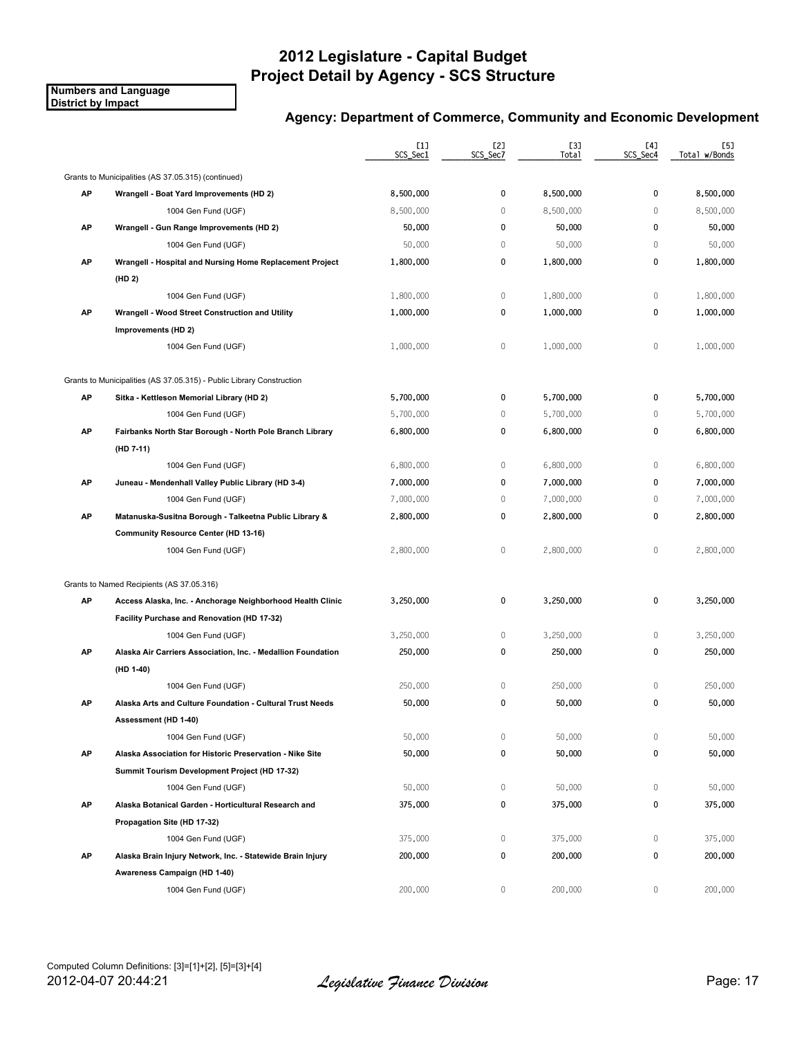# 2012 Legislature - Capital Budget
## Project Detail by Agency - SCS Structure

**Numbers and Language**
**District by Impact**

### Agency: Department of Commerce, Community and Economic Development

| | | [1] SCS_Sec1 | [2] SCS_Sec7 | [3] Total | [4] SCS_Sec4 | [5] Total w/Bonds |
|---|---|---|---|---|---|---|
| | Grants to Municipalities (AS 37.05.315) (continued) | | | | | |
| **AP** | **Wrangell - Boat Yard Improvements (HD 2)** | 8,500,000 | 0 | 8,500,000 | 0 | 8,500,000 |
| | 1004 Gen Fund (UGF) | 8,500,000 | 0 | 8,500,000 | 0 | 8,500,000 |
| **AP** | **Wrangell - Gun Range Improvements (HD 2)** | 50,000 | 0 | 50,000 | 0 | 50,000 |
| | 1004 Gen Fund (UGF) | 50,000 | 0 | 50,000 | 0 | 50,000 |
| **AP** | **Wrangell - Hospital and Nursing Home Replacement Project (HD 2)** | 1,800,000 | 0 | 1,800,000 | 0 | 1,800,000 |
| | 1004 Gen Fund (UGF) | 1,800,000 | 0 | 1,800,000 | 0 | 1,800,000 |
| **AP** | **Wrangell - Wood Street Construction and Utility Improvements (HD 2)** | 1,000,000 | 0 | 1,000,000 | 0 | 1,000,000 |
| | 1004 Gen Fund (UGF) | 1,000,000 | 0 | 1,000,000 | 0 | 1,000,000 |
| | Grants to Municipalities (AS 37.05.315) - Public Library Construction | | | | | |
| **AP** | **Sitka - Kettleson Memorial Library (HD 2)** | 5,700,000 | 0 | 5,700,000 | 0 | 5,700,000 |
| | 1004 Gen Fund (UGF) | 5,700,000 | 0 | 5,700,000 | 0 | 5,700,000 |
| **AP** | **Fairbanks North Star Borough - North Pole Branch Library (HD 7-11)** | 6,800,000 | 0 | 6,800,000 | 0 | 6,800,000 |
| | 1004 Gen Fund (UGF) | 6,800,000 | 0 | 6,800,000 | 0 | 6,800,000 |
| **AP** | **Juneau - Mendenhall Valley Public Library (HD 3-4)** | 7,000,000 | 0 | 7,000,000 | 0 | 7,000,000 |
| | 1004 Gen Fund (UGF) | 7,000,000 | 0 | 7,000,000 | 0 | 7,000,000 |
| **AP** | **Matanuska-Susitna Borough - Talkeetna Public Library & Community Resource Center (HD 13-16)** | 2,800,000 | 0 | 2,800,000 | 0 | 2,800,000 |
| | 1004 Gen Fund (UGF) | 2,800,000 | 0 | 2,800,000 | 0 | 2,800,000 |
| | Grants to Named Recipients (AS 37.05.316) | | | | | |
| **AP** | **Access Alaska, Inc. - Anchorage Neighborhood Health Clinic Facility Purchase and Renovation (HD 17-32)** | 3,250,000 | 0 | 3,250,000 | 0 | 3,250,000 |
| | 1004 Gen Fund (UGF) | 3,250,000 | 0 | 3,250,000 | 0 | 3,250,000 |
| **AP** | **Alaska Air Carriers Association, Inc. - Medallion Foundation (HD 1-40)** | 250,000 | 0 | 250,000 | 0 | 250,000 |
| | 1004 Gen Fund (UGF) | 250,000 | 0 | 250,000 | 0 | 250,000 |
| **AP** | **Alaska Arts and Culture Foundation - Cultural Trust Needs Assessment (HD 1-40)** | 50,000 | 0 | 50,000 | 0 | 50,000 |
| | 1004 Gen Fund (UGF) | 50,000 | 0 | 50,000 | 0 | 50,000 |
| **AP** | **Alaska Association for Historic Preservation - Nike Site Summit Tourism Development Project (HD 17-32)** | 50,000 | 0 | 50,000 | 0 | 50,000 |
| | 1004 Gen Fund (UGF) | 50,000 | 0 | 50,000 | 0 | 50,000 |
| **AP** | **Alaska Botanical Garden - Horticultural Research and Propagation Site (HD 17-32)** | 375,000 | 0 | 375,000 | 0 | 375,000 |
| | 1004 Gen Fund (UGF) | 375,000 | 0 | 375,000 | 0 | 375,000 |
| **AP** | **Alaska Brain Injury Network, Inc. - Statewide Brain Injury Awareness Campaign (HD 1-40)** | 200,000 | 0 | 200,000 | 0 | 200,000 |
| | 1004 Gen Fund (UGF) | 200,000 | 0 | 200,000 | 0 | 200,000 |

Computed Column Definitions: [3]=[1]+[2], [5]=[3]+[4]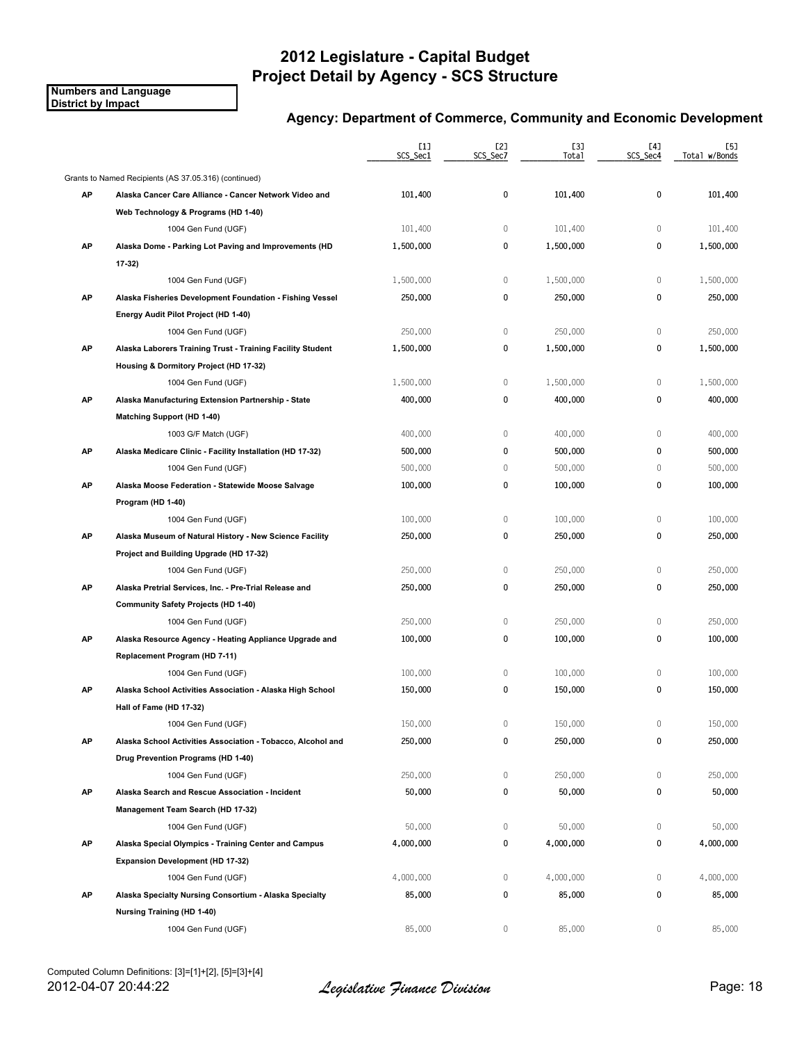# 2012 Legislature - Capital Budget
# Project Detail by Agency - SCS Structure

**Numbers and Language**
**District by Impact**

### Agency: Department of Commerce, Community and Economic Development

| | | [1] SCS_Sec1 | [2] SCS_Sec7 | [3] Total | [4] SCS_Sec4 | [5] Total w/Bonds |
|---|---|---|---|---|---|---|
| | Grants to Named Recipients (AS 37.05.316) (continued) | | | | | |
| **AP** | **Alaska Cancer Care Alliance - Cancer Network Video and Web Technology & Programs (HD 1-40)** | 101,400 | 0 | 101,400 | 0 | 101,400 |
| | 1004 Gen Fund (UGF) | 101,400 | 0 | 101,400 | 0 | 101,400 |
| **AP** | **Alaska Dome - Parking Lot Paving and Improvements (HD 17-32)** | 1,500,000 | 0 | 1,500,000 | 0 | 1,500,000 |
| | 1004 Gen Fund (UGF) | 1,500,000 | 0 | 1,500,000 | 0 | 1,500,000 |
| **AP** | **Alaska Fisheries Development Foundation - Fishing Vessel Energy Audit Pilot Project (HD 1-40)** | 250,000 | 0 | 250,000 | 0 | 250,000 |
| | 1004 Gen Fund (UGF) | 250,000 | 0 | 250,000 | 0 | 250,000 |
| **AP** | **Alaska Laborers Training Trust - Training Facility Student Housing & Dormitory Project (HD 17-32)** | 1,500,000 | 0 | 1,500,000 | 0 | 1,500,000 |
| | 1004 Gen Fund (UGF) | 1,500,000 | 0 | 1,500,000 | 0 | 1,500,000 |
| **AP** | **Alaska Manufacturing Extension Partnership - State Matching Support (HD 1-40)** | 400,000 | 0 | 400,000 | 0 | 400,000 |
| | 1003 G/F Match (UGF) | 400,000 | 0 | 400,000 | 0 | 400,000 |
| **AP** | **Alaska Medicare Clinic - Facility Installation (HD 17-32)** | 500,000 | 0 | 500,000 | 0 | 500,000 |
| | 1004 Gen Fund (UGF) | 500,000 | 0 | 500,000 | 0 | 500,000 |
| **AP** | **Alaska Moose Federation - Statewide Moose Salvage Program (HD 1-40)** | 100,000 | 0 | 100,000 | 0 | 100,000 |
| | 1004 Gen Fund (UGF) | 100,000 | 0 | 100,000 | 0 | 100,000 |
| **AP** | **Alaska Museum of Natural History - New Science Facility Project and Building Upgrade (HD 17-32)** | 250,000 | 0 | 250,000 | 0 | 250,000 |
| | 1004 Gen Fund (UGF) | 250,000 | 0 | 250,000 | 0 | 250,000 |
| **AP** | **Alaska Pretrial Services, Inc. - Pre-Trial Release and Community Safety Projects (HD 1-40)** | 250,000 | 0 | 250,000 | 0 | 250,000 |
| | 1004 Gen Fund (UGF) | 250,000 | 0 | 250,000 | 0 | 250,000 |
| **AP** | **Alaska Resource Agency - Heating Appliance Upgrade and Replacement Program (HD 7-11)** | 100,000 | 0 | 100,000 | 0 | 100,000 |
| | 1004 Gen Fund (UGF) | 100,000 | 0 | 100,000 | 0 | 100,000 |
| **AP** | **Alaska School Activities Association - Alaska High School Hall of Fame (HD 17-32)** | 150,000 | 0 | 150,000 | 0 | 150,000 |
| | 1004 Gen Fund (UGF) | 150,000 | 0 | 150,000 | 0 | 150,000 |
| **AP** | **Alaska School Activities Association - Tobacco, Alcohol and Drug Prevention Programs (HD 1-40)** | 250,000 | 0 | 250,000 | 0 | 250,000 |
| | 1004 Gen Fund (UGF) | 250,000 | 0 | 250,000 | 0 | 250,000 |
| **AP** | **Alaska Search and Rescue Association - Incident Management Team Search (HD 17-32)** | 50,000 | 0 | 50,000 | 0 | 50,000 |
| | 1004 Gen Fund (UGF) | 50,000 | 0 | 50,000 | 0 | 50,000 |
| **AP** | **Alaska Special Olympics - Training Center and Campus Expansion Development (HD 17-32)** | 4,000,000 | 0 | 4,000,000 | 0 | 4,000,000 |
| | 1004 Gen Fund (UGF) | 4,000,000 | 0 | 4,000,000 | 0 | 4,000,000 |
| **AP** | **Alaska Specialty Nursing Consortium - Alaska Specialty Nursing Training (HD 1-40)** | 85,000 | 0 | 85,000 | 0 | 85,000 |
| | 1004 Gen Fund (UGF) | 85,000 | 0 | 85,000 | 0 | 85,000 |

Computed Column Definitions: [3]=[1]+[2], [5]=[3]+[4]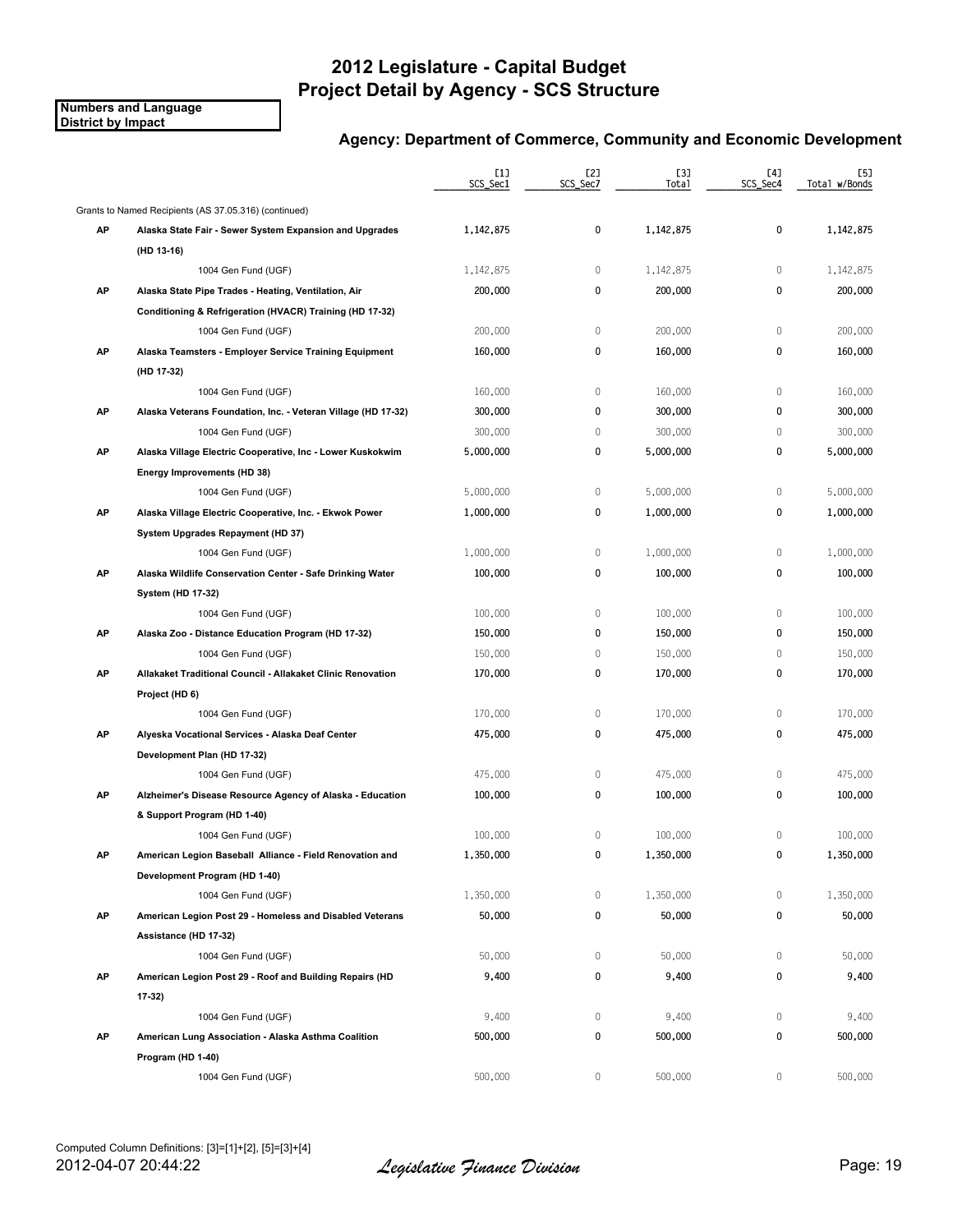# 2012 Legislature - Capital Budget
# Project Detail by Agency - SCS Structure

**Numbers and Language**
**District by Impact**

### Agency: Department of Commerce, Community and Economic Development

| | | [1] SCS_Sec1 | [2] SCS_Sec7 | [3] Total | [4] SCS_Sec4 | [5] Total w/Bonds |
|---|---|---|---|---|---|---|
| | Grants to Named Recipients (AS 37.05.316) (continued) | | | | | |
| **AP** | **Alaska State Fair - Sewer System Expansion and Upgrades (HD 13-16)** | 1,142,875 | 0 | 1,142,875 | 0 | 1,142,875 |
| | 1004 Gen Fund (UGF) | 1,142,875 | 0 | 1,142,875 | 0 | 1,142,875 |
| **AP** | **Alaska State Pipe Trades - Heating, Ventilation, Air Conditioning & Refrigeration (HVACR) Training (HD 17-32)** | 200,000 | 0 | 200,000 | 0 | 200,000 |
| | 1004 Gen Fund (UGF) | 200,000 | 0 | 200,000 | 0 | 200,000 |
| **AP** | **Alaska Teamsters - Employer Service Training Equipment (HD 17-32)** | 160,000 | 0 | 160,000 | 0 | 160,000 |
| | 1004 Gen Fund (UGF) | 160,000 | 0 | 160,000 | 0 | 160,000 |
| **AP** | **Alaska Veterans Foundation, Inc. - Veteran Village (HD 17-32)** | 300,000 | 0 | 300,000 | 0 | 300,000 |
| | 1004 Gen Fund (UGF) | 300,000 | 0 | 300,000 | 0 | 300,000 |
| **AP** | **Alaska Village Electric Cooperative, Inc - Lower Kuskokwim Energy Improvements (HD 38)** | 5,000,000 | 0 | 5,000,000 | 0 | 5,000,000 |
| | 1004 Gen Fund (UGF) | 5,000,000 | 0 | 5,000,000 | 0 | 5,000,000 |
| **AP** | **Alaska Village Electric Cooperative, Inc. - Ekwok Power System Upgrades Repayment (HD 37)** | 1,000,000 | 0 | 1,000,000 | 0 | 1,000,000 |
| | 1004 Gen Fund (UGF) | 1,000,000 | 0 | 1,000,000 | 0 | 1,000,000 |
| **AP** | **Alaska Wildlife Conservation Center - Safe Drinking Water System (HD 17-32)** | 100,000 | 0 | 100,000 | 0 | 100,000 |
| | 1004 Gen Fund (UGF) | 100,000 | 0 | 100,000 | 0 | 100,000 |
| **AP** | **Alaska Zoo - Distance Education Program (HD 17-32)** | 150,000 | 0 | 150,000 | 0 | 150,000 |
| | 1004 Gen Fund (UGF) | 150,000 | 0 | 150,000 | 0 | 150,000 |
| **AP** | **Allakaket Traditional Council - Allakaket Clinic Renovation Project (HD 6)** | 170,000 | 0 | 170,000 | 0 | 170,000 |
| | 1004 Gen Fund (UGF) | 170,000 | 0 | 170,000 | 0 | 170,000 |
| **AP** | **Alyeska Vocational Services - Alaska Deaf Center Development Plan (HD 17-32)** | 475,000 | 0 | 475,000 | 0 | 475,000 |
| | 1004 Gen Fund (UGF) | 475,000 | 0 | 475,000 | 0 | 475,000 |
| **AP** | **Alzheimer's Disease Resource Agency of Alaska - Education & Support Program (HD 1-40)** | 100,000 | 0 | 100,000 | 0 | 100,000 |
| | 1004 Gen Fund (UGF) | 100,000 | 0 | 100,000 | 0 | 100,000 |
| **AP** | **American Legion Baseball Alliance - Field Renovation and Development Program (HD 1-40)** | 1,350,000 | 0 | 1,350,000 | 0 | 1,350,000 |
| | 1004 Gen Fund (UGF) | 1,350,000 | 0 | 1,350,000 | 0 | 1,350,000 |
| **AP** | **American Legion Post 29 - Homeless and Disabled Veterans Assistance (HD 17-32)** | 50,000 | 0 | 50,000 | 0 | 50,000 |
| | 1004 Gen Fund (UGF) | 50,000 | 0 | 50,000 | 0 | 50,000 |
| **AP** | **American Legion Post 29 - Roof and Building Repairs (HD 17-32)** | 9,400 | 0 | 9,400 | 0 | 9,400 |
| | 1004 Gen Fund (UGF) | 9,400 | 0 | 9,400 | 0 | 9,400 |
| **AP** | **American Lung Association - Alaska Asthma Coalition Program (HD 1-40)** | 500,000 | 0 | 500,000 | 0 | 500,000 |
| | 1004 Gen Fund (UGF) | 500,000 | 0 | 500,000 | 0 | 500,000 |

Computed Column Definitions: [3]=[1]+[2], [5]=[3]+[4]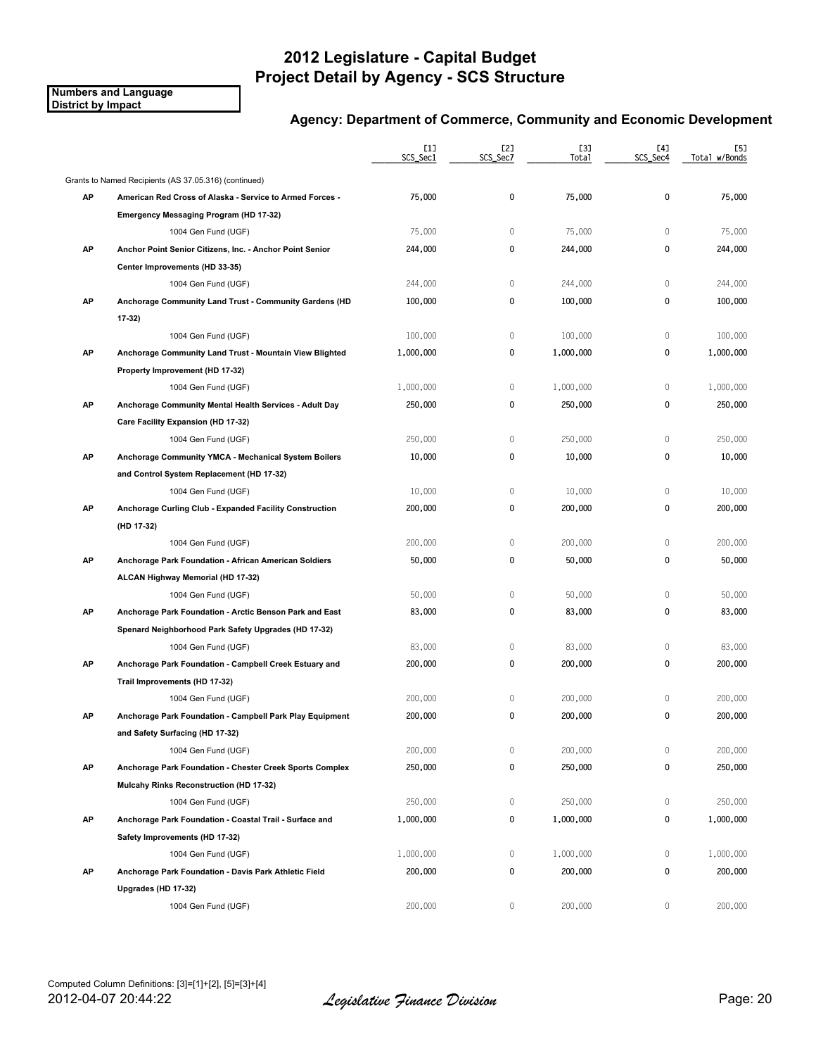# 2012 Legislature - Capital Budget
# Project Detail by Agency - SCS Structure

**Numbers and Language**
**District by Impact**

### Agency: Department of Commerce, Community and Economic Development

| | | [1] SCS_Sec1 | [2] SCS_Sec7 | [3] Total | [4] SCS_Sec4 | [5] Total w/Bonds |
|---|---|---|---|---|---|---|
| | Grants to Named Recipients (AS 37.05.316) (continued) | | | | | |
| **AP** | **American Red Cross of Alaska - Service to Armed Forces - Emergency Messaging Program (HD 17-32)** | 75,000 | 0 | 75,000 | 0 | 75,000 |
| | 1004 Gen Fund (UGF) | 75,000 | 0 | 75,000 | 0 | 75,000 |
| **AP** | **Anchor Point Senior Citizens, Inc. - Anchor Point Senior Center Improvements (HD 33-35)** | 244,000 | 0 | 244,000 | 0 | 244,000 |
| | 1004 Gen Fund (UGF) | 244,000 | 0 | 244,000 | 0 | 244,000 |
| **AP** | **Anchorage Community Land Trust - Community Gardens (HD 17-32)** | 100,000 | 0 | 100,000 | 0 | 100,000 |
| | 1004 Gen Fund (UGF) | 100,000 | 0 | 100,000 | 0 | 100,000 |
| **AP** | **Anchorage Community Land Trust - Mountain View Blighted Property Improvement (HD 17-32)** | 1,000,000 | 0 | 1,000,000 | 0 | 1,000,000 |
| | 1004 Gen Fund (UGF) | 1,000,000 | 0 | 1,000,000 | 0 | 1,000,000 |
| **AP** | **Anchorage Community Mental Health Services - Adult Day Care Facility Expansion (HD 17-32)** | 250,000 | 0 | 250,000 | 0 | 250,000 |
| | 1004 Gen Fund (UGF) | 250,000 | 0 | 250,000 | 0 | 250,000 |
| **AP** | **Anchorage Community YMCA - Mechanical System Boilers and Control System Replacement (HD 17-32)** | 10,000 | 0 | 10,000 | 0 | 10,000 |
| | 1004 Gen Fund (UGF) | 10,000 | 0 | 10,000 | 0 | 10,000 |
| **AP** | **Anchorage Curling Club - Expanded Facility Construction (HD 17-32)** | 200,000 | 0 | 200,000 | 0 | 200,000 |
| | 1004 Gen Fund (UGF) | 200,000 | 0 | 200,000 | 0 | 200,000 |
| **AP** | **Anchorage Park Foundation - African American Soldiers ALCAN Highway Memorial (HD 17-32)** | 50,000 | 0 | 50,000 | 0 | 50,000 |
| | 1004 Gen Fund (UGF) | 50,000 | 0 | 50,000 | 0 | 50,000 |
| **AP** | **Anchorage Park Foundation - Arctic Benson Park and East Spenard Neighborhood Park Safety Upgrades (HD 17-32)** | 83,000 | 0 | 83,000 | 0 | 83,000 |
| | 1004 Gen Fund (UGF) | 83,000 | 0 | 83,000 | 0 | 83,000 |
| **AP** | **Anchorage Park Foundation - Campbell Creek Estuary and Trail Improvements (HD 17-32)** | 200,000 | 0 | 200,000 | 0 | 200,000 |
| | 1004 Gen Fund (UGF) | 200,000 | 0 | 200,000 | 0 | 200,000 |
| **AP** | **Anchorage Park Foundation - Campbell Park Play Equipment and Safety Surfacing (HD 17-32)** | 200,000 | 0 | 200,000 | 0 | 200,000 |
| | 1004 Gen Fund (UGF) | 200,000 | 0 | 200,000 | 0 | 200,000 |
| **AP** | **Anchorage Park Foundation - Chester Creek Sports Complex Mulcahy Rinks Reconstruction (HD 17-32)** | 250,000 | 0 | 250,000 | 0 | 250,000 |
| | 1004 Gen Fund (UGF) | 250,000 | 0 | 250,000 | 0 | 250,000 |
| **AP** | **Anchorage Park Foundation - Coastal Trail - Surface and Safety Improvements (HD 17-32)** | 1,000,000 | 0 | 1,000,000 | 0 | 1,000,000 |
| | 1004 Gen Fund (UGF) | 1,000,000 | 0 | 1,000,000 | 0 | 1,000,000 |
| **AP** | **Anchorage Park Foundation - Davis Park Athletic Field Upgrades (HD 17-32)** | 200,000 | 0 | 200,000 | 0 | 200,000 |
| | 1004 Gen Fund (UGF) | 200,000 | 0 | 200,000 | 0 | 200,000 |

Computed Column Definitions: [3]=[1]+[2], [5]=[3]+[4]

2012-04-07 20:44:22 *Legislative Finance Division*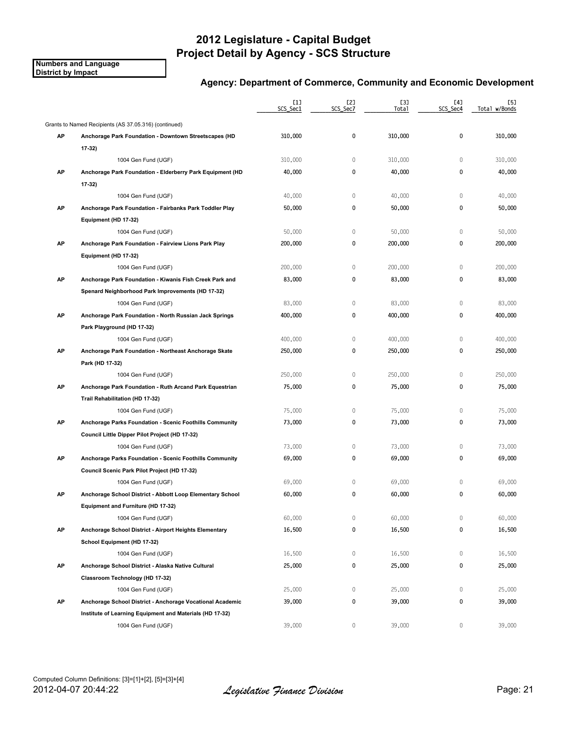# 2012 Legislature - Capital Budget
# Project Detail by Agency - SCS Structure

**Numbers and Language**
**District by Impact**

### Agency: Department of Commerce, Community and Economic Development

| | | [1] SCS_Sec1 | [2] SCS_Sec7 | [3] Total | [4] SCS_Sec4 | [5] Total w/Bonds |
|---|---|---|---|---|---|---|
| | Grants to Named Recipients (AS 37.05.316) (continued) | | | | | |
| **AP** | **Anchorage Park Foundation - Downtown Streetscapes (HD 17-32)** | 310,000 | 0 | 310,000 | 0 | 310,000 |
| | 1004 Gen Fund (UGF) | 310,000 | 0 | 310,000 | 0 | 310,000 |
| **AP** | **Anchorage Park Foundation - Elderberry Park Equipment (HD 17-32)** | 40,000 | 0 | 40,000 | 0 | 40,000 |
| | 1004 Gen Fund (UGF) | 40,000 | 0 | 40,000 | 0 | 40,000 |
| **AP** | **Anchorage Park Foundation - Fairbanks Park Toddler Play Equipment (HD 17-32)** | 50,000 | 0 | 50,000 | 0 | 50,000 |
| | 1004 Gen Fund (UGF) | 50,000 | 0 | 50,000 | 0 | 50,000 |
| **AP** | **Anchorage Park Foundation - Fairview Lions Park Play Equipment (HD 17-32)** | 200,000 | 0 | 200,000 | 0 | 200,000 |
| | 1004 Gen Fund (UGF) | 200,000 | 0 | 200,000 | 0 | 200,000 |
| **AP** | **Anchorage Park Foundation - Kiwanis Fish Creek Park and Spenard Neighborhood Park Improvements (HD 17-32)** | 83,000 | 0 | 83,000 | 0 | 83,000 |
| | 1004 Gen Fund (UGF) | 83,000 | 0 | 83,000 | 0 | 83,000 |
| **AP** | **Anchorage Park Foundation - North Russian Jack Springs Park Playground (HD 17-32)** | 400,000 | 0 | 400,000 | 0 | 400,000 |
| | 1004 Gen Fund (UGF) | 400,000 | 0 | 400,000 | 0 | 400,000 |
| **AP** | **Anchorage Park Foundation - Northeast Anchorage Skate Park (HD 17-32)** | 250,000 | 0 | 250,000 | 0 | 250,000 |
| | 1004 Gen Fund (UGF) | 250,000 | 0 | 250,000 | 0 | 250,000 |
| **AP** | **Anchorage Park Foundation - Ruth Arcand Park Equestrian Trail Rehabilitation (HD 17-32)** | 75,000 | 0 | 75,000 | 0 | 75,000 |
| | 1004 Gen Fund (UGF) | 75,000 | 0 | 75,000 | 0 | 75,000 |
| **AP** | **Anchorage Parks Foundation - Scenic Foothills Community Council Little Dipper Pilot Project (HD 17-32)** | 73,000 | 0 | 73,000 | 0 | 73,000 |
| | 1004 Gen Fund (UGF) | 73,000 | 0 | 73,000 | 0 | 73,000 |
| **AP** | **Anchorage Parks Foundation - Scenic Foothills Community Council Scenic Park Pilot Project (HD 17-32)** | 69,000 | 0 | 69,000 | 0 | 69,000 |
| | 1004 Gen Fund (UGF) | 69,000 | 0 | 69,000 | 0 | 69,000 |
| **AP** | **Anchorage School District - Abbott Loop Elementary School Equipment and Furniture (HD 17-32)** | 60,000 | 0 | 60,000 | 0 | 60,000 |
| | 1004 Gen Fund (UGF) | 60,000 | 0 | 60,000 | 0 | 60,000 |
| **AP** | **Anchorage School District - Airport Heights Elementary School Equipment (HD 17-32)** | 16,500 | 0 | 16,500 | 0 | 16,500 |
| | 1004 Gen Fund (UGF) | 16,500 | 0 | 16,500 | 0 | 16,500 |
| **AP** | **Anchorage School District - Alaska Native Cultural Classroom Technology (HD 17-32)** | 25,000 | 0 | 25,000 | 0 | 25,000 |
| | 1004 Gen Fund (UGF) | 25,000 | 0 | 25,000 | 0 | 25,000 |
| **AP** | **Anchorage School District - Anchorage Vocational Academic Institute of Learning Equipment and Materials (HD 17-32)** | 39,000 | 0 | 39,000 | 0 | 39,000 |
| | 1004 Gen Fund (UGF) | 39,000 | 0 | 39,000 | 0 | 39,000 |

Computed Column Definitions: [3]=[1]+[2], [5]=[3]+[4]

2012-04-07 20:44:22 *Legislative Finance Division*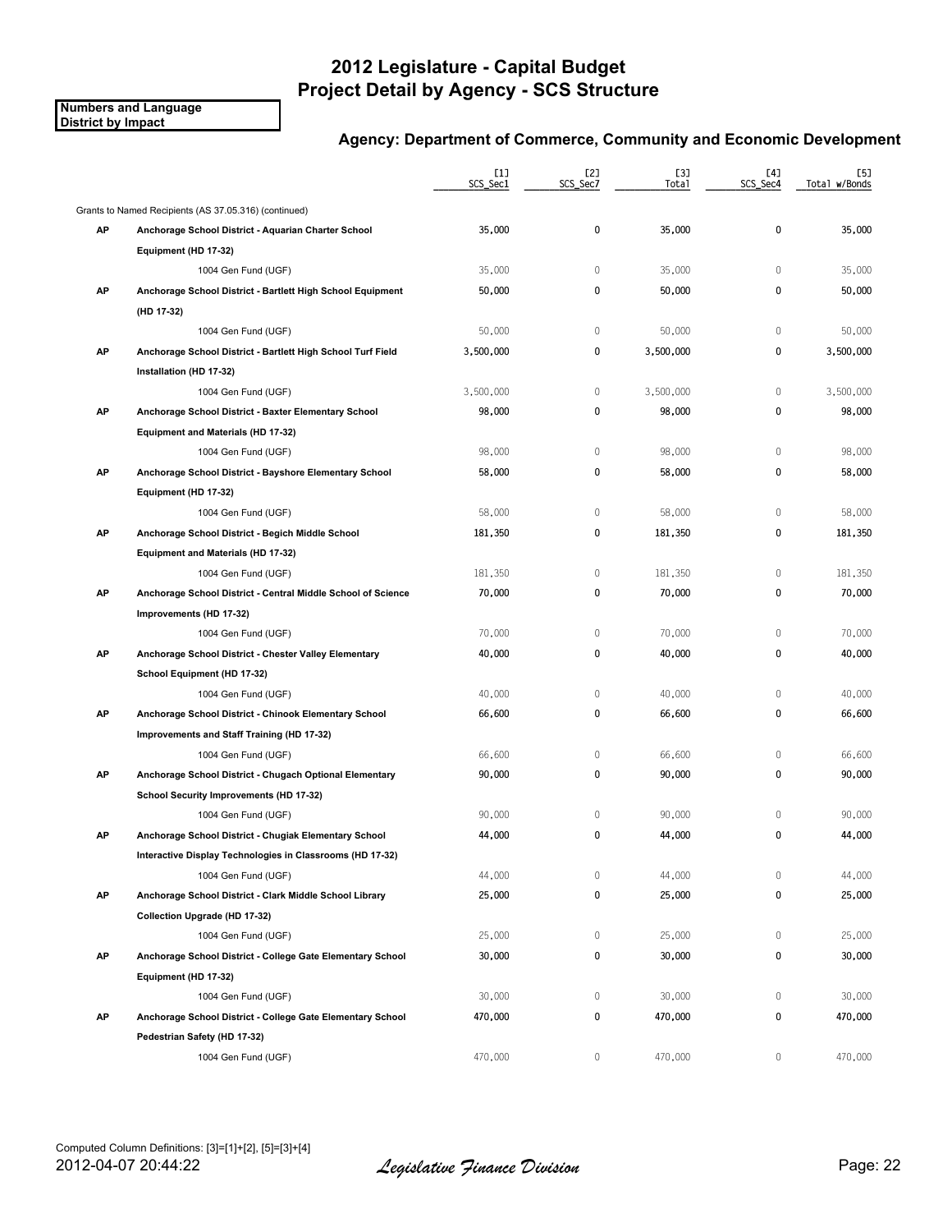# 2012 Legislature - Capital Budget
## Project Detail by Agency - SCS Structure

**Numbers and Language**
**District by Impact**

### Agency: Department of Commerce, Community and Economic Development

| | | [1] SCS_Sec1 | [2] SCS_Sec7 | [3] Total | [4] SCS_Sec4 | [5] Total w/Bonds |
|---|---|---|---|---|---|---|
| | Grants to Named Recipients (AS 37.05.316) (continued) | | | | | |
| **AP** | **Anchorage School District - Aquarian Charter School Equipment (HD 17-32)** | **35,000** | **0** | **35,000** | **0** | **35,000** |
| | 1004 Gen Fund (UGF) | 35,000 | 0 | 35,000 | 0 | 35,000 |
| **AP** | **Anchorage School District - Bartlett High School Equipment (HD 17-32)** | **50,000** | **0** | **50,000** | **0** | **50,000** |
| | 1004 Gen Fund (UGF) | 50,000 | 0 | 50,000 | 0 | 50,000 |
| **AP** | **Anchorage School District - Bartlett High School Turf Field Installation (HD 17-32)** | **3,500,000** | **0** | **3,500,000** | **0** | **3,500,000** |
| | 1004 Gen Fund (UGF) | 3,500,000 | 0 | 3,500,000 | 0 | 3,500,000 |
| **AP** | **Anchorage School District - Baxter Elementary School Equipment and Materials (HD 17-32)** | **98,000** | **0** | **98,000** | **0** | **98,000** |
| | 1004 Gen Fund (UGF) | 98,000 | 0 | 98,000 | 0 | 98,000 |
| **AP** | **Anchorage School District - Bayshore Elementary School Equipment (HD 17-32)** | **58,000** | **0** | **58,000** | **0** | **58,000** |
| | 1004 Gen Fund (UGF) | 58,000 | 0 | 58,000 | 0 | 58,000 |
| **AP** | **Anchorage School District - Begich Middle School Equipment and Materials (HD 17-32)** | **181,350** | **0** | **181,350** | **0** | **181,350** |
| | 1004 Gen Fund (UGF) | 181,350 | 0 | 181,350 | 0 | 181,350 |
| **AP** | **Anchorage School District - Central Middle School of Science Improvements (HD 17-32)** | **70,000** | **0** | **70,000** | **0** | **70,000** |
| | 1004 Gen Fund (UGF) | 70,000 | 0 | 70,000 | 0 | 70,000 |
| **AP** | **Anchorage School District - Chester Valley Elementary School Equipment (HD 17-32)** | **40,000** | **0** | **40,000** | **0** | **40,000** |
| | 1004 Gen Fund (UGF) | 40,000 | 0 | 40,000 | 0 | 40,000 |
| **AP** | **Anchorage School District - Chinook Elementary School Improvements and Staff Training (HD 17-32)** | **66,600** | **0** | **66,600** | **0** | **66,600** |
| | 1004 Gen Fund (UGF) | 66,600 | 0 | 66,600 | 0 | 66,600 |
| **AP** | **Anchorage School District - Chugach Optional Elementary School Security Improvements (HD 17-32)** | **90,000** | **0** | **90,000** | **0** | **90,000** |
| | 1004 Gen Fund (UGF) | 90,000 | 0 | 90,000 | 0 | 90,000 |
| **AP** | **Anchorage School District - Chugiak Elementary School Interactive Display Technologies in Classrooms (HD 17-32)** | **44,000** | **0** | **44,000** | **0** | **44,000** |
| | 1004 Gen Fund (UGF) | 44,000 | 0 | 44,000 | 0 | 44,000 |
| **AP** | **Anchorage School District - Clark Middle School Library Collection Upgrade (HD 17-32)** | **25,000** | **0** | **25,000** | **0** | **25,000** |
| | 1004 Gen Fund (UGF) | 25,000 | 0 | 25,000 | 0 | 25,000 |
| **AP** | **Anchorage School District - College Gate Elementary School Equipment (HD 17-32)** | **30,000** | **0** | **30,000** | **0** | **30,000** |
| | 1004 Gen Fund (UGF) | 30,000 | 0 | 30,000 | 0 | 30,000 |
| **AP** | **Anchorage School District - College Gate Elementary School Pedestrian Safety (HD 17-32)** | **470,000** | **0** | **470,000** | **0** | **470,000** |
| | 1004 Gen Fund (UGF) | 470,000 | 0 | 470,000 | 0 | 470,000 |

Computed Column Definitions: [3]=[1]+[2], [5]=[3]+[4]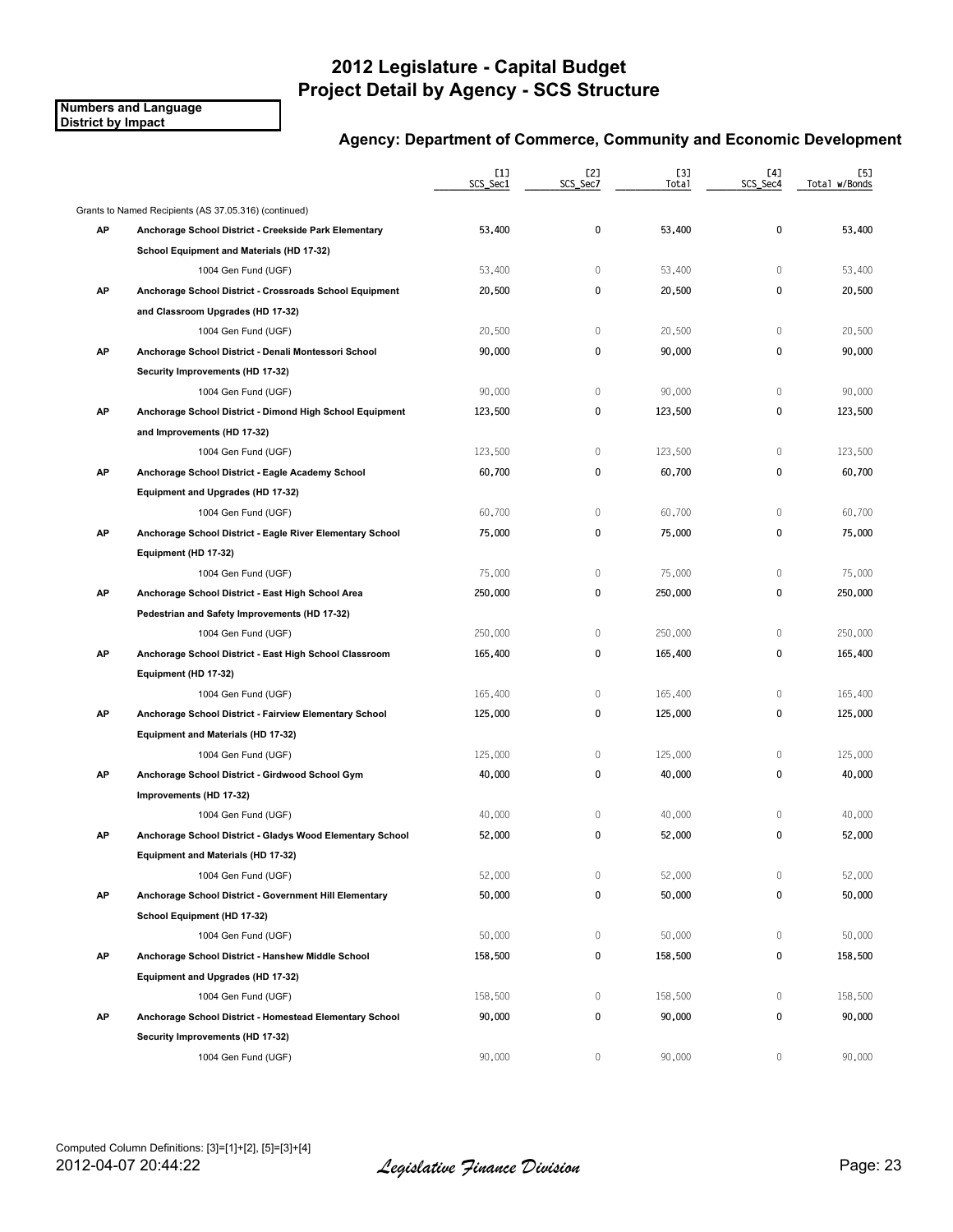# 2012 Legislature - Capital Budget
# Project Detail by Agency - SCS Structure

**Numbers and Language**
**District by Impact**

## Agency: Department of Commerce, Community and Economic Development

| | | [1] SCS_Sec1 | [2] SCS_Sec7 | [3] Total | [4] SCS_Sec4 | [5] Total w/Bonds |
|---|---|---|---|---|---|---|
| | Grants to Named Recipients (AS 37.05.316) (continued) | | | | | |
| **AP** | **Anchorage School District - Creekside Park Elementary School Equipment and Materials (HD 17-32)** | 53,400 | 0 | 53,400 | 0 | 53,400 |
| | 1004 Gen Fund (UGF) | 53,400 | 0 | 53,400 | 0 | 53,400 |
| **AP** | **Anchorage School District - Crossroads School Equipment and Classroom Upgrades (HD 17-32)** | 20,500 | 0 | 20,500 | 0 | 20,500 |
| | 1004 Gen Fund (UGF) | 20,500 | 0 | 20,500 | 0 | 20,500 |
| **AP** | **Anchorage School District - Denali Montessori School Security Improvements (HD 17-32)** | 90,000 | 0 | 90,000 | 0 | 90,000 |
| | 1004 Gen Fund (UGF) | 90,000 | 0 | 90,000 | 0 | 90,000 |
| **AP** | **Anchorage School District - Dimond High School Equipment and Improvements (HD 17-32)** | 123,500 | 0 | 123,500 | 0 | 123,500 |
| | 1004 Gen Fund (UGF) | 123,500 | 0 | 123,500 | 0 | 123,500 |
| **AP** | **Anchorage School District - Eagle Academy School Equipment and Upgrades (HD 17-32)** | 60,700 | 0 | 60,700 | 0 | 60,700 |
| | 1004 Gen Fund (UGF) | 60,700 | 0 | 60,700 | 0 | 60,700 |
| **AP** | **Anchorage School District - Eagle River Elementary School Equipment (HD 17-32)** | 75,000 | 0 | 75,000 | 0 | 75,000 |
| | 1004 Gen Fund (UGF) | 75,000 | 0 | 75,000 | 0 | 75,000 |
| **AP** | **Anchorage School District - East High School Area Pedestrian and Safety Improvements (HD 17-32)** | 250,000 | 0 | 250,000 | 0 | 250,000 |
| | 1004 Gen Fund (UGF) | 250,000 | 0 | 250,000 | 0 | 250,000 |
| **AP** | **Anchorage School District - East High School Classroom Equipment (HD 17-32)** | 165,400 | 0 | 165,400 | 0 | 165,400 |
| | 1004 Gen Fund (UGF) | 165,400 | 0 | 165,400 | 0 | 165,400 |
| **AP** | **Anchorage School District - Fairview Elementary School Equipment and Materials (HD 17-32)** | 125,000 | 0 | 125,000 | 0 | 125,000 |
| | 1004 Gen Fund (UGF) | 125,000 | 0 | 125,000 | 0 | 125,000 |
| **AP** | **Anchorage School District - Girdwood School Gym Improvements (HD 17-32)** | 40,000 | 0 | 40,000 | 0 | 40,000 |
| | 1004 Gen Fund (UGF) | 40,000 | 0 | 40,000 | 0 | 40,000 |
| **AP** | **Anchorage School District - Gladys Wood Elementary School Equipment and Materials (HD 17-32)** | 52,000 | 0 | 52,000 | 0 | 52,000 |
| | 1004 Gen Fund (UGF) | 52,000 | 0 | 52,000 | 0 | 52,000 |
| **AP** | **Anchorage School District - Government Hill Elementary School Equipment (HD 17-32)** | 50,000 | 0 | 50,000 | 0 | 50,000 |
| | 1004 Gen Fund (UGF) | 50,000 | 0 | 50,000 | 0 | 50,000 |
| **AP** | **Anchorage School District - Hanshew Middle School Equipment and Upgrades (HD 17-32)** | 158,500 | 0 | 158,500 | 0 | 158,500 |
| | 1004 Gen Fund (UGF) | 158,500 | 0 | 158,500 | 0 | 158,500 |
| **AP** | **Anchorage School District - Homestead Elementary School Security Improvements (HD 17-32)** | 90,000 | 0 | 90,000 | 0 | 90,000 |
| | 1004 Gen Fund (UGF) | 90,000 | 0 | 90,000 | 0 | 90,000 |

Computed Column Definitions: [3]=[1]+[2], [5]=[3]+[4]

2012-04-07 20:44:22 *Legislative Finance Division*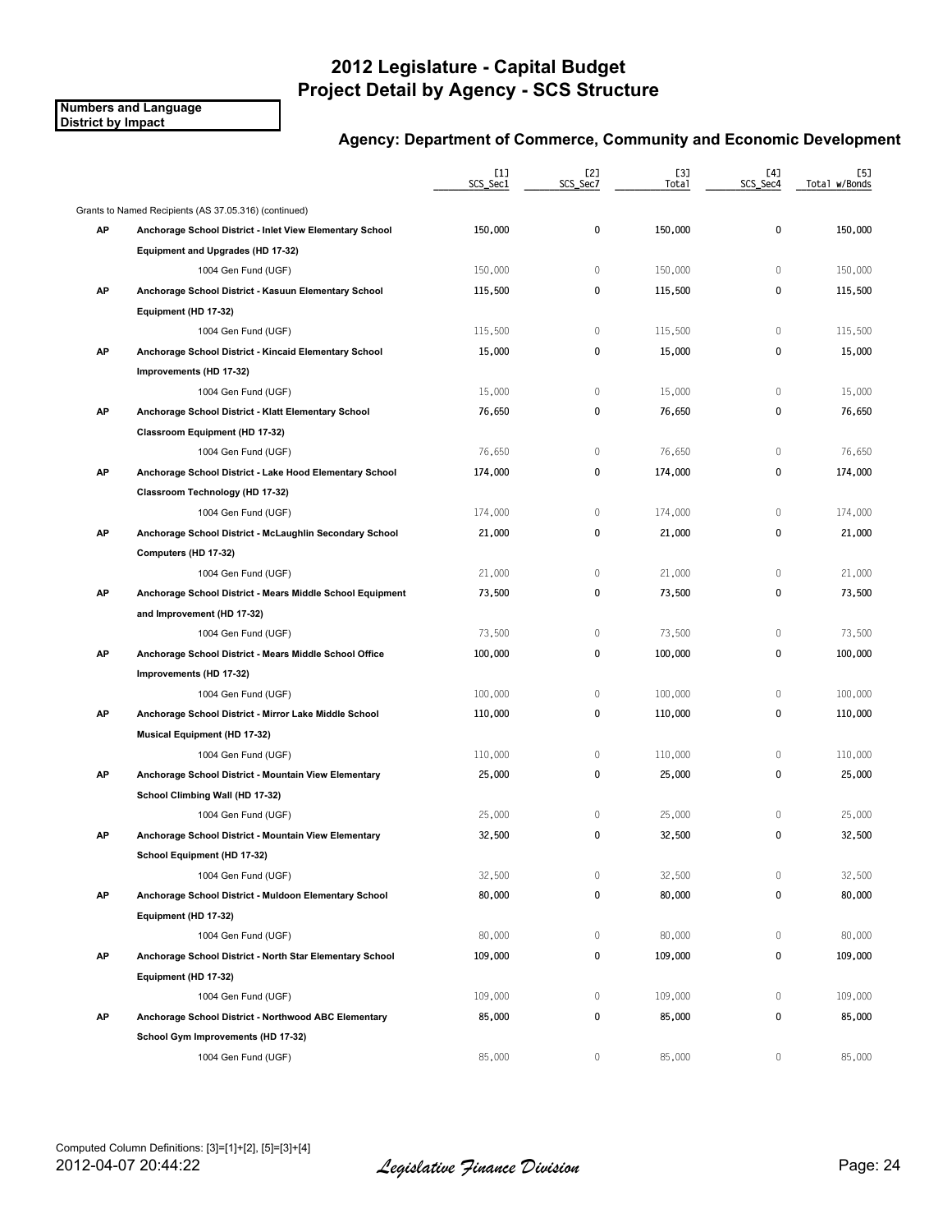# 2012 Legislature - Capital Budget
# Project Detail by Agency - SCS Structure

**Numbers and Language**
**District by Impact**

## Agency: Department of Commerce, Community and Economic Development

| | | [1] SCS_Sec1 | [2] SCS_Sec7 | [3] Total | [4] SCS_Sec4 | [5] Total w/Bonds |
|---|---|---|---|---|---|---|
| | Grants to Named Recipients (AS 37.05.316) (continued) | | | | | |
| **AP** | **Anchorage School District - Inlet View Elementary School Equipment and Upgrades (HD 17-32)** | 150,000 | 0 | 150,000 | 0 | 150,000 |
| | 1004 Gen Fund (UGF) | 150,000 | 0 | 150,000 | 0 | 150,000 |
| **AP** | **Anchorage School District - Kasuun Elementary School Equipment (HD 17-32)** | 115,500 | 0 | 115,500 | 0 | 115,500 |
| | 1004 Gen Fund (UGF) | 115,500 | 0 | 115,500 | 0 | 115,500 |
| **AP** | **Anchorage School District - Kincaid Elementary School Improvements (HD 17-32)** | 15,000 | 0 | 15,000 | 0 | 15,000 |
| | 1004 Gen Fund (UGF) | 15,000 | 0 | 15,000 | 0 | 15,000 |
| **AP** | **Anchorage School District - Klatt Elementary School Classroom Equipment (HD 17-32)** | 76,650 | 0 | 76,650 | 0 | 76,650 |
| | 1004 Gen Fund (UGF) | 76,650 | 0 | 76,650 | 0 | 76,650 |
| **AP** | **Anchorage School District - Lake Hood Elementary School Classroom Technology (HD 17-32)** | 174,000 | 0 | 174,000 | 0 | 174,000 |
| | 1004 Gen Fund (UGF) | 174,000 | 0 | 174,000 | 0 | 174,000 |
| **AP** | **Anchorage School District - McLaughlin Secondary School Computers (HD 17-32)** | 21,000 | 0 | 21,000 | 0 | 21,000 |
| | 1004 Gen Fund (UGF) | 21,000 | 0 | 21,000 | 0 | 21,000 |
| **AP** | **Anchorage School District - Mears Middle School Equipment and Improvement (HD 17-32)** | 73,500 | 0 | 73,500 | 0 | 73,500 |
| | 1004 Gen Fund (UGF) | 73,500 | 0 | 73,500 | 0 | 73,500 |
| **AP** | **Anchorage School District - Mears Middle School Office Improvements (HD 17-32)** | 100,000 | 0 | 100,000 | 0 | 100,000 |
| | 1004 Gen Fund (UGF) | 100,000 | 0 | 100,000 | 0 | 100,000 |
| **AP** | **Anchorage School District - Mirror Lake Middle School Musical Equipment (HD 17-32)** | 110,000 | 0 | 110,000 | 0 | 110,000 |
| | 1004 Gen Fund (UGF) | 110,000 | 0 | 110,000 | 0 | 110,000 |
| **AP** | **Anchorage School District - Mountain View Elementary School Climbing Wall (HD 17-32)** | 25,000 | 0 | 25,000 | 0 | 25,000 |
| | 1004 Gen Fund (UGF) | 25,000 | 0 | 25,000 | 0 | 25,000 |
| **AP** | **Anchorage School District - Mountain View Elementary School Equipment (HD 17-32)** | 32,500 | 0 | 32,500 | 0 | 32,500 |
| | 1004 Gen Fund (UGF) | 32,500 | 0 | 32,500 | 0 | 32,500 |
| **AP** | **Anchorage School District - Muldoon Elementary School Equipment (HD 17-32)** | 80,000 | 0 | 80,000 | 0 | 80,000 |
| | 1004 Gen Fund (UGF) | 80,000 | 0 | 80,000 | 0 | 80,000 |
| **AP** | **Anchorage School District - North Star Elementary School Equipment (HD 17-32)** | 109,000 | 0 | 109,000 | 0 | 109,000 |
| | 1004 Gen Fund (UGF) | 109,000 | 0 | 109,000 | 0 | 109,000 |
| **AP** | **Anchorage School District - Northwood ABC Elementary School Gym Improvements (HD 17-32)** | 85,000 | 0 | 85,000 | 0 | 85,000 |
| | 1004 Gen Fund (UGF) | 85,000 | 0 | 85,000 | 0 | 85,000 |

Computed Column Definitions: [3]=[1]+[2], [5]=[3]+[4]

2012-04-07 20:44:22 *Legislative Finance Division*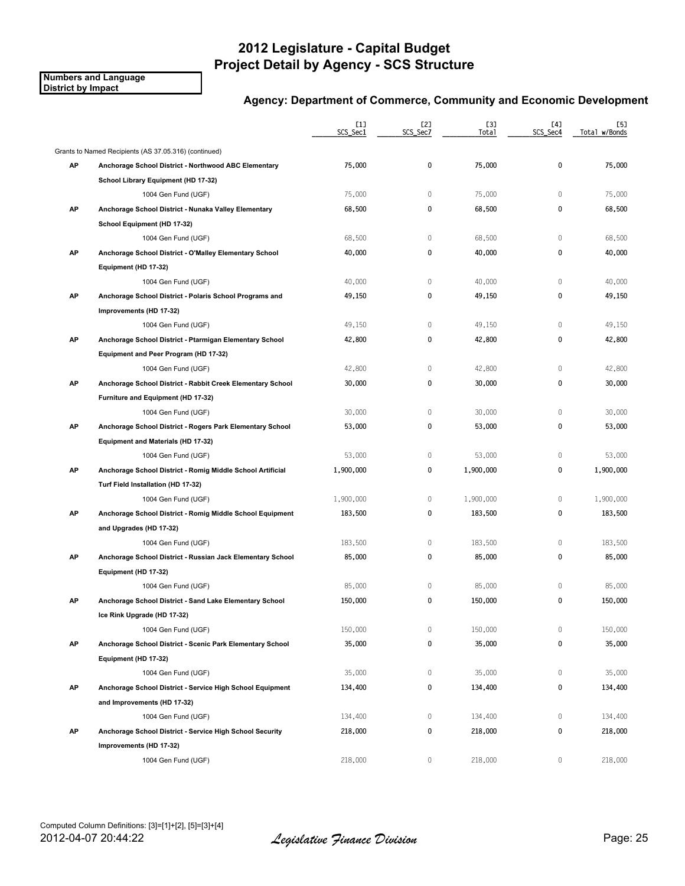# 2012 Legislature - Capital Budget
# Project Detail by Agency - SCS Structure

**Numbers and Language**
**District by Impact**

### Agency: Department of Commerce, Community and Economic Development

| | | [1] SCS_Sec1 | [2] SCS_Sec7 | [3] Total | [4] SCS_Sec4 | [5] Total w/Bonds |
|---|---|---|---|---|---|---|
| | Grants to Named Recipients (AS 37.05.316) (continued) | | | | | |
| **AP** | **Anchorage School District - Northwood ABC Elementary School Library Equipment (HD 17-32)** | 75,000 | 0 | 75,000 | 0 | 75,000 |
| | 1004 Gen Fund (UGF) | 75,000 | 0 | 75,000 | 0 | 75,000 |
| **AP** | **Anchorage School District - Nunaka Valley Elementary School Equipment (HD 17-32)** | 68,500 | 0 | 68,500 | 0 | 68,500 |
| | 1004 Gen Fund (UGF) | 68,500 | 0 | 68,500 | 0 | 68,500 |
| **AP** | **Anchorage School District - O'Malley Elementary School Equipment (HD 17-32)** | 40,000 | 0 | 40,000 | 0 | 40,000 |
| | 1004 Gen Fund (UGF) | 40,000 | 0 | 40,000 | 0 | 40,000 |
| **AP** | **Anchorage School District - Polaris School Programs and Improvements (HD 17-32)** | 49,150 | 0 | 49,150 | 0 | 49,150 |
| | 1004 Gen Fund (UGF) | 49,150 | 0 | 49,150 | 0 | 49,150 |
| **AP** | **Anchorage School District - Ptarmigan Elementary School Equipment and Peer Program (HD 17-32)** | 42,800 | 0 | 42,800 | 0 | 42,800 |
| | 1004 Gen Fund (UGF) | 42,800 | 0 | 42,800 | 0 | 42,800 |
| **AP** | **Anchorage School District - Rabbit Creek Elementary School Furniture and Equipment (HD 17-32)** | 30,000 | 0 | 30,000 | 0 | 30,000 |
| | 1004 Gen Fund (UGF) | 30,000 | 0 | 30,000 | 0 | 30,000 |
| **AP** | **Anchorage School District - Rogers Park Elementary School Equipment and Materials (HD 17-32)** | 53,000 | 0 | 53,000 | 0 | 53,000 |
| | 1004 Gen Fund (UGF) | 53,000 | 0 | 53,000 | 0 | 53,000 |
| **AP** | **Anchorage School District - Romig Middle School Artificial Turf Field Installation (HD 17-32)** | 1,900,000 | 0 | 1,900,000 | 0 | 1,900,000 |
| | 1004 Gen Fund (UGF) | 1,900,000 | 0 | 1,900,000 | 0 | 1,900,000 |
| **AP** | **Anchorage School District - Romig Middle School Equipment and Upgrades (HD 17-32)** | 183,500 | 0 | 183,500 | 0 | 183,500 |
| | 1004 Gen Fund (UGF) | 183,500 | 0 | 183,500 | 0 | 183,500 |
| **AP** | **Anchorage School District - Russian Jack Elementary School Equipment (HD 17-32)** | 85,000 | 0 | 85,000 | 0 | 85,000 |
| | 1004 Gen Fund (UGF) | 85,000 | 0 | 85,000 | 0 | 85,000 |
| **AP** | **Anchorage School District - Sand Lake Elementary School Ice Rink Upgrade (HD 17-32)** | 150,000 | 0 | 150,000 | 0 | 150,000 |
| | 1004 Gen Fund (UGF) | 150,000 | 0 | 150,000 | 0 | 150,000 |
| **AP** | **Anchorage School District - Scenic Park Elementary School Equipment (HD 17-32)** | 35,000 | 0 | 35,000 | 0 | 35,000 |
| | 1004 Gen Fund (UGF) | 35,000 | 0 | 35,000 | 0 | 35,000 |
| **AP** | **Anchorage School District - Service High School Equipment and Improvements (HD 17-32)** | 134,400 | 0 | 134,400 | 0 | 134,400 |
| | 1004 Gen Fund (UGF) | 134,400 | 0 | 134,400 | 0 | 134,400 |
| **AP** | **Anchorage School District - Service High School Security Improvements (HD 17-32)** | 218,000 | 0 | 218,000 | 0 | 218,000 |
| | 1004 Gen Fund (UGF) | 218,000 | 0 | 218,000 | 0 | 218,000 |

Computed Column Definitions: [3]=[1]+[2], [5]=[3]+[4]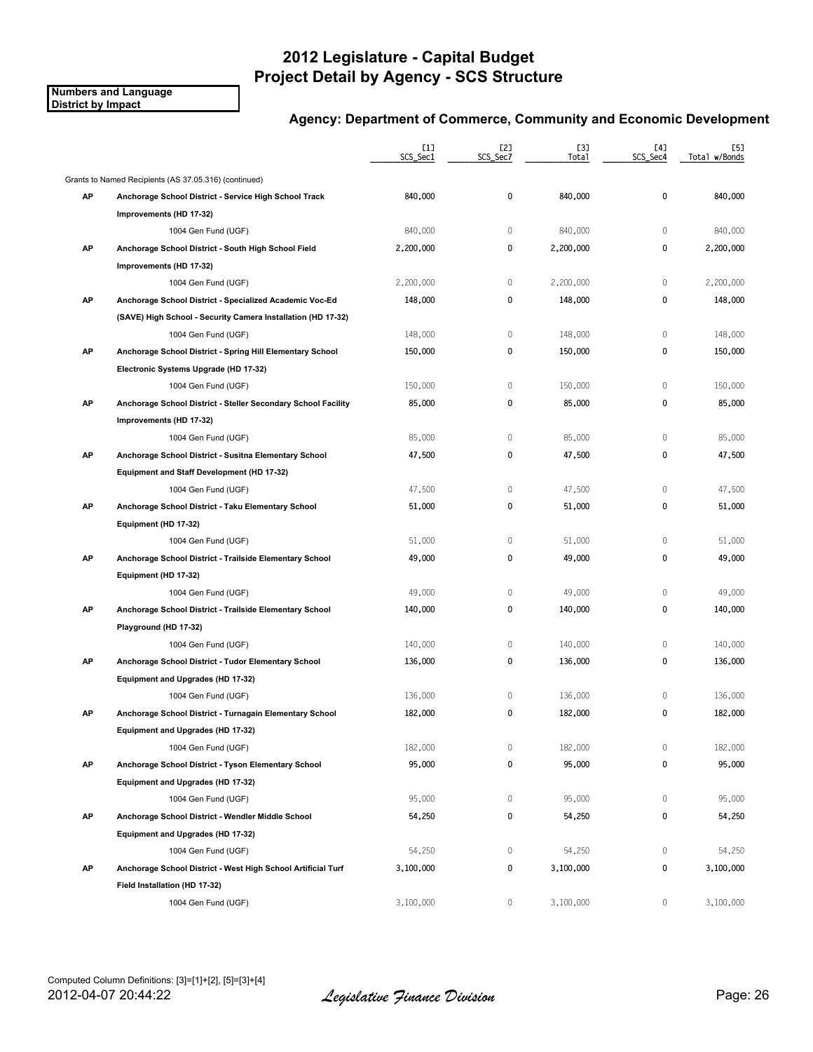# 2012 Legislature - Capital Budget
# Project Detail by Agency - SCS Structure

**Numbers and Language**
**District by Impact**

## Agency: Department of Commerce, Community and Economic Development

| | | [1] SCS_Sec1 | [2] SCS_Sec7 | [3] Total | [4] SCS_Sec4 | [5] Total w/Bonds |
|---|---|---|---|---|---|---|
| | Grants to Named Recipients (AS 37.05.316) (continued) | | | | | |
| **AP** | **Anchorage School District - Service High School Track Improvements (HD 17-32)** | 840,000 | 0 | 840,000 | 0 | 840,000 |
| | 1004 Gen Fund (UGF) | 840,000 | 0 | 840,000 | 0 | 840,000 |
| **AP** | **Anchorage School District - South High School Field Improvements (HD 17-32)** | 2,200,000 | 0 | 2,200,000 | 0 | 2,200,000 |
| | 1004 Gen Fund (UGF) | 2,200,000 | 0 | 2,200,000 | 0 | 2,200,000 |
| **AP** | **Anchorage School District - Specialized Academic Voc-Ed (SAVE) High School - Security Camera Installation (HD 17-32)** | 148,000 | 0 | 148,000 | 0 | 148,000 |
| | 1004 Gen Fund (UGF) | 148,000 | 0 | 148,000 | 0 | 148,000 |
| **AP** | **Anchorage School District - Spring Hill Elementary School Electronic Systems Upgrade (HD 17-32)** | 150,000 | 0 | 150,000 | 0 | 150,000 |
| | 1004 Gen Fund (UGF) | 150,000 | 0 | 150,000 | 0 | 150,000 |
| **AP** | **Anchorage School District - Steller Secondary School Facility Improvements (HD 17-32)** | 85,000 | 0 | 85,000 | 0 | 85,000 |
| | 1004 Gen Fund (UGF) | 85,000 | 0 | 85,000 | 0 | 85,000 |
| **AP** | **Anchorage School District - Susitna Elementary School Equipment and Staff Development (HD 17-32)** | 47,500 | 0 | 47,500 | 0 | 47,500 |
| | 1004 Gen Fund (UGF) | 47,500 | 0 | 47,500 | 0 | 47,500 |
| **AP** | **Anchorage School District - Taku Elementary School Equipment (HD 17-32)** | 51,000 | 0 | 51,000 | 0 | 51,000 |
| | 1004 Gen Fund (UGF) | 51,000 | 0 | 51,000 | 0 | 51,000 |
| **AP** | **Anchorage School District - Trailside Elementary School Equipment (HD 17-32)** | 49,000 | 0 | 49,000 | 0 | 49,000 |
| | 1004 Gen Fund (UGF) | 49,000 | 0 | 49,000 | 0 | 49,000 |
| **AP** | **Anchorage School District - Trailside Elementary School Playground (HD 17-32)** | 140,000 | 0 | 140,000 | 0 | 140,000 |
| | 1004 Gen Fund (UGF) | 140,000 | 0 | 140,000 | 0 | 140,000 |
| **AP** | **Anchorage School District - Tudor Elementary School Equipment and Upgrades (HD 17-32)** | 136,000 | 0 | 136,000 | 0 | 136,000 |
| | 1004 Gen Fund (UGF) | 136,000 | 0 | 136,000 | 0 | 136,000 |
| **AP** | **Anchorage School District - Turnagain Elementary School Equipment and Upgrades (HD 17-32)** | 182,000 | 0 | 182,000 | 0 | 182,000 |
| | 1004 Gen Fund (UGF) | 182,000 | 0 | 182,000 | 0 | 182,000 |
| **AP** | **Anchorage School District - Tyson Elementary School Equipment and Upgrades (HD 17-32)** | 95,000 | 0 | 95,000 | 0 | 95,000 |
| | 1004 Gen Fund (UGF) | 95,000 | 0 | 95,000 | 0 | 95,000 |
| **AP** | **Anchorage School District - Wendler Middle School Equipment and Upgrades (HD 17-32)** | 54,250 | 0 | 54,250 | 0 | 54,250 |
| | 1004 Gen Fund (UGF) | 54,250 | 0 | 54,250 | 0 | 54,250 |
| **AP** | **Anchorage School District - West High School Artificial Turf Field Installation (HD 17-32)** | 3,100,000 | 0 | 3,100,000 | 0 | 3,100,000 |
| | 1004 Gen Fund (UGF) | 3,100,000 | 0 | 3,100,000 | 0 | 3,100,000 |

Computed Column Definitions: [3]=[1]+[2], [5]=[3]+[4]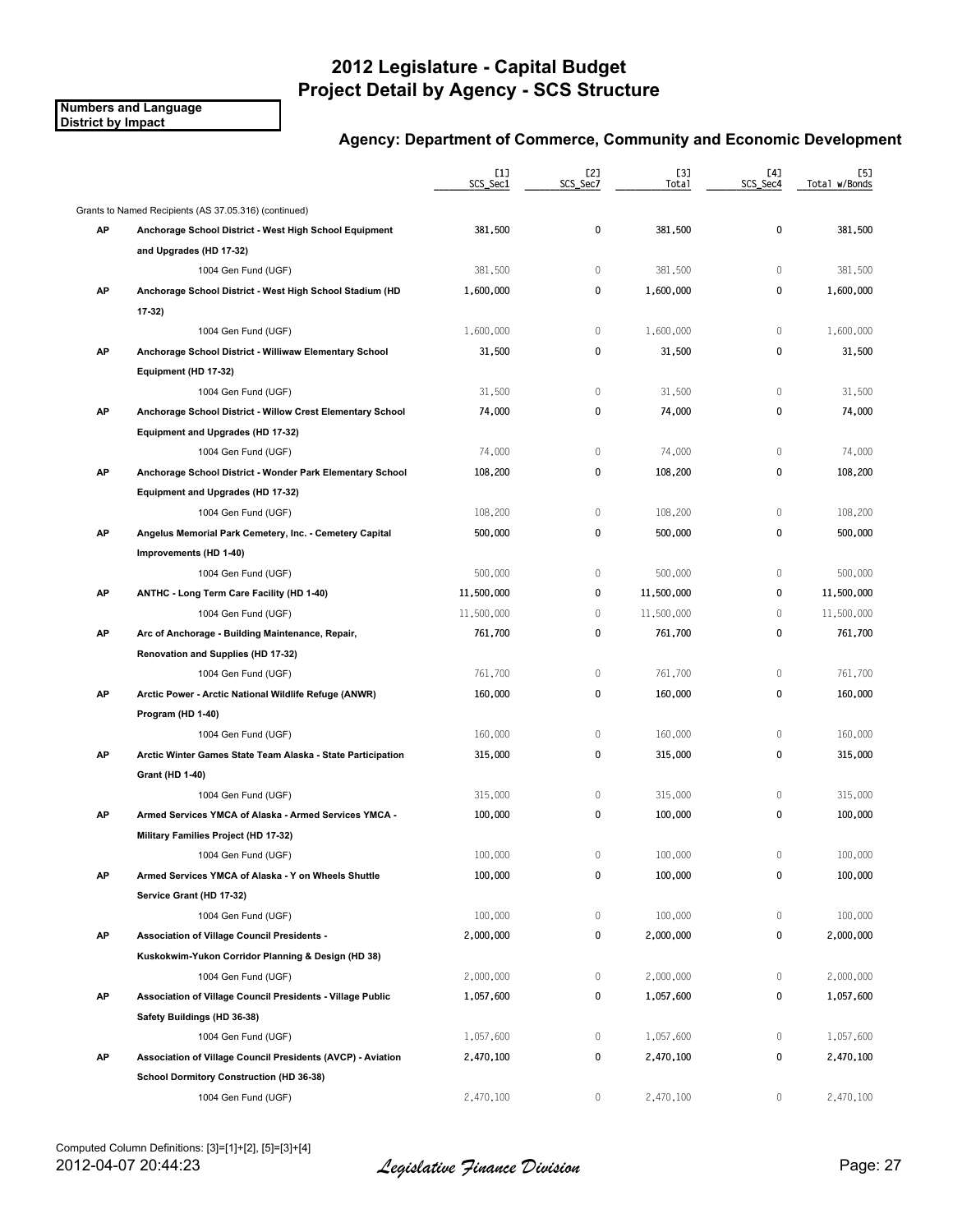# 2012 Legislature - Capital Budget
# Project Detail by Agency - SCS Structure

**Numbers and Language**
**District by Impact**

## Agency: Department of Commerce, Community and Economic Development

| | | [1] SCS_Sec1 | [2] SCS_Sec7 | [3] Total | [4] SCS_Sec4 | [5] Total w/Bonds |
|---|---|---|---|---|---|---|
| | Grants to Named Recipients (AS 37.05.316) (continued) | | | | | |
| **AP** | **Anchorage School District - West High School Equipment and Upgrades (HD 17-32)** | 381,500 | 0 | 381,500 | 0 | 381,500 |
| | 1004 Gen Fund (UGF) | 381,500 | 0 | 381,500 | 0 | 381,500 |
| **AP** | **Anchorage School District - West High School Stadium (HD 17-32)** | 1,600,000 | 0 | 1,600,000 | 0 | 1,600,000 |
| | 1004 Gen Fund (UGF) | 1,600,000 | 0 | 1,600,000 | 0 | 1,600,000 |
| **AP** | **Anchorage School District - Williwaw Elementary School Equipment (HD 17-32)** | 31,500 | 0 | 31,500 | 0 | 31,500 |
| | 1004 Gen Fund (UGF) | 31,500 | 0 | 31,500 | 0 | 31,500 |
| **AP** | **Anchorage School District - Willow Crest Elementary School Equipment and Upgrades (HD 17-32)** | 74,000 | 0 | 74,000 | 0 | 74,000 |
| | 1004 Gen Fund (UGF) | 74,000 | 0 | 74,000 | 0 | 74,000 |
| **AP** | **Anchorage School District - Wonder Park Elementary School Equipment and Upgrades (HD 17-32)** | 108,200 | 0 | 108,200 | 0 | 108,200 |
| | 1004 Gen Fund (UGF) | 108,200 | 0 | 108,200 | 0 | 108,200 |
| **AP** | **Angelus Memorial Park Cemetery, Inc. - Cemetery Capital Improvements (HD 1-40)** | 500,000 | 0 | 500,000 | 0 | 500,000 |
| | 1004 Gen Fund (UGF) | 500,000 | 0 | 500,000 | 0 | 500,000 |
| **AP** | **ANTHC - Long Term Care Facility (HD 1-40)** | 11,500,000 | 0 | 11,500,000 | 0 | 11,500,000 |
| | 1004 Gen Fund (UGF) | 11,500,000 | 0 | 11,500,000 | 0 | 11,500,000 |
| **AP** | **Arc of Anchorage - Building Maintenance, Repair, Renovation and Supplies (HD 17-32)** | 761,700 | 0 | 761,700 | 0 | 761,700 |
| | 1004 Gen Fund (UGF) | 761,700 | 0 | 761,700 | 0 | 761,700 |
| **AP** | **Arctic Power - Arctic National Wildlife Refuge (ANWR) Program (HD 1-40)** | 160,000 | 0 | 160,000 | 0 | 160,000 |
| | 1004 Gen Fund (UGF) | 160,000 | 0 | 160,000 | 0 | 160,000 |
| **AP** | **Arctic Winter Games State Team Alaska - State Participation Grant (HD 1-40)** | 315,000 | 0 | 315,000 | 0 | 315,000 |
| | 1004 Gen Fund (UGF) | 315,000 | 0 | 315,000 | 0 | 315,000 |
| **AP** | **Armed Services YMCA of Alaska - Armed Services YMCA - Military Families Project (HD 17-32)** | 100,000 | 0 | 100,000 | 0 | 100,000 |
| | 1004 Gen Fund (UGF) | 100,000 | 0 | 100,000 | 0 | 100,000 |
| **AP** | **Armed Services YMCA of Alaska - Y on Wheels Shuttle Service Grant (HD 17-32)** | 100,000 | 0 | 100,000 | 0 | 100,000 |
| | 1004 Gen Fund (UGF) | 100,000 | 0 | 100,000 | 0 | 100,000 |
| **AP** | **Association of Village Council Presidents - Kuskokwim-Yukon Corridor Planning & Design (HD 38)** | 2,000,000 | 0 | 2,000,000 | 0 | 2,000,000 |
| | 1004 Gen Fund (UGF) | 2,000,000 | 0 | 2,000,000 | 0 | 2,000,000 |
| **AP** | **Association of Village Council Presidents - Village Public Safety Buildings (HD 36-38)** | 1,057,600 | 0 | 1,057,600 | 0 | 1,057,600 |
| | 1004 Gen Fund (UGF) | 1,057,600 | 0 | 1,057,600 | 0 | 1,057,600 |
| **AP** | **Association of Village Council Presidents (AVCP) - Aviation School Dormitory Construction (HD 36-38)** | 2,470,100 | 0 | 2,470,100 | 0 | 2,470,100 |
| | 1004 Gen Fund (UGF) | 2,470,100 | 0 | 2,470,100 | 0 | 2,470,100 |

Computed Column Definitions: [3]=[1]+[2], [5]=[3]+[4]

2012-04-07 20:44:23 *Legislative Finance Division*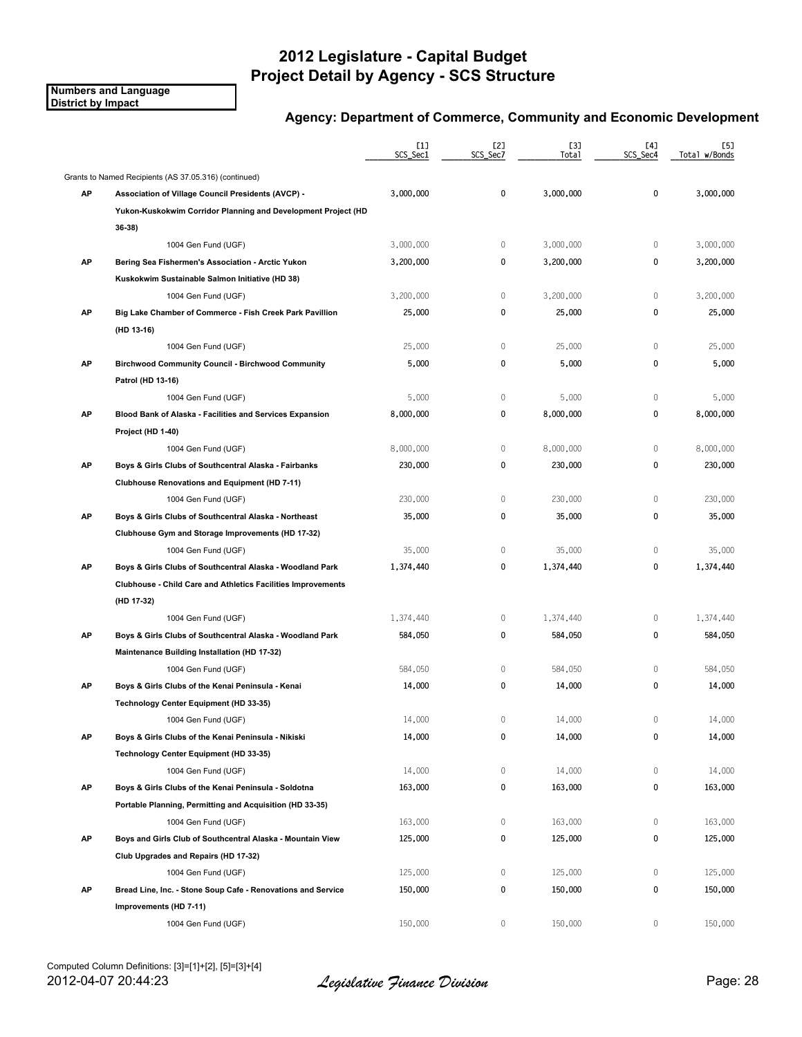# 2012 Legislature - Capital Budget
# Project Detail by Agency - SCS Structure

**Numbers and Language**
**District by Impact**

## Agency: Department of Commerce, Community and Economic Development

| | | [1] SCS_Sec1 | [2] SCS_Sec7 | [3] Total | [4] SCS_Sec4 | [5] Total w/Bonds |
|---|---|---|---|---|---|---|
| | Grants to Named Recipients (AS 37.05.316) (continued) | | | | | |
| **AP** | **Association of Village Council Presidents (AVCP) - Yukon-Kuskokwim Corridor Planning and Development Project (HD 36-38)** | 3,000,000 | 0 | 3,000,000 | 0 | 3,000,000 |
| | 1004 Gen Fund (UGF) | 3,000,000 | 0 | 3,000,000 | 0 | 3,000,000 |
| **AP** | **Bering Sea Fishermen's Association - Arctic Yukon Kuskokwim Sustainable Salmon Initiative (HD 38)** | 3,200,000 | 0 | 3,200,000 | 0 | 3,200,000 |
| | 1004 Gen Fund (UGF) | 3,200,000 | 0 | 3,200,000 | 0 | 3,200,000 |
| **AP** | **Big Lake Chamber of Commerce - Fish Creek Park Pavillion (HD 13-16)** | 25,000 | 0 | 25,000 | 0 | 25,000 |
| | 1004 Gen Fund (UGF) | 25,000 | 0 | 25,000 | 0 | 25,000 |
| **AP** | **Birchwood Community Council - Birchwood Community Patrol (HD 13-16)** | 5,000 | 0 | 5,000 | 0 | 5,000 |
| | 1004 Gen Fund (UGF) | 5,000 | 0 | 5,000 | 0 | 5,000 |
| **AP** | **Blood Bank of Alaska - Facilities and Services Expansion Project (HD 1-40)** | 8,000,000 | 0 | 8,000,000 | 0 | 8,000,000 |
| | 1004 Gen Fund (UGF) | 8,000,000 | 0 | 8,000,000 | 0 | 8,000,000 |
| **AP** | **Boys & Girls Clubs of Southcentral Alaska - Fairbanks Clubhouse Renovations and Equipment (HD 7-11)** | 230,000 | 0 | 230,000 | 0 | 230,000 |
| | 1004 Gen Fund (UGF) | 230,000 | 0 | 230,000 | 0 | 230,000 |
| **AP** | **Boys & Girls Clubs of Southcentral Alaska - Northeast Clubhouse Gym and Storage Improvements (HD 17-32)** | 35,000 | 0 | 35,000 | 0 | 35,000 |
| | 1004 Gen Fund (UGF) | 35,000 | 0 | 35,000 | 0 | 35,000 |
| **AP** | **Boys & Girls Clubs of Southcentral Alaska - Woodland Park Clubhouse - Child Care and Athletics Facilities Improvements (HD 17-32)** | 1,374,440 | 0 | 1,374,440 | 0 | 1,374,440 |
| | 1004 Gen Fund (UGF) | 1,374,440 | 0 | 1,374,440 | 0 | 1,374,440 |
| **AP** | **Boys & Girls Clubs of Southcentral Alaska - Woodland Park Maintenance Building Installation (HD 17-32)** | 584,050 | 0 | 584,050 | 0 | 584,050 |
| | 1004 Gen Fund (UGF) | 584,050 | 0 | 584,050 | 0 | 584,050 |
| **AP** | **Boys & Girls Clubs of the Kenai Peninsula - Kenai Technology Center Equipment (HD 33-35)** | 14,000 | 0 | 14,000 | 0 | 14,000 |
| | 1004 Gen Fund (UGF) | 14,000 | 0 | 14,000 | 0 | 14,000 |
| **AP** | **Boys & Girls Clubs of the Kenai Peninsula - Nikiski Technology Center Equipment (HD 33-35)** | 14,000 | 0 | 14,000 | 0 | 14,000 |
| | 1004 Gen Fund (UGF) | 14,000 | 0 | 14,000 | 0 | 14,000 |
| **AP** | **Boys & Girls Clubs of the Kenai Peninsula - Soldotna Portable Planning, Permitting and Acquisition (HD 33-35)** | 163,000 | 0 | 163,000 | 0 | 163,000 |
| | 1004 Gen Fund (UGF) | 163,000 | 0 | 163,000 | 0 | 163,000 |
| **AP** | **Boys and Girls Club of Southcentral Alaska - Mountain View Club Upgrades and Repairs (HD 17-32)** | 125,000 | 0 | 125,000 | 0 | 125,000 |
| | 1004 Gen Fund (UGF) | 125,000 | 0 | 125,000 | 0 | 125,000 |
| **AP** | **Bread Line, Inc. - Stone Soup Cafe - Renovations and Service Improvements (HD 7-11)** | 150,000 | 0 | 150,000 | 0 | 150,000 |
| | 1004 Gen Fund (UGF) | 150,000 | 0 | 150,000 | 0 | 150,000 |

Computed Column Definitions: [3]=[1]+[2], [5]=[3]+[4]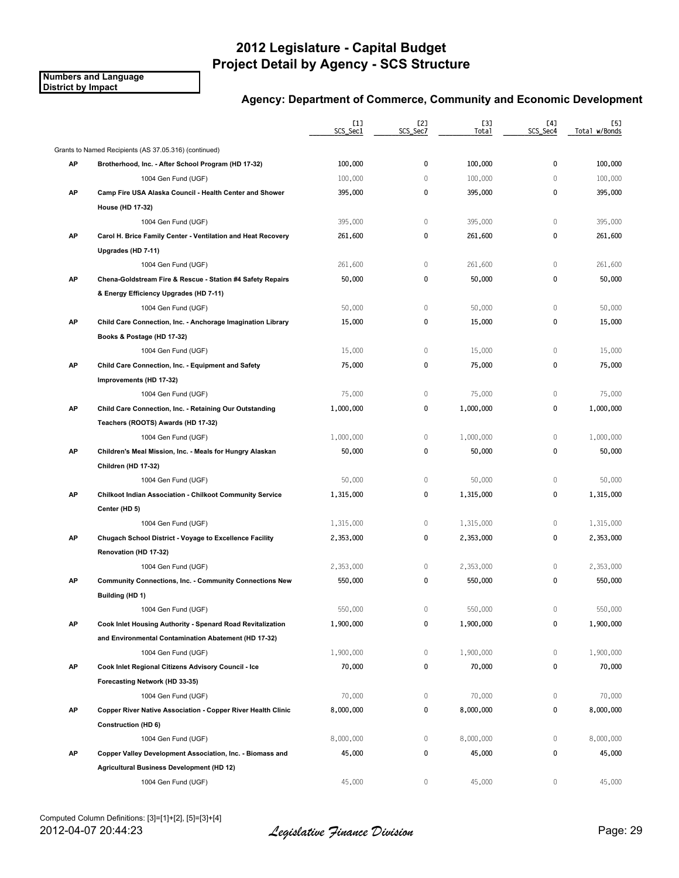# 2012 Legislature - Capital Budget
# Project Detail by Agency - SCS Structure

**Numbers and Language**
**District by Impact**

### Agency: Department of Commerce, Community and Economic Development

| | | [1] SCS_Sec1 | [2] SCS_Sec7 | [3] Total | [4] SCS_Sec4 | [5] Total w/Bonds |
|---|---|---|---|---|---|---|
| | Grants to Named Recipients (AS 37.05.316) (continued) | | | | | |
| **AP** | **Brotherhood, Inc. - After School Program (HD 17-32)** | **100,000** | **0** | **100,000** | **0** | **100,000** |
| | 1004 Gen Fund (UGF) | 100,000 | 0 | 100,000 | 0 | 100,000 |
| **AP** | **Camp Fire USA Alaska Council - Health Center and Shower House (HD 17-32)** | **395,000** | **0** | **395,000** | **0** | **395,000** |
| | 1004 Gen Fund (UGF) | 395,000 | 0 | 395,000 | 0 | 395,000 |
| **AP** | **Carol H. Brice Family Center - Ventilation and Heat Recovery Upgrades (HD 7-11)** | **261,600** | **0** | **261,600** | **0** | **261,600** |
| | 1004 Gen Fund (UGF) | 261,600 | 0 | 261,600 | 0 | 261,600 |
| **AP** | **Chena-Goldstream Fire & Rescue - Station #4 Safety Repairs & Energy Efficiency Upgrades (HD 7-11)** | **50,000** | **0** | **50,000** | **0** | **50,000** |
| | 1004 Gen Fund (UGF) | 50,000 | 0 | 50,000 | 0 | 50,000 |
| **AP** | **Child Care Connection, Inc. - Anchorage Imagination Library Books & Postage (HD 17-32)** | **15,000** | **0** | **15,000** | **0** | **15,000** |
| | 1004 Gen Fund (UGF) | 15,000 | 0 | 15,000 | 0 | 15,000 |
| **AP** | **Child Care Connection, Inc. - Equipment and Safety Improvements (HD 17-32)** | **75,000** | **0** | **75,000** | **0** | **75,000** |
| | 1004 Gen Fund (UGF) | 75,000 | 0 | 75,000 | 0 | 75,000 |
| **AP** | **Child Care Connection, Inc. - Retaining Our Outstanding Teachers (ROOTS) Awards (HD 17-32)** | **1,000,000** | **0** | **1,000,000** | **0** | **1,000,000** |
| | 1004 Gen Fund (UGF) | 1,000,000 | 0 | 1,000,000 | 0 | 1,000,000 |
| **AP** | **Children's Meal Mission, Inc. - Meals for Hungry Alaskan Children (HD 17-32)** | **50,000** | **0** | **50,000** | **0** | **50,000** |
| | 1004 Gen Fund (UGF) | 50,000 | 0 | 50,000 | 0 | 50,000 |
| **AP** | **Chilkoot Indian Association - Chilkoot Community Service Center (HD 5)** | **1,315,000** | **0** | **1,315,000** | **0** | **1,315,000** |
| | 1004 Gen Fund (UGF) | 1,315,000 | 0 | 1,315,000 | 0 | 1,315,000 |
| **AP** | **Chugach School District - Voyage to Excellence Facility Renovation (HD 17-32)** | **2,353,000** | **0** | **2,353,000** | **0** | **2,353,000** |
| | 1004 Gen Fund (UGF) | 2,353,000 | 0 | 2,353,000 | 0 | 2,353,000 |
| **AP** | **Community Connections, Inc. - Community Connections New Building (HD 1)** | **550,000** | **0** | **550,000** | **0** | **550,000** |
| | 1004 Gen Fund (UGF) | 550,000 | 0 | 550,000 | 0 | 550,000 |
| **AP** | **Cook Inlet Housing Authority - Spenard Road Revitalization and Environmental Contamination Abatement (HD 17-32)** | **1,900,000** | **0** | **1,900,000** | **0** | **1,900,000** |
| | 1004 Gen Fund (UGF) | 1,900,000 | 0 | 1,900,000 | 0 | 1,900,000 |
| **AP** | **Cook Inlet Regional Citizens Advisory Council - Ice Forecasting Network (HD 33-35)** | **70,000** | **0** | **70,000** | **0** | **70,000** |
| | 1004 Gen Fund (UGF) | 70,000 | 0 | 70,000 | 0 | 70,000 |
| **AP** | **Copper River Native Association - Copper River Health Clinic Construction (HD 6)** | **8,000,000** | **0** | **8,000,000** | **0** | **8,000,000** |
| | 1004 Gen Fund (UGF) | 8,000,000 | 0 | 8,000,000 | 0 | 8,000,000 |
| **AP** | **Copper Valley Development Association, Inc. - Biomass and Agricultural Business Development (HD 12)** | **45,000** | **0** | **45,000** | **0** | **45,000** |
| | 1004 Gen Fund (UGF) | 45,000 | 0 | 45,000 | 0 | 45,000 |

Computed Column Definitions: [3]=[1]+[2], [5]=[3]+[4]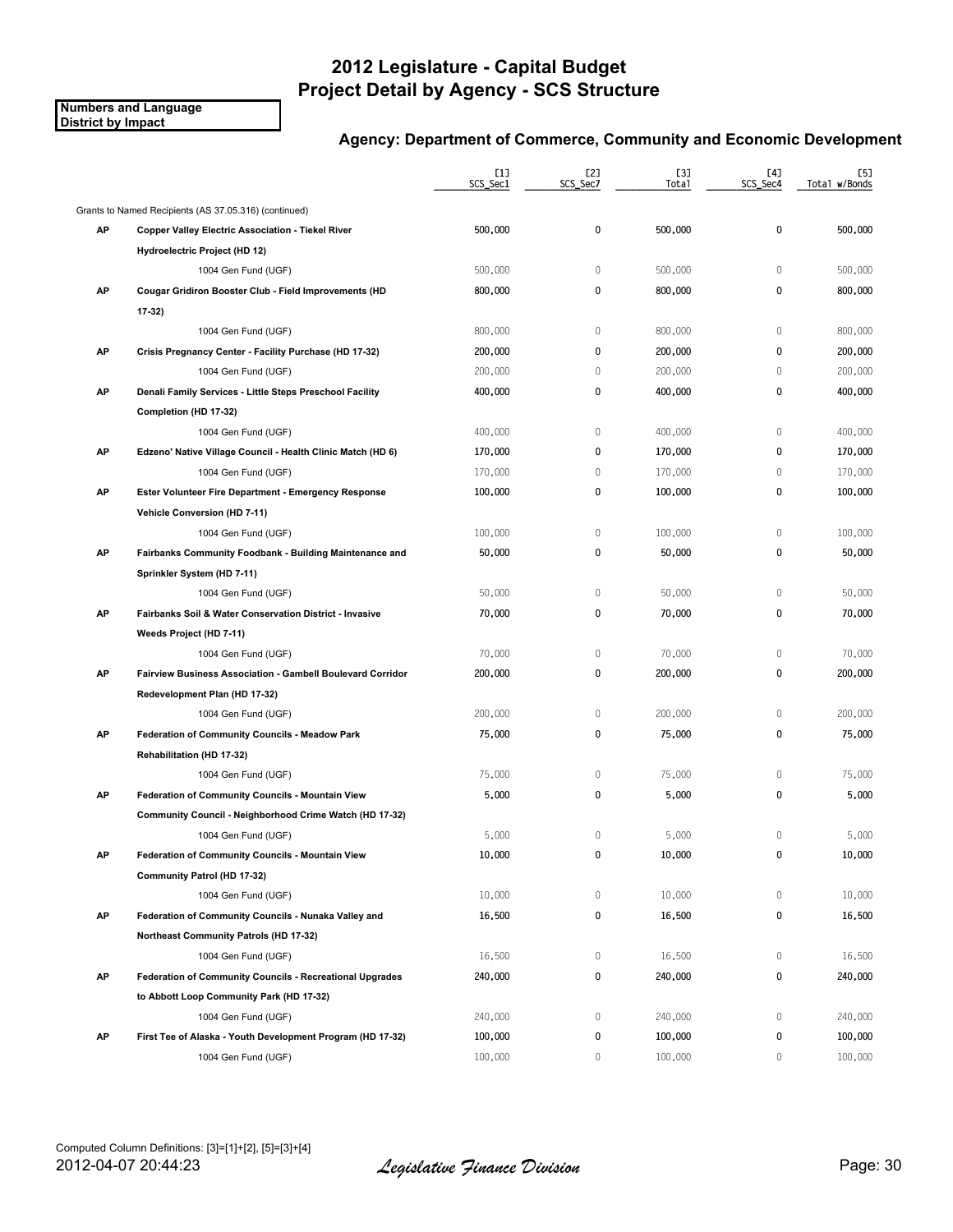# 2012 Legislature - Capital Budget
# Project Detail by Agency - SCS Structure

**Numbers and Language**
**District by Impact**

### Agency: Department of Commerce, Community and Economic Development

| | | [1] SCS_Sec1 | [2] SCS_Sec7 | [3] Total | [4] SCS_Sec4 | [5] Total w/Bonds |
|---|---|---|---|---|---|---|
| | Grants to Named Recipients (AS 37.05.316) (continued) | | | | | |
| **AP** | **Copper Valley Electric Association - Tiekel River Hydroelectric Project (HD 12)** | **500,000** | **0** | **500,000** | **0** | **500,000** |
| | 1004 Gen Fund (UGF) | 500,000 | 0 | 500,000 | 0 | 500,000 |
| **AP** | **Cougar Gridiron Booster Club - Field Improvements (HD 17-32)** | **800,000** | **0** | **800,000** | **0** | **800,000** |
| | 1004 Gen Fund (UGF) | 800,000 | 0 | 800,000 | 0 | 800,000 |
| **AP** | **Crisis Pregnancy Center - Facility Purchase (HD 17-32)** | **200,000** | **0** | **200,000** | **0** | **200,000** |
| | 1004 Gen Fund (UGF) | 200,000 | 0 | 200,000 | 0 | 200,000 |
| **AP** | **Denali Family Services - Little Steps Preschool Facility Completion (HD 17-32)** | **400,000** | **0** | **400,000** | **0** | **400,000** |
| | 1004 Gen Fund (UGF) | 400,000 | 0 | 400,000 | 0 | 400,000 |
| **AP** | **Edzeno' Native Village Council - Health Clinic Match (HD 6)** | **170,000** | **0** | **170,000** | **0** | **170,000** |
| | 1004 Gen Fund (UGF) | 170,000 | 0 | 170,000 | 0 | 170,000 |
| **AP** | **Ester Volunteer Fire Department - Emergency Response Vehicle Conversion (HD 7-11)** | **100,000** | **0** | **100,000** | **0** | **100,000** |
| | 1004 Gen Fund (UGF) | 100,000 | 0 | 100,000 | 0 | 100,000 |
| **AP** | **Fairbanks Community Foodbank - Building Maintenance and Sprinkler System (HD 7-11)** | **50,000** | **0** | **50,000** | **0** | **50,000** |
| | 1004 Gen Fund (UGF) | 50,000 | 0 | 50,000 | 0 | 50,000 |
| **AP** | **Fairbanks Soil & Water Conservation District - Invasive Weeds Project (HD 7-11)** | **70,000** | **0** | **70,000** | **0** | **70,000** |
| | 1004 Gen Fund (UGF) | 70,000 | 0 | 70,000 | 0 | 70,000 |
| **AP** | **Fairview Business Association - Gambell Boulevard Corridor Redevelopment Plan (HD 17-32)** | **200,000** | **0** | **200,000** | **0** | **200,000** |
| | 1004 Gen Fund (UGF) | 200,000 | 0 | 200,000 | 0 | 200,000 |
| **AP** | **Federation of Community Councils - Meadow Park Rehabilitation (HD 17-32)** | **75,000** | **0** | **75,000** | **0** | **75,000** |
| | 1004 Gen Fund (UGF) | 75,000 | 0 | 75,000 | 0 | 75,000 |
| **AP** | **Federation of Community Councils - Mountain View Community Council - Neighborhood Crime Watch (HD 17-32)** | **5,000** | **0** | **5,000** | **0** | **5,000** |
| | 1004 Gen Fund (UGF) | 5,000 | 0 | 5,000 | 0 | 5,000 |
| **AP** | **Federation of Community Councils - Mountain View Community Patrol (HD 17-32)** | **10,000** | **0** | **10,000** | **0** | **10,000** |
| | 1004 Gen Fund (UGF) | 10,000 | 0 | 10,000 | 0 | 10,000 |
| **AP** | **Federation of Community Councils - Nunaka Valley and Northeast Community Patrols (HD 17-32)** | **16,500** | **0** | **16,500** | **0** | **16,500** |
| | 1004 Gen Fund (UGF) | 16,500 | 0 | 16,500 | 0 | 16,500 |
| **AP** | **Federation of Community Councils - Recreational Upgrades to Abbott Loop Community Park (HD 17-32)** | **240,000** | **0** | **240,000** | **0** | **240,000** |
| | 1004 Gen Fund (UGF) | 240,000 | 0 | 240,000 | 0 | 240,000 |
| **AP** | **First Tee of Alaska - Youth Development Program (HD 17-32)** | **100,000** | **0** | **100,000** | **0** | **100,000** |
| | 1004 Gen Fund (UGF) | 100,000 | 0 | 100,000 | 0 | 100,000 |

Computed Column Definitions: [3]=[1]+[2], [5]=[3]+[4]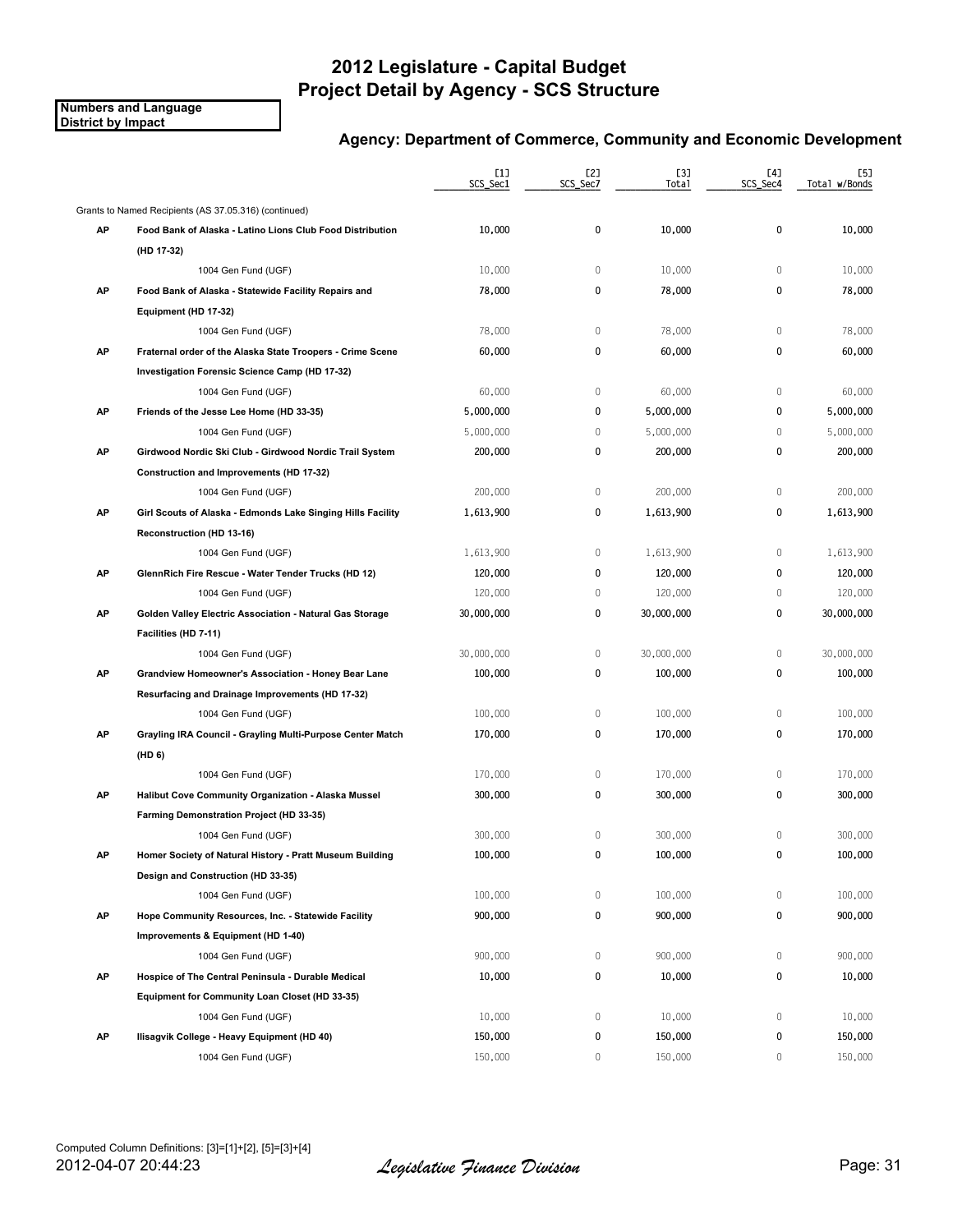# 2012 Legislature - Capital Budget
# Project Detail by Agency - SCS Structure

**Numbers and Language**
**District by Impact**

### Agency: Department of Commerce, Community and Economic Development

| | | [1] SCS_Sec1 | [2] SCS_Sec7 | [3] Total | [4] SCS_Sec4 | [5] Total w/Bonds |
|---|---|---|---|---|---|---|
| | Grants to Named Recipients (AS 37.05.316) (continued) | | | | | |
| **AP** | **Food Bank of Alaska - Latino Lions Club Food Distribution (HD 17-32)** | **10,000** | **0** | **10,000** | **0** | **10,000** |
| | 1004 Gen Fund (UGF) | 10,000 | 0 | 10,000 | 0 | 10,000 |
| **AP** | **Food Bank of Alaska - Statewide Facility Repairs and Equipment (HD 17-32)** | **78,000** | **0** | **78,000** | **0** | **78,000** |
| | 1004 Gen Fund (UGF) | 78,000 | 0 | 78,000 | 0 | 78,000 |
| **AP** | **Fraternal order of the Alaska State Troopers - Crime Scene Investigation Forensic Science Camp (HD 17-32)** | **60,000** | **0** | **60,000** | **0** | **60,000** |
| | 1004 Gen Fund (UGF) | 60,000 | 0 | 60,000 | 0 | 60,000 |
| **AP** | **Friends of the Jesse Lee Home (HD 33-35)** | **5,000,000** | **0** | **5,000,000** | **0** | **5,000,000** |
| | 1004 Gen Fund (UGF) | 5,000,000 | 0 | 5,000,000 | 0 | 5,000,000 |
| **AP** | **Girdwood Nordic Ski Club - Girdwood Nordic Trail System Construction and Improvements (HD 17-32)** | **200,000** | **0** | **200,000** | **0** | **200,000** |
| | 1004 Gen Fund (UGF) | 200,000 | 0 | 200,000 | 0 | 200,000 |
| **AP** | **Girl Scouts of Alaska - Edmonds Lake Singing Hills Facility Reconstruction (HD 13-16)** | **1,613,900** | **0** | **1,613,900** | **0** | **1,613,900** |
| | 1004 Gen Fund (UGF) | 1,613,900 | 0 | 1,613,900 | 0 | 1,613,900 |
| **AP** | **GlennRich Fire Rescue - Water Tender Trucks (HD 12)** | **120,000** | **0** | **120,000** | **0** | **120,000** |
| | 1004 Gen Fund (UGF) | 120,000 | 0 | 120,000 | 0 | 120,000 |
| **AP** | **Golden Valley Electric Association - Natural Gas Storage Facilities (HD 7-11)** | **30,000,000** | **0** | **30,000,000** | **0** | **30,000,000** |
| | 1004 Gen Fund (UGF) | 30,000,000 | 0 | 30,000,000 | 0 | 30,000,000 |
| **AP** | **Grandview Homeowner's Association - Honey Bear Lane Resurfacing and Drainage Improvements (HD 17-32)** | **100,000** | **0** | **100,000** | **0** | **100,000** |
| | 1004 Gen Fund (UGF) | 100,000 | 0 | 100,000 | 0 | 100,000 |
| **AP** | **Grayling IRA Council - Grayling Multi-Purpose Center Match (HD 6)** | **170,000** | **0** | **170,000** | **0** | **170,000** |
| | 1004 Gen Fund (UGF) | 170,000 | 0 | 170,000 | 0 | 170,000 |
| **AP** | **Halibut Cove Community Organization - Alaska Mussel Farming Demonstration Project (HD 33-35)** | **300,000** | **0** | **300,000** | **0** | **300,000** |
| | 1004 Gen Fund (UGF) | 300,000 | 0 | 300,000 | 0 | 300,000 |
| **AP** | **Homer Society of Natural History - Pratt Museum Building Design and Construction (HD 33-35)** | **100,000** | **0** | **100,000** | **0** | **100,000** |
| | 1004 Gen Fund (UGF) | 100,000 | 0 | 100,000 | 0 | 100,000 |
| **AP** | **Hope Community Resources, Inc. - Statewide Facility Improvements & Equipment (HD 1-40)** | **900,000** | **0** | **900,000** | **0** | **900,000** |
| | 1004 Gen Fund (UGF) | 900,000 | 0 | 900,000 | 0 | 900,000 |
| **AP** | **Hospice of The Central Peninsula - Durable Medical Equipment for Community Loan Closet (HD 33-35)** | **10,000** | **0** | **10,000** | **0** | **10,000** |
| | 1004 Gen Fund (UGF) | 10,000 | 0 | 10,000 | 0 | 10,000 |
| **AP** | **Ilisagvik College - Heavy Equipment (HD 40)** | **150,000** | **0** | **150,000** | **0** | **150,000** |
| | 1004 Gen Fund (UGF) | 150,000 | 0 | 150,000 | 0 | 150,000 |

Computed Column Definitions: [3]=[1]+[2], [5]=[3]+[4]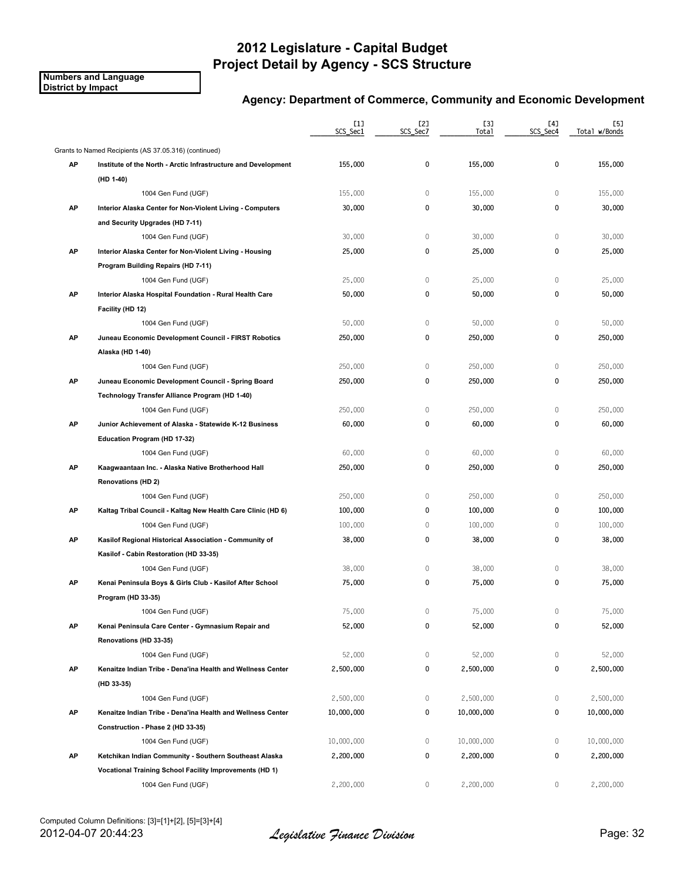# 2012 Legislature - Capital Budget
# Project Detail by Agency - SCS Structure

**Numbers and Language**
**District by Impact**

### Agency: Department of Commerce, Community and Economic Development

| | | [1] SCS_Sec1 | [2] SCS_Sec7 | [3] Total | [4] SCS_Sec4 | [5] Total w/Bonds |
|---|---|---|---|---|---|---|
| | Grants to Named Recipients (AS 37.05.316) (continued) | | | | | |
| **AP** | **Institute of the North - Arctic Infrastructure and Development (HD 1-40)** | 155,000 | 0 | 155,000 | 0 | 155,000 |
| | 1004 Gen Fund (UGF) | 155,000 | 0 | 155,000 | 0 | 155,000 |
| **AP** | **Interior Alaska Center for Non-Violent Living - Computers and Security Upgrades (HD 7-11)** | 30,000 | 0 | 30,000 | 0 | 30,000 |
| | 1004 Gen Fund (UGF) | 30,000 | 0 | 30,000 | 0 | 30,000 |
| **AP** | **Interior Alaska Center for Non-Violent Living - Housing Program Building Repairs (HD 7-11)** | 25,000 | 0 | 25,000 | 0 | 25,000 |
| | 1004 Gen Fund (UGF) | 25,000 | 0 | 25,000 | 0 | 25,000 |
| **AP** | **Interior Alaska Hospital Foundation - Rural Health Care Facility (HD 12)** | 50,000 | 0 | 50,000 | 0 | 50,000 |
| | 1004 Gen Fund (UGF) | 50,000 | 0 | 50,000 | 0 | 50,000 |
| **AP** | **Juneau Economic Development Council - FIRST Robotics Alaska (HD 1-40)** | 250,000 | 0 | 250,000 | 0 | 250,000 |
| | 1004 Gen Fund (UGF) | 250,000 | 0 | 250,000 | 0 | 250,000 |
| **AP** | **Juneau Economic Development Council - Spring Board Technology Transfer Alliance Program (HD 1-40)** | 250,000 | 0 | 250,000 | 0 | 250,000 |
| | 1004 Gen Fund (UGF) | 250,000 | 0 | 250,000 | 0 | 250,000 |
| **AP** | **Junior Achievement of Alaska - Statewide K-12 Business Education Program (HD 17-32)** | 60,000 | 0 | 60,000 | 0 | 60,000 |
| | 1004 Gen Fund (UGF) | 60,000 | 0 | 60,000 | 0 | 60,000 |
| **AP** | **Kaagwaantaan Inc. - Alaska Native Brotherhood Hall Renovations (HD 2)** | 250,000 | 0 | 250,000 | 0 | 250,000 |
| | 1004 Gen Fund (UGF) | 250,000 | 0 | 250,000 | 0 | 250,000 |
| **AP** | **Kaltag Tribal Council - Kaltag New Health Care Clinic (HD 6)** | 100,000 | 0 | 100,000 | 0 | 100,000 |
| | 1004 Gen Fund (UGF) | 100,000 | 0 | 100,000 | 0 | 100,000 |
| **AP** | **Kasilof Regional Historical Association - Community of Kasilof - Cabin Restoration (HD 33-35)** | 38,000 | 0 | 38,000 | 0 | 38,000 |
| | 1004 Gen Fund (UGF) | 38,000 | 0 | 38,000 | 0 | 38,000 |
| **AP** | **Kenai Peninsula Boys & Girls Club - Kasilof After School Program (HD 33-35)** | 75,000 | 0 | 75,000 | 0 | 75,000 |
| | 1004 Gen Fund (UGF) | 75,000 | 0 | 75,000 | 0 | 75,000 |
| **AP** | **Kenai Peninsula Care Center - Gymnasium Repair and Renovations (HD 33-35)** | 52,000 | 0 | 52,000 | 0 | 52,000 |
| | 1004 Gen Fund (UGF) | 52,000 | 0 | 52,000 | 0 | 52,000 |
| **AP** | **Kenaitze Indian Tribe - Dena'ina Health and Wellness Center (HD 33-35)** | 2,500,000 | 0 | 2,500,000 | 0 | 2,500,000 |
| | 1004 Gen Fund (UGF) | 2,500,000 | 0 | 2,500,000 | 0 | 2,500,000 |
| **AP** | **Kenaitze Indian Tribe - Dena'ina Health and Wellness Center Construction - Phase 2 (HD 33-35)** | 10,000,000 | 0 | 10,000,000 | 0 | 10,000,000 |
| | 1004 Gen Fund (UGF) | 10,000,000 | 0 | 10,000,000 | 0 | 10,000,000 |
| **AP** | **Ketchikan Indian Community - Southern Southeast Alaska Vocational Training School Facility Improvements (HD 1)** | 2,200,000 | 0 | 2,200,000 | 0 | 2,200,000 |
| | 1004 Gen Fund (UGF) | 2,200,000 | 0 | 2,200,000 | 0 | 2,200,000 |

Computed Column Definitions: [3]=[1]+[2], [5]=[3]+[4]

2012-04-07 20:44:23 *Legislative Finance Division*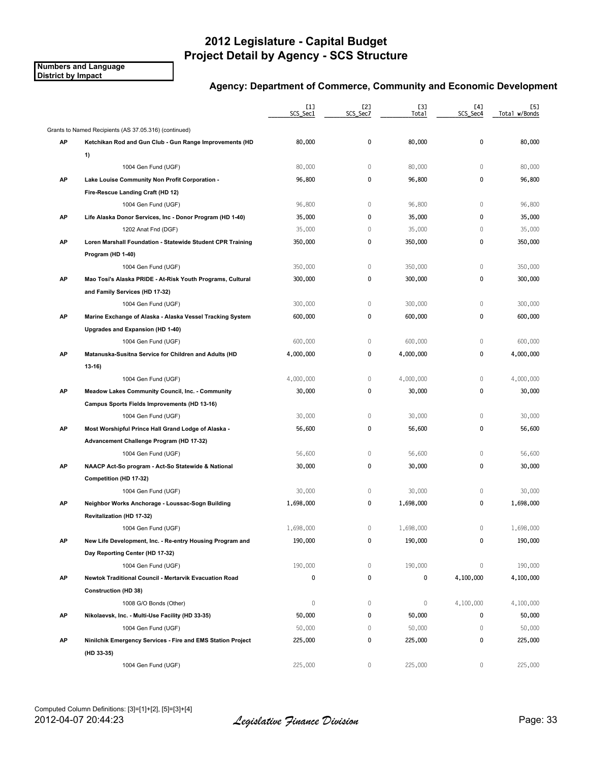# 2012 Legislature - Capital Budget
# Project Detail by Agency - SCS Structure

**Numbers and Language**
**District by Impact**

## Agency: Department of Commerce, Community and Economic Development

| | | [1] SCS_Sec1 | [2] SCS_Sec7 | [3] Total | [4] SCS_Sec4 | [5] Total w/Bonds |
|---|---|---|---|---|---|---|
| | Grants to Named Recipients (AS 37.05.316) (continued) | | | | | |
| **AP** | **Ketchikan Rod and Gun Club - Gun Range Improvements (HD 1)** | 80,000 | 0 | 80,000 | 0 | 80,000 |
| | 1004 Gen Fund (UGF) | 80,000 | 0 | 80,000 | 0 | 80,000 |
| **AP** | **Lake Louise Community Non Profit Corporation - Fire-Rescue Landing Craft (HD 12)** | 96,800 | 0 | 96,800 | 0 | 96,800 |
| | 1004 Gen Fund (UGF) | 96,800 | 0 | 96,800 | 0 | 96,800 |
| **AP** | **Life Alaska Donor Services, Inc - Donor Program (HD 1-40)** | 35,000 | 0 | 35,000 | 0 | 35,000 |
| | 1202 Anat Fnd (DGF) | 35,000 | 0 | 35,000 | 0 | 35,000 |
| **AP** | **Loren Marshall Foundation - Statewide Student CPR Training Program (HD 1-40)** | 350,000 | 0 | 350,000 | 0 | 350,000 |
| | 1004 Gen Fund (UGF) | 350,000 | 0 | 350,000 | 0 | 350,000 |
| **AP** | **Mao Tosi's Alaska PRIDE - At-Risk Youth Programs, Cultural and Family Services (HD 17-32)** | 300,000 | 0 | 300,000 | 0 | 300,000 |
| | 1004 Gen Fund (UGF) | 300,000 | 0 | 300,000 | 0 | 300,000 |
| **AP** | **Marine Exchange of Alaska - Alaska Vessel Tracking System Upgrades and Expansion (HD 1-40)** | 600,000 | 0 | 600,000 | 0 | 600,000 |
| | 1004 Gen Fund (UGF) | 600,000 | 0 | 600,000 | 0 | 600,000 |
| **AP** | **Matanuska-Susitna Service for Children and Adults (HD 13-16)** | 4,000,000 | 0 | 4,000,000 | 0 | 4,000,000 |
| | 1004 Gen Fund (UGF) | 4,000,000 | 0 | 4,000,000 | 0 | 4,000,000 |
| **AP** | **Meadow Lakes Community Council, Inc. - Community Campus Sports Fields Improvements (HD 13-16)** | 30,000 | 0 | 30,000 | 0 | 30,000 |
| | 1004 Gen Fund (UGF) | 30,000 | 0 | 30,000 | 0 | 30,000 |
| **AP** | **Most Worshipful Prince Hall Grand Lodge of Alaska - Advancement Challenge Program (HD 17-32)** | 56,600 | 0 | 56,600 | 0 | 56,600 |
| | 1004 Gen Fund (UGF) | 56,600 | 0 | 56,600 | 0 | 56,600 |
| **AP** | **NAACP Act-So program - Act-So Statewide & National Competition (HD 17-32)** | 30,000 | 0 | 30,000 | 0 | 30,000 |
| | 1004 Gen Fund (UGF) | 30,000 | 0 | 30,000 | 0 | 30,000 |
| **AP** | **Neighbor Works Anchorage - Loussac-Sogn Building Revitalization (HD 17-32)** | 1,698,000 | 0 | 1,698,000 | 0 | 1,698,000 |
| | 1004 Gen Fund (UGF) | 1,698,000 | 0 | 1,698,000 | 0 | 1,698,000 |
| **AP** | **New Life Development, Inc. - Re-entry Housing Program and Day Reporting Center (HD 17-32)** | 190,000 | 0 | 190,000 | 0 | 190,000 |
| | 1004 Gen Fund (UGF) | 190,000 | 0 | 190,000 | 0 | 190,000 |
| **AP** | **Newtok Traditional Council - Mertarvik Evacuation Road Construction (HD 38)** | 0 | 0 | 0 | 4,100,000 | 4,100,000 |
| | 1008 G/O Bonds (Other) | 0 | 0 | 0 | 4,100,000 | 4,100,000 |
| **AP** | **Nikolaevsk, Inc. - Multi-Use Facility (HD 33-35)** | 50,000 | 0 | 50,000 | 0 | 50,000 |
| | 1004 Gen Fund (UGF) | 50,000 | 0 | 50,000 | 0 | 50,000 |
| **AP** | **Ninilchik Emergency Services - Fire and EMS Station Project (HD 33-35)** | 225,000 | 0 | 225,000 | 0 | 225,000 |
| | 1004 Gen Fund (UGF) | 225,000 | 0 | 225,000 | 0 | 225,000 |

Computed Column Definitions: [3]=[1]+[2], [5]=[3]+[4]

2012-04-07 20:44:23 *Legislative Finance Division*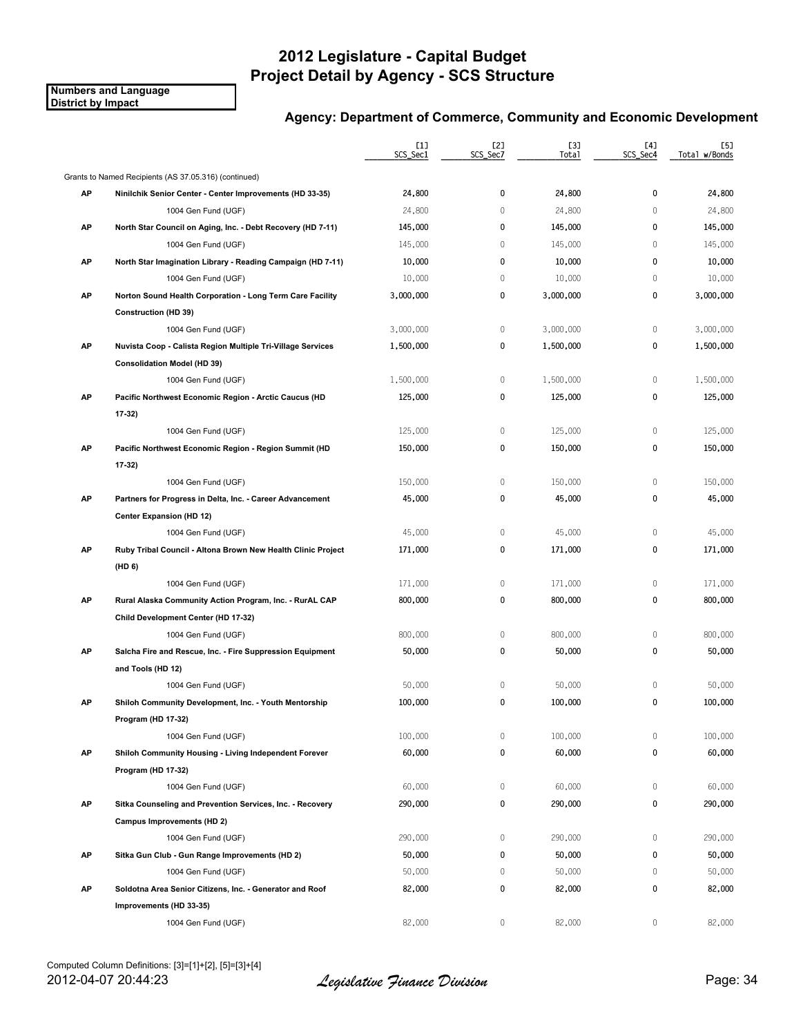# 2012 Legislature - Capital Budget
# Project Detail by Agency - SCS Structure

**Numbers and Language**
**District by Impact**

## Agency: Department of Commerce, Community and Economic Development

| | | [1] SCS_Sec1 | [2] SCS_Sec7 | [3] Total | [4] SCS_Sec4 | [5] Total w/Bonds |
|---|---|---|---|---|---|---|
| | Grants to Named Recipients (AS 37.05.316) (continued) | | | | | |
| **AP** | **Ninilchik Senior Center - Center Improvements (HD 33-35)** | 24,800 | 0 | 24,800 | 0 | 24,800 |
| | 1004 Gen Fund (UGF) | 24,800 | 0 | 24,800 | 0 | 24,800 |
| **AP** | **North Star Council on Aging, Inc. - Debt Recovery (HD 7-11)** | 145,000 | 0 | 145,000 | 0 | 145,000 |
| | 1004 Gen Fund (UGF) | 145,000 | 0 | 145,000 | 0 | 145,000 |
| **AP** | **North Star Imagination Library - Reading Campaign (HD 7-11)** | 10,000 | 0 | 10,000 | 0 | 10,000 |
| | 1004 Gen Fund (UGF) | 10,000 | 0 | 10,000 | 0 | 10,000 |
| **AP** | **Norton Sound Health Corporation - Long Term Care Facility Construction (HD 39)** | 3,000,000 | 0 | 3,000,000 | 0 | 3,000,000 |
| | 1004 Gen Fund (UGF) | 3,000,000 | 0 | 3,000,000 | 0 | 3,000,000 |
| **AP** | **Nuvista Coop - Calista Region Multiple Tri-Village Services Consolidation Model (HD 39)** | 1,500,000 | 0 | 1,500,000 | 0 | 1,500,000 |
| | 1004 Gen Fund (UGF) | 1,500,000 | 0 | 1,500,000 | 0 | 1,500,000 |
| **AP** | **Pacific Northwest Economic Region - Arctic Caucus (HD 17-32)** | 125,000 | 0 | 125,000 | 0 | 125,000 |
| | 1004 Gen Fund (UGF) | 125,000 | 0 | 125,000 | 0 | 125,000 |
| **AP** | **Pacific Northwest Economic Region - Region Summit (HD 17-32)** | 150,000 | 0 | 150,000 | 0 | 150,000 |
| | 1004 Gen Fund (UGF) | 150,000 | 0 | 150,000 | 0 | 150,000 |
| **AP** | **Partners for Progress in Delta, Inc. - Career Advancement Center Expansion (HD 12)** | 45,000 | 0 | 45,000 | 0 | 45,000 |
| | 1004 Gen Fund (UGF) | 45,000 | 0 | 45,000 | 0 | 45,000 |
| **AP** | **Ruby Tribal Council - Altona Brown New Health Clinic Project (HD 6)** | 171,000 | 0 | 171,000 | 0 | 171,000 |
| | 1004 Gen Fund (UGF) | 171,000 | 0 | 171,000 | 0 | 171,000 |
| **AP** | **Rural Alaska Community Action Program, Inc. - RurAL CAP Child Development Center (HD 17-32)** | 800,000 | 0 | 800,000 | 0 | 800,000 |
| | 1004 Gen Fund (UGF) | 800,000 | 0 | 800,000 | 0 | 800,000 |
| **AP** | **Salcha Fire and Rescue, Inc. - Fire Suppression Equipment and Tools (HD 12)** | 50,000 | 0 | 50,000 | 0 | 50,000 |
| | 1004 Gen Fund (UGF) | 50,000 | 0 | 50,000 | 0 | 50,000 |
| **AP** | **Shiloh Community Development, Inc. - Youth Mentorship Program (HD 17-32)** | 100,000 | 0 | 100,000 | 0 | 100,000 |
| | 1004 Gen Fund (UGF) | 100,000 | 0 | 100,000 | 0 | 100,000 |
| **AP** | **Shiloh Community Housing - Living Independent Forever Program (HD 17-32)** | 60,000 | 0 | 60,000 | 0 | 60,000 |
| | 1004 Gen Fund (UGF) | 60,000 | 0 | 60,000 | 0 | 60,000 |
| **AP** | **Sitka Counseling and Prevention Services, Inc. - Recovery Campus Improvements (HD 2)** | 290,000 | 0 | 290,000 | 0 | 290,000 |
| | 1004 Gen Fund (UGF) | 290,000 | 0 | 290,000 | 0 | 290,000 |
| **AP** | **Sitka Gun Club - Gun Range Improvements (HD 2)** | 50,000 | 0 | 50,000 | 0 | 50,000 |
| | 1004 Gen Fund (UGF) | 50,000 | 0 | 50,000 | 0 | 50,000 |
| **AP** | **Soldotna Area Senior Citizens, Inc. - Generator and Roof Improvements (HD 33-35)** | 82,000 | 0 | 82,000 | 0 | 82,000 |
| | 1004 Gen Fund (UGF) | 82,000 | 0 | 82,000 | 0 | 82,000 |

Computed Column Definitions: [3]=[1]+[2], [5]=[3]+[4]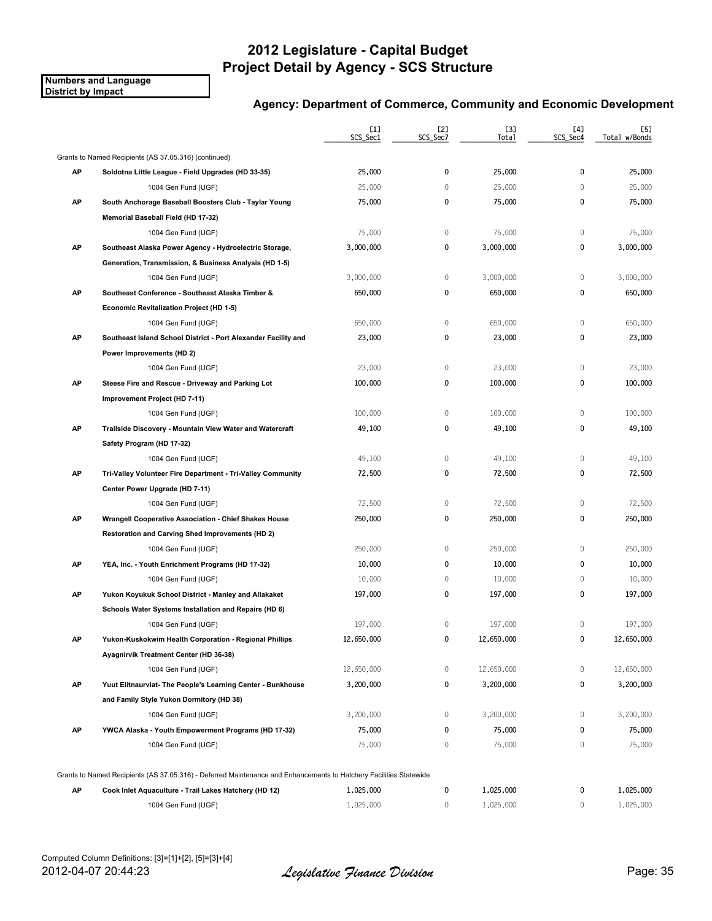# 2012 Legislature - Capital Budget
# Project Detail by Agency - SCS Structure

**Numbers and Language**
**District by Impact**

## Agency: Department of Commerce, Community and Economic Development

| | | [1] SCS_Sec1 | [2] SCS_Sec7 | [3] Total | [4] SCS_Sec4 | [5] Total w/Bonds |
|---|---|---|---|---|---|---|
| | Grants to Named Recipients (AS 37.05.316) (continued) | | | | | |
| **AP** | **Soldotna Little League - Field Upgrades (HD 33-35)** | **25,000** | **0** | **25,000** | **0** | **25,000** |
| | 1004 Gen Fund (UGF) | 25,000 | 0 | 25,000 | 0 | 25,000 |
| **AP** | **South Anchorage Baseball Boosters Club - Taylar Young Memorial Baseball Field (HD 17-32)** | **75,000** | **0** | **75,000** | **0** | **75,000** |
| | 1004 Gen Fund (UGF) | 75,000 | 0 | 75,000 | 0 | 75,000 |
| **AP** | **Southeast Alaska Power Agency - Hydroelectric Storage, Generation, Transmission, & Business Analysis (HD 1-5)** | **3,000,000** | **0** | **3,000,000** | **0** | **3,000,000** |
| | 1004 Gen Fund (UGF) | 3,000,000 | 0 | 3,000,000 | 0 | 3,000,000 |
| **AP** | **Southeast Conference - Southeast Alaska Timber & Economic Revitalization Project (HD 1-5)** | **650,000** | **0** | **650,000** | **0** | **650,000** |
| | 1004 Gen Fund (UGF) | 650,000 | 0 | 650,000 | 0 | 650,000 |
| **AP** | **Southeast Island School District - Port Alexander Facility and Power Improvements (HD 2)** | **23,000** | **0** | **23,000** | **0** | **23,000** |
| | 1004 Gen Fund (UGF) | 23,000 | 0 | 23,000 | 0 | 23,000 |
| **AP** | **Steese Fire and Rescue - Driveway and Parking Lot Improvement Project (HD 7-11)** | **100,000** | **0** | **100,000** | **0** | **100,000** |
| | 1004 Gen Fund (UGF) | 100,000 | 0 | 100,000 | 0 | 100,000 |
| **AP** | **Trailside Discovery - Mountain View Water and Watercraft Safety Program (HD 17-32)** | **49,100** | **0** | **49,100** | **0** | **49,100** |
| | 1004 Gen Fund (UGF) | 49,100 | 0 | 49,100 | 0 | 49,100 |
| **AP** | **Tri-Valley Volunteer Fire Department - Tri-Valley Community Center Power Upgrade (HD 7-11)** | **72,500** | **0** | **72,500** | **0** | **72,500** |
| | 1004 Gen Fund (UGF) | 72,500 | 0 | 72,500 | 0 | 72,500 |
| **AP** | **Wrangell Cooperative Association - Chief Shakes House Restoration and Carving Shed Improvements (HD 2)** | **250,000** | **0** | **250,000** | **0** | **250,000** |
| | 1004 Gen Fund (UGF) | 250,000 | 0 | 250,000 | 0 | 250,000 |
| **AP** | **YEA, Inc. - Youth Enrichment Programs (HD 17-32)** | **10,000** | **0** | **10,000** | **0** | **10,000** |
| | 1004 Gen Fund (UGF) | 10,000 | 0 | 10,000 | 0 | 10,000 |
| **AP** | **Yukon Koyukuk School District - Manley and Allakaket Schools Water Systems Installation and Repairs (HD 6)** | **197,000** | **0** | **197,000** | **0** | **197,000** |
| | 1004 Gen Fund (UGF) | 197,000 | 0 | 197,000 | 0 | 197,000 |
| **AP** | **Yukon-Kuskokwim Health Corporation - Regional Phillips Ayagnirvik Treatment Center (HD 36-38)** | **12,650,000** | **0** | **12,650,000** | **0** | **12,650,000** |
| | 1004 Gen Fund (UGF) | 12,650,000 | 0 | 12,650,000 | 0 | 12,650,000 |
| **AP** | **Yuut Elitnaurviat- The People's Learning Center - Bunkhouse and Family Style Yukon Dormitory (HD 38)** | **3,200,000** | **0** | **3,200,000** | **0** | **3,200,000** |
| | 1004 Gen Fund (UGF) | 3,200,000 | 0 | 3,200,000 | 0 | 3,200,000 |
| **AP** | **YWCA Alaska - Youth Empowerment Programs (HD 17-32)** | **75,000** | **0** | **75,000** | **0** | **75,000** |
| | 1004 Gen Fund (UGF) | 75,000 | 0 | 75,000 | 0 | 75,000 |
| | Grants to Named Recipients (AS 37.05.316) - Deferred Maintenance and Enhancements to Hatchery Facilities Statewide | | | | | |
| **AP** | **Cook Inlet Aquaculture - Trail Lakes Hatchery (HD 12)** | **1,025,000** | **0** | **1,025,000** | **0** | **1,025,000** |
| | 1004 Gen Fund (UGF) | 1,025,000 | 0 | 1,025,000 | 0 | 1,025,000 |

Computed Column Definitions: [3]=[1]+[2], [5]=[3]+[4]

2012-04-07 20:44:23 *Legislative Finance Division*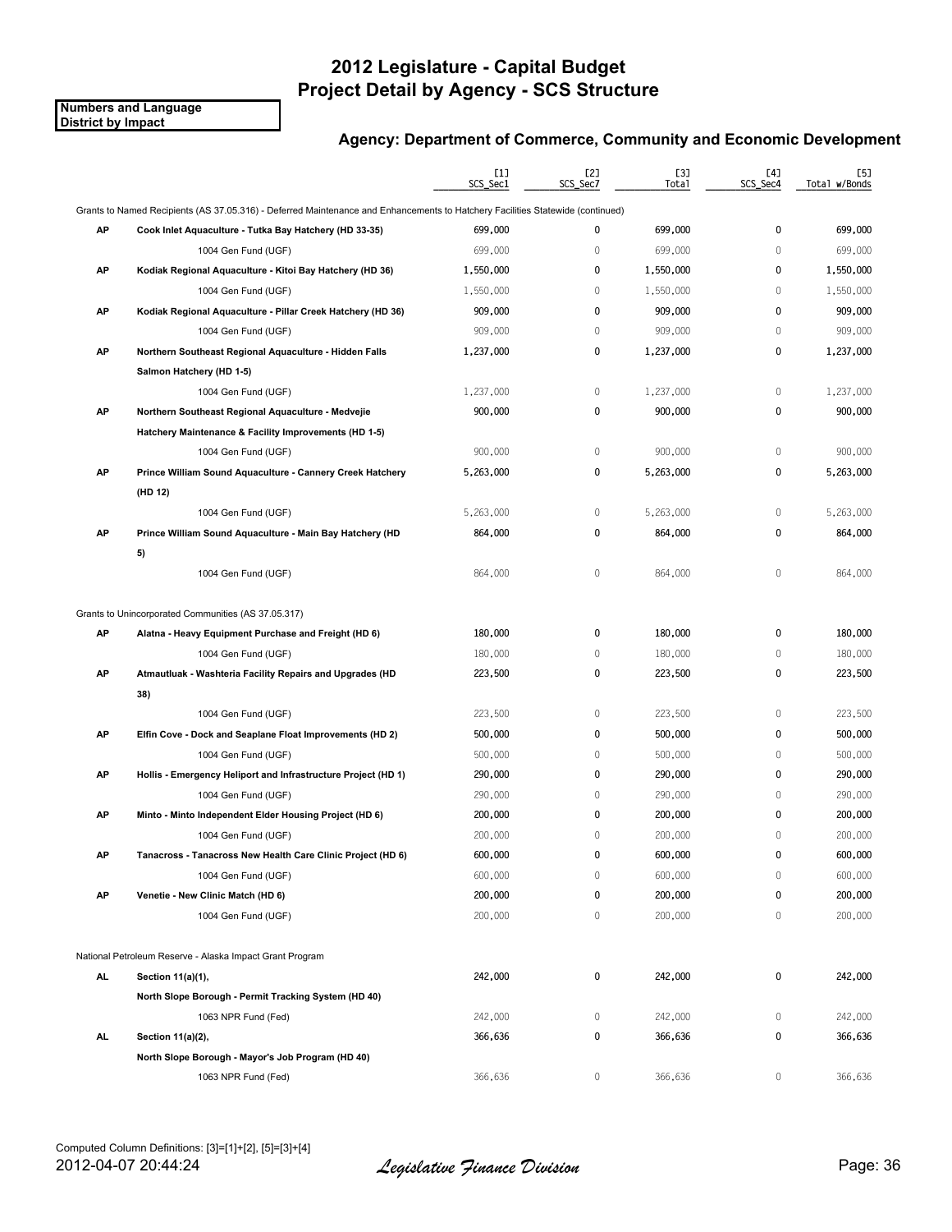# 2012 Legislature - Capital Budget
# Project Detail by Agency - SCS Structure

**Numbers and Language**
**District by Impact**

## Agency: Department of Commerce, Community and Economic Development

| | | [1] SCS_Sec1 | [2] SCS_Sec7 | [3] Total | [4] SCS_Sec4 | [5] Total w/Bonds |
|---|---|---|---|---|---|---|
| | Grants to Named Recipients (AS 37.05.316) - Deferred Maintenance and Enhancements to Hatchery Facilities Statewide (continued) | | | | | |
| **AP** | **Cook Inlet Aquaculture - Tutka Bay Hatchery (HD 33-35)** | **699,000** | **0** | **699,000** | **0** | **699,000** |
| | 1004 Gen Fund (UGF) | 699,000 | 0 | 699,000 | 0 | 699,000 |
| **AP** | **Kodiak Regional Aquaculture - Kitoi Bay Hatchery (HD 36)** | **1,550,000** | **0** | **1,550,000** | **0** | **1,550,000** |
| | 1004 Gen Fund (UGF) | 1,550,000 | 0 | 1,550,000 | 0 | 1,550,000 |
| **AP** | **Kodiak Regional Aquaculture - Pillar Creek Hatchery (HD 36)** | **909,000** | **0** | **909,000** | **0** | **909,000** |
| | 1004 Gen Fund (UGF) | 909,000 | 0 | 909,000 | 0 | 909,000 |
| **AP** | **Northern Southeast Regional Aquaculture - Hidden Falls Salmon Hatchery (HD 1-5)** | **1,237,000** | **0** | **1,237,000** | **0** | **1,237,000** |
| | 1004 Gen Fund (UGF) | 1,237,000 | 0 | 1,237,000 | 0 | 1,237,000 |
| **AP** | **Northern Southeast Regional Aquaculture - Medvejie Hatchery Maintenance & Facility Improvements (HD 1-5)** | **900,000** | **0** | **900,000** | **0** | **900,000** |
| | 1004 Gen Fund (UGF) | 900,000 | 0 | 900,000 | 0 | 900,000 |
| **AP** | **Prince William Sound Aquaculture - Cannery Creek Hatchery (HD 12)** | **5,263,000** | **0** | **5,263,000** | **0** | **5,263,000** |
| | 1004 Gen Fund (UGF) | 5,263,000 | 0 | 5,263,000 | 0 | 5,263,000 |
| **AP** | **Prince William Sound Aquaculture - Main Bay Hatchery (HD 5)** | **864,000** | **0** | **864,000** | **0** | **864,000** |
| | 1004 Gen Fund (UGF) | 864,000 | 0 | 864,000 | 0 | 864,000 |
| | Grants to Unincorporated Communities (AS 37.05.317) | | | | | |
| **AP** | **Alatna - Heavy Equipment Purchase and Freight (HD 6)** | **180,000** | **0** | **180,000** | **0** | **180,000** |
| | 1004 Gen Fund (UGF) | 180,000 | 0 | 180,000 | 0 | 180,000 |
| **AP** | **Atmautluak - Washteria Facility Repairs and Upgrades (HD 38)** | **223,500** | **0** | **223,500** | **0** | **223,500** |
| | 1004 Gen Fund (UGF) | 223,500 | 0 | 223,500 | 0 | 223,500 |
| **AP** | **Elfin Cove - Dock and Seaplane Float Improvements (HD 2)** | **500,000** | **0** | **500,000** | **0** | **500,000** |
| | 1004 Gen Fund (UGF) | 500,000 | 0 | 500,000 | 0 | 500,000 |
| **AP** | **Hollis - Emergency Heliport and Infrastructure Project (HD 1)** | **290,000** | **0** | **290,000** | **0** | **290,000** |
| | 1004 Gen Fund (UGF) | 290,000 | 0 | 290,000 | 0 | 290,000 |
| **AP** | **Minto - Minto Independent Elder Housing Project (HD 6)** | **200,000** | **0** | **200,000** | **0** | **200,000** |
| | 1004 Gen Fund (UGF) | 200,000 | 0 | 200,000 | 0 | 200,000 |
| **AP** | **Tanacross - Tanacross New Health Care Clinic Project (HD 6)** | **600,000** | **0** | **600,000** | **0** | **600,000** |
| | 1004 Gen Fund (UGF) | 600,000 | 0 | 600,000 | 0 | 600,000 |
| **AP** | **Venetie - New Clinic Match (HD 6)** | **200,000** | **0** | **200,000** | **0** | **200,000** |
| | 1004 Gen Fund (UGF) | 200,000 | 0 | 200,000 | 0 | 200,000 |
| | National Petroleum Reserve - Alaska Impact Grant Program | | | | | |
| **AL** | **Section 11(a)(1), North Slope Borough - Permit Tracking System (HD 40)** | **242,000** | **0** | **242,000** | **0** | **242,000** |
| | 1063 NPR Fund (Fed) | 242,000 | 0 | 242,000 | 0 | 242,000 |
| **AL** | **Section 11(a)(2), North Slope Borough - Mayor's Job Program (HD 40)** | **366,636** | **0** | **366,636** | **0** | **366,636** |
| | 1063 NPR Fund (Fed) | 366,636 | 0 | 366,636 | 0 | 366,636 |

Computed Column Definitions: [3]=[1]+[2], [5]=[3]+[4]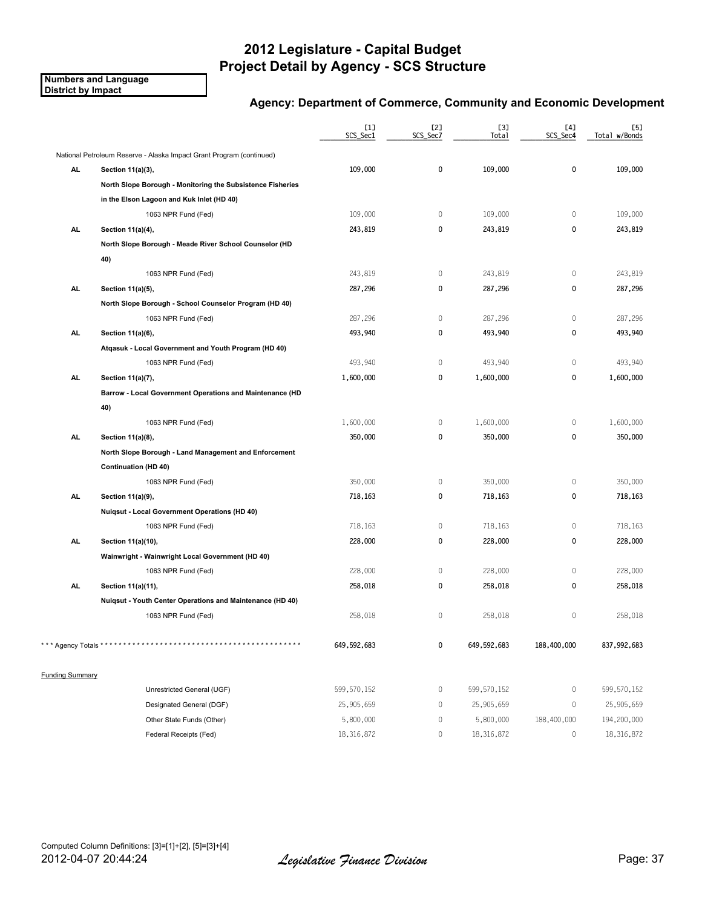# 2012 Legislature - Capital Budget
# Project Detail by Agency - SCS Structure

**Numbers and Language**
**District by Impact**

## Agency: Department of Commerce, Community and Economic Development

| | | [1] SCS_Sec1 | [2] SCS_Sec7 | [3] Total | [4] SCS_Sec4 | [5] Total w/Bonds |
|---|---|---|---|---|---|---|
| | National Petroleum Reserve - Alaska Impact Grant Program (continued) | | | | | |
| **AL** | **Section 11(a)(3), North Slope Borough - Monitoring the Subsistence Fisheries in the Elson Lagoon and Kuk Inlet (HD 40)** | **109,000** | **0** | **109,000** | **0** | **109,000** |
| | 1063 NPR Fund (Fed) | 109,000 | 0 | 109,000 | 0 | 109,000 |
| **AL** | **Section 11(a)(4), North Slope Borough - Meade River School Counselor (HD 40)** | **243,819** | **0** | **243,819** | **0** | **243,819** |
| | 1063 NPR Fund (Fed) | 243,819 | 0 | 243,819 | 0 | 243,819 |
| **AL** | **Section 11(a)(5), North Slope Borough - School Counselor Program (HD 40)** | **287,296** | **0** | **287,296** | **0** | **287,296** |
| | 1063 NPR Fund (Fed) | 287,296 | 0 | 287,296 | 0 | 287,296 |
| **AL** | **Section 11(a)(6), Atqasuk - Local Government and Youth Program (HD 40)** | **493,940** | **0** | **493,940** | **0** | **493,940** |
| | 1063 NPR Fund (Fed) | 493,940 | 0 | 493,940 | 0 | 493,940 |
| **AL** | **Section 11(a)(7), Barrow - Local Government Operations and Maintenance (HD 40)** | **1,600,000** | **0** | **1,600,000** | **0** | **1,600,000** |
| | 1063 NPR Fund (Fed) | 1,600,000 | 0 | 1,600,000 | 0 | 1,600,000 |
| **AL** | **Section 11(a)(8), North Slope Borough - Land Management and Enforcement Continuation (HD 40)** | **350,000** | **0** | **350,000** | **0** | **350,000** |
| | 1063 NPR Fund (Fed) | 350,000 | 0 | 350,000 | 0 | 350,000 |
| **AL** | **Section 11(a)(9), Nuiqsut - Local Government Operations (HD 40)** | **718,163** | **0** | **718,163** | **0** | **718,163** |
| | 1063 NPR Fund (Fed) | 718,163 | 0 | 718,163 | 0 | 718,163 |
| **AL** | **Section 11(a)(10), Wainwright - Wainwright Local Government (HD 40)** | **228,000** | **0** | **228,000** | **0** | **228,000** |
| | 1063 NPR Fund (Fed) | 228,000 | 0 | 228,000 | 0 | 228,000 |
| **AL** | **Section 11(a)(11), Nuiqsut - Youth Center Operations and Maintenance (HD 40)** | **258,018** | **0** | **258,018** | **0** | **258,018** |
| | 1063 NPR Fund (Fed) | 258,018 | 0 | 258,018 | 0 | 258,018 |
| *** Agency Totals ******************************************* | | 649,592,683 | 0 | 649,592,683 | 188,400,000 | 837,992,683 |
| Funding Summary | | | | | | |
| | Unrestricted General (UGF) | 599,570,152 | 0 | 599,570,152 | 0 | 599,570,152 |
| | Designated General (DGF) | 25,905,659 | 0 | 25,905,659 | 0 | 25,905,659 |
| | Other State Funds (Other) | 5,800,000 | 0 | 5,800,000 | 188,400,000 | 194,200,000 |
| | Federal Receipts (Fed) | 18,316,872 | 0 | 18,316,872 | 0 | 18,316,872 |

Computed Column Definitions: [3]=[1]+[2], [5]=[3]+[4]

2012-04-07 20:44:24 *Legislative Finance Division*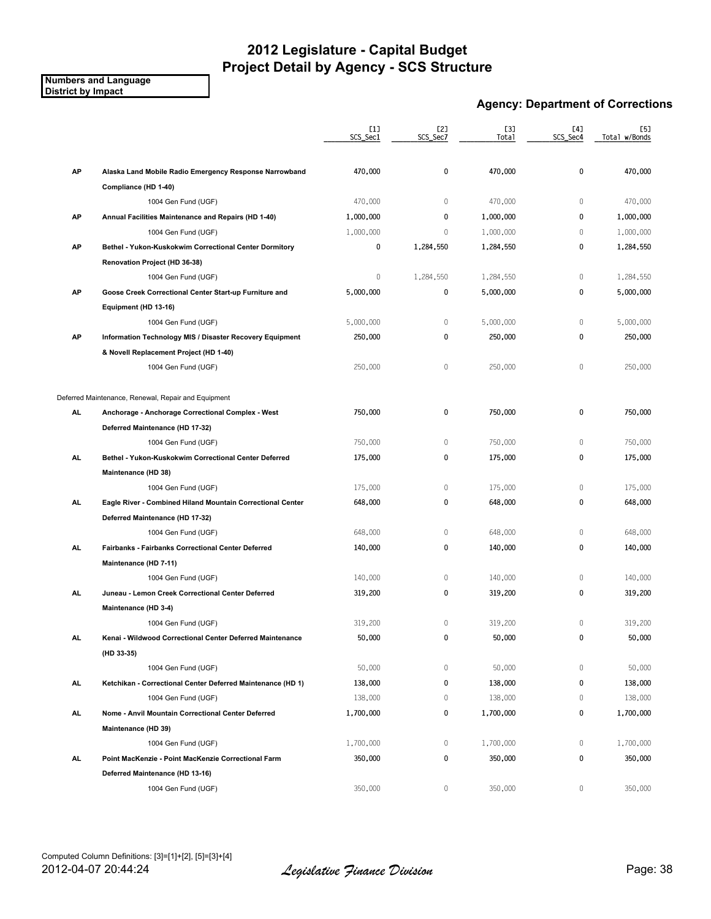# 2012 Legislature - Capital Budget
# Project Detail by Agency - SCS Structure

**Numbers and Language**
**District by Impact**

### Agency: Department of Corrections

| | | [1] SCS_Sec1 | [2] SCS_Sec7 | [3] Total | [4] SCS_Sec4 | [5] Total w/Bonds |
|---|---|---|---|---|---|---|
| **AP** | **Alaska Land Mobile Radio Emergency Response Narrowband Compliance (HD 1-40)** | 470,000 | 0 | 470,000 | 0 | 470,000 |
| | 1004 Gen Fund (UGF) | 470,000 | 0 | 470,000 | 0 | 470,000 |
| **AP** | **Annual Facilities Maintenance and Repairs (HD 1-40)** | 1,000,000 | 0 | 1,000,000 | 0 | 1,000,000 |
| | 1004 Gen Fund (UGF) | 1,000,000 | 0 | 1,000,000 | 0 | 1,000,000 |
| **AP** | **Bethel - Yukon-Kuskokwim Correctional Center Dormitory Renovation Project (HD 36-38)** | 0 | 1,284,550 | 1,284,550 | 0 | 1,284,550 |
| | 1004 Gen Fund (UGF) | 0 | 1,284,550 | 1,284,550 | 0 | 1,284,550 |
| **AP** | **Goose Creek Correctional Center Start-up Furniture and Equipment (HD 13-16)** | 5,000,000 | 0 | 5,000,000 | 0 | 5,000,000 |
| | 1004 Gen Fund (UGF) | 5,000,000 | 0 | 5,000,000 | 0 | 5,000,000 |
| **AP** | **Information Technology MIS / Disaster Recovery Equipment & Novell Replacement Project (HD 1-40)** | 250,000 | 0 | 250,000 | 0 | 250,000 |
| | 1004 Gen Fund (UGF) | 250,000 | 0 | 250,000 | 0 | 250,000 |
| Deferred Maintenance, Renewal, Repair and Equipment | | | | | | |
| **AL** | **Anchorage - Anchorage Correctional Complex - West Deferred Maintenance (HD 17-32)** | 750,000 | 0 | 750,000 | 0 | 750,000 |
| | 1004 Gen Fund (UGF) | 750,000 | 0 | 750,000 | 0 | 750,000 |
| **AL** | **Bethel - Yukon-Kuskokwim Correctional Center Deferred Maintenance (HD 38)** | 175,000 | 0 | 175,000 | 0 | 175,000 |
| | 1004 Gen Fund (UGF) | 175,000 | 0 | 175,000 | 0 | 175,000 |
| **AL** | **Eagle River - Combined Hiland Mountain Correctional Center Deferred Maintenance (HD 17-32)** | 648,000 | 0 | 648,000 | 0 | 648,000 |
| | 1004 Gen Fund (UGF) | 648,000 | 0 | 648,000 | 0 | 648,000 |
| **AL** | **Fairbanks - Fairbanks Correctional Center Deferred Maintenance (HD 7-11)** | 140,000 | 0 | 140,000 | 0 | 140,000 |
| | 1004 Gen Fund (UGF) | 140,000 | 0 | 140,000 | 0 | 140,000 |
| **AL** | **Juneau - Lemon Creek Correctional Center Deferred Maintenance (HD 3-4)** | 319,200 | 0 | 319,200 | 0 | 319,200 |
| | 1004 Gen Fund (UGF) | 319,200 | 0 | 319,200 | 0 | 319,200 |
| **AL** | **Kenai - Wildwood Correctional Center Deferred Maintenance (HD 33-35)** | 50,000 | 0 | 50,000 | 0 | 50,000 |
| | 1004 Gen Fund (UGF) | 50,000 | 0 | 50,000 | 0 | 50,000 |
| **AL** | **Ketchikan - Correctional Center Deferred Maintenance (HD 1)** | 138,000 | 0 | 138,000 | 0 | 138,000 |
| | 1004 Gen Fund (UGF) | 138,000 | 0 | 138,000 | 0 | 138,000 |
| **AL** | **Nome - Anvil Mountain Correctional Center Deferred Maintenance (HD 39)** | 1,700,000 | 0 | 1,700,000 | 0 | 1,700,000 |
| | 1004 Gen Fund (UGF) | 1,700,000 | 0 | 1,700,000 | 0 | 1,700,000 |
| **AL** | **Point MacKenzie - Point MacKenzie Correctional Farm Deferred Maintenance (HD 13-16)** | 350,000 | 0 | 350,000 | 0 | 350,000 |
| | 1004 Gen Fund (UGF) | 350,000 | 0 | 350,000 | 0 | 350,000 |

Computed Column Definitions: [3]=[1]+[2], [5]=[3]+[4]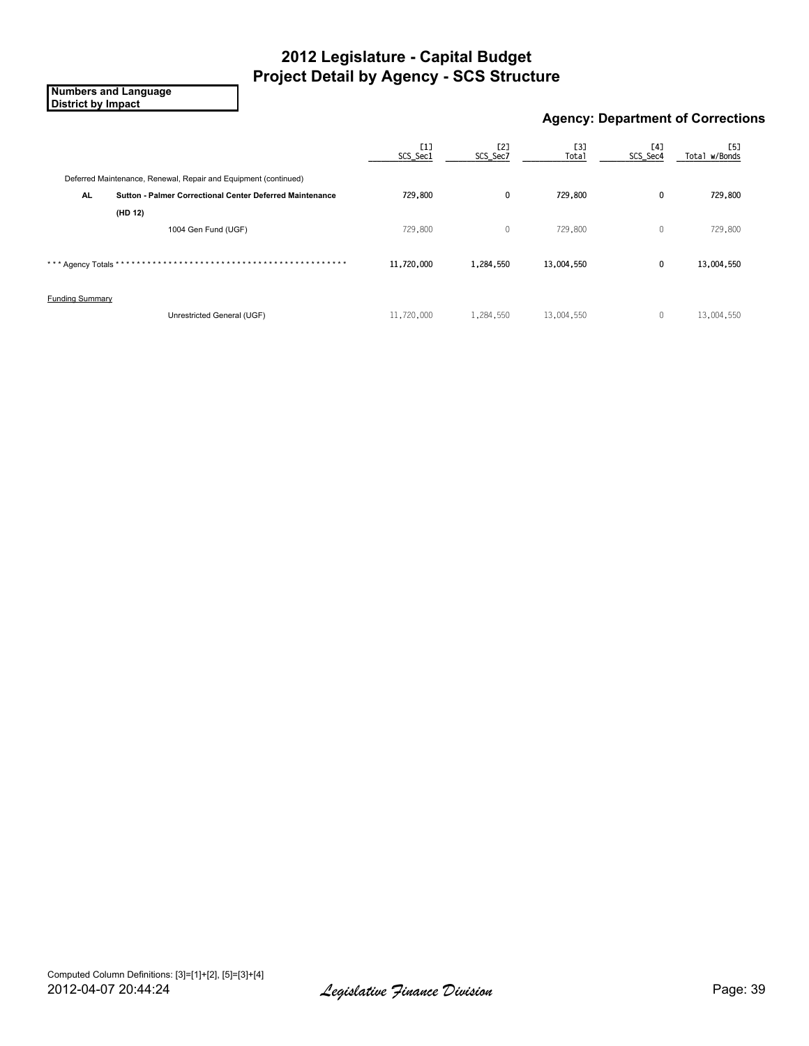# 2012 Legislature - Capital Budget
## Project Detail by Agency - SCS Structure

**Numbers and Language**
**District by Impact**

### Agency: Department of Corrections

| | | [1] SCS_Sec1 | [2] SCS_Sec7 | [3] Total | [4] SCS_Sec4 | [5] Total w/Bonds |
|---|---|---|---|---|---|---|
| Deferred Maintenance, Renewal, Repair and Equipment (continued) | | | | | | |
| **AL** | **Sutton - Palmer Correctional Center Deferred Maintenance** | **729,800** | **0** | **729,800** | **0** | **729,800** |
| | **(HD 12)** | | | | | |
| | 1004 Gen Fund (UGF) | 729,800 | 0 | 729,800 | 0 | 729,800 |
| *** Agency Totals ******************************************** | | **11,720,000** | **1,284,550** | **13,004,550** | **0** | **13,004,550** |
| Funding Summary | | | | | | |
| | Unrestricted General (UGF) | 11,720,000 | 1,284,550 | 13,004,550 | 0 | 13,004,550 |

Computed Column Definitions: [3]=[1]+[2], [5]=[3]+[4]

2012-04-07 20:44:24

*Legislative Finance Division*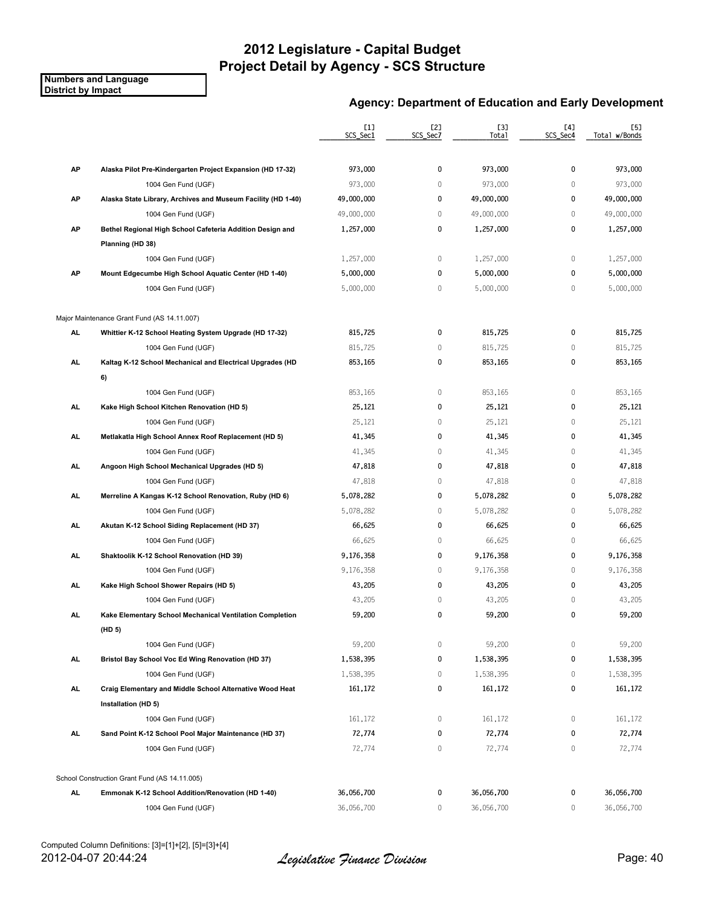# 2012 Legislature - Capital Budget
## Project Detail by Agency - SCS Structure

**Numbers and Language**
**District by Impact**

### Agency: Department of Education and Early Development

| | | [1] SCS_Sec1 | [2] SCS_Sec7 | [3] Total | [4] SCS_Sec4 | [5] Total w/Bonds |
|---|---|---|---|---|---|---|
| **AP** | **Alaska Pilot Pre-Kindergarten Project Expansion (HD 17-32)** | **973,000** | **0** | **973,000** | **0** | **973,000** |
| | 1004 Gen Fund (UGF) | 973,000 | 0 | 973,000 | 0 | 973,000 |
| **AP** | **Alaska State Library, Archives and Museum Facility (HD 1-40)** | **49,000,000** | **0** | **49,000,000** | **0** | **49,000,000** |
| | 1004 Gen Fund (UGF) | 49,000,000 | 0 | 49,000,000 | 0 | 49,000,000 |
| **AP** | **Bethel Regional High School Cafeteria Addition Design and Planning (HD 38)** | **1,257,000** | **0** | **1,257,000** | **0** | **1,257,000** |
| | 1004 Gen Fund (UGF) | 1,257,000 | 0 | 1,257,000 | 0 | 1,257,000 |
| **AP** | **Mount Edgecumbe High School Aquatic Center (HD 1-40)** | **5,000,000** | **0** | **5,000,000** | **0** | **5,000,000** |
| | 1004 Gen Fund (UGF) | 5,000,000 | 0 | 5,000,000 | 0 | 5,000,000 |
| Major Maintenance Grant Fund (AS 14.11.007) | | | | | | |
| **AL** | **Whittier K-12 School Heating System Upgrade (HD 17-32)** | **815,725** | **0** | **815,725** | **0** | **815,725** |
| | 1004 Gen Fund (UGF) | 815,725 | 0 | 815,725 | 0 | 815,725 |
| **AL** | **Kaltag K-12 School Mechanical and Electrical Upgrades (HD 6)** | **853,165** | **0** | **853,165** | **0** | **853,165** |
| | 1004 Gen Fund (UGF) | 853,165 | 0 | 853,165 | 0 | 853,165 |
| **AL** | **Kake High School Kitchen Renovation (HD 5)** | **25,121** | **0** | **25,121** | **0** | **25,121** |
| | 1004 Gen Fund (UGF) | 25,121 | 0 | 25,121 | 0 | 25,121 |
| **AL** | **Metlakatla High School Annex Roof Replacement (HD 5)** | **41,345** | **0** | **41,345** | **0** | **41,345** |
| | 1004 Gen Fund (UGF) | 41,345 | 0 | 41,345 | 0 | 41,345 |
| **AL** | **Angoon High School Mechanical Upgrades (HD 5)** | **47,818** | **0** | **47,818** | **0** | **47,818** |
| | 1004 Gen Fund (UGF) | 47,818 | 0 | 47,818 | 0 | 47,818 |
| **AL** | **Merreline A Kangas K-12 School Renovation, Ruby (HD 6)** | **5,078,282** | **0** | **5,078,282** | **0** | **5,078,282** |
| | 1004 Gen Fund (UGF) | 5,078,282 | 0 | 5,078,282 | 0 | 5,078,282 |
| **AL** | **Akutan K-12 School Siding Replacement (HD 37)** | **66,625** | **0** | **66,625** | **0** | **66,625** |
| | 1004 Gen Fund (UGF) | 66,625 | 0 | 66,625 | 0 | 66,625 |
| **AL** | **Shaktoolik K-12 School Renovation (HD 39)** | **9,176,358** | **0** | **9,176,358** | **0** | **9,176,358** |
| | 1004 Gen Fund (UGF) | 9,176,358 | 0 | 9,176,358 | 0 | 9,176,358 |
| **AL** | **Kake High School Shower Repairs (HD 5)** | **43,205** | **0** | **43,205** | **0** | **43,205** |
| | 1004 Gen Fund (UGF) | 43,205 | 0 | 43,205 | 0 | 43,205 |
| **AL** | **Kake Elementary School Mechanical Ventilation Completion (HD 5)** | **59,200** | **0** | **59,200** | **0** | **59,200** |
| | 1004 Gen Fund (UGF) | 59,200 | 0 | 59,200 | 0 | 59,200 |
| **AL** | **Bristol Bay School Voc Ed Wing Renovation (HD 37)** | **1,538,395** | **0** | **1,538,395** | **0** | **1,538,395** |
| | 1004 Gen Fund (UGF) | 1,538,395 | 0 | 1,538,395 | 0 | 1,538,395 |
| **AL** | **Craig Elementary and Middle School Alternative Wood Heat Installation (HD 5)** | **161,172** | **0** | **161,172** | **0** | **161,172** |
| | 1004 Gen Fund (UGF) | 161,172 | 0 | 161,172 | 0 | 161,172 |
| **AL** | **Sand Point K-12 School Pool Major Maintenance (HD 37)** | **72,774** | **0** | **72,774** | **0** | **72,774** |
| | 1004 Gen Fund (UGF) | 72,774 | 0 | 72,774 | 0 | 72,774 |
| School Construction Grant Fund (AS 14.11.005) | | | | | | |
| **AL** | **Emmonak K-12 School Addition/Renovation (HD 1-40)** | **36,056,700** | **0** | **36,056,700** | **0** | **36,056,700** |
| | 1004 Gen Fund (UGF) | 36,056,700 | 0 | 36,056,700 | 0 | 36,056,700 |

Computed Column Definitions: [3]=[1]+[2], [5]=[3]+[4]

2012-04-07 20:44:24 *Legislative Finance Division*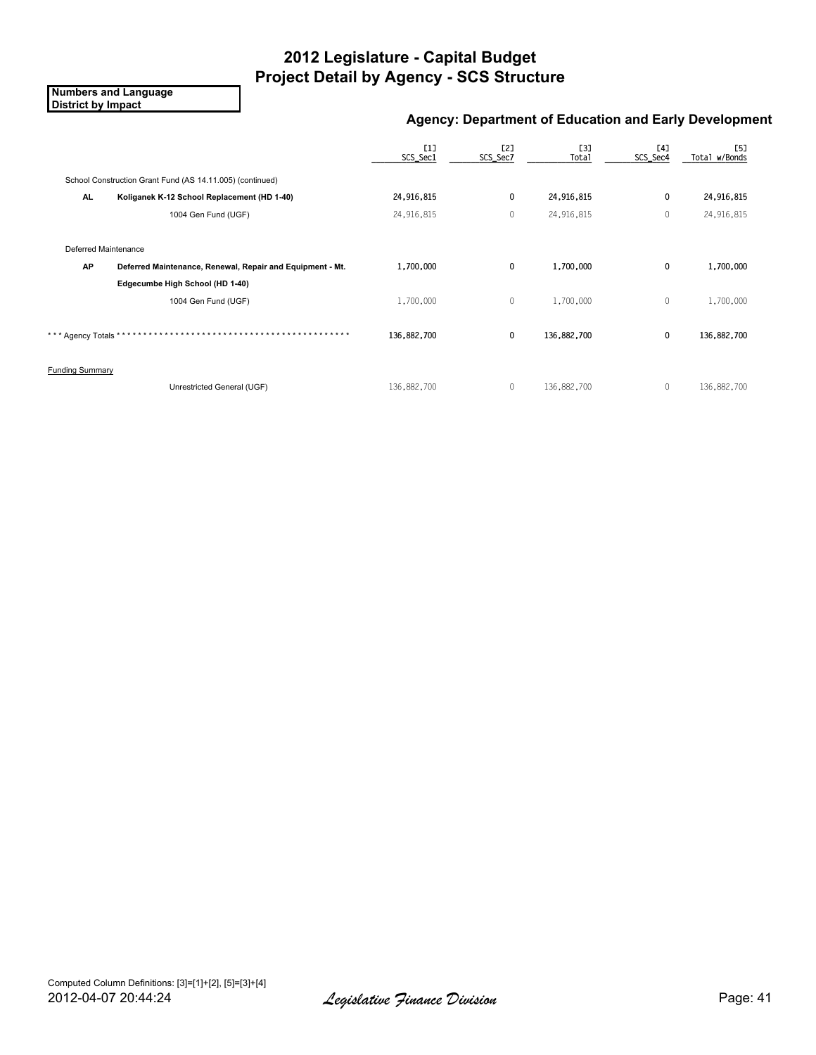# 2012 Legislature - Capital Budget
# Project Detail by Agency - SCS Structure

**Numbers and Language**
**District by Impact**

### Agency: Department of Education and Early Development

| | | [1] SCS_Sec1 | [2] SCS_Sec7 | [3] Total | [4] SCS_Sec4 | [5] Total w/Bonds |
|---|---|---|---|---|---|---|
| School Construction Grant Fund (AS 14.11.005) (continued) | | | | | | |
| **AL** | **Koliganek K-12 School Replacement (HD 1-40)** | **24,916,815** | **0** | **24,916,815** | **0** | **24,916,815** |
| | 1004 Gen Fund (UGF) | 24,916,815 | 0 | 24,916,815 | 0 | 24,916,815 |
| Deferred Maintenance | | | | | | |
| **AP** | **Deferred Maintenance, Renewal, Repair and Equipment - Mt. Edgecumbe High School (HD 1-40)** | **1,700,000** | **0** | **1,700,000** | **0** | **1,700,000** |
| | 1004 Gen Fund (UGF) | 1,700,000 | 0 | 1,700,000 | 0 | 1,700,000 |
| *** Agency Totals ******************************************** | | **136,882,700** | **0** | **136,882,700** | **0** | **136,882,700** |
| Funding Summary | | | | | | |
| | Unrestricted General (UGF) | 136,882,700 | 0 | 136,882,700 | 0 | 136,882,700 |

Computed Column Definitions: [3]=[1]+[2], [5]=[3]+[4]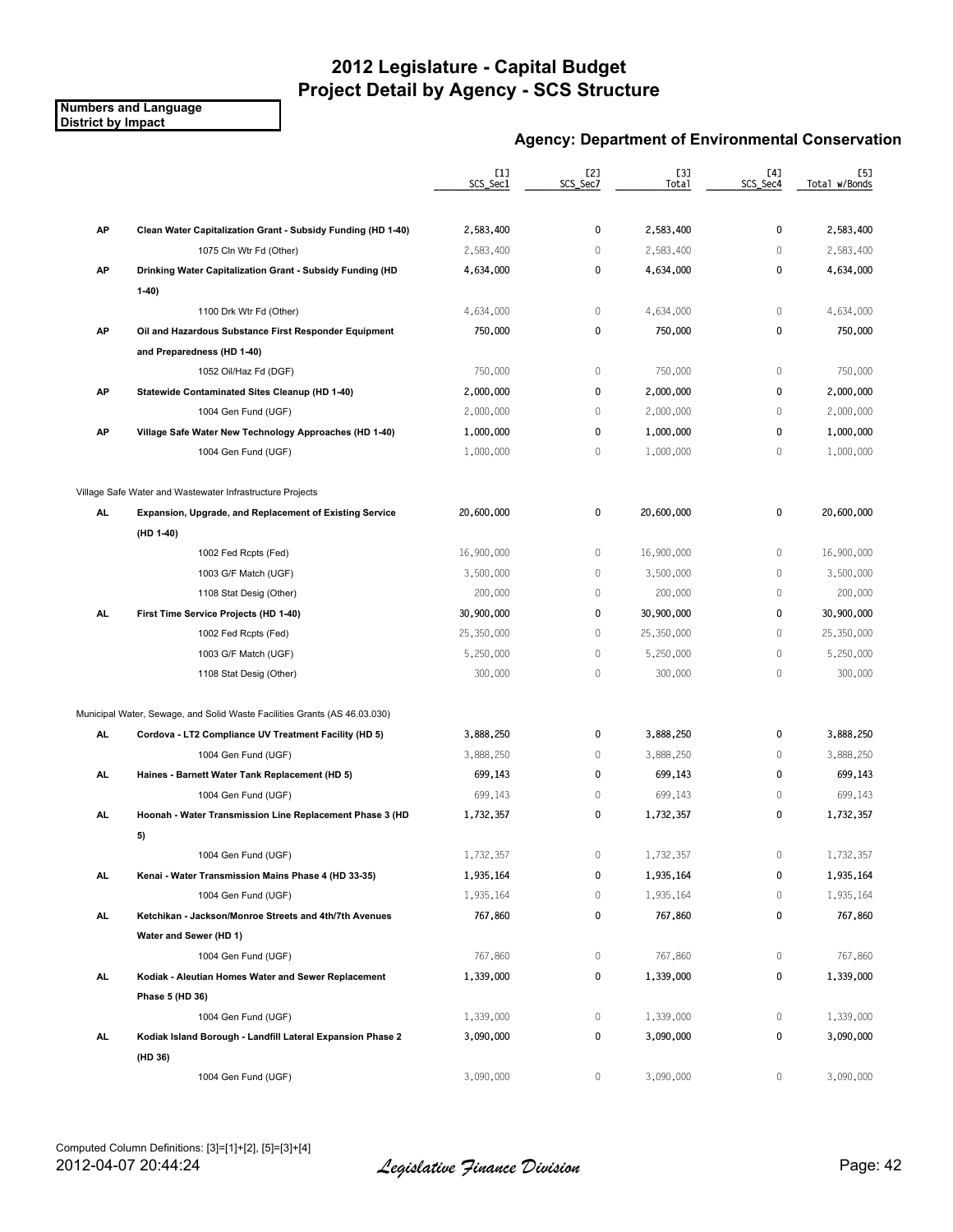# 2012 Legislature - Capital Budget
# Project Detail by Agency - SCS Structure

**Numbers and Language**
**District by Impact**

### Agency: Department of Environmental Conservation

| | | [1] SCS_Sec1 | [2] SCS_Sec7 | [3] Total | [4] SCS_Sec4 | [5] Total w/Bonds |
|---|---|---|---|---|---|---|
| **AP** | **Clean Water Capitalization Grant - Subsidy Funding (HD 1-40)** | **2,583,400** | **0** | **2,583,400** | **0** | **2,583,400** |
| | 1075 Cln Wtr Fd (Other) | 2,583,400 | 0 | 2,583,400 | 0 | 2,583,400 |
| **AP** | **Drinking Water Capitalization Grant - Subsidy Funding (HD 1-40)** | **4,634,000** | **0** | **4,634,000** | **0** | **4,634,000** |
| | 1100 Drk Wtr Fd (Other) | 4,634,000 | 0 | 4,634,000 | 0 | 4,634,000 |
| **AP** | **Oil and Hazardous Substance First Responder Equipment and Preparedness (HD 1-40)** | **750,000** | **0** | **750,000** | **0** | **750,000** |
| | 1052 Oil/Haz Fd (DGF) | 750,000 | 0 | 750,000 | 0 | 750,000 |
| **AP** | **Statewide Contaminated Sites Cleanup (HD 1-40)** | **2,000,000** | **0** | **2,000,000** | **0** | **2,000,000** |
| | 1004 Gen Fund (UGF) | 2,000,000 | 0 | 2,000,000 | 0 | 2,000,000 |
| **AP** | **Village Safe Water New Technology Approaches (HD 1-40)** | **1,000,000** | **0** | **1,000,000** | **0** | **1,000,000** |
| | 1004 Gen Fund (UGF) | 1,000,000 | 0 | 1,000,000 | 0 | 1,000,000 |
| | Village Safe Water and Wastewater Infrastructure Projects | | | | | |
| **AL** | **Expansion, Upgrade, and Replacement of Existing Service (HD 1-40)** | **20,600,000** | **0** | **20,600,000** | **0** | **20,600,000** |
| | 1002 Fed Rcpts (Fed) | 16,900,000 | 0 | 16,900,000 | 0 | 16,900,000 |
| | 1003 G/F Match (UGF) | 3,500,000 | 0 | 3,500,000 | 0 | 3,500,000 |
| | 1108 Stat Desig (Other) | 200,000 | 0 | 200,000 | 0 | 200,000 |
| **AL** | **First Time Service Projects (HD 1-40)** | **30,900,000** | **0** | **30,900,000** | **0** | **30,900,000** |
| | 1002 Fed Rcpts (Fed) | 25,350,000 | 0 | 25,350,000 | 0 | 25,350,000 |
| | 1003 G/F Match (UGF) | 5,250,000 | 0 | 5,250,000 | 0 | 5,250,000 |
| | 1108 Stat Desig (Other) | 300,000 | 0 | 300,000 | 0 | 300,000 |
| | Municipal Water, Sewage, and Solid Waste Facilities Grants (AS 46.03.030) | | | | | |
| **AL** | **Cordova - LT2 Compliance UV Treatment Facility (HD 5)** | **3,888,250** | **0** | **3,888,250** | **0** | **3,888,250** |
| | 1004 Gen Fund (UGF) | 3,888,250 | 0 | 3,888,250 | 0 | 3,888,250 |
| **AL** | **Haines - Barnett Water Tank Replacement (HD 5)** | **699,143** | **0** | **699,143** | **0** | **699,143** |
| | 1004 Gen Fund (UGF) | 699,143 | 0 | 699,143 | 0 | 699,143 |
| **AL** | **Hoonah - Water Transmission Line Replacement Phase 3 (HD 5)** | **1,732,357** | **0** | **1,732,357** | **0** | **1,732,357** |
| | 1004 Gen Fund (UGF) | 1,732,357 | 0 | 1,732,357 | 0 | 1,732,357 |
| **AL** | **Kenai - Water Transmission Mains Phase 4 (HD 33-35)** | **1,935,164** | **0** | **1,935,164** | **0** | **1,935,164** |
| | 1004 Gen Fund (UGF) | 1,935,164 | 0 | 1,935,164 | 0 | 1,935,164 |
| **AL** | **Ketchikan - Jackson/Monroe Streets and 4th/7th Avenues Water and Sewer (HD 1)** | **767,860** | **0** | **767,860** | **0** | **767,860** |
| | 1004 Gen Fund (UGF) | 767,860 | 0 | 767,860 | 0 | 767,860 |
| **AL** | **Kodiak - Aleutian Homes Water and Sewer Replacement Phase 5 (HD 36)** | **1,339,000** | **0** | **1,339,000** | **0** | **1,339,000** |
| | 1004 Gen Fund (UGF) | 1,339,000 | 0 | 1,339,000 | 0 | 1,339,000 |
| **AL** | **Kodiak Island Borough - Landfill Lateral Expansion Phase 2 (HD 36)** | **3,090,000** | **0** | **3,090,000** | **0** | **3,090,000** |
| | 1004 Gen Fund (UGF) | 3,090,000 | 0 | 3,090,000 | 0 | 3,090,000 |

Computed Column Definitions: [3]=[1]+[2], [5]=[3]+[4]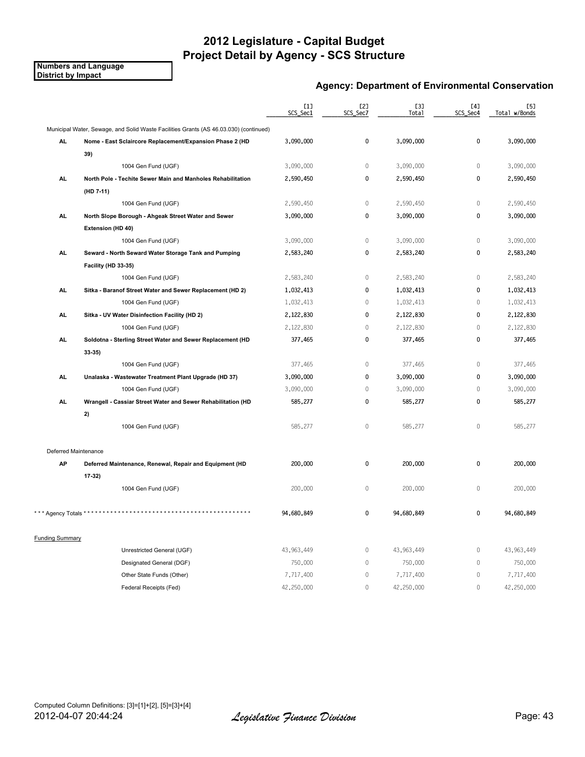# 2012 Legislature - Capital Budget
# Project Detail by Agency - SCS Structure

**Numbers and Language**
**District by Impact**

## Agency: Department of Environmental Conservation

| | | [1] SCS_Sec1 | [2] SCS_Sec7 | [3] Total | [4] SCS_Sec4 | [5] Total w/Bonds |
|---|---|---|---|---|---|---|
| Municipal Water, Sewage, and Solid Waste Facilities Grants (AS 46.03.030) (continued) | | | | | | |
| **AL** | **Nome - East Sclaircore Replacement/Expansion Phase 2 (HD 39)** | 3,090,000 | 0 | 3,090,000 | 0 | 3,090,000 |
| | 1004 Gen Fund (UGF) | 3,090,000 | 0 | 3,090,000 | 0 | 3,090,000 |
| **AL** | **North Pole - Techite Sewer Main and Manholes Rehabilitation (HD 7-11)** | 2,590,450 | 0 | 2,590,450 | 0 | 2,590,450 |
| | 1004 Gen Fund (UGF) | 2,590,450 | 0 | 2,590,450 | 0 | 2,590,450 |
| **AL** | **North Slope Borough - Ahgeak Street Water and Sewer Extension (HD 40)** | 3,090,000 | 0 | 3,090,000 | 0 | 3,090,000 |
| | 1004 Gen Fund (UGF) | 3,090,000 | 0 | 3,090,000 | 0 | 3,090,000 |
| **AL** | **Seward - North Seward Water Storage Tank and Pumping Facility (HD 33-35)** | 2,583,240 | 0 | 2,583,240 | 0 | 2,583,240 |
| | 1004 Gen Fund (UGF) | 2,583,240 | 0 | 2,583,240 | 0 | 2,583,240 |
| **AL** | **Sitka - Baranof Street Water and Sewer Replacement (HD 2)** | 1,032,413 | 0 | 1,032,413 | 0 | 1,032,413 |
| | 1004 Gen Fund (UGF) | 1,032,413 | 0 | 1,032,413 | 0 | 1,032,413 |
| **AL** | **Sitka - UV Water Disinfection Facility (HD 2)** | 2,122,830 | 0 | 2,122,830 | 0 | 2,122,830 |
| | 1004 Gen Fund (UGF) | 2,122,830 | 0 | 2,122,830 | 0 | 2,122,830 |
| **AL** | **Soldotna - Sterling Street Water and Sewer Replacement (HD 33-35)** | 377,465 | 0 | 377,465 | 0 | 377,465 |
| | 1004 Gen Fund (UGF) | 377,465 | 0 | 377,465 | 0 | 377,465 |
| **AL** | **Unalaska - Wastewater Treatment Plant Upgrade (HD 37)** | 3,090,000 | 0 | 3,090,000 | 0 | 3,090,000 |
| | 1004 Gen Fund (UGF) | 3,090,000 | 0 | 3,090,000 | 0 | 3,090,000 |
| **AL** | **Wrangell - Cassiar Street Water and Sewer Rehabilitation (HD 2)** | 585,277 | 0 | 585,277 | 0 | 585,277 |
| | 1004 Gen Fund (UGF) | 585,277 | 0 | 585,277 | 0 | 585,277 |
| Deferred Maintenance | | | | | | |
| **AP** | **Deferred Maintenance, Renewal, Repair and Equipment (HD 17-32)** | 200,000 | 0 | 200,000 | 0 | 200,000 |
| | 1004 Gen Fund (UGF) | 200,000 | 0 | 200,000 | 0 | 200,000 |
| *** Agency Totals ****************************************** | | 94,680,849 | 0 | 94,680,849 | 0 | 94,680,849 |
| Funding Summary | | | | | | |
| | Unrestricted General (UGF) | 43,963,449 | 0 | 43,963,449 | 0 | 43,963,449 |
| | Designated General (DGF) | 750,000 | 0 | 750,000 | 0 | 750,000 |
| | Other State Funds (Other) | 7,717,400 | 0 | 7,717,400 | 0 | 7,717,400 |
| | Federal Receipts (Fed) | 42,250,000 | 0 | 42,250,000 | 0 | 42,250,000 |

Computed Column Definitions: [3]=[1]+[2], [5]=[3]+[4]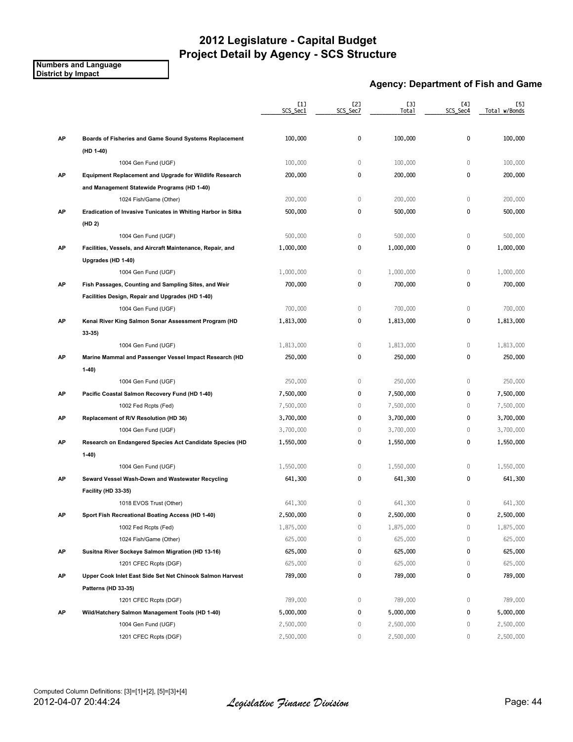# 2012 Legislature - Capital Budget
## Project Detail by Agency - SCS Structure

**Numbers and Language**
**District by Impact**

### Agency: Department of Fish and Game

| | | [1] SCS_Sec1 | [2] SCS_Sec7 | [3] Total | [4] SCS_Sec4 | [5] Total w/Bonds |
|---|---|---|---|---|---|---|
| **AP** | **Boards of Fisheries and Game Sound Systems Replacement (HD 1-40)** | 100,000 | 0 | 100,000 | 0 | 100,000 |
| | 1004 Gen Fund (UGF) | 100,000 | 0 | 100,000 | 0 | 100,000 |
| **AP** | **Equipment Replacement and Upgrade for Wildlife Research and Management Statewide Programs (HD 1-40)** | 200,000 | 0 | 200,000 | 0 | 200,000 |
| | 1024 Fish/Game (Other) | 200,000 | 0 | 200,000 | 0 | 200,000 |
| **AP** | **Eradication of Invasive Tunicates in Whiting Harbor in Sitka (HD 2)** | 500,000 | 0 | 500,000 | 0 | 500,000 |
| | 1004 Gen Fund (UGF) | 500,000 | 0 | 500,000 | 0 | 500,000 |
| **AP** | **Facilities, Vessels, and Aircraft Maintenance, Repair, and Upgrades (HD 1-40)** | 1,000,000 | 0 | 1,000,000 | 0 | 1,000,000 |
| | 1004 Gen Fund (UGF) | 1,000,000 | 0 | 1,000,000 | 0 | 1,000,000 |
| **AP** | **Fish Passages, Counting and Sampling Sites, and Weir Facilities Design, Repair and Upgrades (HD 1-40)** | 700,000 | 0 | 700,000 | 0 | 700,000 |
| | 1004 Gen Fund (UGF) | 700,000 | 0 | 700,000 | 0 | 700,000 |
| **AP** | **Kenai River King Salmon Sonar Assessment Program (HD 33-35)** | 1,813,000 | 0 | 1,813,000 | 0 | 1,813,000 |
| | 1004 Gen Fund (UGF) | 1,813,000 | 0 | 1,813,000 | 0 | 1,813,000 |
| **AP** | **Marine Mammal and Passenger Vessel Impact Research (HD 1-40)** | 250,000 | 0 | 250,000 | 0 | 250,000 |
| | 1004 Gen Fund (UGF) | 250,000 | 0 | 250,000 | 0 | 250,000 |
| **AP** | **Pacific Coastal Salmon Recovery Fund (HD 1-40)** | 7,500,000 | 0 | 7,500,000 | 0 | 7,500,000 |
| | 1002 Fed Rcpts (Fed) | 7,500,000 | 0 | 7,500,000 | 0 | 7,500,000 |
| **AP** | **Replacement of R/V Resolution (HD 36)** | 3,700,000 | 0 | 3,700,000 | 0 | 3,700,000 |
| | 1004 Gen Fund (UGF) | 3,700,000 | 0 | 3,700,000 | 0 | 3,700,000 |
| **AP** | **Research on Endangered Species Act Candidate Species (HD 1-40)** | 1,550,000 | 0 | 1,550,000 | 0 | 1,550,000 |
| | 1004 Gen Fund (UGF) | 1,550,000 | 0 | 1,550,000 | 0 | 1,550,000 |
| **AP** | **Seward Vessel Wash-Down and Wastewater Recycling Facility (HD 33-35)** | 641,300 | 0 | 641,300 | 0 | 641,300 |
| | 1018 EVOS Trust (Other) | 641,300 | 0 | 641,300 | 0 | 641,300 |
| **AP** | **Sport Fish Recreational Boating Access (HD 1-40)** | 2,500,000 | 0 | 2,500,000 | 0 | 2,500,000 |
| | 1002 Fed Rcpts (Fed) | 1,875,000 | 0 | 1,875,000 | 0 | 1,875,000 |
| | 1024 Fish/Game (Other) | 625,000 | 0 | 625,000 | 0 | 625,000 |
| **AP** | **Susitna River Sockeye Salmon Migration (HD 13-16)** | 625,000 | 0 | 625,000 | 0 | 625,000 |
| | 1201 CFEC Rcpts (DGF) | 625,000 | 0 | 625,000 | 0 | 625,000 |
| **AP** | **Upper Cook Inlet East Side Set Net Chinook Salmon Harvest Patterns (HD 33-35)** | 789,000 | 0 | 789,000 | 0 | 789,000 |
| | 1201 CFEC Rcpts (DGF) | 789,000 | 0 | 789,000 | 0 | 789,000 |
| **AP** | **Wild/Hatchery Salmon Management Tools (HD 1-40)** | 5,000,000 | 0 | 5,000,000 | 0 | 5,000,000 |
| | 1004 Gen Fund (UGF) | 2,500,000 | 0 | 2,500,000 | 0 | 2,500,000 |
| | 1201 CFEC Rcpts (DGF) | 2,500,000 | 0 | 2,500,000 | 0 | 2,500,000 |

Computed Column Definitions: [3]=[1]+[2], [5]=[3]+[4]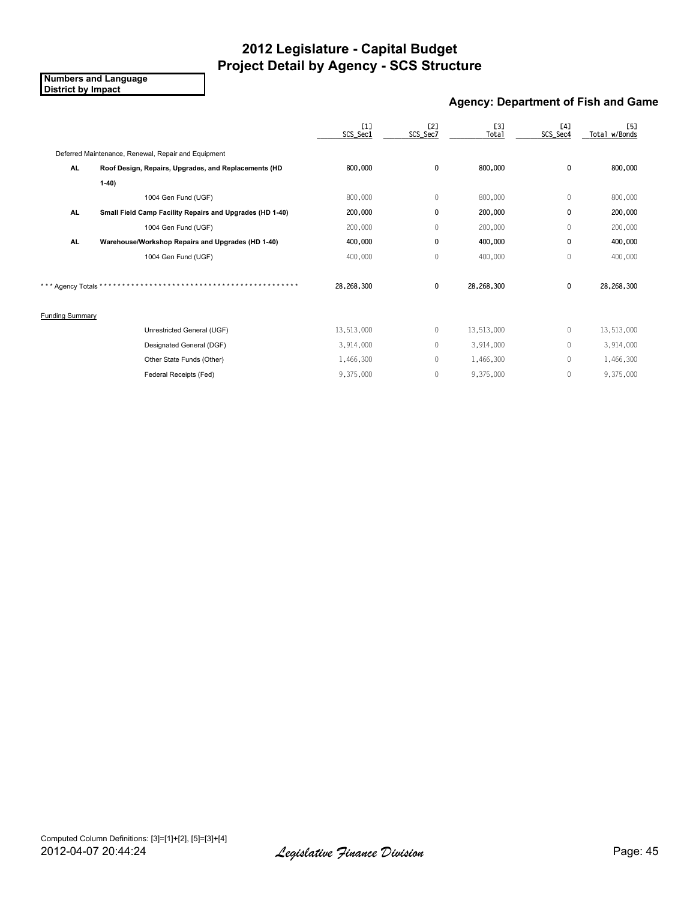# 2012 Legislature - Capital Budget
## Project Detail by Agency - SCS Structure

**Numbers and Language**
**District by Impact**

### Agency: Department of Fish and Game

| | | [1] SCS_Sec1 | [2] SCS_Sec7 | [3] Total | [4] SCS_Sec4 | [5] Total w/Bonds |
|---|---|---|---|---|---|---|
| Deferred Maintenance, Renewal, Repair and Equipment | | | | | | |
| **AL** | **Roof Design, Repairs, Upgrades, and Replacements (HD 1-40)** | **800,000** | **0** | **800,000** | **0** | **800,000** |
| | 1004 Gen Fund (UGF) | 800,000 | 0 | 800,000 | 0 | 800,000 |
| **AL** | **Small Field Camp Facility Repairs and Upgrades (HD 1-40)** | **200,000** | **0** | **200,000** | **0** | **200,000** |
| | 1004 Gen Fund (UGF) | 200,000 | 0 | 200,000 | 0 | 200,000 |
| **AL** | **Warehouse/Workshop Repairs and Upgrades (HD 1-40)** | **400,000** | **0** | **400,000** | **0** | **400,000** |
| | 1004 Gen Fund (UGF) | 400,000 | 0 | 400,000 | 0 | 400,000 |
| *** Agency Totals ******************************************* | | **28,268,300** | **0** | **28,268,300** | **0** | **28,268,300** |
| Funding Summary | | | | | | |
| | Unrestricted General (UGF) | 13,513,000 | 0 | 13,513,000 | 0 | 13,513,000 |
| | Designated General (DGF) | 3,914,000 | 0 | 3,914,000 | 0 | 3,914,000 |
| | Other State Funds (Other) | 1,466,300 | 0 | 1,466,300 | 0 | 1,466,300 |
| | Federal Receipts (Fed) | 9,375,000 | 0 | 9,375,000 | 0 | 9,375,000 |

Computed Column Definitions: [3]=[1]+[2], [5]=[3]+[4]

2012-04-07 20:44:24 *Legislative Finance Division*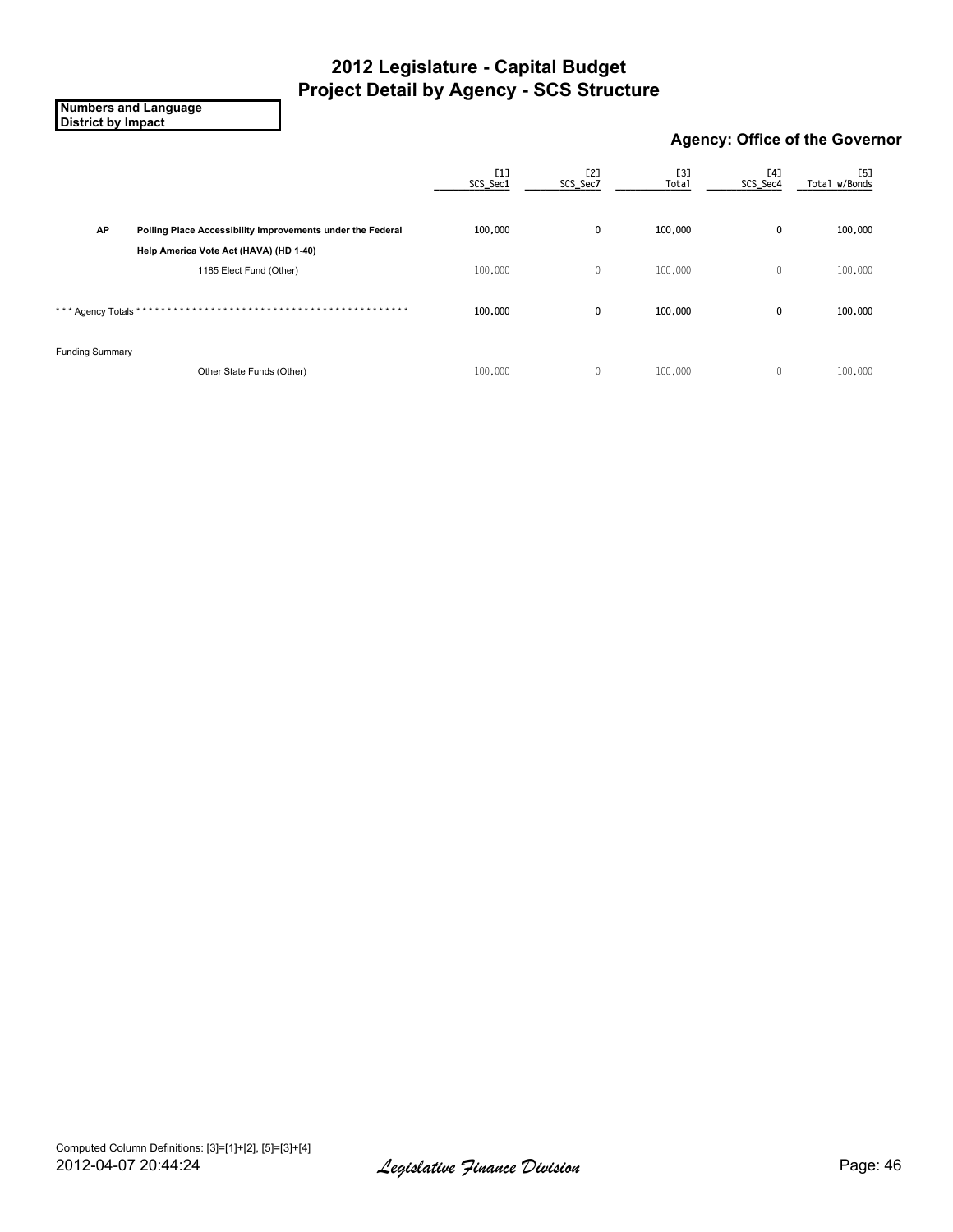# 2012 Legislature - Capital Budget
## Project Detail by Agency - SCS Structure

**Numbers and Language**
**District by Impact**

### Agency: Office of the Governor

| | | [1] SCS_Sec1 | [2] SCS_Sec7 | [3] Total | [4] SCS_Sec4 | [5] Total w/Bonds |
|---|---|---|---|---|---|---|
| **AP** | **Polling Place Accessibility Improvements under the Federal Help America Vote Act (HAVA) (HD 1-40)** | **100,000** | **0** | **100,000** | **0** | **100,000** |
| | 1185 Elect Fund (Other) | 100,000 | 0 | 100,000 | 0 | 100,000 |
| *** Agency Totals ******************************************* | | **100,000** | **0** | **100,000** | **0** | **100,000** |

Funding Summary

| | [1] SCS_Sec1 | [2] SCS_Sec7 | [3] Total | [4] SCS_Sec4 | [5] Total w/Bonds |
|---|---|---|---|---|---|
| Other State Funds (Other) | 100,000 | 0 | 100,000 | 0 | 100,000 |

Computed Column Definitions: [3]=[1]+[2], [5]=[3]+[4]

2012-04-07 20:44:24 *Legislative Finance Division*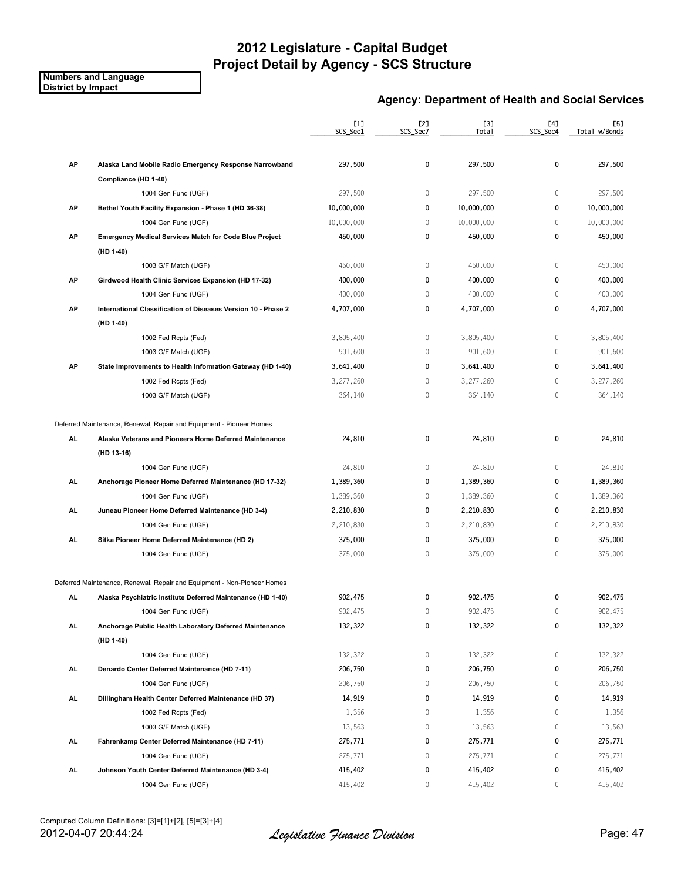# 2012 Legislature - Capital Budget
# Project Detail by Agency - SCS Structure

**Numbers and Language**
**District by Impact**

### Agency: Department of Health and Social Services

| | | [1] SCS_Sec1 | [2] SCS_Sec7 | [3] Total | [4] SCS_Sec4 | [5] Total w/Bonds |
|---|---|---|---|---|---|---|
| **AP** | **Alaska Land Mobile Radio Emergency Response Narrowband Compliance (HD 1-40)** | 297,500 | 0 | 297,500 | 0 | 297,500 |
| | 1004 Gen Fund (UGF) | 297,500 | 0 | 297,500 | 0 | 297,500 |
| **AP** | **Bethel Youth Facility Expansion - Phase 1 (HD 36-38)** | 10,000,000 | 0 | 10,000,000 | 0 | 10,000,000 |
| | 1004 Gen Fund (UGF) | 10,000,000 | 0 | 10,000,000 | 0 | 10,000,000 |
| **AP** | **Emergency Medical Services Match for Code Blue Project (HD 1-40)** | 450,000 | 0 | 450,000 | 0 | 450,000 |
| | 1003 G/F Match (UGF) | 450,000 | 0 | 450,000 | 0 | 450,000 |
| **AP** | **Girdwood Health Clinic Services Expansion (HD 17-32)** | 400,000 | 0 | 400,000 | 0 | 400,000 |
| | 1004 Gen Fund (UGF) | 400,000 | 0 | 400,000 | 0 | 400,000 |
| **AP** | **International Classification of Diseases Version 10 - Phase 2 (HD 1-40)** | 4,707,000 | 0 | 4,707,000 | 0 | 4,707,000 |
| | 1002 Fed Rcpts (Fed) | 3,805,400 | 0 | 3,805,400 | 0 | 3,805,400 |
| | 1003 G/F Match (UGF) | 901,600 | 0 | 901,600 | 0 | 901,600 |
| **AP** | **State Improvements to Health Information Gateway (HD 1-40)** | 3,641,400 | 0 | 3,641,400 | 0 | 3,641,400 |
| | 1002 Fed Rcpts (Fed) | 3,277,260 | 0 | 3,277,260 | 0 | 3,277,260 |
| | 1003 G/F Match (UGF) | 364,140 | 0 | 364,140 | 0 | 364,140 |
| | Deferred Maintenance, Renewal, Repair and Equipment - Pioneer Homes | | | | | |
| **AL** | **Alaska Veterans and Pioneers Home Deferred Maintenance (HD 13-16)** | 24,810 | 0 | 24,810 | 0 | 24,810 |
| | 1004 Gen Fund (UGF) | 24,810 | 0 | 24,810 | 0 | 24,810 |
| **AL** | **Anchorage Pioneer Home Deferred Maintenance (HD 17-32)** | 1,389,360 | 0 | 1,389,360 | 0 | 1,389,360 |
| | 1004 Gen Fund (UGF) | 1,389,360 | 0 | 1,389,360 | 0 | 1,389,360 |
| **AL** | **Juneau Pioneer Home Deferred Maintenance (HD 3-4)** | 2,210,830 | 0 | 2,210,830 | 0 | 2,210,830 |
| | 1004 Gen Fund (UGF) | 2,210,830 | 0 | 2,210,830 | 0 | 2,210,830 |
| **AL** | **Sitka Pioneer Home Deferred Maintenance (HD 2)** | 375,000 | 0 | 375,000 | 0 | 375,000 |
| | 1004 Gen Fund (UGF) | 375,000 | 0 | 375,000 | 0 | 375,000 |
| | Deferred Maintenance, Renewal, Repair and Equipment - Non-Pioneer Homes | | | | | |
| **AL** | **Alaska Psychiatric Institute Deferred Maintenance (HD 1-40)** | 902,475 | 0 | 902,475 | 0 | 902,475 |
| | 1004 Gen Fund (UGF) | 902,475 | 0 | 902,475 | 0 | 902,475 |
| **AL** | **Anchorage Public Health Laboratory Deferred Maintenance (HD 1-40)** | 132,322 | 0 | 132,322 | 0 | 132,322 |
| | 1004 Gen Fund (UGF) | 132,322 | 0 | 132,322 | 0 | 132,322 |
| **AL** | **Denardo Center Deferred Maintenance (HD 7-11)** | 206,750 | 0 | 206,750 | 0 | 206,750 |
| | 1004 Gen Fund (UGF) | 206,750 | 0 | 206,750 | 0 | 206,750 |
| **AL** | **Dillingham Health Center Deferred Maintenance (HD 37)** | 14,919 | 0 | 14,919 | 0 | 14,919 |
| | 1002 Fed Rcpts (Fed) | 1,356 | 0 | 1,356 | 0 | 1,356 |
| | 1003 G/F Match (UGF) | 13,563 | 0 | 13,563 | 0 | 13,563 |
| **AL** | **Fahrenkamp Center Deferred Maintenance (HD 7-11)** | 275,771 | 0 | 275,771 | 0 | 275,771 |
| | 1004 Gen Fund (UGF) | 275,771 | 0 | 275,771 | 0 | 275,771 |
| **AL** | **Johnson Youth Center Deferred Maintenance (HD 3-4)** | 415,402 | 0 | 415,402 | 0 | 415,402 |
| | 1004 Gen Fund (UGF) | 415,402 | 0 | 415,402 | 0 | 415,402 |

Computed Column Definitions: [3]=[1]+[2], [5]=[3]+[4]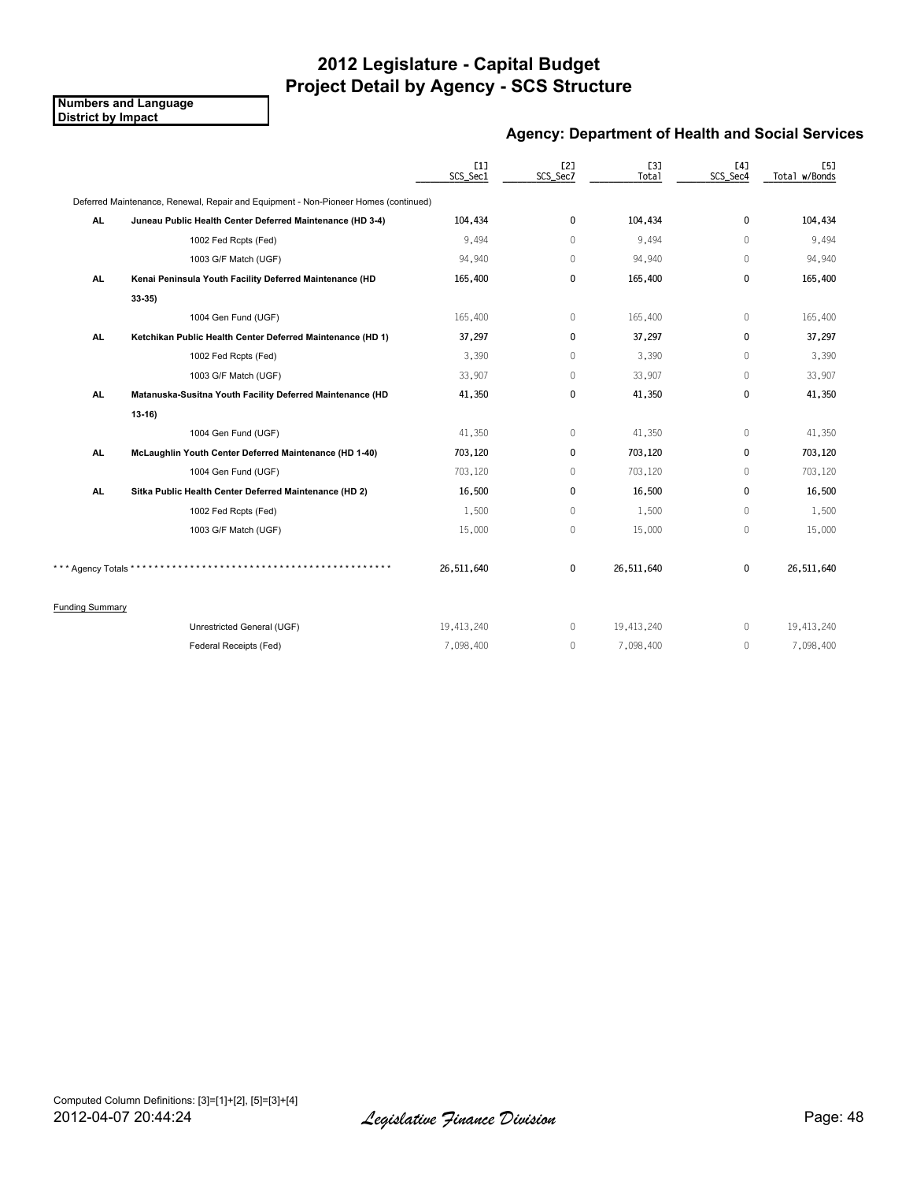# 2012 Legislature - Capital Budget
## Project Detail by Agency - SCS Structure

**Numbers and Language**
**District by Impact**

### Agency: Department of Health and Social Services

| | | [1] SCS_Sec1 | [2] SCS_Sec7 | [3] Total | [4] SCS_Sec4 | [5] Total w/Bonds |
|---|---|---|---|---|---|---|
| | Deferred Maintenance, Renewal, Repair and Equipment - Non-Pioneer Homes (continued) | | | | | |
| **AL** | **Juneau Public Health Center Deferred Maintenance (HD 3-4)** | **104,434** | **0** | **104,434** | **0** | **104,434** |
| | 1002 Fed Rcpts (Fed) | 9,494 | 0 | 9,494 | 0 | 9,494 |
| | 1003 G/F Match (UGF) | 94,940 | 0 | 94,940 | 0 | 94,940 |
| **AL** | **Kenai Peninsula Youth Facility Deferred Maintenance (HD 33-35)** | **165,400** | **0** | **165,400** | **0** | **165,400** |
| | 1004 Gen Fund (UGF) | 165,400 | 0 | 165,400 | 0 | 165,400 |
| **AL** | **Ketchikan Public Health Center Deferred Maintenance (HD 1)** | **37,297** | **0** | **37,297** | **0** | **37,297** |
| | 1002 Fed Rcpts (Fed) | 3,390 | 0 | 3,390 | 0 | 3,390 |
| | 1003 G/F Match (UGF) | 33,907 | 0 | 33,907 | 0 | 33,907 |
| **AL** | **Matanuska-Susitna Youth Facility Deferred Maintenance (HD 13-16)** | **41,350** | **0** | **41,350** | **0** | **41,350** |
| | 1004 Gen Fund (UGF) | 41,350 | 0 | 41,350 | 0 | 41,350 |
| **AL** | **McLaughlin Youth Center Deferred Maintenance (HD 1-40)** | **703,120** | **0** | **703,120** | **0** | **703,120** |
| | 1004 Gen Fund (UGF) | 703,120 | 0 | 703,120 | 0 | 703,120 |
| **AL** | **Sitka Public Health Center Deferred Maintenance (HD 2)** | **16,500** | **0** | **16,500** | **0** | **16,500** |
| | 1002 Fed Rcpts (Fed) | 1,500 | 0 | 1,500 | 0 | 1,500 |
| | 1003 G/F Match (UGF) | 15,000 | 0 | 15,000 | 0 | 15,000 |
| *** Agency Totals | ****************************************** | **26,511,640** | **0** | **26,511,640** | **0** | **26,511,640** |
| Funding Summary | | | | | | |
| | Unrestricted General (UGF) | 19,413,240 | 0 | 19,413,240 | 0 | 19,413,240 |
| | Federal Receipts (Fed) | 7,098,400 | 0 | 7,098,400 | 0 | 7,098,400 |

Computed Column Definitions: [3]=[1]+[2], [5]=[3]+[4]

2012-04-07 20:44:24 *Legislative Finance Division*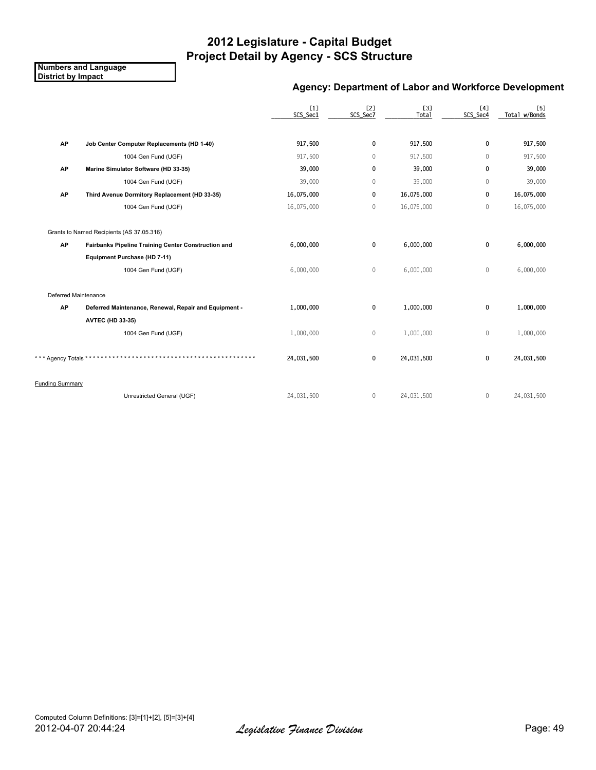# 2012 Legislature - Capital Budget
# Project Detail by Agency - SCS Structure

**Numbers and Language**
**District by Impact**

## Agency: Department of Labor and Workforce Development

| | | [1] SCS_Sec1 | [2] SCS_Sec7 | [3] Total | [4] SCS_Sec4 | [5] Total w/Bonds |
|---|---|---|---|---|---|---|
| **AP** | **Job Center Computer Replacements (HD 1-40)** | **917,500** | **0** | **917,500** | **0** | **917,500** |
| | 1004 Gen Fund (UGF) | 917,500 | 0 | 917,500 | 0 | 917,500 |
| **AP** | **Marine Simulator Software (HD 33-35)** | **39,000** | **0** | **39,000** | **0** | **39,000** |
| | 1004 Gen Fund (UGF) | 39,000 | 0 | 39,000 | 0 | 39,000 |
| **AP** | **Third Avenue Dormitory Replacement (HD 33-35)** | **16,075,000** | **0** | **16,075,000** | **0** | **16,075,000** |
| | 1004 Gen Fund (UGF) | 16,075,000 | 0 | 16,075,000 | 0 | 16,075,000 |
| Grants to Named Recipients (AS 37.05.316) | | | | | | |
| **AP** | **Fairbanks Pipeline Training Center Construction and Equipment Purchase (HD 7-11)** | **6,000,000** | **0** | **6,000,000** | **0** | **6,000,000** |
| | 1004 Gen Fund (UGF) | 6,000,000 | 0 | 6,000,000 | 0 | 6,000,000 |
| Deferred Maintenance | | | | | | |
| **AP** | **Deferred Maintenance, Renewal, Repair and Equipment - AVTEC (HD 33-35)** | **1,000,000** | **0** | **1,000,000** | **0** | **1,000,000** |
| | 1004 Gen Fund (UGF) | 1,000,000 | 0 | 1,000,000 | 0 | 1,000,000 |
| *** Agency Totals *** | | **24,031,500** | **0** | **24,031,500** | **0** | **24,031,500** |
| Funding Summary | | | | | | |
| | Unrestricted General (UGF) | 24,031,500 | 0 | 24,031,500 | 0 | 24,031,500 |

Computed Column Definitions: [3]=[1]+[2], [5]=[3]+[4]

2012-04-07 20:44:24 *Legislative Finance Division*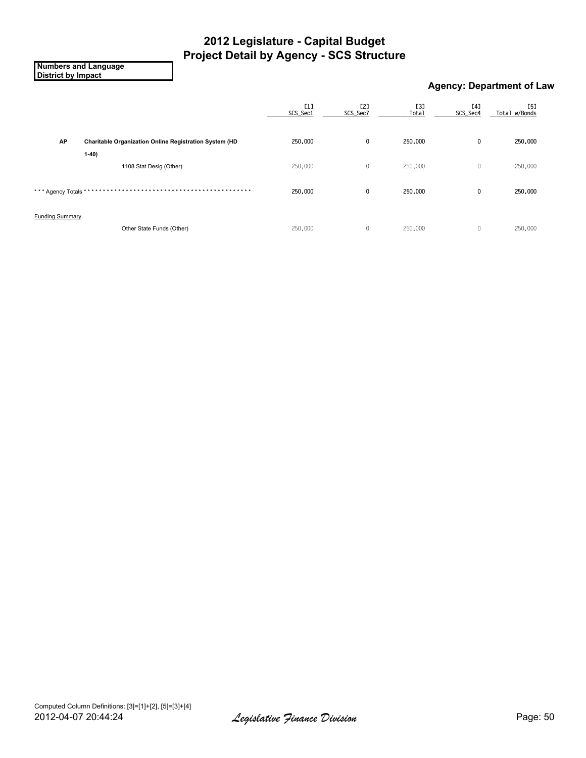# 2012 Legislature - Capital Budget
# Project Detail by Agency - SCS Structure

**Numbers and Language**
**District by Impact**

### Agency: Department of Law

| | | [1] SCS_Sec1 | [2] SCS_Sec7 | [3] Total | [4] SCS_Sec4 | [5] Total w/Bonds |
|---|---|---|---|---|---|---|
| **AP** | **Charitable Organization Online Registration System (HD 1-40)** | **250,000** | **0** | **250,000** | **0** | **250,000** |
| | 1108 Stat Desig (Other) | 250,000 | 0 | 250,000 | 0 | 250,000 |
| *** Agency Totals ******************************************* | | **250,000** | **0** | **250,000** | **0** | **250,000** |
| Funding Summary | | | | | | |
| | Other State Funds (Other) | 250,000 | 0 | 250,000 | 0 | 250,000 |

Computed Column Definitions: [3]=[1]+[2], [5]=[3]+[4]

2012-04-07 20:44:24 *Legislative Finance Division*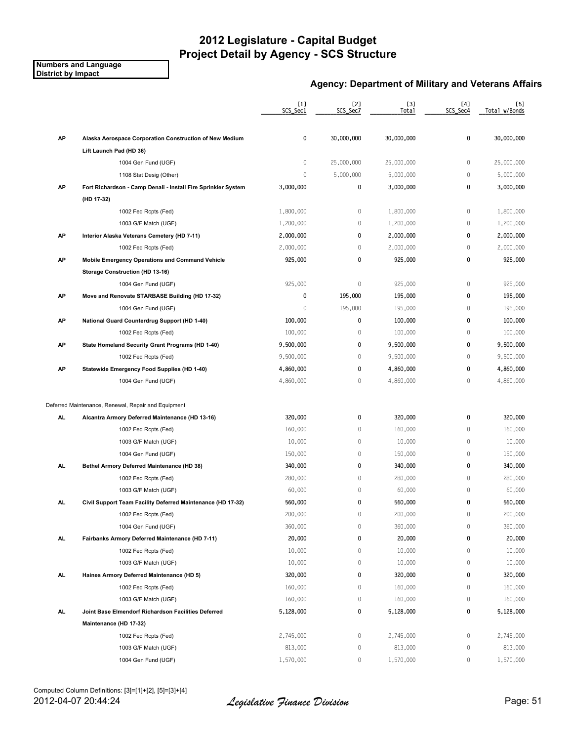# 2012 Legislature - Capital Budget
# Project Detail by Agency - SCS Structure

**Numbers and Language**
**District by Impact**

## Agency: Department of Military and Veterans Affairs

| | | [1] SCS_Sec1 | [2] SCS_Sec7 | [3] Total | [4] SCS_Sec4 | [5] Total w/Bonds |
|---|---|---|---|---|---|---|
| **AP** | **Alaska Aerospace Corporation Construction of New Medium Lift Launch Pad (HD 36)** | **0** | **30,000,000** | **30,000,000** | **0** | **30,000,000** |
| | 1004 Gen Fund (UGF) | 0 | 25,000,000 | 25,000,000 | 0 | 25,000,000 |
| | 1108 Stat Desig (Other) | 0 | 5,000,000 | 5,000,000 | 0 | 5,000,000 |
| **AP** | **Fort Richardson - Camp Denali - Install Fire Sprinkler System (HD 17-32)** | **3,000,000** | **0** | **3,000,000** | **0** | **3,000,000** |
| | 1002 Fed Rcpts (Fed) | 1,800,000 | 0 | 1,800,000 | 0 | 1,800,000 |
| | 1003 G/F Match (UGF) | 1,200,000 | 0 | 1,200,000 | 0 | 1,200,000 |
| **AP** | **Interior Alaska Veterans Cemetery (HD 7-11)** | **2,000,000** | **0** | **2,000,000** | **0** | **2,000,000** |
| | 1002 Fed Rcpts (Fed) | 2,000,000 | 0 | 2,000,000 | 0 | 2,000,000 |
| **AP** | **Mobile Emergency Operations and Command Vehicle Storage Construction (HD 13-16)** | **925,000** | **0** | **925,000** | **0** | **925,000** |
| | 1004 Gen Fund (UGF) | 925,000 | 0 | 925,000 | 0 | 925,000 |
| **AP** | **Move and Renovate STARBASE Building (HD 17-32)** | **0** | **195,000** | **195,000** | **0** | **195,000** |
| | 1004 Gen Fund (UGF) | 0 | 195,000 | 195,000 | 0 | 195,000 |
| **AP** | **National Guard Counterdrug Support (HD 1-40)** | **100,000** | **0** | **100,000** | **0** | **100,000** |
| | 1002 Fed Rcpts (Fed) | 100,000 | 0 | 100,000 | 0 | 100,000 |
| **AP** | **State Homeland Security Grant Programs (HD 1-40)** | **9,500,000** | **0** | **9,500,000** | **0** | **9,500,000** |
| | 1002 Fed Rcpts (Fed) | 9,500,000 | 0 | 9,500,000 | 0 | 9,500,000 |
| **AP** | **Statewide Emergency Food Supplies (HD 1-40)** | **4,860,000** | **0** | **4,860,000** | **0** | **4,860,000** |
| | 1004 Gen Fund (UGF) | 4,860,000 | 0 | 4,860,000 | 0 | 4,860,000 |
| | Deferred Maintenance, Renewal, Repair and Equipment | | | | | |
| **AL** | **Alcantra Armory Deferred Maintenance (HD 13-16)** | **320,000** | **0** | **320,000** | **0** | **320,000** |
| | 1002 Fed Rcpts (Fed) | 160,000 | 0 | 160,000 | 0 | 160,000 |
| | 1003 G/F Match (UGF) | 10,000 | 0 | 10,000 | 0 | 10,000 |
| | 1004 Gen Fund (UGF) | 150,000 | 0 | 150,000 | 0 | 150,000 |
| **AL** | **Bethel Armory Deferred Maintenance (HD 38)** | **340,000** | **0** | **340,000** | **0** | **340,000** |
| | 1002 Fed Rcpts (Fed) | 280,000 | 0 | 280,000 | 0 | 280,000 |
| | 1003 G/F Match (UGF) | 60,000 | 0 | 60,000 | 0 | 60,000 |
| **AL** | **Civil Support Team Facility Deferred Maintenance (HD 17-32)** | **560,000** | **0** | **560,000** | **0** | **560,000** |
| | 1002 Fed Rcpts (Fed) | 200,000 | 0 | 200,000 | 0 | 200,000 |
| | 1004 Gen Fund (UGF) | 360,000 | 0 | 360,000 | 0 | 360,000 |
| **AL** | **Fairbanks Armory Deferred Maintenance (HD 7-11)** | **20,000** | **0** | **20,000** | **0** | **20,000** |
| | 1002 Fed Rcpts (Fed) | 10,000 | 0 | 10,000 | 0 | 10,000 |
| | 1003 G/F Match (UGF) | 10,000 | 0 | 10,000 | 0 | 10,000 |
| **AL** | **Haines Armory Deferred Maintenance (HD 5)** | **320,000** | **0** | **320,000** | **0** | **320,000** |
| | 1002 Fed Rcpts (Fed) | 160,000 | 0 | 160,000 | 0 | 160,000 |
| | 1003 G/F Match (UGF) | 160,000 | 0 | 160,000 | 0 | 160,000 |
| **AL** | **Joint Base Elmendorf Richardson Facilities Deferred Maintenance (HD 17-32)** | **5,128,000** | **0** | **5,128,000** | **0** | **5,128,000** |
| | 1002 Fed Rcpts (Fed) | 2,745,000 | 0 | 2,745,000 | 0 | 2,745,000 |
| | 1003 G/F Match (UGF) | 813,000 | 0 | 813,000 | 0 | 813,000 |
| | 1004 Gen Fund (UGF) | 1,570,000 | 0 | 1,570,000 | 0 | 1,570,000 |

Computed Column Definitions: [3]=[1]+[2], [5]=[3]+[4]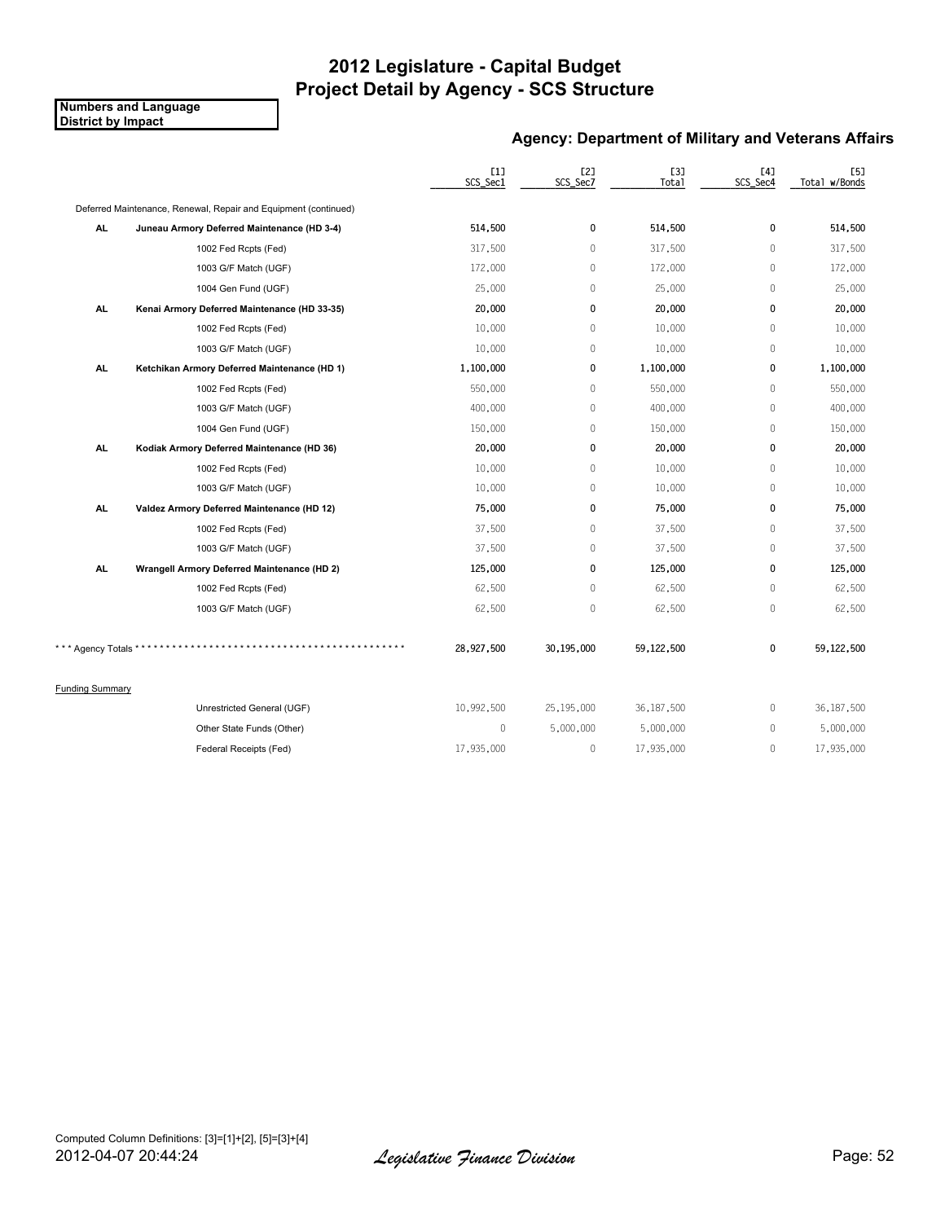# 2012 Legislature - Capital Budget
## Project Detail by Agency - SCS Structure

**Numbers and Language**
**District by Impact**

### Agency: Department of Military and Veterans Affairs

| | | [1] SCS_Sec1 | [2] SCS_Sec7 | [3] Total | [4] SCS_Sec4 | [5] Total w/Bonds |
|---|---|---|---|---|---|---|
| Deferred Maintenance, Renewal, Repair and Equipment (continued) | | | | | | |
| **AL** | **Juneau Armory Deferred Maintenance (HD 3-4)** | **514,500** | **0** | **514,500** | **0** | **514,500** |
| | 1002 Fed Rcpts (Fed) | 317,500 | 0 | 317,500 | 0 | 317,500 |
| | 1003 G/F Match (UGF) | 172,000 | 0 | 172,000 | 0 | 172,000 |
| | 1004 Gen Fund (UGF) | 25,000 | 0 | 25,000 | 0 | 25,000 |
| **AL** | **Kenai Armory Deferred Maintenance (HD 33-35)** | **20,000** | **0** | **20,000** | **0** | **20,000** |
| | 1002 Fed Rcpts (Fed) | 10,000 | 0 | 10,000 | 0 | 10,000 |
| | 1003 G/F Match (UGF) | 10,000 | 0 | 10,000 | 0 | 10,000 |
| **AL** | **Ketchikan Armory Deferred Maintenance (HD 1)** | **1,100,000** | **0** | **1,100,000** | **0** | **1,100,000** |
| | 1002 Fed Rcpts (Fed) | 550,000 | 0 | 550,000 | 0 | 550,000 |
| | 1003 G/F Match (UGF) | 400,000 | 0 | 400,000 | 0 | 400,000 |
| | 1004 Gen Fund (UGF) | 150,000 | 0 | 150,000 | 0 | 150,000 |
| **AL** | **Kodiak Armory Deferred Maintenance (HD 36)** | **20,000** | **0** | **20,000** | **0** | **20,000** |
| | 1002 Fed Rcpts (Fed) | 10,000 | 0 | 10,000 | 0 | 10,000 |
| | 1003 G/F Match (UGF) | 10,000 | 0 | 10,000 | 0 | 10,000 |
| **AL** | **Valdez Armory Deferred Maintenance (HD 12)** | **75,000** | **0** | **75,000** | **0** | **75,000** |
| | 1002 Fed Rcpts (Fed) | 37,500 | 0 | 37,500 | 0 | 37,500 |
| | 1003 G/F Match (UGF) | 37,500 | 0 | 37,500 | 0 | 37,500 |
| **AL** | **Wrangell Armory Deferred Maintenance (HD 2)** | **125,000** | **0** | **125,000** | **0** | **125,000** |
| | 1002 Fed Rcpts (Fed) | 62,500 | 0 | 62,500 | 0 | 62,500 |
| | 1003 G/F Match (UGF) | 62,500 | 0 | 62,500 | 0 | 62,500 |
| *** Agency Totals ******************************************* | | 28,927,500 | 30,195,000 | 59,122,500 | 0 | 59,122,500 |
| Funding Summary | | | | | | |
| | Unrestricted General (UGF) | 10,992,500 | 25,195,000 | 36,187,500 | 0 | 36,187,500 |
| | Other State Funds (Other) | 0 | 5,000,000 | 5,000,000 | 0 | 5,000,000 |
| | Federal Receipts (Fed) | 17,935,000 | 0 | 17,935,000 | 0 | 17,935,000 |

Computed Column Definitions: [3]=[1]+[2], [5]=[3]+[4]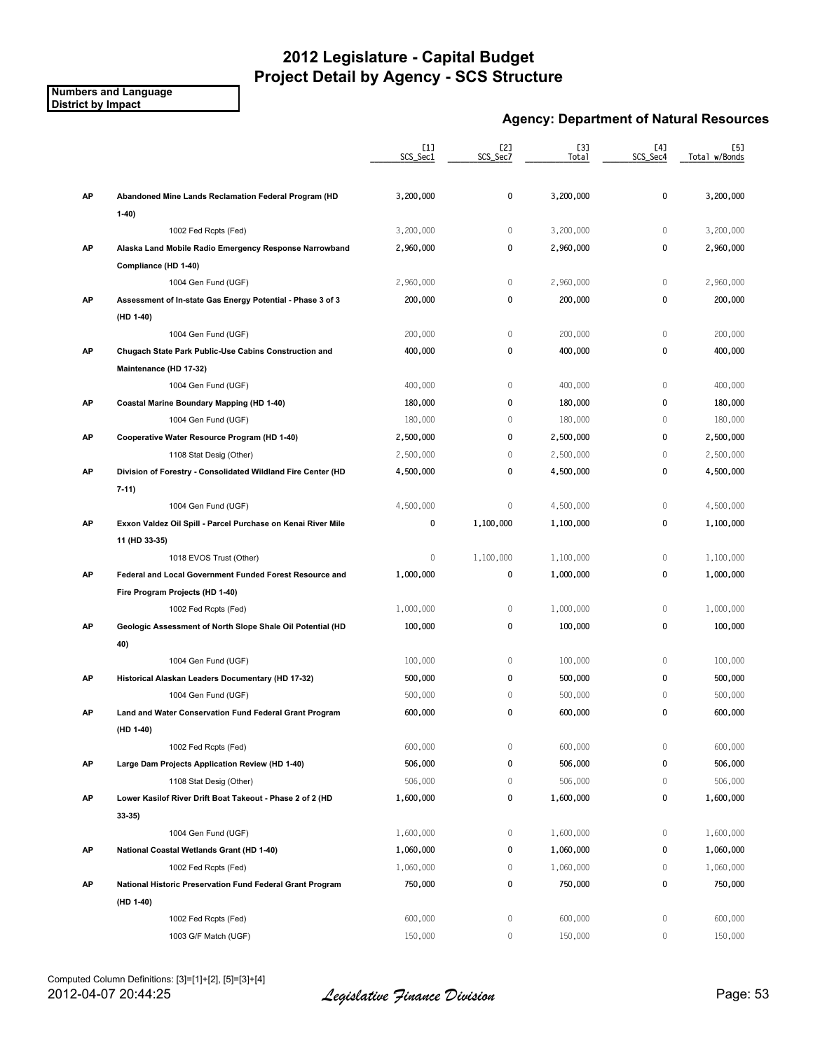# 2012 Legislature - Capital Budget
# Project Detail by Agency - SCS Structure

**Numbers and Language**
**District by Impact**

## Agency: Department of Natural Resources

| | | [1] SCS_Sec1 | [2] SCS_Sec7 | [3] Total | [4] SCS_Sec4 | [5] Total w/Bonds |
|---|---|---|---|---|---|---|
| **AP** | **Abandoned Mine Lands Reclamation Federal Program (HD 1-40)** | **3,200,000** | **0** | **3,200,000** | **0** | **3,200,000** |
| | 1002 Fed Rcpts (Fed) | 3,200,000 | 0 | 3,200,000 | 0 | 3,200,000 |
| **AP** | **Alaska Land Mobile Radio Emergency Response Narrowband Compliance (HD 1-40)** | **2,960,000** | **0** | **2,960,000** | **0** | **2,960,000** |
| | 1004 Gen Fund (UGF) | 2,960,000 | 0 | 2,960,000 | 0 | 2,960,000 |
| **AP** | **Assessment of In-state Gas Energy Potential - Phase 3 of 3 (HD 1-40)** | **200,000** | **0** | **200,000** | **0** | **200,000** |
| | 1004 Gen Fund (UGF) | 200,000 | 0 | 200,000 | 0 | 200,000 |
| **AP** | **Chugach State Park Public-Use Cabins Construction and Maintenance (HD 17-32)** | **400,000** | **0** | **400,000** | **0** | **400,000** |
| | 1004 Gen Fund (UGF) | 400,000 | 0 | 400,000 | 0 | 400,000 |
| **AP** | **Coastal Marine Boundary Mapping (HD 1-40)** | **180,000** | **0** | **180,000** | **0** | **180,000** |
| | 1004 Gen Fund (UGF) | 180,000 | 0 | 180,000 | 0 | 180,000 |
| **AP** | **Cooperative Water Resource Program (HD 1-40)** | **2,500,000** | **0** | **2,500,000** | **0** | **2,500,000** |
| | 1108 Stat Desig (Other) | 2,500,000 | 0 | 2,500,000 | 0 | 2,500,000 |
| **AP** | **Division of Forestry - Consolidated Wildland Fire Center (HD 7-11)** | **4,500,000** | **0** | **4,500,000** | **0** | **4,500,000** |
| | 1004 Gen Fund (UGF) | 4,500,000 | 0 | 4,500,000 | 0 | 4,500,000 |
| **AP** | **Exxon Valdez Oil Spill - Parcel Purchase on Kenai River Mile 11 (HD 33-35)** | **0** | **1,100,000** | **1,100,000** | **0** | **1,100,000** |
| | 1018 EVOS Trust (Other) | 0 | 1,100,000 | 1,100,000 | 0 | 1,100,000 |
| **AP** | **Federal and Local Government Funded Forest Resource and Fire Program Projects (HD 1-40)** | **1,000,000** | **0** | **1,000,000** | **0** | **1,000,000** |
| | 1002 Fed Rcpts (Fed) | 1,000,000 | 0 | 1,000,000 | 0 | 1,000,000 |
| **AP** | **Geologic Assessment of North Slope Shale Oil Potential (HD 40)** | **100,000** | **0** | **100,000** | **0** | **100,000** |
| | 1004 Gen Fund (UGF) | 100,000 | 0 | 100,000 | 0 | 100,000 |
| **AP** | **Historical Alaskan Leaders Documentary (HD 17-32)** | **500,000** | **0** | **500,000** | **0** | **500,000** |
| | 1004 Gen Fund (UGF) | 500,000 | 0 | 500,000 | 0 | 500,000 |
| **AP** | **Land and Water Conservation Fund Federal Grant Program (HD 1-40)** | **600,000** | **0** | **600,000** | **0** | **600,000** |
| | 1002 Fed Rcpts (Fed) | 600,000 | 0 | 600,000 | 0 | 600,000 |
| **AP** | **Large Dam Projects Application Review (HD 1-40)** | **506,000** | **0** | **506,000** | **0** | **506,000** |
| | 1108 Stat Desig (Other) | 506,000 | 0 | 506,000 | 0 | 506,000 |
| **AP** | **Lower Kasilof River Drift Boat Takeout - Phase 2 of 2 (HD 33-35)** | **1,600,000** | **0** | **1,600,000** | **0** | **1,600,000** |
| | 1004 Gen Fund (UGF) | 1,600,000 | 0 | 1,600,000 | 0 | 1,600,000 |
| **AP** | **National Coastal Wetlands Grant (HD 1-40)** | **1,060,000** | **0** | **1,060,000** | **0** | **1,060,000** |
| | 1002 Fed Rcpts (Fed) | 1,060,000 | 0 | 1,060,000 | 0 | 1,060,000 |
| **AP** | **National Historic Preservation Fund Federal Grant Program (HD 1-40)** | **750,000** | **0** | **750,000** | **0** | **750,000** |
| | 1002 Fed Rcpts (Fed) | 600,000 | 0 | 600,000 | 0 | 600,000 |
| | 1003 G/F Match (UGF) | 150,000 | 0 | 150,000 | 0 | 150,000 |

Computed Column Definitions: [3]=[1]+[2], [5]=[3]+[4]

2012-04-07 20:44:25 *Legislative Finance Division*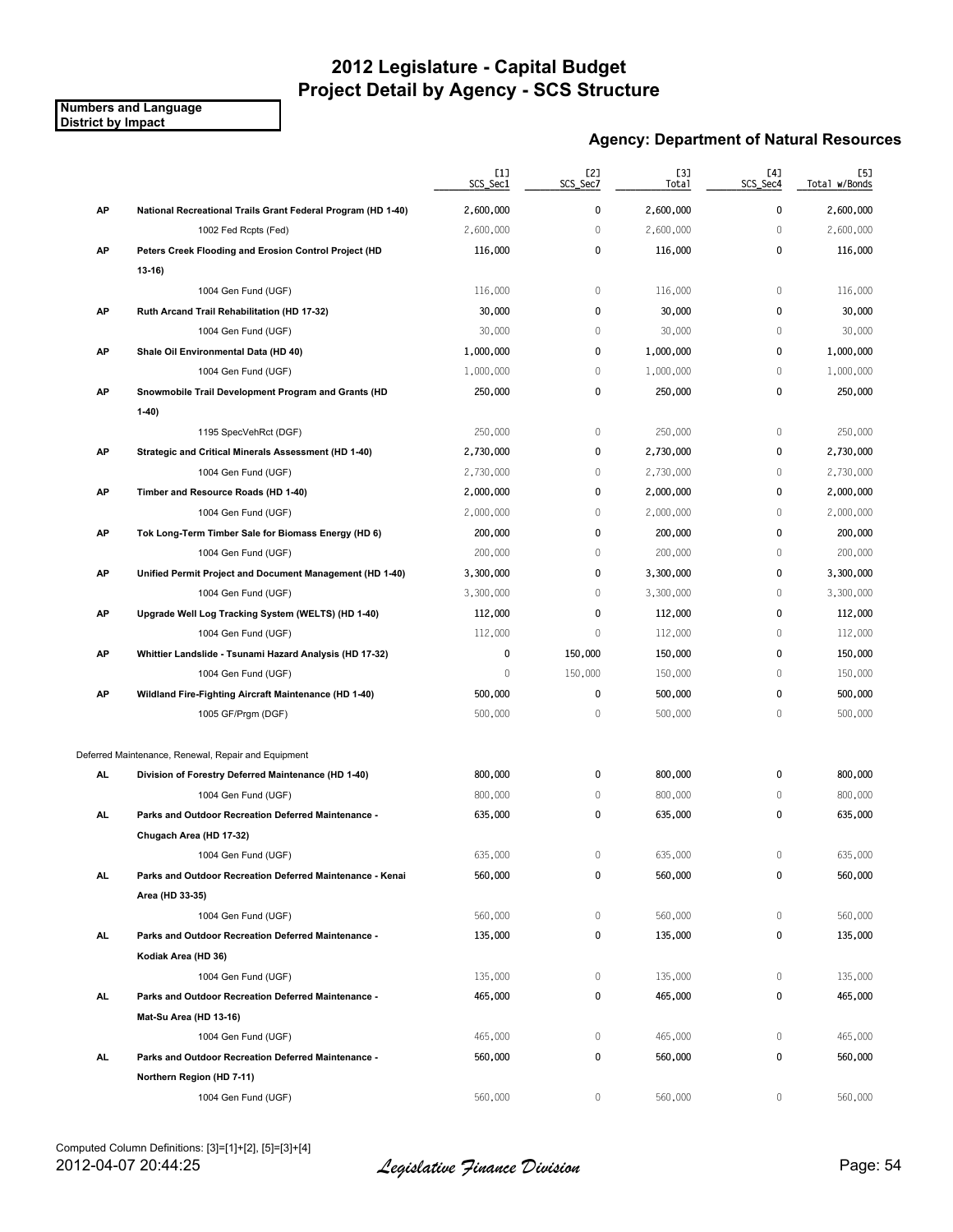# 2012 Legislature - Capital Budget
# Project Detail by Agency - SCS Structure

**Numbers and Language**
**District by Impact**

## Agency: Department of Natural Resources

| | | [1] SCS_Sec1 | [2] SCS_Sec7 | [3] Total | [4] SCS_Sec4 | [5] Total w/Bonds |
|---|---|---|---|---|---|---|
| **AP** | **National Recreational Trails Grant Federal Program (HD 1-40)** | **2,600,000** | **0** | **2,600,000** | **0** | **2,600,000** |
| | 1002 Fed Rcpts (Fed) | 2,600,000 | 0 | 2,600,000 | 0 | 2,600,000 |
| **AP** | **Peters Creek Flooding and Erosion Control Project (HD 13-16)** | **116,000** | **0** | **116,000** | **0** | **116,000** |
| | 1004 Gen Fund (UGF) | 116,000 | 0 | 116,000 | 0 | 116,000 |
| **AP** | **Ruth Arcand Trail Rehabilitation (HD 17-32)** | **30,000** | **0** | **30,000** | **0** | **30,000** |
| | 1004 Gen Fund (UGF) | 30,000 | 0 | 30,000 | 0 | 30,000 |
| **AP** | **Shale Oil Environmental Data (HD 40)** | **1,000,000** | **0** | **1,000,000** | **0** | **1,000,000** |
| | 1004 Gen Fund (UGF) | 1,000,000 | 0 | 1,000,000 | 0 | 1,000,000 |
| **AP** | **Snowmobile Trail Development Program and Grants (HD 1-40)** | **250,000** | **0** | **250,000** | **0** | **250,000** |
| | 1195 SpecVehRct (DGF) | 250,000 | 0 | 250,000 | 0 | 250,000 |
| **AP** | **Strategic and Critical Minerals Assessment (HD 1-40)** | **2,730,000** | **0** | **2,730,000** | **0** | **2,730,000** |
| | 1004 Gen Fund (UGF) | 2,730,000 | 0 | 2,730,000 | 0 | 2,730,000 |
| **AP** | **Timber and Resource Roads (HD 1-40)** | **2,000,000** | **0** | **2,000,000** | **0** | **2,000,000** |
| | 1004 Gen Fund (UGF) | 2,000,000 | 0 | 2,000,000 | 0 | 2,000,000 |
| **AP** | **Tok Long-Term Timber Sale for Biomass Energy (HD 6)** | **200,000** | **0** | **200,000** | **0** | **200,000** |
| | 1004 Gen Fund (UGF) | 200,000 | 0 | 200,000 | 0 | 200,000 |
| **AP** | **Unified Permit Project and Document Management (HD 1-40)** | **3,300,000** | **0** | **3,300,000** | **0** | **3,300,000** |
| | 1004 Gen Fund (UGF) | 3,300,000 | 0 | 3,300,000 | 0 | 3,300,000 |
| **AP** | **Upgrade Well Log Tracking System (WELTS) (HD 1-40)** | **112,000** | **0** | **112,000** | **0** | **112,000** |
| | 1004 Gen Fund (UGF) | 112,000 | 0 | 112,000 | 0 | 112,000 |
| **AP** | **Whittier Landslide - Tsunami Hazard Analysis (HD 17-32)** | **0** | **150,000** | **150,000** | **0** | **150,000** |
| | 1004 Gen Fund (UGF) | 0 | 150,000 | 150,000 | 0 | 150,000 |
| **AP** | **Wildland Fire-Fighting Aircraft Maintenance (HD 1-40)** | **500,000** | **0** | **500,000** | **0** | **500,000** |
| | 1005 GF/Prgm (DGF) | 500,000 | 0 | 500,000 | 0 | 500,000 |
| Deferred Maintenance, Renewal, Repair and Equipment | | | | | | |
| **AL** | **Division of Forestry Deferred Maintenance (HD 1-40)** | **800,000** | **0** | **800,000** | **0** | **800,000** |
| | 1004 Gen Fund (UGF) | 800,000 | 0 | 800,000 | 0 | 800,000 |
| **AL** | **Parks and Outdoor Recreation Deferred Maintenance - Chugach Area (HD 17-32)** | **635,000** | **0** | **635,000** | **0** | **635,000** |
| | 1004 Gen Fund (UGF) | 635,000 | 0 | 635,000 | 0 | 635,000 |
| **AL** | **Parks and Outdoor Recreation Deferred Maintenance - Kenai Area (HD 33-35)** | **560,000** | **0** | **560,000** | **0** | **560,000** |
| | 1004 Gen Fund (UGF) | 560,000 | 0 | 560,000 | 0 | 560,000 |
| **AL** | **Parks and Outdoor Recreation Deferred Maintenance - Kodiak Area (HD 36)** | **135,000** | **0** | **135,000** | **0** | **135,000** |
| | 1004 Gen Fund (UGF) | 135,000 | 0 | 135,000 | 0 | 135,000 |
| **AL** | **Parks and Outdoor Recreation Deferred Maintenance - Mat-Su Area (HD 13-16)** | **465,000** | **0** | **465,000** | **0** | **465,000** |
| | 1004 Gen Fund (UGF) | 465,000 | 0 | 465,000 | 0 | 465,000 |
| **AL** | **Parks and Outdoor Recreation Deferred Maintenance - Northern Region (HD 7-11)** | **560,000** | **0** | **560,000** | **0** | **560,000** |
| | 1004 Gen Fund (UGF) | 560,000 | 0 | 560,000 | 0 | 560,000 |

Computed Column Definitions: [3]=[1]+[2], [5]=[3]+[4]

2012-04-07 20:44:25 *Legislative Finance Division*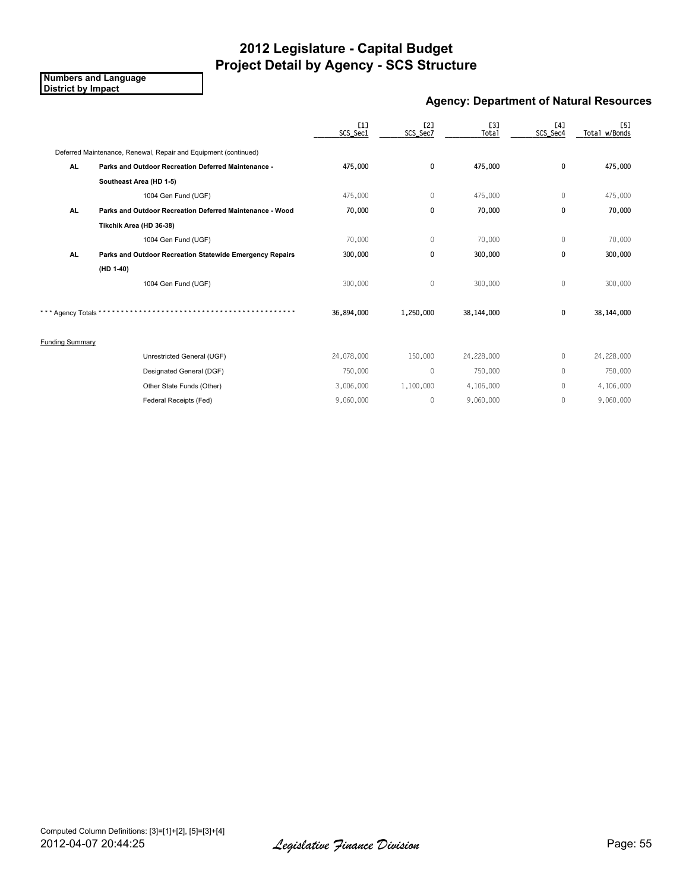# 2012 Legislature - Capital Budget
# Project Detail by Agency - SCS Structure

**Numbers and Language**
**District by Impact**

## Agency: Department of Natural Resources

| | | [1] SCS_Sec1 | [2] SCS_Sec7 | [3] Total | [4] SCS_Sec4 | [5] Total w/Bonds |
|---|---|---|---|---|---|---|
| | Deferred Maintenance, Renewal, Repair and Equipment (continued) | | | | | |
| **AL** | **Parks and Outdoor Recreation Deferred Maintenance - Southeast Area (HD 1-5)** | **475,000** | **0** | **475,000** | **0** | **475,000** |
| | 1004 Gen Fund (UGF) | 475,000 | 0 | 475,000 | 0 | 475,000 |
| **AL** | **Parks and Outdoor Recreation Deferred Maintenance - Wood Tikchik Area (HD 36-38)** | **70,000** | **0** | **70,000** | **0** | **70,000** |
| | 1004 Gen Fund (UGF) | 70,000 | 0 | 70,000 | 0 | 70,000 |
| **AL** | **Parks and Outdoor Recreation Statewide Emergency Repairs (HD 1-40)** | **300,000** | **0** | **300,000** | **0** | **300,000** |
| | 1004 Gen Fund (UGF) | 300,000 | 0 | 300,000 | 0 | 300,000 |
| *** Agency Totals *** | | **36,894,000** | **1,250,000** | **38,144,000** | **0** | **38,144,000** |
| Funding Summary | | | | | | |
| | Unrestricted General (UGF) | 24,078,000 | 150,000 | 24,228,000 | 0 | 24,228,000 |
| | Designated General (DGF) | 750,000 | 0 | 750,000 | 0 | 750,000 |
| | Other State Funds (Other) | 3,006,000 | 1,100,000 | 4,106,000 | 0 | 4,106,000 |
| | Federal Receipts (Fed) | 9,060,000 | 0 | 9,060,000 | 0 | 9,060,000 |

Computed Column Definitions: [3]=[1]+[2], [5]=[3]+[4]

2012-04-07 20:44:25 *Legislative Finance Division*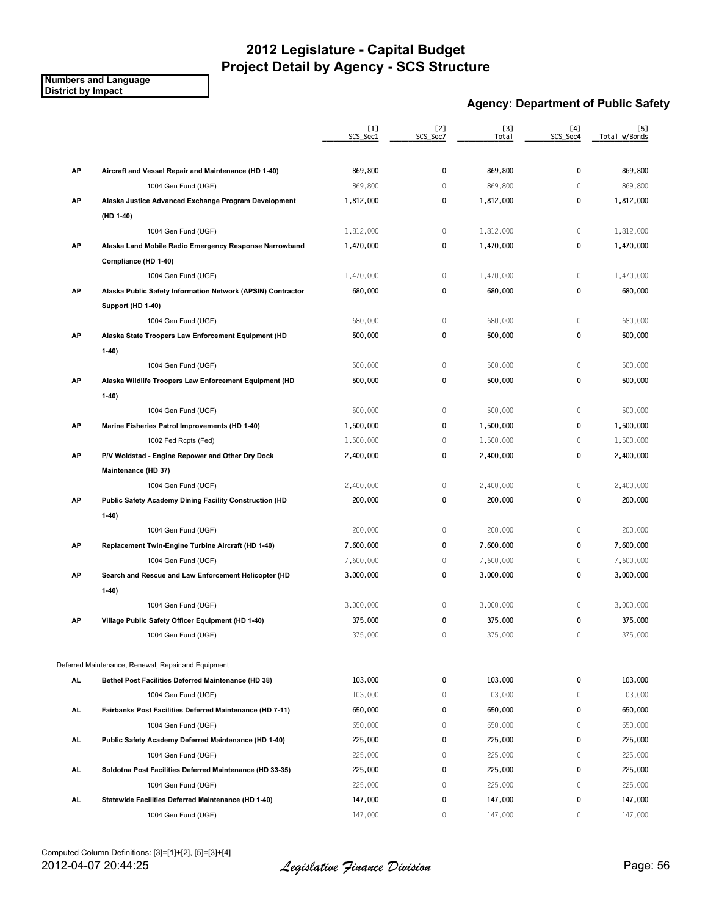# 2012 Legislature - Capital Budget
# Project Detail by Agency - SCS Structure

**Numbers and Language**
**District by Impact**

## Agency: Department of Public Safety

| | | [1] SCS_Sec1 | [2] SCS_Sec7 | [3] Total | [4] SCS_Sec4 | [5] Total w/Bonds |
|---|---|---|---|---|---|---|
| **AP** | **Aircraft and Vessel Repair and Maintenance (HD 1-40)** | 869,800 | 0 | 869,800 | 0 | 869,800 |
| | 1004 Gen Fund (UGF) | 869,800 | 0 | 869,800 | 0 | 869,800 |
| **AP** | **Alaska Justice Advanced Exchange Program Development (HD 1-40)** | 1,812,000 | 0 | 1,812,000 | 0 | 1,812,000 |
| | 1004 Gen Fund (UGF) | 1,812,000 | 0 | 1,812,000 | 0 | 1,812,000 |
| **AP** | **Alaska Land Mobile Radio Emergency Response Narrowband Compliance (HD 1-40)** | 1,470,000 | 0 | 1,470,000 | 0 | 1,470,000 |
| | 1004 Gen Fund (UGF) | 1,470,000 | 0 | 1,470,000 | 0 | 1,470,000 |
| **AP** | **Alaska Public Safety Information Network (APSIN) Contractor Support (HD 1-40)** | 680,000 | 0 | 680,000 | 0 | 680,000 |
| | 1004 Gen Fund (UGF) | 680,000 | 0 | 680,000 | 0 | 680,000 |
| **AP** | **Alaska State Troopers Law Enforcement Equipment (HD 1-40)** | 500,000 | 0 | 500,000 | 0 | 500,000 |
| | 1004 Gen Fund (UGF) | 500,000 | 0 | 500,000 | 0 | 500,000 |
| **AP** | **Alaska Wildlife Troopers Law Enforcement Equipment (HD 1-40)** | 500,000 | 0 | 500,000 | 0 | 500,000 |
| | 1004 Gen Fund (UGF) | 500,000 | 0 | 500,000 | 0 | 500,000 |
| **AP** | **Marine Fisheries Patrol Improvements (HD 1-40)** | 1,500,000 | 0 | 1,500,000 | 0 | 1,500,000 |
| | 1002 Fed Rcpts (Fed) | 1,500,000 | 0 | 1,500,000 | 0 | 1,500,000 |
| **AP** | **P/V Woldstad - Engine Repower and Other Dry Dock Maintenance (HD 37)** | 2,400,000 | 0 | 2,400,000 | 0 | 2,400,000 |
| | 1004 Gen Fund (UGF) | 2,400,000 | 0 | 2,400,000 | 0 | 2,400,000 |
| **AP** | **Public Safety Academy Dining Facility Construction (HD 1-40)** | 200,000 | 0 | 200,000 | 0 | 200,000 |
| | 1004 Gen Fund (UGF) | 200,000 | 0 | 200,000 | 0 | 200,000 |
| **AP** | **Replacement Twin-Engine Turbine Aircraft (HD 1-40)** | 7,600,000 | 0 | 7,600,000 | 0 | 7,600,000 |
| | 1004 Gen Fund (UGF) | 7,600,000 | 0 | 7,600,000 | 0 | 7,600,000 |
| **AP** | **Search and Rescue and Law Enforcement Helicopter (HD 1-40)** | 3,000,000 | 0 | 3,000,000 | 0 | 3,000,000 |
| | 1004 Gen Fund (UGF) | 3,000,000 | 0 | 3,000,000 | 0 | 3,000,000 |
| **AP** | **Village Public Safety Officer Equipment (HD 1-40)** | 375,000 | 0 | 375,000 | 0 | 375,000 |
| | 1004 Gen Fund (UGF) | 375,000 | 0 | 375,000 | 0 | 375,000 |
| | Deferred Maintenance, Renewal, Repair and Equipment | | | | | |
| **AL** | **Bethel Post Facilities Deferred Maintenance (HD 38)** | 103,000 | 0 | 103,000 | 0 | 103,000 |
| | 1004 Gen Fund (UGF) | 103,000 | 0 | 103,000 | 0 | 103,000 |
| **AL** | **Fairbanks Post Facilities Deferred Maintenance (HD 7-11)** | 650,000 | 0 | 650,000 | 0 | 650,000 |
| | 1004 Gen Fund (UGF) | 650,000 | 0 | 650,000 | 0 | 650,000 |
| **AL** | **Public Safety Academy Deferred Maintenance (HD 1-40)** | 225,000 | 0 | 225,000 | 0 | 225,000 |
| | 1004 Gen Fund (UGF) | 225,000 | 0 | 225,000 | 0 | 225,000 |
| **AL** | **Soldotna Post Facilities Deferred Maintenance (HD 33-35)** | 225,000 | 0 | 225,000 | 0 | 225,000 |
| | 1004 Gen Fund (UGF) | 225,000 | 0 | 225,000 | 0 | 225,000 |
| **AL** | **Statewide Facilities Deferred Maintenance (HD 1-40)** | 147,000 | 0 | 147,000 | 0 | 147,000 |
| | 1004 Gen Fund (UGF) | 147,000 | 0 | 147,000 | 0 | 147,000 |

Computed Column Definitions: [3]=[1]+[2], [5]=[3]+[4]

2012-04-07 20:44:25 *Legislative Finance Division*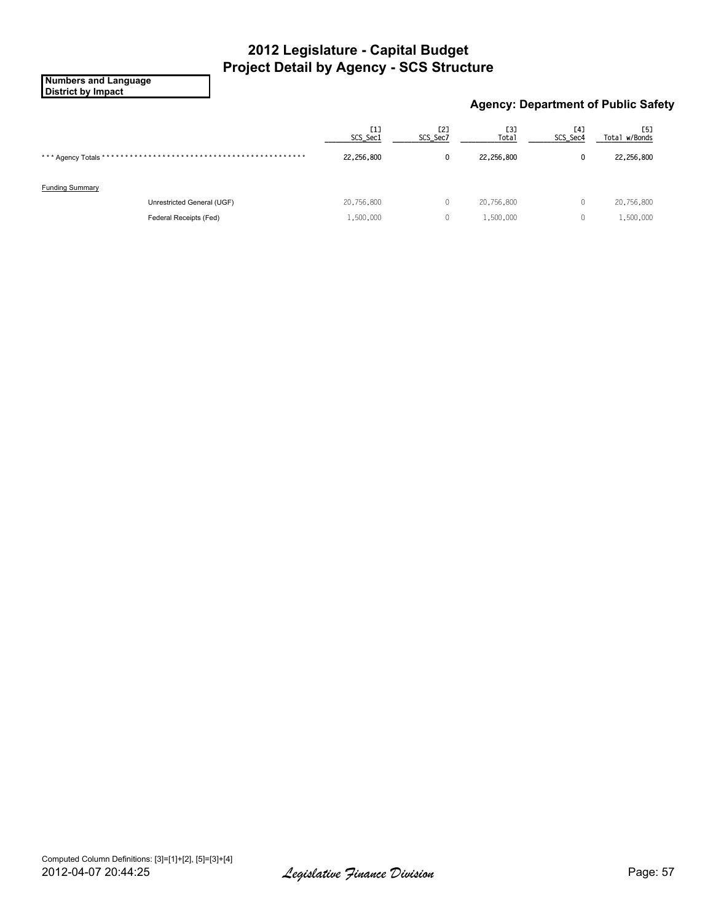# 2012 Legislature - Capital Budget
# Project Detail by Agency - SCS Structure

**Numbers and Language**
**District by Impact**

### Agency: Department of Public Safety

| | [1] SCS_Sec1 | [2] SCS_Sec7 | [3] Total | [4] SCS_Sec4 | [5] Total w/Bonds |
|---|---|---|---|---|---|
| *** Agency Totals ******************************************* | 22,256,800 | 0 | 22,256,800 | 0 | 22,256,800 |
| Funding Summary | | | | | |
| Unrestricted General (UGF) | 20,756,800 | 0 | 20,756,800 | 0 | 20,756,800 |
| Federal Receipts (Fed) | 1,500,000 | 0 | 1,500,000 | 0 | 1,500,000 |

Computed Column Definitions: [3]=[1]+[2], [5]=[3]+[4]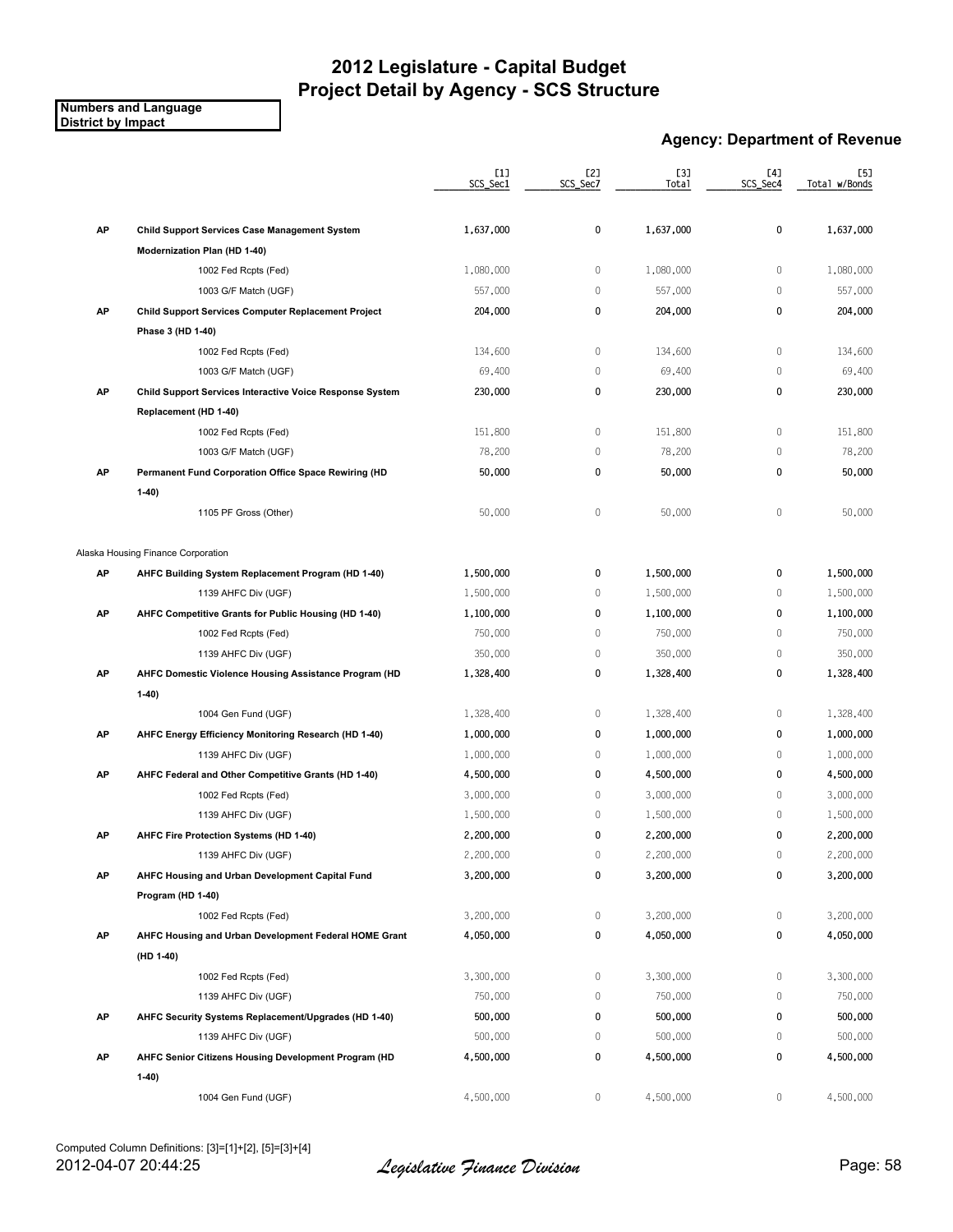# 2012 Legislature - Capital Budget
# Project Detail by Agency - SCS Structure

**Numbers and Language**
**District by Impact**

### Agency: Department of Revenue

| | | [1] SCS_Sec1 | [2] SCS_Sec7 | [3] Total | [4] SCS_Sec4 | [5] Total w/Bonds |
|---|---|---|---|---|---|---|
| **AP** | **Child Support Services Case Management System Modernization Plan (HD 1-40)** | **1,637,000** | **0** | **1,637,000** | **0** | **1,637,000** |
| | 1002 Fed Rcpts (Fed) | 1,080,000 | 0 | 1,080,000 | 0 | 1,080,000 |
| | 1003 G/F Match (UGF) | 557,000 | 0 | 557,000 | 0 | 557,000 |
| **AP** | **Child Support Services Computer Replacement Project Phase 3 (HD 1-40)** | **204,000** | **0** | **204,000** | **0** | **204,000** |
| | 1002 Fed Rcpts (Fed) | 134,600 | 0 | 134,600 | 0 | 134,600 |
| | 1003 G/F Match (UGF) | 69,400 | 0 | 69,400 | 0 | 69,400 |
| **AP** | **Child Support Services Interactive Voice Response System Replacement (HD 1-40)** | **230,000** | **0** | **230,000** | **0** | **230,000** |
| | 1002 Fed Rcpts (Fed) | 151,800 | 0 | 151,800 | 0 | 151,800 |
| | 1003 G/F Match (UGF) | 78,200 | 0 | 78,200 | 0 | 78,200 |
| **AP** | **Permanent Fund Corporation Office Space Rewiring (HD 1-40)** | **50,000** | **0** | **50,000** | **0** | **50,000** |
| | 1105 PF Gross (Other) | 50,000 | 0 | 50,000 | 0 | 50,000 |
| Alaska Housing Finance Corporation | | | | | | |
| **AP** | **AHFC Building System Replacement Program (HD 1-40)** | **1,500,000** | **0** | **1,500,000** | **0** | **1,500,000** |
| | 1139 AHFC Div (UGF) | 1,500,000 | 0 | 1,500,000 | 0 | 1,500,000 |
| **AP** | **AHFC Competitive Grants for Public Housing (HD 1-40)** | **1,100,000** | **0** | **1,100,000** | **0** | **1,100,000** |
| | 1002 Fed Rcpts (Fed) | 750,000 | 0 | 750,000 | 0 | 750,000 |
| | 1139 AHFC Div (UGF) | 350,000 | 0 | 350,000 | 0 | 350,000 |
| **AP** | **AHFC Domestic Violence Housing Assistance Program (HD 1-40)** | **1,328,400** | **0** | **1,328,400** | **0** | **1,328,400** |
| | 1004 Gen Fund (UGF) | 1,328,400 | 0 | 1,328,400 | 0 | 1,328,400 |
| **AP** | **AHFC Energy Efficiency Monitoring Research (HD 1-40)** | **1,000,000** | **0** | **1,000,000** | **0** | **1,000,000** |
| | 1139 AHFC Div (UGF) | 1,000,000 | 0 | 1,000,000 | 0 | 1,000,000 |
| **AP** | **AHFC Federal and Other Competitive Grants (HD 1-40)** | **4,500,000** | **0** | **4,500,000** | **0** | **4,500,000** |
| | 1002 Fed Rcpts (Fed) | 3,000,000 | 0 | 3,000,000 | 0 | 3,000,000 |
| | 1139 AHFC Div (UGF) | 1,500,000 | 0 | 1,500,000 | 0 | 1,500,000 |
| **AP** | **AHFC Fire Protection Systems (HD 1-40)** | **2,200,000** | **0** | **2,200,000** | **0** | **2,200,000** |
| | 1139 AHFC Div (UGF) | 2,200,000 | 0 | 2,200,000 | 0 | 2,200,000 |
| **AP** | **AHFC Housing and Urban Development Capital Fund Program (HD 1-40)** | **3,200,000** | **0** | **3,200,000** | **0** | **3,200,000** |
| | 1002 Fed Rcpts (Fed) | 3,200,000 | 0 | 3,200,000 | 0 | 3,200,000 |
| **AP** | **AHFC Housing and Urban Development Federal HOME Grant (HD 1-40)** | **4,050,000** | **0** | **4,050,000** | **0** | **4,050,000** |
| | 1002 Fed Rcpts (Fed) | 3,300,000 | 0 | 3,300,000 | 0 | 3,300,000 |
| | 1139 AHFC Div (UGF) | 750,000 | 0 | 750,000 | 0 | 750,000 |
| **AP** | **AHFC Security Systems Replacement/Upgrades (HD 1-40)** | **500,000** | **0** | **500,000** | **0** | **500,000** |
| | 1139 AHFC Div (UGF) | 500,000 | 0 | 500,000 | 0 | 500,000 |
| **AP** | **AHFC Senior Citizens Housing Development Program (HD 1-40)** | **4,500,000** | **0** | **4,500,000** | **0** | **4,500,000** |
| | 1004 Gen Fund (UGF) | 4,500,000 | 0 | 4,500,000 | 0 | 4,500,000 |

Computed Column Definitions: [3]=[1]+[2], [5]=[3]+[4]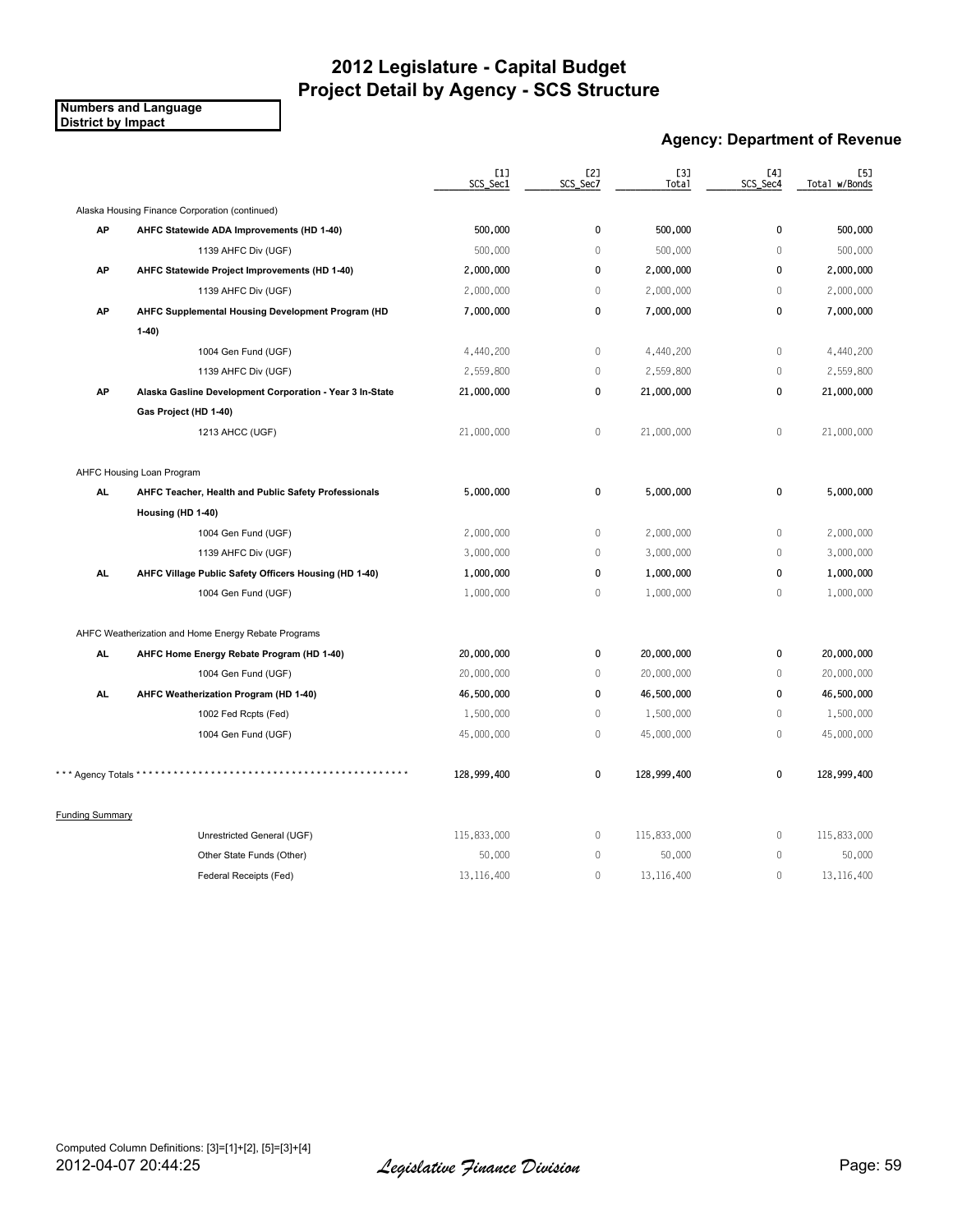# 2012 Legislature - Capital Budget
## Project Detail by Agency - SCS Structure

**Numbers and Language**
**District by Impact**

### Agency: Department of Revenue

| | | [1] SCS_Sec1 | [2] SCS_Sec7 | [3] Total | [4] SCS_Sec4 | [5] Total w/Bonds |
|---|---|---|---|---|---|---|
| Alaska Housing Finance Corporation (continued) | | | | | | |
| **AP** | **AHFC Statewide ADA Improvements (HD 1-40)** | **500,000** | **0** | **500,000** | **0** | **500,000** |
| | 1139 AHFC Div (UGF) | 500,000 | 0 | 500,000 | 0 | 500,000 |
| **AP** | **AHFC Statewide Project Improvements (HD 1-40)** | **2,000,000** | **0** | **2,000,000** | **0** | **2,000,000** |
| | 1139 AHFC Div (UGF) | 2,000,000 | 0 | 2,000,000 | 0 | 2,000,000 |
| **AP** | **AHFC Supplemental Housing Development Program (HD 1-40)** | **7,000,000** | **0** | **7,000,000** | **0** | **7,000,000** |
| | 1004 Gen Fund (UGF) | 4,440,200 | 0 | 4,440,200 | 0 | 4,440,200 |
| | 1139 AHFC Div (UGF) | 2,559,800 | 0 | 2,559,800 | 0 | 2,559,800 |
| **AP** | **Alaska Gasline Development Corporation - Year 3 In-State Gas Project (HD 1-40)** | **21,000,000** | **0** | **21,000,000** | **0** | **21,000,000** |
| | 1213 AHCC (UGF) | 21,000,000 | 0 | 21,000,000 | 0 | 21,000,000 |
| AHFC Housing Loan Program | | | | | | |
| **AL** | **AHFC Teacher, Health and Public Safety Professionals Housing (HD 1-40)** | **5,000,000** | **0** | **5,000,000** | **0** | **5,000,000** |
| | 1004 Gen Fund (UGF) | 2,000,000 | 0 | 2,000,000 | 0 | 2,000,000 |
| | 1139 AHFC Div (UGF) | 3,000,000 | 0 | 3,000,000 | 0 | 3,000,000 |
| **AL** | **AHFC Village Public Safety Officers Housing (HD 1-40)** | **1,000,000** | **0** | **1,000,000** | **0** | **1,000,000** |
| | 1004 Gen Fund (UGF) | 1,000,000 | 0 | 1,000,000 | 0 | 1,000,000 |
| AHFC Weatherization and Home Energy Rebate Programs | | | | | | |
| **AL** | **AHFC Home Energy Rebate Program (HD 1-40)** | **20,000,000** | **0** | **20,000,000** | **0** | **20,000,000** |
| | 1004 Gen Fund (UGF) | 20,000,000 | 0 | 20,000,000 | 0 | 20,000,000 |
| **AL** | **AHFC Weatherization Program (HD 1-40)** | **46,500,000** | **0** | **46,500,000** | **0** | **46,500,000** |
| | 1002 Fed Rcpts (Fed) | 1,500,000 | 0 | 1,500,000 | 0 | 1,500,000 |
| | 1004 Gen Fund (UGF) | 45,000,000 | 0 | 45,000,000 | 0 | 45,000,000 |
| *** Agency Totals *** | | **128,999,400** | **0** | **128,999,400** | **0** | **128,999,400** |
| Funding Summary | | | | | | |
| | Unrestricted General (UGF) | 115,833,000 | 0 | 115,833,000 | 0 | 115,833,000 |
| | Other State Funds (Other) | 50,000 | 0 | 50,000 | 0 | 50,000 |
| | Federal Receipts (Fed) | 13,116,400 | 0 | 13,116,400 | 0 | 13,116,400 |

Computed Column Definitions: [3]=[1]+[2], [5]=[3]+[4]

2012-04-07 20:44:25 *Legislative Finance Division*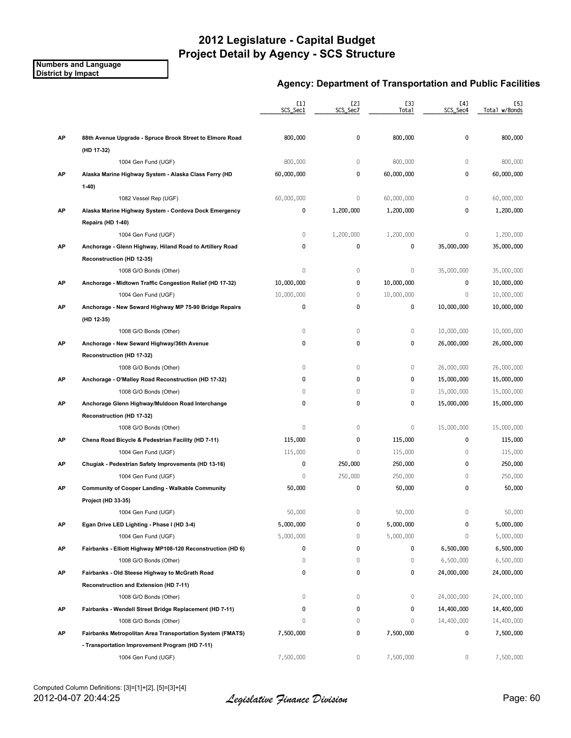# 2012 Legislature - Capital Budget
## Project Detail by Agency - SCS Structure

**Numbers and Language**
**District by Impact**

### Agency: Department of Transportation and Public Facilities

| | | [1] SCS_Sec1 | [2] SCS_Sec7 | [3] Total | [4] SCS_Sec4 | [5] Total w/Bonds |
|---|---|---|---|---|---|---|
| **AP** | **88th Avenue Upgrade - Spruce Brook Street to Elmore Road (HD 17-32)** | **800,000** | **0** | **800,000** | **0** | **800,000** |
| | 1004 Gen Fund (UGF) | 800,000 | 0 | 800,000 | 0 | 800,000 |
| **AP** | **Alaska Marine Highway System - Alaska Class Ferry (HD 1-40)** | **60,000,000** | **0** | **60,000,000** | **0** | **60,000,000** |
| | 1082 Vessel Rep (UGF) | 60,000,000 | 0 | 60,000,000 | 0 | 60,000,000 |
| **AP** | **Alaska Marine Highway System - Cordova Dock Emergency Repairs (HD 1-40)** | **0** | **1,200,000** | **1,200,000** | **0** | **1,200,000** |
| | 1004 Gen Fund (UGF) | 0 | 1,200,000 | 1,200,000 | 0 | 1,200,000 |
| **AP** | **Anchorage - Glenn Highway, Hiland Road to Artillery Road Reconstruction (HD 12-35)** | **0** | **0** | **0** | **35,000,000** | **35,000,000** |
| | 1008 G/O Bonds (Other) | 0 | 0 | 0 | 35,000,000 | 35,000,000 |
| **AP** | **Anchorage - Midtown Traffic Congestion Relief (HD 17-32)** | **10,000,000** | **0** | **10,000,000** | **0** | **10,000,000** |
| | 1004 Gen Fund (UGF) | 10,000,000 | 0 | 10,000,000 | 0 | 10,000,000 |
| **AP** | **Anchorage - New Seward Highway MP 75-90 Bridge Repairs (HD 12-35)** | **0** | **0** | **0** | **10,000,000** | **10,000,000** |
| | 1008 G/O Bonds (Other) | 0 | 0 | 0 | 10,000,000 | 10,000,000 |
| **AP** | **Anchorage - New Seward Highway/36th Avenue Reconstruction (HD 17-32)** | **0** | **0** | **0** | **26,000,000** | **26,000,000** |
| | 1008 G/O Bonds (Other) | 0 | 0 | 0 | 26,000,000 | 26,000,000 |
| **AP** | **Anchorage - O'Malley Road Reconstruction (HD 17-32)** | **0** | **0** | **0** | **15,000,000** | **15,000,000** |
| | 1008 G/O Bonds (Other) | 0 | 0 | 0 | 15,000,000 | 15,000,000 |
| **AP** | **Anchorage Glenn Highway/Muldoon Road Interchange Reconstruction (HD 17-32)** | **0** | **0** | **0** | **15,000,000** | **15,000,000** |
| | 1008 G/O Bonds (Other) | 0 | 0 | 0 | 15,000,000 | 15,000,000 |
| **AP** | **Chena Road Bicycle & Pedestrian Facility (HD 7-11)** | **115,000** | **0** | **115,000** | **0** | **115,000** |
| | 1004 Gen Fund (UGF) | 115,000 | 0 | 115,000 | 0 | 115,000 |
| **AP** | **Chugiak - Pedestrian Safety Improvements (HD 13-16)** | **0** | **250,000** | **250,000** | **0** | **250,000** |
| | 1004 Gen Fund (UGF) | 0 | 250,000 | 250,000 | 0 | 250,000 |
| **AP** | **Community of Cooper Landing - Walkable Community Project (HD 33-35)** | **50,000** | **0** | **50,000** | **0** | **50,000** |
| | 1004 Gen Fund (UGF) | 50,000 | 0 | 50,000 | 0 | 50,000 |
| **AP** | **Egan Drive LED Lighting - Phase I (HD 3-4)** | **5,000,000** | **0** | **5,000,000** | **0** | **5,000,000** |
| | 1004 Gen Fund (UGF) | 5,000,000 | 0 | 5,000,000 | 0 | 5,000,000 |
| **AP** | **Fairbanks - Elliott Highway MP108-120 Reconstruction (HD 6)** | **0** | **0** | **0** | **6,500,000** | **6,500,000** |
| | 1008 G/O Bonds (Other) | 0 | 0 | 0 | 6,500,000 | 6,500,000 |
| **AP** | **Fairbanks - Old Steese Highway to McGrath Road Reconstruction and Extension (HD 7-11)** | **0** | **0** | **0** | **24,000,000** | **24,000,000** |
| | 1008 G/O Bonds (Other) | 0 | 0 | 0 | 24,000,000 | 24,000,000 |
| **AP** | **Fairbanks - Wendell Street Bridge Replacement (HD 7-11)** | **0** | **0** | **0** | **14,400,000** | **14,400,000** |
| | 1008 G/O Bonds (Other) | 0 | 0 | 0 | 14,400,000 | 14,400,000 |
| **AP** | **Fairbanks Metropolitan Area Transportation System (FMATS) - Transportation Improvement Program (HD 7-11)** | **7,500,000** | **0** | **7,500,000** | **0** | **7,500,000** |
| | 1004 Gen Fund (UGF) | 7,500,000 | 0 | 7,500,000 | 0 | 7,500,000 |

Computed Column Definitions: [3]=[1]+[2], [5]=[3]+[4]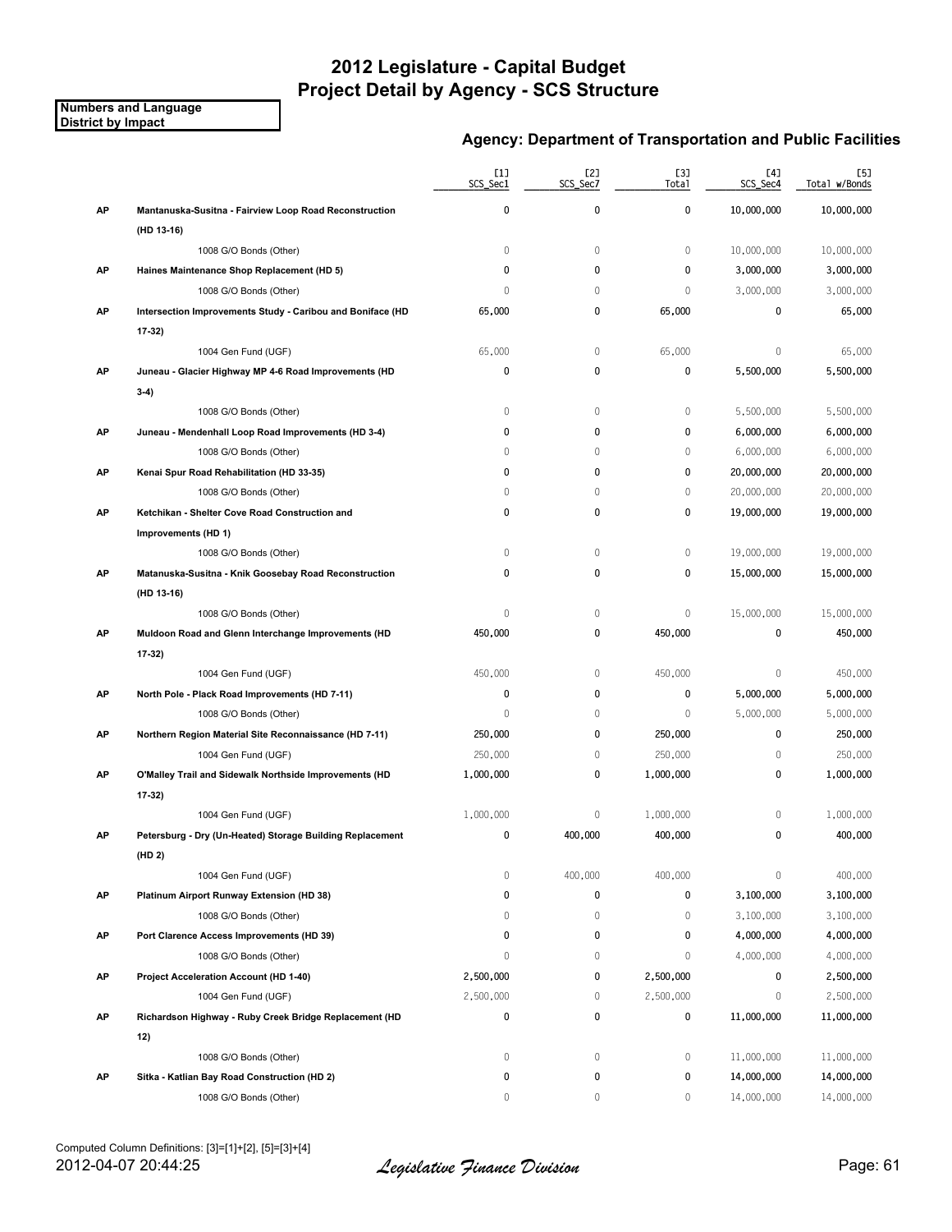# 2012 Legislature - Capital Budget
# Project Detail by Agency - SCS Structure

**Numbers and Language**
**District by Impact**

## Agency: Department of Transportation and Public Facilities

| | | [1] SCS_Sec1 | [2] SCS_Sec7 | [3] Total | [4] SCS_Sec4 | [5] Total w/Bonds |
|---|---|---|---|---|---|---|
| **AP** | **Mantanuska-Susitna - Fairview Loop Road Reconstruction (HD 13-16)** | **0** | **0** | **0** | **10,000,000** | **10,000,000** |
| | 1008 G/O Bonds (Other) | 0 | 0 | 0 | 10,000,000 | 10,000,000 |
| **AP** | **Haines Maintenance Shop Replacement (HD 5)** | **0** | **0** | **0** | **3,000,000** | **3,000,000** |
| | 1008 G/O Bonds (Other) | 0 | 0 | 0 | 3,000,000 | 3,000,000 |
| **AP** | **Intersection Improvements Study - Caribou and Boniface (HD 17-32)** | **65,000** | **0** | **65,000** | **0** | **65,000** |
| | 1004 Gen Fund (UGF) | 65,000 | 0 | 65,000 | 0 | 65,000 |
| **AP** | **Juneau - Glacier Highway MP 4-6 Road Improvements (HD 3-4)** | **0** | **0** | **0** | **5,500,000** | **5,500,000** |
| | 1008 G/O Bonds (Other) | 0 | 0 | 0 | 5,500,000 | 5,500,000 |
| **AP** | **Juneau - Mendenhall Loop Road Improvements (HD 3-4)** | **0** | **0** | **0** | **6,000,000** | **6,000,000** |
| | 1008 G/O Bonds (Other) | 0 | 0 | 0 | 6,000,000 | 6,000,000 |
| **AP** | **Kenai Spur Road Rehabilitation (HD 33-35)** | **0** | **0** | **0** | **20,000,000** | **20,000,000** |
| | 1008 G/O Bonds (Other) | 0 | 0 | 0 | 20,000,000 | 20,000,000 |
| **AP** | **Ketchikan - Shelter Cove Road Construction and Improvements (HD 1)** | **0** | **0** | **0** | **19,000,000** | **19,000,000** |
| | 1008 G/O Bonds (Other) | 0 | 0 | 0 | 19,000,000 | 19,000,000 |
| **AP** | **Matanuska-Susitna - Knik Goosebay Road Reconstruction (HD 13-16)** | **0** | **0** | **0** | **15,000,000** | **15,000,000** |
| | 1008 G/O Bonds (Other) | 0 | 0 | 0 | 15,000,000 | 15,000,000 |
| **AP** | **Muldoon Road and Glenn Interchange Improvements (HD 17-32)** | **450,000** | **0** | **450,000** | **0** | **450,000** |
| | 1004 Gen Fund (UGF) | 450,000 | 0 | 450,000 | 0 | 450,000 |
| **AP** | **North Pole - Plack Road Improvements (HD 7-11)** | **0** | **0** | **0** | **5,000,000** | **5,000,000** |
| | 1008 G/O Bonds (Other) | 0 | 0 | 0 | 5,000,000 | 5,000,000 |
| **AP** | **Northern Region Material Site Reconnaissance (HD 7-11)** | **250,000** | **0** | **250,000** | **0** | **250,000** |
| | 1004 Gen Fund (UGF) | 250,000 | 0 | 250,000 | 0 | 250,000 |
| **AP** | **O'Malley Trail and Sidewalk Northside Improvements (HD 17-32)** | **1,000,000** | **0** | **1,000,000** | **0** | **1,000,000** |
| | 1004 Gen Fund (UGF) | 1,000,000 | 0 | 1,000,000 | 0 | 1,000,000 |
| **AP** | **Petersburg - Dry (Un-Heated) Storage Building Replacement (HD 2)** | **0** | **400,000** | **400,000** | **0** | **400,000** |
| | 1004 Gen Fund (UGF) | 0 | 400,000 | 400,000 | 0 | 400,000 |
| **AP** | **Platinum Airport Runway Extension (HD 38)** | **0** | **0** | **0** | **3,100,000** | **3,100,000** |
| | 1008 G/O Bonds (Other) | 0 | 0 | 0 | 3,100,000 | 3,100,000 |
| **AP** | **Port Clarence Access Improvements (HD 39)** | **0** | **0** | **0** | **4,000,000** | **4,000,000** |
| | 1008 G/O Bonds (Other) | 0 | 0 | 0 | 4,000,000 | 4,000,000 |
| **AP** | **Project Acceleration Account (HD 1-40)** | **2,500,000** | **0** | **2,500,000** | **0** | **2,500,000** |
| | 1004 Gen Fund (UGF) | 2,500,000 | 0 | 2,500,000 | 0 | 2,500,000 |
| **AP** | **Richardson Highway - Ruby Creek Bridge Replacement (HD 12)** | **0** | **0** | **0** | **11,000,000** | **11,000,000** |
| | 1008 G/O Bonds (Other) | 0 | 0 | 0 | 11,000,000 | 11,000,000 |
| **AP** | **Sitka - Katlian Bay Road Construction (HD 2)** | **0** | **0** | **0** | **14,000,000** | **14,000,000** |
| | 1008 G/O Bonds (Other) | 0 | 0 | 0 | 14,000,000 | 14,000,000 |

Computed Column Definitions: [3]=[1]+[2], [5]=[3]+[4]

2012-04-07 20:44:25 *Legislative Finance Division*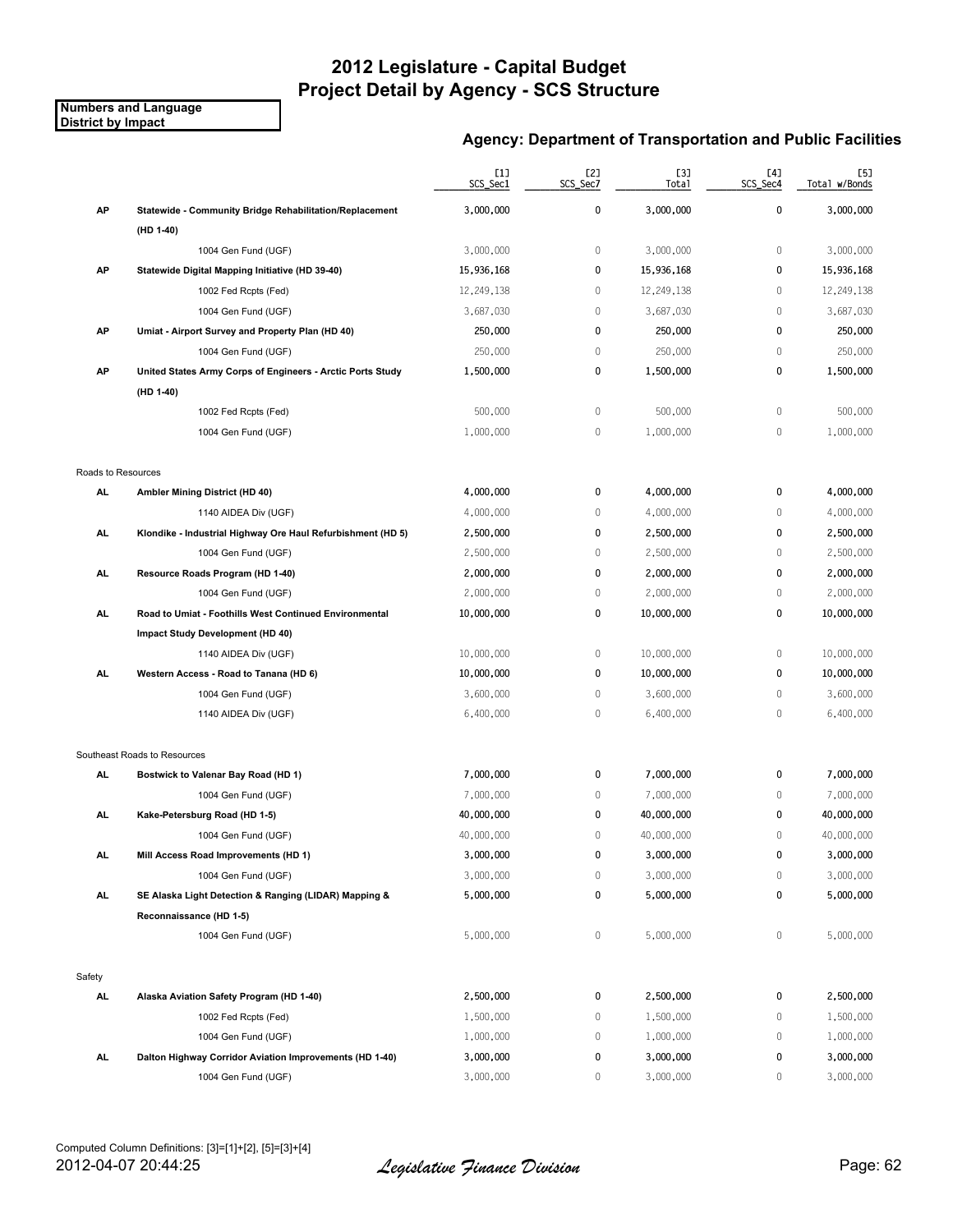# 2012 Legislature - Capital Budget
# Project Detail by Agency - SCS Structure

**Numbers and Language**
**District by Impact**

## Agency: Department of Transportation and Public Facilities

| | | [1] SCS_Sec1 | [2] SCS_Sec7 | [3] Total | [4] SCS_Sec4 | [5] Total w/Bonds |
|---|---|---|---|---|---|---|
| **AP** | **Statewide - Community Bridge Rehabilitation/Replacement (HD 1-40)** | **3,000,000** | **0** | **3,000,000** | **0** | **3,000,000** |
| | 1004 Gen Fund (UGF) | 3,000,000 | 0 | 3,000,000 | 0 | 3,000,000 |
| **AP** | **Statewide Digital Mapping Initiative (HD 39-40)** | **15,936,168** | **0** | **15,936,168** | **0** | **15,936,168** |
| | 1002 Fed Rcpts (Fed) | 12,249,138 | 0 | 12,249,138 | 0 | 12,249,138 |
| | 1004 Gen Fund (UGF) | 3,687,030 | 0 | 3,687,030 | 0 | 3,687,030 |
| **AP** | **Umiat - Airport Survey and Property Plan (HD 40)** | **250,000** | **0** | **250,000** | **0** | **250,000** |
| | 1004 Gen Fund (UGF) | 250,000 | 0 | 250,000 | 0 | 250,000 |
| **AP** | **United States Army Corps of Engineers - Arctic Ports Study (HD 1-40)** | **1,500,000** | **0** | **1,500,000** | **0** | **1,500,000** |
| | 1002 Fed Rcpts (Fed) | 500,000 | 0 | 500,000 | 0 | 500,000 |
| | 1004 Gen Fund (UGF) | 1,000,000 | 0 | 1,000,000 | 0 | 1,000,000 |
| Roads to Resources | | | | | | |
| **AL** | **Ambler Mining District (HD 40)** | **4,000,000** | **0** | **4,000,000** | **0** | **4,000,000** |
| | 1140 AIDEA Div (UGF) | 4,000,000 | 0 | 4,000,000 | 0 | 4,000,000 |
| **AL** | **Klondike - Industrial Highway Ore Haul Refurbishment (HD 5)** | **2,500,000** | **0** | **2,500,000** | **0** | **2,500,000** |
| | 1004 Gen Fund (UGF) | 2,500,000 | 0 | 2,500,000 | 0 | 2,500,000 |
| **AL** | **Resource Roads Program (HD 1-40)** | **2,000,000** | **0** | **2,000,000** | **0** | **2,000,000** |
| | 1004 Gen Fund (UGF) | 2,000,000 | 0 | 2,000,000 | 0 | 2,000,000 |
| **AL** | **Road to Umiat - Foothills West Continued Environmental Impact Study Development (HD 40)** | **10,000,000** | **0** | **10,000,000** | **0** | **10,000,000** |
| | 1140 AIDEA Div (UGF) | 10,000,000 | 0 | 10,000,000 | 0 | 10,000,000 |
| **AL** | **Western Access - Road to Tanana (HD 6)** | **10,000,000** | **0** | **10,000,000** | **0** | **10,000,000** |
| | 1004 Gen Fund (UGF) | 3,600,000 | 0 | 3,600,000 | 0 | 3,600,000 |
| | 1140 AIDEA Div (UGF) | 6,400,000 | 0 | 6,400,000 | 0 | 6,400,000 |
| Southeast Roads to Resources | | | | | | |
| **AL** | **Bostwick to Valenar Bay Road (HD 1)** | **7,000,000** | **0** | **7,000,000** | **0** | **7,000,000** |
| | 1004 Gen Fund (UGF) | 7,000,000 | 0 | 7,000,000 | 0 | 7,000,000 |
| **AL** | **Kake-Petersburg Road (HD 1-5)** | **40,000,000** | **0** | **40,000,000** | **0** | **40,000,000** |
| | 1004 Gen Fund (UGF) | 40,000,000 | 0 | 40,000,000 | 0 | 40,000,000 |
| **AL** | **Mill Access Road Improvements (HD 1)** | **3,000,000** | **0** | **3,000,000** | **0** | **3,000,000** |
| | 1004 Gen Fund (UGF) | 3,000,000 | 0 | 3,000,000 | 0 | 3,000,000 |
| **AL** | **SE Alaska Light Detection & Ranging (LIDAR) Mapping & Reconnaissance (HD 1-5)** | **5,000,000** | **0** | **5,000,000** | **0** | **5,000,000** |
| | 1004 Gen Fund (UGF) | 5,000,000 | 0 | 5,000,000 | 0 | 5,000,000 |
| Safety | | | | | | |
| **AL** | **Alaska Aviation Safety Program (HD 1-40)** | **2,500,000** | **0** | **2,500,000** | **0** | **2,500,000** |
| | 1002 Fed Rcpts (Fed) | 1,500,000 | 0 | 1,500,000 | 0 | 1,500,000 |
| | 1004 Gen Fund (UGF) | 1,000,000 | 0 | 1,000,000 | 0 | 1,000,000 |
| **AL** | **Dalton Highway Corridor Aviation Improvements (HD 1-40)** | **3,000,000** | **0** | **3,000,000** | **0** | **3,000,000** |
| | 1004 Gen Fund (UGF) | 3,000,000 | 0 | 3,000,000 | 0 | 3,000,000 |

Computed Column Definitions: [3]=[1]+[2], [5]=[3]+[4]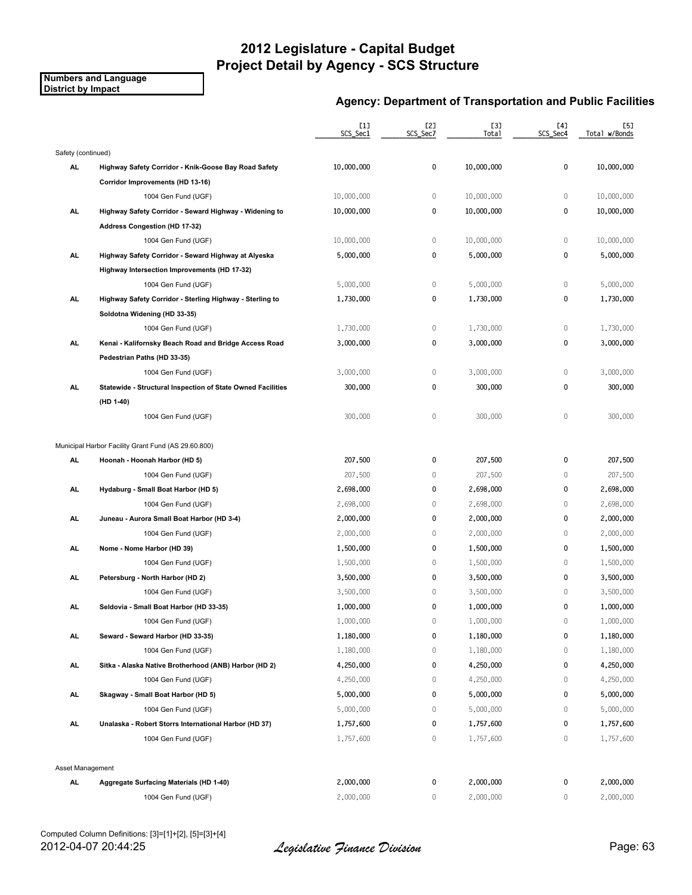# 2012 Legislature - Capital Budget
# Project Detail by Agency - SCS Structure

**Numbers and Language**
**District by Impact**

### Agency: Department of Transportation and Public Facilities

| | | [1] SCS_Sec1 | [2] SCS_Sec7 | [3] Total | [4] SCS_Sec4 | [5] Total w/Bonds |
|---|---|---|---|---|---|---|
| Safety (continued) | | | | | | |
| **AL** | **Highway Safety Corridor - Knik-Goose Bay Road Safety Corridor Improvements (HD 13-16)** | **10,000,000** | **0** | **10,000,000** | **0** | **10,000,000** |
| | 1004 Gen Fund (UGF) | 10,000,000 | 0 | 10,000,000 | 0 | 10,000,000 |
| **AL** | **Highway Safety Corridor - Seward Highway - Widening to Address Congestion (HD 17-32)** | **10,000,000** | **0** | **10,000,000** | **0** | **10,000,000** |
| | 1004 Gen Fund (UGF) | 10,000,000 | 0 | 10,000,000 | 0 | 10,000,000 |
| **AL** | **Highway Safety Corridor - Seward Highway at Alyeska Highway Intersection Improvements (HD 17-32)** | **5,000,000** | **0** | **5,000,000** | **0** | **5,000,000** |
| | 1004 Gen Fund (UGF) | 5,000,000 | 0 | 5,000,000 | 0 | 5,000,000 |
| **AL** | **Highway Safety Corridor - Sterling Highway - Sterling to Soldotna Widening (HD 33-35)** | **1,730,000** | **0** | **1,730,000** | **0** | **1,730,000** |
| | 1004 Gen Fund (UGF) | 1,730,000 | 0 | 1,730,000 | 0 | 1,730,000 |
| **AL** | **Kenai - Kalifornsky Beach Road and Bridge Access Road Pedestrian Paths (HD 33-35)** | **3,000,000** | **0** | **3,000,000** | **0** | **3,000,000** |
| | 1004 Gen Fund (UGF) | 3,000,000 | 0 | 3,000,000 | 0 | 3,000,000 |
| **AL** | **Statewide - Structural Inspection of State Owned Facilities (HD 1-40)** | **300,000** | **0** | **300,000** | **0** | **300,000** |
| | 1004 Gen Fund (UGF) | 300,000 | 0 | 300,000 | 0 | 300,000 |
| Municipal Harbor Facility Grant Fund (AS 29.60.800) | | | | | | |
| **AL** | **Hoonah - Hoonah Harbor (HD 5)** | **207,500** | **0** | **207,500** | **0** | **207,500** |
| | 1004 Gen Fund (UGF) | 207,500 | 0 | 207,500 | 0 | 207,500 |
| **AL** | **Hydaburg - Small Boat Harbor (HD 5)** | **2,698,000** | **0** | **2,698,000** | **0** | **2,698,000** |
| | 1004 Gen Fund (UGF) | 2,698,000 | 0 | 2,698,000 | 0 | 2,698,000 |
| **AL** | **Juneau - Aurora Small Boat Harbor (HD 3-4)** | **2,000,000** | **0** | **2,000,000** | **0** | **2,000,000** |
| | 1004 Gen Fund (UGF) | 2,000,000 | 0 | 2,000,000 | 0 | 2,000,000 |
| **AL** | **Nome - Nome Harbor (HD 39)** | **1,500,000** | **0** | **1,500,000** | **0** | **1,500,000** |
| | 1004 Gen Fund (UGF) | 1,500,000 | 0 | 1,500,000 | 0 | 1,500,000 |
| **AL** | **Petersburg - North Harbor (HD 2)** | **3,500,000** | **0** | **3,500,000** | **0** | **3,500,000** |
| | 1004 Gen Fund (UGF) | 3,500,000 | 0 | 3,500,000 | 0 | 3,500,000 |
| **AL** | **Seldovia - Small Boat Harbor (HD 33-35)** | **1,000,000** | **0** | **1,000,000** | **0** | **1,000,000** |
| | 1004 Gen Fund (UGF) | 1,000,000 | 0 | 1,000,000 | 0 | 1,000,000 |
| **AL** | **Seward - Seward Harbor (HD 33-35)** | **1,180,000** | **0** | **1,180,000** | **0** | **1,180,000** |
| | 1004 Gen Fund (UGF) | 1,180,000 | 0 | 1,180,000 | 0 | 1,180,000 |
| **AL** | **Sitka - Alaska Native Brotherhood (ANB) Harbor (HD 2)** | **4,250,000** | **0** | **4,250,000** | **0** | **4,250,000** |
| | 1004 Gen Fund (UGF) | 4,250,000 | 0 | 4,250,000 | 0 | 4,250,000 |
| **AL** | **Skagway - Small Boat Harbor (HD 5)** | **5,000,000** | **0** | **5,000,000** | **0** | **5,000,000** |
| | 1004 Gen Fund (UGF) | 5,000,000 | 0 | 5,000,000 | 0 | 5,000,000 |
| **AL** | **Unalaska - Robert Storrs International Harbor (HD 37)** | **1,757,600** | **0** | **1,757,600** | **0** | **1,757,600** |
| | 1004 Gen Fund (UGF) | 1,757,600 | 0 | 1,757,600 | 0 | 1,757,600 |
| Asset Management | | | | | | |
| **AL** | **Aggregate Surfacing Materials (HD 1-40)** | **2,000,000** | **0** | **2,000,000** | **0** | **2,000,000** |
| | 1004 Gen Fund (UGF) | 2,000,000 | 0 | 2,000,000 | 0 | 2,000,000 |

Computed Column Definitions: [3]=[1]+[2], [5]=[3]+[4]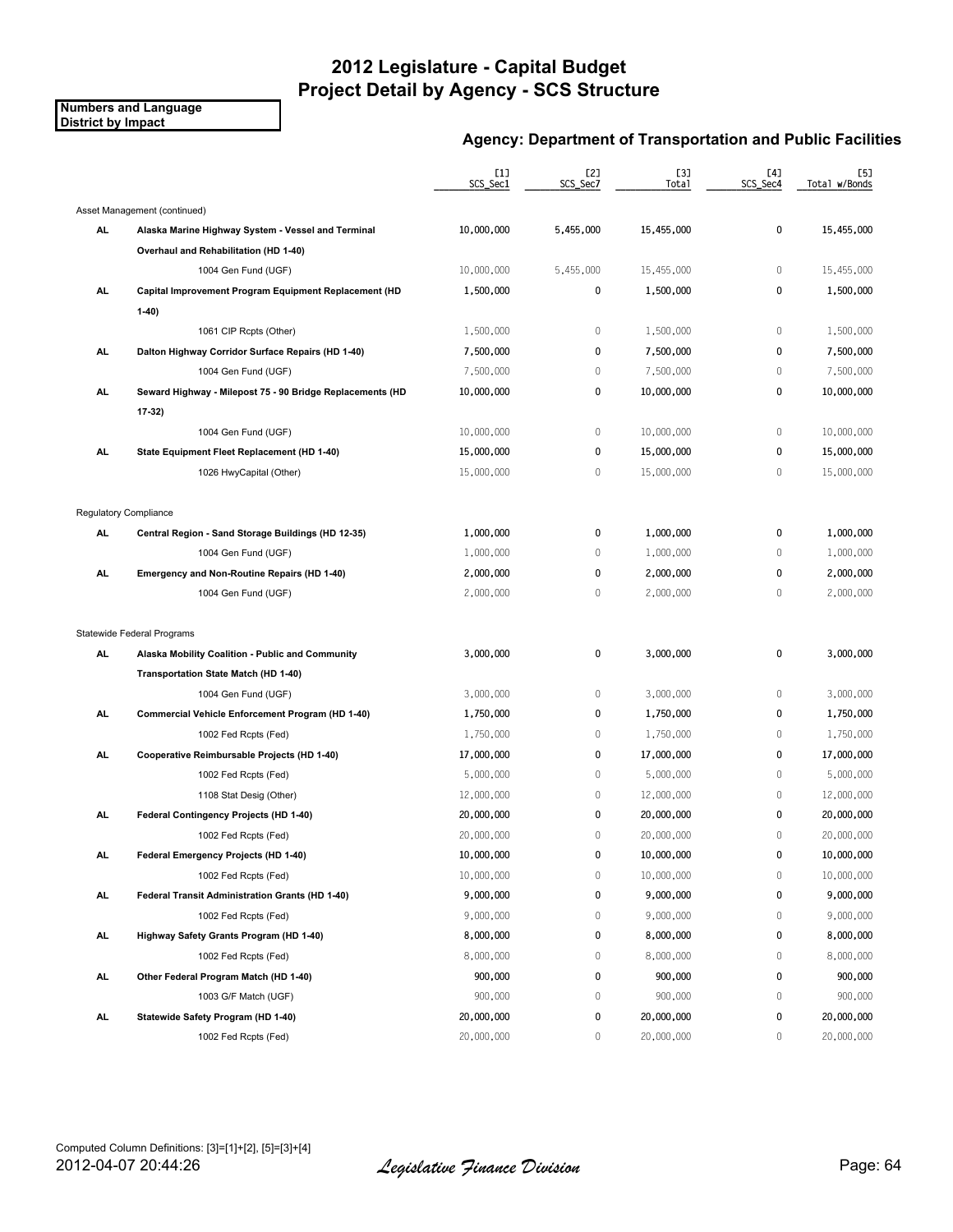# 2012 Legislature - Capital Budget
# Project Detail by Agency - SCS Structure

**Numbers and Language**
**District by Impact**

## Agency: Department of Transportation and Public Facilities

| | | [1] SCS_Sec1 | [2] SCS_Sec7 | [3] Total | [4] SCS_Sec4 | [5] Total w/Bonds |
|---|---|---|---|---|---|---|
| Asset Management (continued) | | | | | | |
| **AL** | **Alaska Marine Highway System - Vessel and Terminal Overhaul and Rehabilitation (HD 1-40)** | **10,000,000** | **5,455,000** | **15,455,000** | **0** | **15,455,000** |
| | 1004 Gen Fund (UGF) | 10,000,000 | 5,455,000 | 15,455,000 | 0 | 15,455,000 |
| **AL** | **Capital Improvement Program Equipment Replacement (HD 1-40)** | **1,500,000** | **0** | **1,500,000** | **0** | **1,500,000** |
| | 1061 CIP Rcpts (Other) | 1,500,000 | 0 | 1,500,000 | 0 | 1,500,000 |
| **AL** | **Dalton Highway Corridor Surface Repairs (HD 1-40)** | **7,500,000** | **0** | **7,500,000** | **0** | **7,500,000** |
| | 1004 Gen Fund (UGF) | 7,500,000 | 0 | 7,500,000 | 0 | 7,500,000 |
| **AL** | **Seward Highway - Milepost 75 - 90 Bridge Replacements (HD 17-32)** | **10,000,000** | **0** | **10,000,000** | **0** | **10,000,000** |
| | 1004 Gen Fund (UGF) | 10,000,000 | 0 | 10,000,000 | 0 | 10,000,000 |
| **AL** | **State Equipment Fleet Replacement (HD 1-40)** | **15,000,000** | **0** | **15,000,000** | **0** | **15,000,000** |
| | 1026 HwyCapital (Other) | 15,000,000 | 0 | 15,000,000 | 0 | 15,000,000 |
| Regulatory Compliance | | | | | | |
| **AL** | **Central Region - Sand Storage Buildings (HD 12-35)** | **1,000,000** | **0** | **1,000,000** | **0** | **1,000,000** |
| | 1004 Gen Fund (UGF) | 1,000,000 | 0 | 1,000,000 | 0 | 1,000,000 |
| **AL** | **Emergency and Non-Routine Repairs (HD 1-40)** | **2,000,000** | **0** | **2,000,000** | **0** | **2,000,000** |
| | 1004 Gen Fund (UGF) | 2,000,000 | 0 | 2,000,000 | 0 | 2,000,000 |
| Statewide Federal Programs | | | | | | |
| **AL** | **Alaska Mobility Coalition - Public and Community Transportation State Match (HD 1-40)** | **3,000,000** | **0** | **3,000,000** | **0** | **3,000,000** |
| | 1004 Gen Fund (UGF) | 3,000,000 | 0 | 3,000,000 | 0 | 3,000,000 |
| **AL** | **Commercial Vehicle Enforcement Program (HD 1-40)** | **1,750,000** | **0** | **1,750,000** | **0** | **1,750,000** |
| | 1002 Fed Rcpts (Fed) | 1,750,000 | 0 | 1,750,000 | 0 | 1,750,000 |
| **AL** | **Cooperative Reimbursable Projects (HD 1-40)** | **17,000,000** | **0** | **17,000,000** | **0** | **17,000,000** |
| | 1002 Fed Rcpts (Fed) | 5,000,000 | 0 | 5,000,000 | 0 | 5,000,000 |
| | 1108 Stat Desig (Other) | 12,000,000 | 0 | 12,000,000 | 0 | 12,000,000 |
| **AL** | **Federal Contingency Projects (HD 1-40)** | **20,000,000** | **0** | **20,000,000** | **0** | **20,000,000** |
| | 1002 Fed Rcpts (Fed) | 20,000,000 | 0 | 20,000,000 | 0 | 20,000,000 |
| **AL** | **Federal Emergency Projects (HD 1-40)** | **10,000,000** | **0** | **10,000,000** | **0** | **10,000,000** |
| | 1002 Fed Rcpts (Fed) | 10,000,000 | 0 | 10,000,000 | 0 | 10,000,000 |
| **AL** | **Federal Transit Administration Grants (HD 1-40)** | **9,000,000** | **0** | **9,000,000** | **0** | **9,000,000** |
| | 1002 Fed Rcpts (Fed) | 9,000,000 | 0 | 9,000,000 | 0 | 9,000,000 |
| **AL** | **Highway Safety Grants Program (HD 1-40)** | **8,000,000** | **0** | **8,000,000** | **0** | **8,000,000** |
| | 1002 Fed Rcpts (Fed) | 8,000,000 | 0 | 8,000,000 | 0 | 8,000,000 |
| **AL** | **Other Federal Program Match (HD 1-40)** | **900,000** | **0** | **900,000** | **0** | **900,000** |
| | 1003 G/F Match (UGF) | 900,000 | 0 | 900,000 | 0 | 900,000 |
| **AL** | **Statewide Safety Program (HD 1-40)** | **20,000,000** | **0** | **20,000,000** | **0** | **20,000,000** |
| | 1002 Fed Rcpts (Fed) | 20,000,000 | 0 | 20,000,000 | 0 | 20,000,000 |

Computed Column Definitions: [3]=[1]+[2], [5]=[3]+[4]

2012-04-07 20:44:26 *Legislative Finance Division*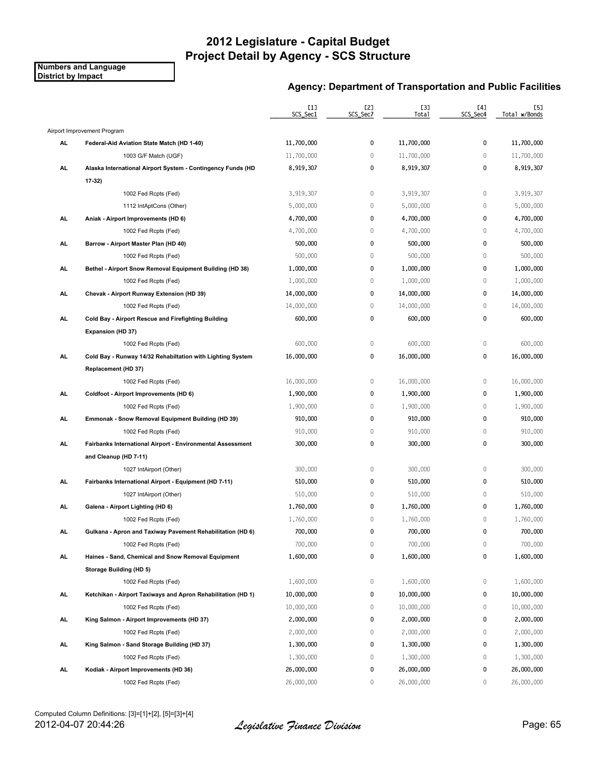# 2012 Legislature - Capital Budget
# Project Detail by Agency - SCS Structure

**Numbers and Language**
**District by Impact**

## Agency: Department of Transportation and Public Facilities

| | | [1] SCS_Sec1 | [2] SCS_Sec7 | [3] Total | [4] SCS_Sec4 | [5] Total w/Bonds |
|---|---|---|---|---|---|---|
| Airport Improvement Program | | | | | | |
| **AL** | **Federal-Aid Aviation State Match (HD 1-40)** | **11,700,000** | **0** | **11,700,000** | **0** | **11,700,000** |
| | 1003 G/F Match (UGF) | 11,700,000 | 0 | 11,700,000 | 0 | 11,700,000 |
| **AL** | **Alaska International Airport System - Contingency Funds (HD 17-32)** | **8,919,307** | **0** | **8,919,307** | **0** | **8,919,307** |
| | 1002 Fed Rcpts (Fed) | 3,919,307 | 0 | 3,919,307 | 0 | 3,919,307 |
| | 1112 IntAptCons (Other) | 5,000,000 | 0 | 5,000,000 | 0 | 5,000,000 |
| **AL** | **Aniak - Airport Improvements (HD 6)** | **4,700,000** | **0** | **4,700,000** | **0** | **4,700,000** |
| | 1002 Fed Rcpts (Fed) | 4,700,000 | 0 | 4,700,000 | 0 | 4,700,000 |
| **AL** | **Barrow - Airport Master Plan (HD 40)** | **500,000** | **0** | **500,000** | **0** | **500,000** |
| | 1002 Fed Rcpts (Fed) | 500,000 | 0 | 500,000 | 0 | 500,000 |
| **AL** | **Bethel - Airport Snow Removal Equipment Building (HD 38)** | **1,000,000** | **0** | **1,000,000** | **0** | **1,000,000** |
| | 1002 Fed Rcpts (Fed) | 1,000,000 | 0 | 1,000,000 | 0 | 1,000,000 |
| **AL** | **Chevak - Airport Runway Extension (HD 39)** | **14,000,000** | **0** | **14,000,000** | **0** | **14,000,000** |
| | 1002 Fed Rcpts (Fed) | 14,000,000 | 0 | 14,000,000 | 0 | 14,000,000 |
| **AL** | **Cold Bay - Airport Rescue and Firefighting Building Expansion (HD 37)** | **600,000** | **0** | **600,000** | **0** | **600,000** |
| | 1002 Fed Rcpts (Fed) | 600,000 | 0 | 600,000 | 0 | 600,000 |
| **AL** | **Cold Bay - Runway 14/32 Rehabiltation with Lighting System Replacement (HD 37)** | **16,000,000** | **0** | **16,000,000** | **0** | **16,000,000** |
| | 1002 Fed Rcpts (Fed) | 16,000,000 | 0 | 16,000,000 | 0 | 16,000,000 |
| **AL** | **Coldfoot - Airport Improvements (HD 6)** | **1,900,000** | **0** | **1,900,000** | **0** | **1,900,000** |
| | 1002 Fed Rcpts (Fed) | 1,900,000 | 0 | 1,900,000 | 0 | 1,900,000 |
| **AL** | **Emmonak - Snow Removal Equipment Building (HD 39)** | **910,000** | **0** | **910,000** | **0** | **910,000** |
| | 1002 Fed Rcpts (Fed) | 910,000 | 0 | 910,000 | 0 | 910,000 |
| **AL** | **Fairbanks International Airport - Environmental Assessment and Cleanup (HD 7-11)** | **300,000** | **0** | **300,000** | **0** | **300,000** |
| | 1027 IntAirport (Other) | 300,000 | 0 | 300,000 | 0 | 300,000 |
| **AL** | **Fairbanks International Airport - Equipment (HD 7-11)** | **510,000** | **0** | **510,000** | **0** | **510,000** |
| | 1027 IntAirport (Other) | 510,000 | 0 | 510,000 | 0 | 510,000 |
| **AL** | **Galena - Airport Lighting (HD 6)** | **1,760,000** | **0** | **1,760,000** | **0** | **1,760,000** |
| | 1002 Fed Rcpts (Fed) | 1,760,000 | 0 | 1,760,000 | 0 | 1,760,000 |
| **AL** | **Gulkana - Apron and Taxiway Pavement Rehabilitation (HD 6)** | **700,000** | **0** | **700,000** | **0** | **700,000** |
| | 1002 Fed Rcpts (Fed) | 700,000 | 0 | 700,000 | 0 | 700,000 |
| **AL** | **Haines - Sand, Chemical and Snow Removal Equipment Storage Building (HD 5)** | **1,600,000** | **0** | **1,600,000** | **0** | **1,600,000** |
| | 1002 Fed Rcpts (Fed) | 1,600,000 | 0 | 1,600,000 | 0 | 1,600,000 |
| **AL** | **Ketchikan - Airport Taxiways and Apron Rehabilitation (HD 1)** | **10,000,000** | **0** | **10,000,000** | **0** | **10,000,000** |
| | 1002 Fed Rcpts (Fed) | 10,000,000 | 0 | 10,000,000 | 0 | 10,000,000 |
| **AL** | **King Salmon - Airport Improvements (HD 37)** | **2,000,000** | **0** | **2,000,000** | **0** | **2,000,000** |
| | 1002 Fed Rcpts (Fed) | 2,000,000 | 0 | 2,000,000 | 0 | 2,000,000 |
| **AL** | **King Salmon - Sand Storage Building (HD 37)** | **1,300,000** | **0** | **1,300,000** | **0** | **1,300,000** |
| | 1002 Fed Rcpts (Fed) | 1,300,000 | 0 | 1,300,000 | 0 | 1,300,000 |
| **AL** | **Kodiak - Airport Improvements (HD 36)** | **26,000,000** | **0** | **26,000,000** | **0** | **26,000,000** |
| | 1002 Fed Rcpts (Fed) | 26,000,000 | 0 | 26,000,000 | 0 | 26,000,000 |

Computed Column Definitions: [3]=[1]+[2], [5]=[3]+[4]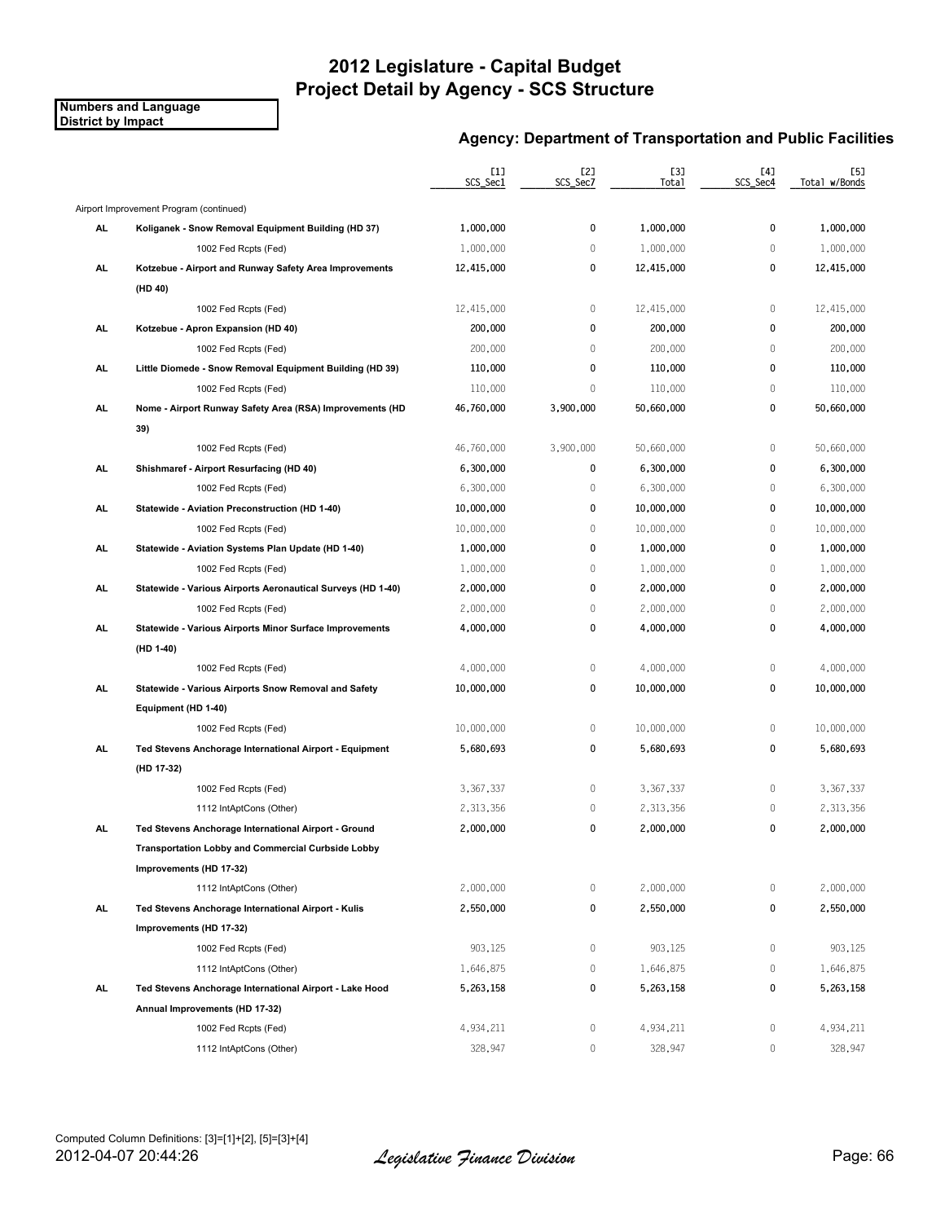# 2012 Legislature - Capital Budget
# Project Detail by Agency - SCS Structure

**Numbers and Language**
**District by Impact**

## Agency: Department of Transportation and Public Facilities

| | | [1] SCS_Sec1 | [2] SCS_Sec7 | [3] Total | [4] SCS_Sec4 | [5] Total w/Bonds |
|---|---|---|---|---|---|---|
| | Airport Improvement Program (continued) | | | | | |
| **AL** | **Koliganek - Snow Removal Equipment Building (HD 37)** | **1,000,000** | **0** | **1,000,000** | **0** | **1,000,000** |
| | 1002 Fed Rcpts (Fed) | 1,000,000 | 0 | 1,000,000 | 0 | 1,000,000 |
| **AL** | **Kotzebue - Airport and Runway Safety Area Improvements (HD 40)** | **12,415,000** | **0** | **12,415,000** | **0** | **12,415,000** |
| | 1002 Fed Rcpts (Fed) | 12,415,000 | 0 | 12,415,000 | 0 | 12,415,000 |
| **AL** | **Kotzebue - Apron Expansion (HD 40)** | **200,000** | **0** | **200,000** | **0** | **200,000** |
| | 1002 Fed Rcpts (Fed) | 200,000 | 0 | 200,000 | 0 | 200,000 |
| **AL** | **Little Diomede - Snow Removal Equipment Building (HD 39)** | **110,000** | **0** | **110,000** | **0** | **110,000** |
| | 1002 Fed Rcpts (Fed) | 110,000 | 0 | 110,000 | 0 | 110,000 |
| **AL** | **Nome - Airport Runway Safety Area (RSA) Improvements (HD 39)** | **46,760,000** | **3,900,000** | **50,660,000** | **0** | **50,660,000** |
| | 1002 Fed Rcpts (Fed) | 46,760,000 | 3,900,000 | 50,660,000 | 0 | 50,660,000 |
| **AL** | **Shishmaref - Airport Resurfacing (HD 40)** | **6,300,000** | **0** | **6,300,000** | **0** | **6,300,000** |
| | 1002 Fed Rcpts (Fed) | 6,300,000 | 0 | 6,300,000 | 0 | 6,300,000 |
| **AL** | **Statewide - Aviation Preconstruction (HD 1-40)** | **10,000,000** | **0** | **10,000,000** | **0** | **10,000,000** |
| | 1002 Fed Rcpts (Fed) | 10,000,000 | 0 | 10,000,000 | 0 | 10,000,000 |
| **AL** | **Statewide - Aviation Systems Plan Update (HD 1-40)** | **1,000,000** | **0** | **1,000,000** | **0** | **1,000,000** |
| | 1002 Fed Rcpts (Fed) | 1,000,000 | 0 | 1,000,000 | 0 | 1,000,000 |
| **AL** | **Statewide - Various Airports Aeronautical Surveys (HD 1-40)** | **2,000,000** | **0** | **2,000,000** | **0** | **2,000,000** |
| | 1002 Fed Rcpts (Fed) | 2,000,000 | 0 | 2,000,000 | 0 | 2,000,000 |
| **AL** | **Statewide - Various Airports Minor Surface Improvements (HD 1-40)** | **4,000,000** | **0** | **4,000,000** | **0** | **4,000,000** |
| | 1002 Fed Rcpts (Fed) | 4,000,000 | 0 | 4,000,000 | 0 | 4,000,000 |
| **AL** | **Statewide - Various Airports Snow Removal and Safety Equipment (HD 1-40)** | **10,000,000** | **0** | **10,000,000** | **0** | **10,000,000** |
| | 1002 Fed Rcpts (Fed) | 10,000,000 | 0 | 10,000,000 | 0 | 10,000,000 |
| **AL** | **Ted Stevens Anchorage International Airport - Equipment (HD 17-32)** | **5,680,693** | **0** | **5,680,693** | **0** | **5,680,693** |
| | 1002 Fed Rcpts (Fed) | 3,367,337 | 0 | 3,367,337 | 0 | 3,367,337 |
| | 1112 IntAptCons (Other) | 2,313,356 | 0 | 2,313,356 | 0 | 2,313,356 |
| **AL** | **Ted Stevens Anchorage International Airport - Ground Transportation Lobby and Commercial Curbside Lobby Improvements (HD 17-32)** | **2,000,000** | **0** | **2,000,000** | **0** | **2,000,000** |
| | 1112 IntAptCons (Other) | 2,000,000 | 0 | 2,000,000 | 0 | 2,000,000 |
| **AL** | **Ted Stevens Anchorage International Airport - Kulis Improvements (HD 17-32)** | **2,550,000** | **0** | **2,550,000** | **0** | **2,550,000** |
| | 1002 Fed Rcpts (Fed) | 903,125 | 0 | 903,125 | 0 | 903,125 |
| | 1112 IntAptCons (Other) | 1,646,875 | 0 | 1,646,875 | 0 | 1,646,875 |
| **AL** | **Ted Stevens Anchorage International Airport - Lake Hood Annual Improvements (HD 17-32)** | **5,263,158** | **0** | **5,263,158** | **0** | **5,263,158** |
| | 1002 Fed Rcpts (Fed) | 4,934,211 | 0 | 4,934,211 | 0 | 4,934,211 |
| | 1112 IntAptCons (Other) | 328,947 | 0 | 328,947 | 0 | 328,947 |

Computed Column Definitions: [3]=[1]+[2], [5]=[3]+[4]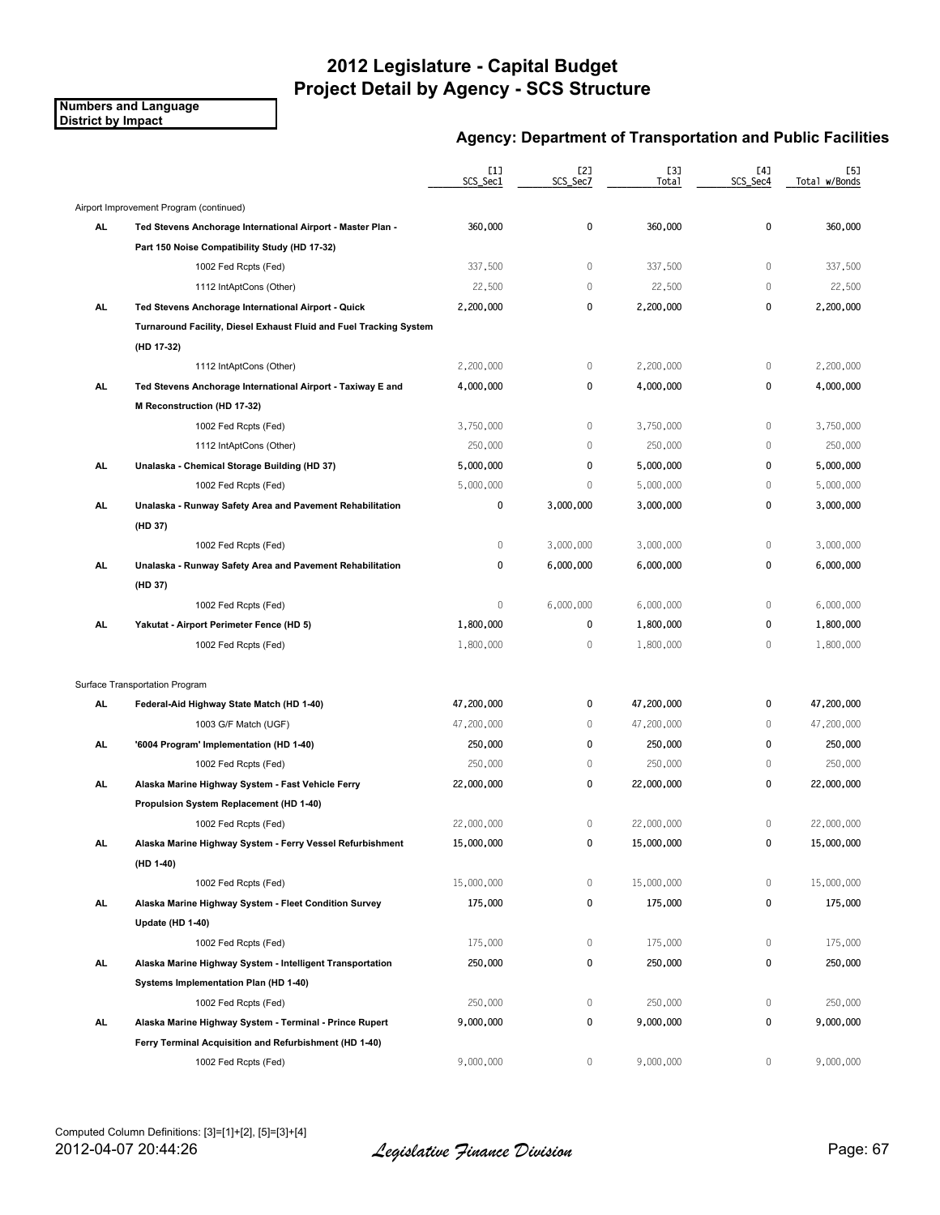# 2012 Legislature - Capital Budget
## Project Detail by Agency - SCS Structure

**Numbers and Language**
**District by Impact**

### Agency: Department of Transportation and Public Facilities

| | | [1] SCS_Sec1 | [2] SCS_Sec7 | [3] Total | [4] SCS_Sec4 | [5] Total w/Bonds |
|---|---|---|---|---|---|---|
| | Airport Improvement Program (continued) | | | | | |
| **AL** | **Ted Stevens Anchorage International Airport - Master Plan - Part 150 Noise Compatibility Study (HD 17-32)** | **360,000** | **0** | **360,000** | **0** | **360,000** |
| | 1002 Fed Rcpts (Fed) | 337,500 | 0 | 337,500 | 0 | 337,500 |
| | 1112 IntAptCons (Other) | 22,500 | 0 | 22,500 | 0 | 22,500 |
| **AL** | **Ted Stevens Anchorage International Airport - Quick Turnaround Facility, Diesel Exhaust Fluid and Fuel Tracking System (HD 17-32)** | **2,200,000** | **0** | **2,200,000** | **0** | **2,200,000** |
| | 1112 IntAptCons (Other) | 2,200,000 | 0 | 2,200,000 | 0 | 2,200,000 |
| **AL** | **Ted Stevens Anchorage International Airport - Taxiway E and M Reconstruction (HD 17-32)** | **4,000,000** | **0** | **4,000,000** | **0** | **4,000,000** |
| | 1002 Fed Rcpts (Fed) | 3,750,000 | 0 | 3,750,000 | 0 | 3,750,000 |
| | 1112 IntAptCons (Other) | 250,000 | 0 | 250,000 | 0 | 250,000 |
| **AL** | **Unalaska - Chemical Storage Building (HD 37)** | **5,000,000** | **0** | **5,000,000** | **0** | **5,000,000** |
| | 1002 Fed Rcpts (Fed) | 5,000,000 | 0 | 5,000,000 | 0 | 5,000,000 |
| **AL** | **Unalaska - Runway Safety Area and Pavement Rehabilitation (HD 37)** | **0** | **3,000,000** | **3,000,000** | **0** | **3,000,000** |
| | 1002 Fed Rcpts (Fed) | 0 | 3,000,000 | 3,000,000 | 0 | 3,000,000 |
| **AL** | **Unalaska - Runway Safety Area and Pavement Rehabilitation (HD 37)** | **0** | **6,000,000** | **6,000,000** | **0** | **6,000,000** |
| | 1002 Fed Rcpts (Fed) | 0 | 6,000,000 | 6,000,000 | 0 | 6,000,000 |
| **AL** | **Yakutat - Airport Perimeter Fence (HD 5)** | **1,800,000** | **0** | **1,800,000** | **0** | **1,800,000** |
| | 1002 Fed Rcpts (Fed) | 1,800,000 | 0 | 1,800,000 | 0 | 1,800,000 |
| | Surface Transportation Program | | | | | |
| **AL** | **Federal-Aid Highway State Match (HD 1-40)** | **47,200,000** | **0** | **47,200,000** | **0** | **47,200,000** |
| | 1003 G/F Match (UGF) | 47,200,000 | 0 | 47,200,000 | 0 | 47,200,000 |
| **AL** | **'6004 Program' Implementation (HD 1-40)** | **250,000** | **0** | **250,000** | **0** | **250,000** |
| | 1002 Fed Rcpts (Fed) | 250,000 | 0 | 250,000 | 0 | 250,000 |
| **AL** | **Alaska Marine Highway System - Fast Vehicle Ferry Propulsion System Replacement (HD 1-40)** | **22,000,000** | **0** | **22,000,000** | **0** | **22,000,000** |
| | 1002 Fed Rcpts (Fed) | 22,000,000 | 0 | 22,000,000 | 0 | 22,000,000 |
| **AL** | **Alaska Marine Highway System - Ferry Vessel Refurbishment (HD 1-40)** | **15,000,000** | **0** | **15,000,000** | **0** | **15,000,000** |
| | 1002 Fed Rcpts (Fed) | 15,000,000 | 0 | 15,000,000 | 0 | 15,000,000 |
| **AL** | **Alaska Marine Highway System - Fleet Condition Survey Update (HD 1-40)** | **175,000** | **0** | **175,000** | **0** | **175,000** |
| | 1002 Fed Rcpts (Fed) | 175,000 | 0 | 175,000 | 0 | 175,000 |
| **AL** | **Alaska Marine Highway System - Intelligent Transportation Systems Implementation Plan (HD 1-40)** | **250,000** | **0** | **250,000** | **0** | **250,000** |
| | 1002 Fed Rcpts (Fed) | 250,000 | 0 | 250,000 | 0 | 250,000 |
| **AL** | **Alaska Marine Highway System - Terminal - Prince Rupert Ferry Terminal Acquisition and Refurbishment (HD 1-40)** | **9,000,000** | **0** | **9,000,000** | **0** | **9,000,000** |
| | 1002 Fed Rcpts (Fed) | 9,000,000 | 0 | 9,000,000 | 0 | 9,000,000 |

Computed Column Definitions: [3]=[1]+[2], [5]=[3]+[4]

2012-04-07 20:44:26 *Legislative Finance Division*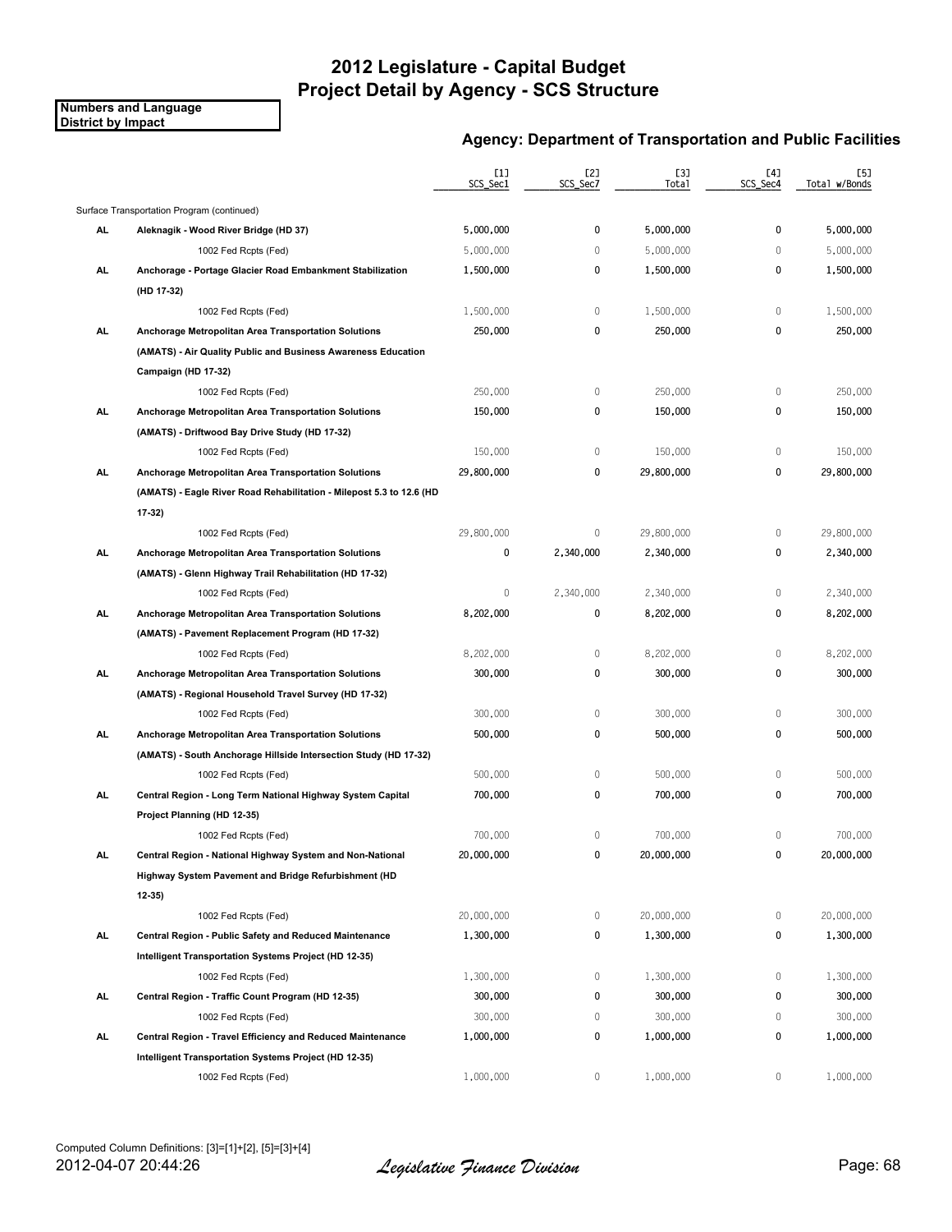# 2012 Legislature - Capital Budget
## Project Detail by Agency - SCS Structure

**Numbers and Language**
**District by Impact**

### Agency: Department of Transportation and Public Facilities

| | | [1] SCS_Sec1 | [2] SCS_Sec7 | [3] Total | [4] SCS_Sec4 | [5] Total w/Bonds |
|---|---|---|---|---|---|---|
| | Surface Transportation Program (continued) | | | | | |
| **AL** | **Aleknagik - Wood River Bridge (HD 37)** | 5,000,000 | 0 | 5,000,000 | 0 | 5,000,000 |
| | 1002 Fed Rcpts (Fed) | 5,000,000 | 0 | 5,000,000 | 0 | 5,000,000 |
| **AL** | **Anchorage - Portage Glacier Road Embankment Stabilization (HD 17-32)** | 1,500,000 | 0 | 1,500,000 | 0 | 1,500,000 |
| | 1002 Fed Rcpts (Fed) | 1,500,000 | 0 | 1,500,000 | 0 | 1,500,000 |
| **AL** | **Anchorage Metropolitan Area Transportation Solutions (AMATS) - Air Quality Public and Business Awareness Education Campaign (HD 17-32)** | 250,000 | 0 | 250,000 | 0 | 250,000 |
| | 1002 Fed Rcpts (Fed) | 250,000 | 0 | 250,000 | 0 | 250,000 |
| **AL** | **Anchorage Metropolitan Area Transportation Solutions (AMATS) - Driftwood Bay Drive Study (HD 17-32)** | 150,000 | 0 | 150,000 | 0 | 150,000 |
| | 1002 Fed Rcpts (Fed) | 150,000 | 0 | 150,000 | 0 | 150,000 |
| **AL** | **Anchorage Metropolitan Area Transportation Solutions (AMATS) - Eagle River Road Rehabilitation - Milepost 5.3 to 12.6 (HD 17-32)** | 29,800,000 | 0 | 29,800,000 | 0 | 29,800,000 |
| | 1002 Fed Rcpts (Fed) | 29,800,000 | 0 | 29,800,000 | 0 | 29,800,000 |
| **AL** | **Anchorage Metropolitan Area Transportation Solutions (AMATS) - Glenn Highway Trail Rehabilitation (HD 17-32)** | 0 | 2,340,000 | 2,340,000 | 0 | 2,340,000 |
| | 1002 Fed Rcpts (Fed) | 0 | 2,340,000 | 2,340,000 | 0 | 2,340,000 |
| **AL** | **Anchorage Metropolitan Area Transportation Solutions (AMATS) - Pavement Replacement Program (HD 17-32)** | 8,202,000 | 0 | 8,202,000 | 0 | 8,202,000 |
| | 1002 Fed Rcpts (Fed) | 8,202,000 | 0 | 8,202,000 | 0 | 8,202,000 |
| **AL** | **Anchorage Metropolitan Area Transportation Solutions (AMATS) - Regional Household Travel Survey (HD 17-32)** | 300,000 | 0 | 300,000 | 0 | 300,000 |
| | 1002 Fed Rcpts (Fed) | 300,000 | 0 | 300,000 | 0 | 300,000 |
| **AL** | **Anchorage Metropolitan Area Transportation Solutions (AMATS) - South Anchorage Hillside Intersection Study (HD 17-32)** | 500,000 | 0 | 500,000 | 0 | 500,000 |
| | 1002 Fed Rcpts (Fed) | 500,000 | 0 | 500,000 | 0 | 500,000 |
| **AL** | **Central Region - Long Term National Highway System Capital Project Planning (HD 12-35)** | 700,000 | 0 | 700,000 | 0 | 700,000 |
| | 1002 Fed Rcpts (Fed) | 700,000 | 0 | 700,000 | 0 | 700,000 |
| **AL** | **Central Region - National Highway System and Non-National Highway System Pavement and Bridge Refurbishment (HD 12-35)** | 20,000,000 | 0 | 20,000,000 | 0 | 20,000,000 |
| | 1002 Fed Rcpts (Fed) | 20,000,000 | 0 | 20,000,000 | 0 | 20,000,000 |
| **AL** | **Central Region - Public Safety and Reduced Maintenance Intelligent Transportation Systems Project (HD 12-35)** | 1,300,000 | 0 | 1,300,000 | 0 | 1,300,000 |
| | 1002 Fed Rcpts (Fed) | 1,300,000 | 0 | 1,300,000 | 0 | 1,300,000 |
| **AL** | **Central Region - Traffic Count Program (HD 12-35)** | 300,000 | 0 | 300,000 | 0 | 300,000 |
| | 1002 Fed Rcpts (Fed) | 300,000 | 0 | 300,000 | 0 | 300,000 |
| **AL** | **Central Region - Travel Efficiency and Reduced Maintenance Intelligent Transportation Systems Project (HD 12-35)** | 1,000,000 | 0 | 1,000,000 | 0 | 1,000,000 |
| | 1002 Fed Rcpts (Fed) | 1,000,000 | 0 | 1,000,000 | 0 | 1,000,000 |

Computed Column Definitions: [3]=[1]+[2], [5]=[3]+[4]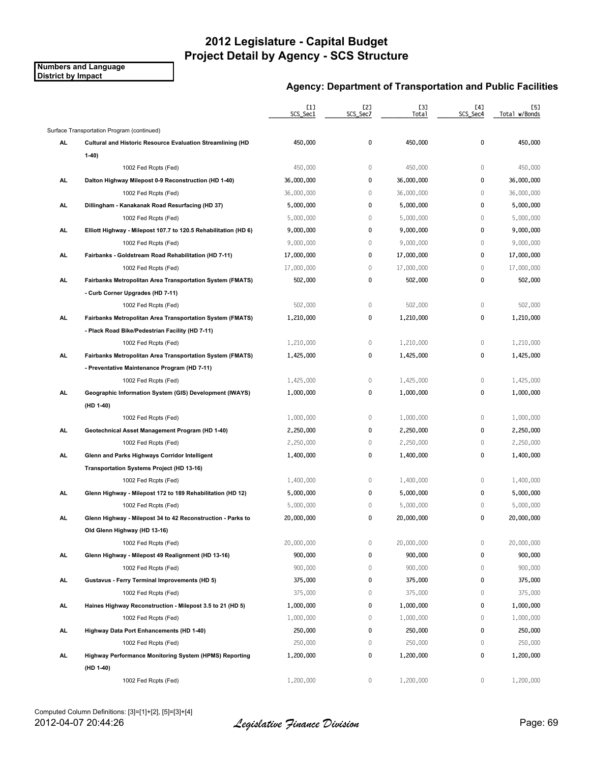# 2012 Legislature - Capital Budget
# Project Detail by Agency - SCS Structure

**Numbers and Language**
**District by Impact**

## Agency: Department of Transportation and Public Facilities

| | | [1] SCS_Sec1 | [2] SCS_Sec7 | [3] Total | [4] SCS_Sec4 | [5] Total w/Bonds |
|---|---|---|---|---|---|---|
| | Surface Transportation Program (continued) | | | | | |
| **AL** | **Cultural and Historic Resource Evaluation Streamlining (HD 1-40)** | **450,000** | **0** | **450,000** | **0** | **450,000** |
| | 1002 Fed Rcpts (Fed) | 450,000 | 0 | 450,000 | 0 | 450,000 |
| **AL** | **Dalton Highway Milepost 0-9 Reconstruction (HD 1-40)** | **36,000,000** | **0** | **36,000,000** | **0** | **36,000,000** |
| | 1002 Fed Rcpts (Fed) | 36,000,000 | 0 | 36,000,000 | 0 | 36,000,000 |
| **AL** | **Dillingham - Kanakanak Road Resurfacing (HD 37)** | **5,000,000** | **0** | **5,000,000** | **0** | **5,000,000** |
| | 1002 Fed Rcpts (Fed) | 5,000,000 | 0 | 5,000,000 | 0 | 5,000,000 |
| **AL** | **Elliott Highway - Milepost 107.7 to 120.5 Rehabilitation (HD 6)** | **9,000,000** | **0** | **9,000,000** | **0** | **9,000,000** |
| | 1002 Fed Rcpts (Fed) | 9,000,000 | 0 | 9,000,000 | 0 | 9,000,000 |
| **AL** | **Fairbanks - Goldstream Road Rehabilitation (HD 7-11)** | **17,000,000** | **0** | **17,000,000** | **0** | **17,000,000** |
| | 1002 Fed Rcpts (Fed) | 17,000,000 | 0 | 17,000,000 | 0 | 17,000,000 |
| **AL** | **Fairbanks Metropolitan Area Transportation System (FMATS) - Curb Corner Upgrades (HD 7-11)** | **502,000** | **0** | **502,000** | **0** | **502,000** |
| | 1002 Fed Rcpts (Fed) | 502,000 | 0 | 502,000 | 0 | 502,000 |
| **AL** | **Fairbanks Metropolitan Area Transportation System (FMATS) - Plack Road Bike/Pedestrian Facility (HD 7-11)** | **1,210,000** | **0** | **1,210,000** | **0** | **1,210,000** |
| | 1002 Fed Rcpts (Fed) | 1,210,000 | 0 | 1,210,000 | 0 | 1,210,000 |
| **AL** | **Fairbanks Metropolitan Area Transportation System (FMATS) - Preventative Maintenance Program (HD 7-11)** | **1,425,000** | **0** | **1,425,000** | **0** | **1,425,000** |
| | 1002 Fed Rcpts (Fed) | 1,425,000 | 0 | 1,425,000 | 0 | 1,425,000 |
| **AL** | **Geographic Information System (GIS) Development (IWAYS) (HD 1-40)** | **1,000,000** | **0** | **1,000,000** | **0** | **1,000,000** |
| | 1002 Fed Rcpts (Fed) | 1,000,000 | 0 | 1,000,000 | 0 | 1,000,000 |
| **AL** | **Geotechnical Asset Management Program (HD 1-40)** | **2,250,000** | **0** | **2,250,000** | **0** | **2,250,000** |
| | 1002 Fed Rcpts (Fed) | 2,250,000 | 0 | 2,250,000 | 0 | 2,250,000 |
| **AL** | **Glenn and Parks Highways Corridor Intelligent Transportation Systems Project (HD 13-16)** | **1,400,000** | **0** | **1,400,000** | **0** | **1,400,000** |
| | 1002 Fed Rcpts (Fed) | 1,400,000 | 0 | 1,400,000 | 0 | 1,400,000 |
| **AL** | **Glenn Highway - Milepost 172 to 189 Rehabilitation (HD 12)** | **5,000,000** | **0** | **5,000,000** | **0** | **5,000,000** |
| | 1002 Fed Rcpts (Fed) | 5,000,000 | 0 | 5,000,000 | 0 | 5,000,000 |
| **AL** | **Glenn Highway - Milepost 34 to 42 Reconstruction - Parks to Old Glenn Highway (HD 13-16)** | **20,000,000** | **0** | **20,000,000** | **0** | **20,000,000** |
| | 1002 Fed Rcpts (Fed) | 20,000,000 | 0 | 20,000,000 | 0 | 20,000,000 |
| **AL** | **Glenn Highway - Milepost 49 Realignment (HD 13-16)** | **900,000** | **0** | **900,000** | **0** | **900,000** |
| | 1002 Fed Rcpts (Fed) | 900,000 | 0 | 900,000 | 0 | 900,000 |
| **AL** | **Gustavus - Ferry Terminal Improvements (HD 5)** | **375,000** | **0** | **375,000** | **0** | **375,000** |
| | 1002 Fed Rcpts (Fed) | 375,000 | 0 | 375,000 | 0 | 375,000 |
| **AL** | **Haines Highway Reconstruction - Milepost 3.5 to 21 (HD 5)** | **1,000,000** | **0** | **1,000,000** | **0** | **1,000,000** |
| | 1002 Fed Rcpts (Fed) | 1,000,000 | 0 | 1,000,000 | 0 | 1,000,000 |
| **AL** | **Highway Data Port Enhancements (HD 1-40)** | **250,000** | **0** | **250,000** | **0** | **250,000** |
| | 1002 Fed Rcpts (Fed) | 250,000 | 0 | 250,000 | 0 | 250,000 |
| **AL** | **Highway Performance Monitoring System (HPMS) Reporting (HD 1-40)** | **1,200,000** | **0** | **1,200,000** | **0** | **1,200,000** |
| | 1002 Fed Rcpts (Fed) | 1,200,000 | 0 | 1,200,000 | 0 | 1,200,000 |

Computed Column Definitions: [3]=[1]+[2], [5]=[3]+[4]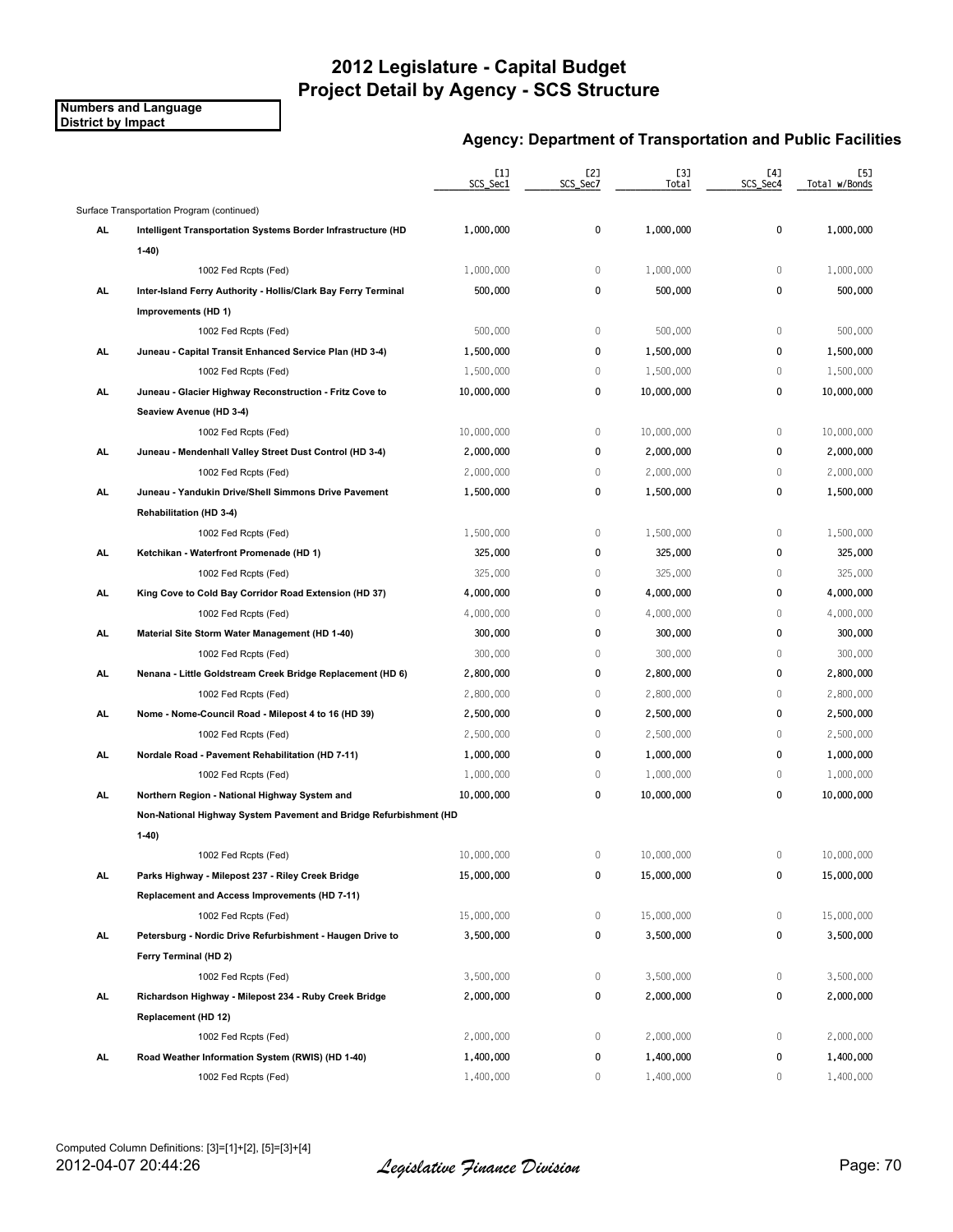# 2012 Legislature - Capital Budget
# Project Detail by Agency - SCS Structure

**Numbers and Language**
**District by Impact**

### Agency: Department of Transportation and Public Facilities

| | | [1] SCS_Sec1 | [2] SCS_Sec7 | [3] Total | [4] SCS_Sec4 | [5] Total w/Bonds |
|---|---|---|---|---|---|---|
| | Surface Transportation Program (continued) | | | | | |
| **AL** | **Intelligent Transportation Systems Border Infrastructure (HD 1-40)** | 1,000,000 | 0 | 1,000,000 | 0 | 1,000,000 |
| | 1002 Fed Rcpts (Fed) | 1,000,000 | 0 | 1,000,000 | 0 | 1,000,000 |
| **AL** | **Inter-Island Ferry Authority - Hollis/Clark Bay Ferry Terminal Improvements (HD 1)** | 500,000 | 0 | 500,000 | 0 | 500,000 |
| | 1002 Fed Rcpts (Fed) | 500,000 | 0 | 500,000 | 0 | 500,000 |
| **AL** | **Juneau - Capital Transit Enhanced Service Plan (HD 3-4)** | 1,500,000 | 0 | 1,500,000 | 0 | 1,500,000 |
| | 1002 Fed Rcpts (Fed) | 1,500,000 | 0 | 1,500,000 | 0 | 1,500,000 |
| **AL** | **Juneau - Glacier Highway Reconstruction - Fritz Cove to Seaview Avenue (HD 3-4)** | 10,000,000 | 0 | 10,000,000 | 0 | 10,000,000 |
| | 1002 Fed Rcpts (Fed) | 10,000,000 | 0 | 10,000,000 | 0 | 10,000,000 |
| **AL** | **Juneau - Mendenhall Valley Street Dust Control (HD 3-4)** | 2,000,000 | 0 | 2,000,000 | 0 | 2,000,000 |
| | 1002 Fed Rcpts (Fed) | 2,000,000 | 0 | 2,000,000 | 0 | 2,000,000 |
| **AL** | **Juneau - Yandukin Drive/Shell Simmons Drive Pavement Rehabilitation (HD 3-4)** | 1,500,000 | 0 | 1,500,000 | 0 | 1,500,000 |
| | 1002 Fed Rcpts (Fed) | 1,500,000 | 0 | 1,500,000 | 0 | 1,500,000 |
| **AL** | **Ketchikan - Waterfront Promenade (HD 1)** | 325,000 | 0 | 325,000 | 0 | 325,000 |
| | 1002 Fed Rcpts (Fed) | 325,000 | 0 | 325,000 | 0 | 325,000 |
| **AL** | **King Cove to Cold Bay Corridor Road Extension (HD 37)** | 4,000,000 | 0 | 4,000,000 | 0 | 4,000,000 |
| | 1002 Fed Rcpts (Fed) | 4,000,000 | 0 | 4,000,000 | 0 | 4,000,000 |
| **AL** | **Material Site Storm Water Management (HD 1-40)** | 300,000 | 0 | 300,000 | 0 | 300,000 |
| | 1002 Fed Rcpts (Fed) | 300,000 | 0 | 300,000 | 0 | 300,000 |
| **AL** | **Nenana - Little Goldstream Creek Bridge Replacement (HD 6)** | 2,800,000 | 0 | 2,800,000 | 0 | 2,800,000 |
| | 1002 Fed Rcpts (Fed) | 2,800,000 | 0 | 2,800,000 | 0 | 2,800,000 |
| **AL** | **Nome - Nome-Council Road - Milepost 4 to 16 (HD 39)** | 2,500,000 | 0 | 2,500,000 | 0 | 2,500,000 |
| | 1002 Fed Rcpts (Fed) | 2,500,000 | 0 | 2,500,000 | 0 | 2,500,000 |
| **AL** | **Nordale Road - Pavement Rehabilitation (HD 7-11)** | 1,000,000 | 0 | 1,000,000 | 0 | 1,000,000 |
| | 1002 Fed Rcpts (Fed) | 1,000,000 | 0 | 1,000,000 | 0 | 1,000,000 |
| **AL** | **Northern Region - National Highway System and Non-National Highway System Pavement and Bridge Refurbishment (HD 1-40)** | 10,000,000 | 0 | 10,000,000 | 0 | 10,000,000 |
| | 1002 Fed Rcpts (Fed) | 10,000,000 | 0 | 10,000,000 | 0 | 10,000,000 |
| **AL** | **Parks Highway - Milepost 237 - Riley Creek Bridge Replacement and Access Improvements (HD 7-11)** | 15,000,000 | 0 | 15,000,000 | 0 | 15,000,000 |
| | 1002 Fed Rcpts (Fed) | 15,000,000 | 0 | 15,000,000 | 0 | 15,000,000 |
| **AL** | **Petersburg - Nordic Drive Refurbishment - Haugen Drive to Ferry Terminal (HD 2)** | 3,500,000 | 0 | 3,500,000 | 0 | 3,500,000 |
| | 1002 Fed Rcpts (Fed) | 3,500,000 | 0 | 3,500,000 | 0 | 3,500,000 |
| **AL** | **Richardson Highway - Milepost 234 - Ruby Creek Bridge Replacement (HD 12)** | 2,000,000 | 0 | 2,000,000 | 0 | 2,000,000 |
| | 1002 Fed Rcpts (Fed) | 2,000,000 | 0 | 2,000,000 | 0 | 2,000,000 |
| **AL** | **Road Weather Information System (RWIS) (HD 1-40)** | 1,400,000 | 0 | 1,400,000 | 0 | 1,400,000 |
| | 1002 Fed Rcpts (Fed) | 1,400,000 | 0 | 1,400,000 | 0 | 1,400,000 |

Computed Column Definitions: [3]=[1]+[2], [5]=[3]+[4]

2012-04-07 20:44:26 *Legislative Finance Division*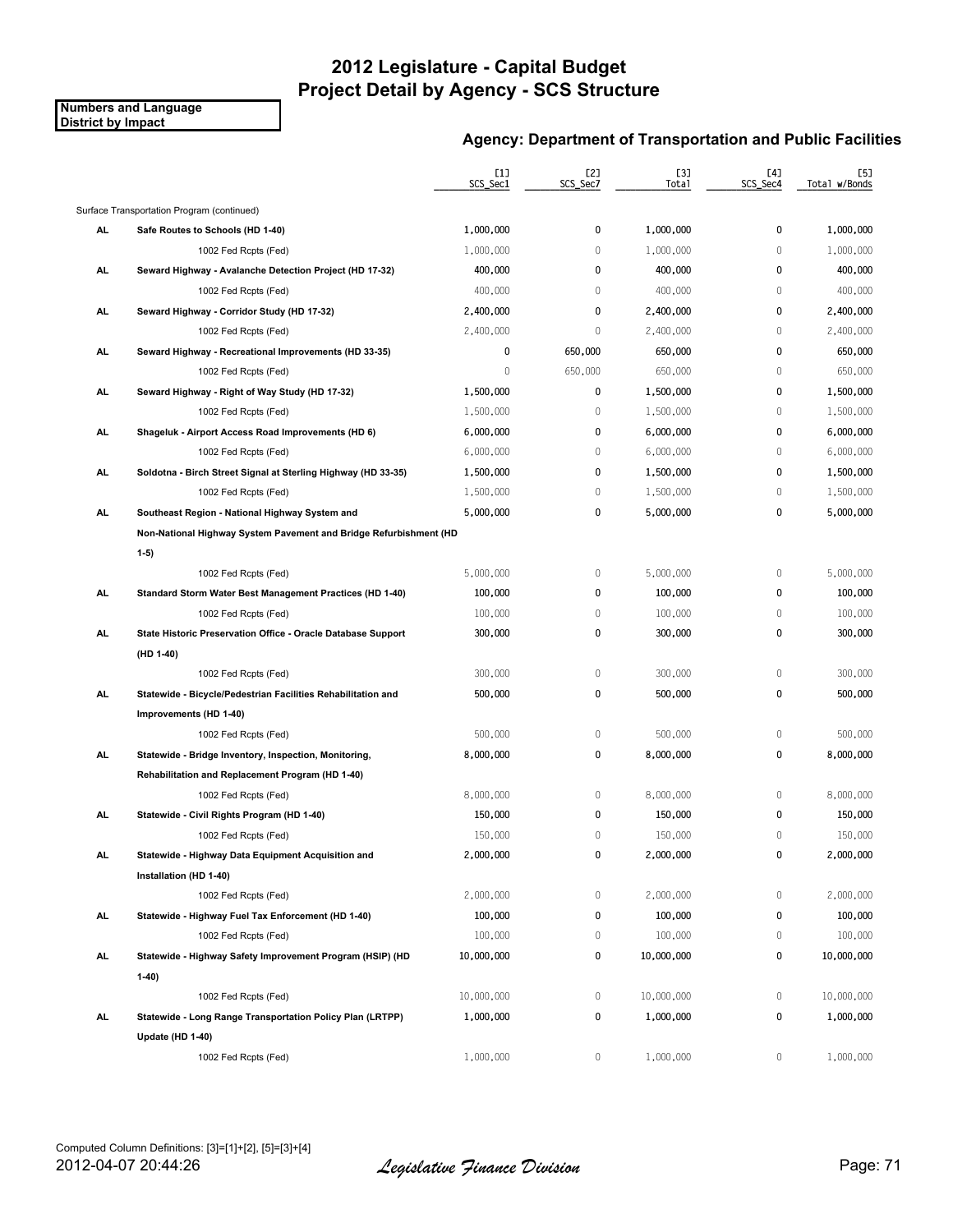# 2012 Legislature - Capital Budget
# Project Detail by Agency - SCS Structure

**Numbers and Language**
**District by Impact**

## Agency: Department of Transportation and Public Facilities

| | | [1] SCS_Sec1 | [2] SCS_Sec7 | [3] Total | [4] SCS_Sec4 | [5] Total w/Bonds |
|---|---|---|---|---|---|---|
| | Surface Transportation Program (continued) | | | | | |
| **AL** | **Safe Routes to Schools (HD 1-40)** | **1,000,000** | **0** | **1,000,000** | **0** | **1,000,000** |
| | 1002 Fed Rcpts (Fed) | 1,000,000 | 0 | 1,000,000 | 0 | 1,000,000 |
| **AL** | **Seward Highway - Avalanche Detection Project (HD 17-32)** | **400,000** | **0** | **400,000** | **0** | **400,000** |
| | 1002 Fed Rcpts (Fed) | 400,000 | 0 | 400,000 | 0 | 400,000 |
| **AL** | **Seward Highway - Corridor Study (HD 17-32)** | **2,400,000** | **0** | **2,400,000** | **0** | **2,400,000** |
| | 1002 Fed Rcpts (Fed) | 2,400,000 | 0 | 2,400,000 | 0 | 2,400,000 |
| **AL** | **Seward Highway - Recreational Improvements (HD 33-35)** | **0** | **650,000** | **650,000** | **0** | **650,000** |
| | 1002 Fed Rcpts (Fed) | 0 | 650,000 | 650,000 | 0 | 650,000 |
| **AL** | **Seward Highway - Right of Way Study (HD 17-32)** | **1,500,000** | **0** | **1,500,000** | **0** | **1,500,000** |
| | 1002 Fed Rcpts (Fed) | 1,500,000 | 0 | 1,500,000 | 0 | 1,500,000 |
| **AL** | **Shageluk - Airport Access Road Improvements (HD 6)** | **6,000,000** | **0** | **6,000,000** | **0** | **6,000,000** |
| | 1002 Fed Rcpts (Fed) | 6,000,000 | 0 | 6,000,000 | 0 | 6,000,000 |
| **AL** | **Soldotna - Birch Street Signal at Sterling Highway (HD 33-35)** | **1,500,000** | **0** | **1,500,000** | **0** | **1,500,000** |
| | 1002 Fed Rcpts (Fed) | 1,500,000 | 0 | 1,500,000 | 0 | 1,500,000 |
| **AL** | **Southeast Region - National Highway System and Non-National Highway System Pavement and Bridge Refurbishment (HD 1-5)** | **5,000,000** | **0** | **5,000,000** | **0** | **5,000,000** |
| | 1002 Fed Rcpts (Fed) | 5,000,000 | 0 | 5,000,000 | 0 | 5,000,000 |
| **AL** | **Standard Storm Water Best Management Practices (HD 1-40)** | **100,000** | **0** | **100,000** | **0** | **100,000** |
| | 1002 Fed Rcpts (Fed) | 100,000 | 0 | 100,000 | 0 | 100,000 |
| **AL** | **State Historic Preservation Office - Oracle Database Support (HD 1-40)** | **300,000** | **0** | **300,000** | **0** | **300,000** |
| | 1002 Fed Rcpts (Fed) | 300,000 | 0 | 300,000 | 0 | 300,000 |
| **AL** | **Statewide - Bicycle/Pedestrian Facilities Rehabilitation and Improvements (HD 1-40)** | **500,000** | **0** | **500,000** | **0** | **500,000** |
| | 1002 Fed Rcpts (Fed) | 500,000 | 0 | 500,000 | 0 | 500,000 |
| **AL** | **Statewide - Bridge Inventory, Inspection, Monitoring, Rehabilitation and Replacement Program (HD 1-40)** | **8,000,000** | **0** | **8,000,000** | **0** | **8,000,000** |
| | 1002 Fed Rcpts (Fed) | 8,000,000 | 0 | 8,000,000 | 0 | 8,000,000 |
| **AL** | **Statewide - Civil Rights Program (HD 1-40)** | **150,000** | **0** | **150,000** | **0** | **150,000** |
| | 1002 Fed Rcpts (Fed) | 150,000 | 0 | 150,000 | 0 | 150,000 |
| **AL** | **Statewide - Highway Data Equipment Acquisition and Installation (HD 1-40)** | **2,000,000** | **0** | **2,000,000** | **0** | **2,000,000** |
| | 1002 Fed Rcpts (Fed) | 2,000,000 | 0 | 2,000,000 | 0 | 2,000,000 |
| **AL** | **Statewide - Highway Fuel Tax Enforcement (HD 1-40)** | **100,000** | **0** | **100,000** | **0** | **100,000** |
| | 1002 Fed Rcpts (Fed) | 100,000 | 0 | 100,000 | 0 | 100,000 |
| **AL** | **Statewide - Highway Safety Improvement Program (HSIP) (HD 1-40)** | **10,000,000** | **0** | **10,000,000** | **0** | **10,000,000** |
| | 1002 Fed Rcpts (Fed) | 10,000,000 | 0 | 10,000,000 | 0 | 10,000,000 |
| **AL** | **Statewide - Long Range Transportation Policy Plan (LRTPP) Update (HD 1-40)** | **1,000,000** | **0** | **1,000,000** | **0** | **1,000,000** |
| | 1002 Fed Rcpts (Fed) | 1,000,000 | 0 | 1,000,000 | 0 | 1,000,000 |

Computed Column Definitions: [3]=[1]+[2], [5]=[3]+[4]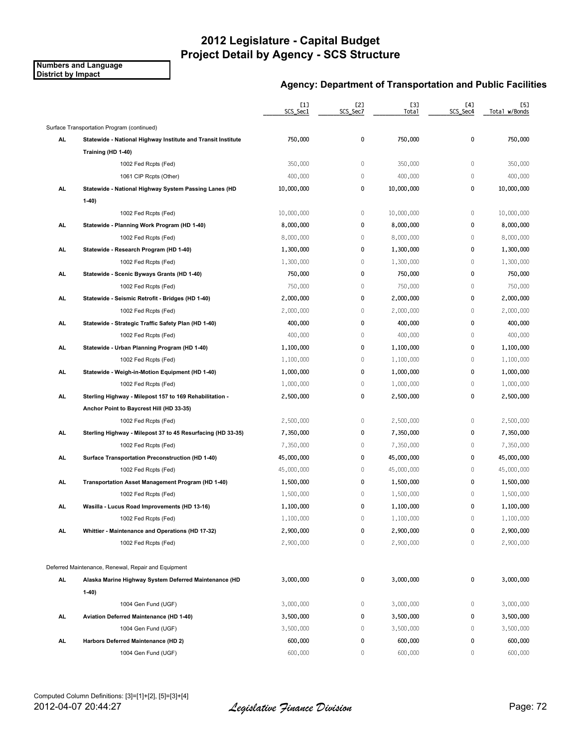# 2012 Legislature - Capital Budget
## Project Detail by Agency - SCS Structure

**Numbers and Language**
**District by Impact**

### Agency: Department of Transportation and Public Facilities

| | | [1] SCS_Sec1 | [2] SCS_Sec7 | [3] Total | [4] SCS_Sec4 | [5] Total w/Bonds |
|---|---|---|---|---|---|---|
| | Surface Transportation Program (continued) | | | | | |
| **AL** | **Statewide - National Highway Institute and Transit Institute Training (HD 1-40)** | **750,000** | **0** | **750,000** | **0** | **750,000** |
| | 1002 Fed Rcpts (Fed) | 350,000 | 0 | 350,000 | 0 | 350,000 |
| | 1061 CIP Rcpts (Other) | 400,000 | 0 | 400,000 | 0 | 400,000 |
| **AL** | **Statewide - National Highway System Passing Lanes (HD 1-40)** | **10,000,000** | **0** | **10,000,000** | **0** | **10,000,000** |
| | 1002 Fed Rcpts (Fed) | 10,000,000 | 0 | 10,000,000 | 0 | 10,000,000 |
| **AL** | **Statewide - Planning Work Program (HD 1-40)** | **8,000,000** | **0** | **8,000,000** | **0** | **8,000,000** |
| | 1002 Fed Rcpts (Fed) | 8,000,000 | 0 | 8,000,000 | 0 | 8,000,000 |
| **AL** | **Statewide - Research Program (HD 1-40)** | **1,300,000** | **0** | **1,300,000** | **0** | **1,300,000** |
| | 1002 Fed Rcpts (Fed) | 1,300,000 | 0 | 1,300,000 | 0 | 1,300,000 |
| **AL** | **Statewide - Scenic Byways Grants (HD 1-40)** | **750,000** | **0** | **750,000** | **0** | **750,000** |
| | 1002 Fed Rcpts (Fed) | 750,000 | 0 | 750,000 | 0 | 750,000 |
| **AL** | **Statewide - Seismic Retrofit - Bridges (HD 1-40)** | **2,000,000** | **0** | **2,000,000** | **0** | **2,000,000** |
| | 1002 Fed Rcpts (Fed) | 2,000,000 | 0 | 2,000,000 | 0 | 2,000,000 |
| **AL** | **Statewide - Strategic Traffic Safety Plan (HD 1-40)** | **400,000** | **0** | **400,000** | **0** | **400,000** |
| | 1002 Fed Rcpts (Fed) | 400,000 | 0 | 400,000 | 0 | 400,000 |
| **AL** | **Statewide - Urban Planning Program (HD 1-40)** | **1,100,000** | **0** | **1,100,000** | **0** | **1,100,000** |
| | 1002 Fed Rcpts (Fed) | 1,100,000 | 0 | 1,100,000 | 0 | 1,100,000 |
| **AL** | **Statewide - Weigh-in-Motion Equipment (HD 1-40)** | **1,000,000** | **0** | **1,000,000** | **0** | **1,000,000** |
| | 1002 Fed Rcpts (Fed) | 1,000,000 | 0 | 1,000,000 | 0 | 1,000,000 |
| **AL** | **Sterling Highway - Milepost 157 to 169 Rehabilitation - Anchor Point to Baycrest Hill (HD 33-35)** | **2,500,000** | **0** | **2,500,000** | **0** | **2,500,000** |
| | 1002 Fed Rcpts (Fed) | 2,500,000 | 0 | 2,500,000 | 0 | 2,500,000 |
| **AL** | **Sterling Highway - Milepost 37 to 45 Resurfacing (HD 33-35)** | **7,350,000** | **0** | **7,350,000** | **0** | **7,350,000** |
| | 1002 Fed Rcpts (Fed) | 7,350,000 | 0 | 7,350,000 | 0 | 7,350,000 |
| **AL** | **Surface Transportation Preconstruction (HD 1-40)** | **45,000,000** | **0** | **45,000,000** | **0** | **45,000,000** |
| | 1002 Fed Rcpts (Fed) | 45,000,000 | 0 | 45,000,000 | 0 | 45,000,000 |
| **AL** | **Transportation Asset Management Program (HD 1-40)** | **1,500,000** | **0** | **1,500,000** | **0** | **1,500,000** |
| | 1002 Fed Rcpts (Fed) | 1,500,000 | 0 | 1,500,000 | 0 | 1,500,000 |
| **AL** | **Wasilla - Lucus Road Improvements (HD 13-16)** | **1,100,000** | **0** | **1,100,000** | **0** | **1,100,000** |
| | 1002 Fed Rcpts (Fed) | 1,100,000 | 0 | 1,100,000 | 0 | 1,100,000 |
| **AL** | **Whittier - Maintenance and Operations (HD 17-32)** | **2,900,000** | **0** | **2,900,000** | **0** | **2,900,000** |
| | 1002 Fed Rcpts (Fed) | 2,900,000 | 0 | 2,900,000 | 0 | 2,900,000 |
| | Deferred Maintenance, Renewal, Repair and Equipment | | | | | |
| **AL** | **Alaska Marine Highway System Deferred Maintenance (HD 1-40)** | **3,000,000** | **0** | **3,000,000** | **0** | **3,000,000** |
| | 1004 Gen Fund (UGF) | 3,000,000 | 0 | 3,000,000 | 0 | 3,000,000 |
| **AL** | **Aviation Deferred Maintenance (HD 1-40)** | **3,500,000** | **0** | **3,500,000** | **0** | **3,500,000** |
| | 1004 Gen Fund (UGF) | 3,500,000 | 0 | 3,500,000 | 0 | 3,500,000 |
| **AL** | **Harbors Deferred Maintenance (HD 2)** | **600,000** | **0** | **600,000** | **0** | **600,000** |
| | 1004 Gen Fund (UGF) | 600,000 | 0 | 600,000 | 0 | 600,000 |

Computed Column Definitions: [3]=[1]+[2], [5]=[3]+[4]

2012-04-07 20:44:27 *Legislative Finance Division*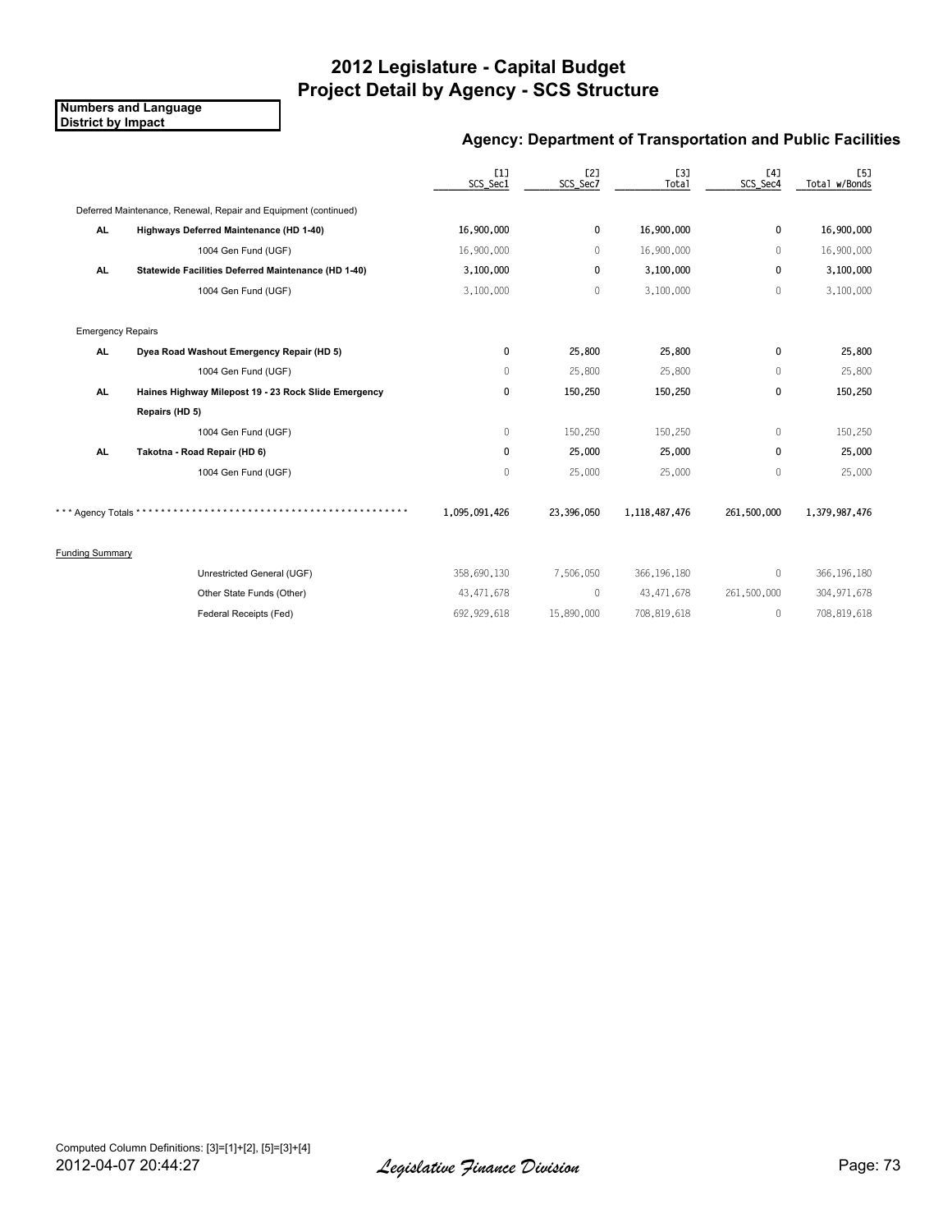# 2012 Legislature - Capital Budget
# Project Detail by Agency - SCS Structure

**Numbers and Language**
**District by Impact**

## Agency: Department of Transportation and Public Facilities

| | | [1] SCS_Sec1 | [2] SCS_Sec7 | [3] Total | [4] SCS_Sec4 | [5] Total w/Bonds |
|---|---|---|---|---|---|---|
| Deferred Maintenance, Renewal, Repair and Equipment (continued) | | | | | | |
| **AL** | **Highways Deferred Maintenance (HD 1-40)** | 16,900,000 | 0 | 16,900,000 | 0 | 16,900,000 |
| | 1004 Gen Fund (UGF) | 16,900,000 | 0 | 16,900,000 | 0 | 16,900,000 |
| **AL** | **Statewide Facilities Deferred Maintenance (HD 1-40)** | 3,100,000 | 0 | 3,100,000 | 0 | 3,100,000 |
| | 1004 Gen Fund (UGF) | 3,100,000 | 0 | 3,100,000 | 0 | 3,100,000 |
| Emergency Repairs | | | | | | |
| **AL** | **Dyea Road Washout Emergency Repair (HD 5)** | 0 | 25,800 | 25,800 | 0 | 25,800 |
| | 1004 Gen Fund (UGF) | 0 | 25,800 | 25,800 | 0 | 25,800 |
| **AL** | **Haines Highway Milepost 19 - 23 Rock Slide Emergency Repairs (HD 5)** | 0 | 150,250 | 150,250 | 0 | 150,250 |
| | 1004 Gen Fund (UGF) | 0 | 150,250 | 150,250 | 0 | 150,250 |
| **AL** | **Takotna - Road Repair (HD 6)** | 0 | 25,000 | 25,000 | 0 | 25,000 |
| | 1004 Gen Fund (UGF) | 0 | 25,000 | 25,000 | 0 | 25,000 |
| *** Agency Totals ****************************************** | | 1,095,091,426 | 23,396,050 | 1,118,487,476 | 261,500,000 | 1,379,987,476 |
| Funding Summary | | | | | | |
| | Unrestricted General (UGF) | 358,690,130 | 7,506,050 | 366,196,180 | 0 | 366,196,180 |
| | Other State Funds (Other) | 43,471,678 | 0 | 43,471,678 | 261,500,000 | 304,971,678 |
| | Federal Receipts (Fed) | 692,929,618 | 15,890,000 | 708,819,618 | 0 | 708,819,618 |

Computed Column Definitions: [3]=[1]+[2], [5]=[3]+[4]

2012-04-07 20:44:27 *Legislative Finance Division*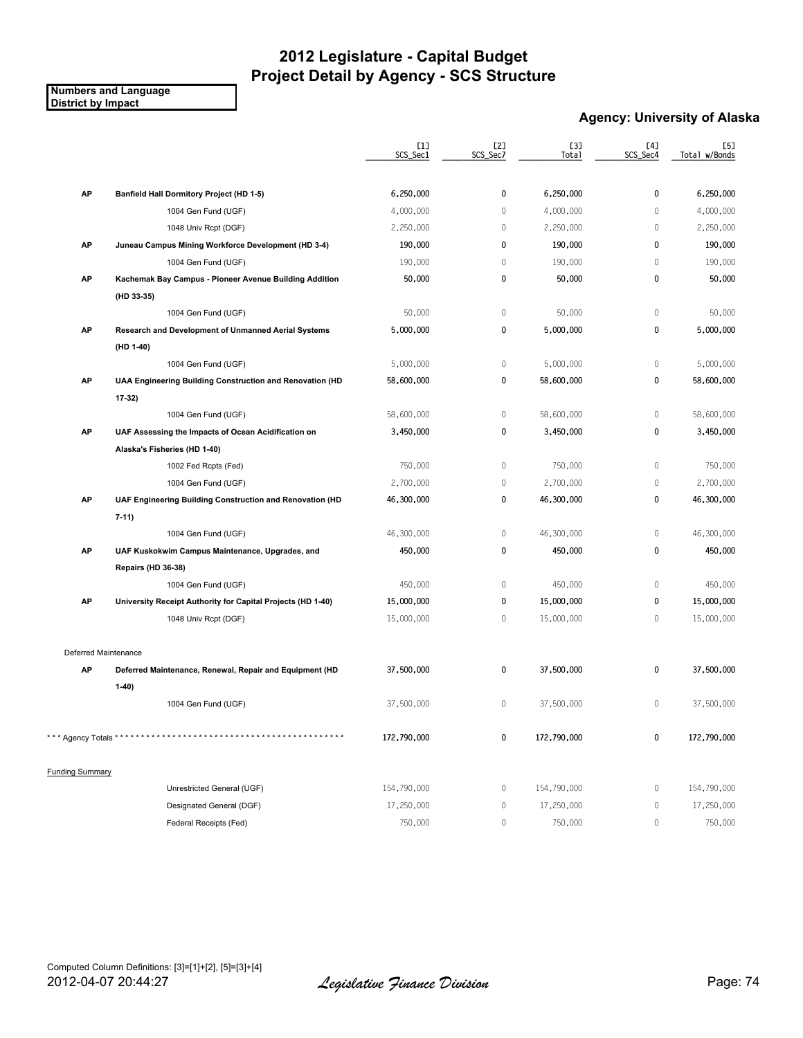# 2012 Legislature - Capital Budget
## Project Detail by Agency - SCS Structure

**Numbers and Language**
**District by Impact**

### Agency: University of Alaska

| | | [1] SCS_Sec1 | [2] SCS_Sec7 | [3] Total | [4] SCS_Sec4 | [5] Total w/Bonds |
|---|---|---|---|---|---|---|
| **AP** | **Banfield Hall Dormitory Project (HD 1-5)** | 6,250,000 | 0 | 6,250,000 | 0 | 6,250,000 |
| | 1004 Gen Fund (UGF) | 4,000,000 | 0 | 4,000,000 | 0 | 4,000,000 |
| | 1048 Univ Rcpt (DGF) | 2,250,000 | 0 | 2,250,000 | 0 | 2,250,000 |
| **AP** | **Juneau Campus Mining Workforce Development (HD 3-4)** | 190,000 | 0 | 190,000 | 0 | 190,000 |
| | 1004 Gen Fund (UGF) | 190,000 | 0 | 190,000 | 0 | 190,000 |
| **AP** | **Kachemak Bay Campus - Pioneer Avenue Building Addition (HD 33-35)** | 50,000 | 0 | 50,000 | 0 | 50,000 |
| | 1004 Gen Fund (UGF) | 50,000 | 0 | 50,000 | 0 | 50,000 |
| **AP** | **Research and Development of Unmanned Aerial Systems (HD 1-40)** | 5,000,000 | 0 | 5,000,000 | 0 | 5,000,000 |
| | 1004 Gen Fund (UGF) | 5,000,000 | 0 | 5,000,000 | 0 | 5,000,000 |
| **AP** | **UAA Engineering Building Construction and Renovation (HD 17-32)** | 58,600,000 | 0 | 58,600,000 | 0 | 58,600,000 |
| | 1004 Gen Fund (UGF) | 58,600,000 | 0 | 58,600,000 | 0 | 58,600,000 |
| **AP** | **UAF Assessing the Impacts of Ocean Acidification on Alaska's Fisheries (HD 1-40)** | 3,450,000 | 0 | 3,450,000 | 0 | 3,450,000 |
| | 1002 Fed Rcpts (Fed) | 750,000 | 0 | 750,000 | 0 | 750,000 |
| | 1004 Gen Fund (UGF) | 2,700,000 | 0 | 2,700,000 | 0 | 2,700,000 |
| **AP** | **UAF Engineering Building Construction and Renovation (HD 7-11)** | 46,300,000 | 0 | 46,300,000 | 0 | 46,300,000 |
| | 1004 Gen Fund (UGF) | 46,300,000 | 0 | 46,300,000 | 0 | 46,300,000 |
| **AP** | **UAF Kuskokwim Campus Maintenance, Upgrades, and Repairs (HD 36-38)** | 450,000 | 0 | 450,000 | 0 | 450,000 |
| | 1004 Gen Fund (UGF) | 450,000 | 0 | 450,000 | 0 | 450,000 |
| **AP** | **University Receipt Authority for Capital Projects (HD 1-40)** | 15,000,000 | 0 | 15,000,000 | 0 | 15,000,000 |
| | 1048 Univ Rcpt (DGF) | 15,000,000 | 0 | 15,000,000 | 0 | 15,000,000 |
| Deferred Maintenance | | | | | | |
| **AP** | **Deferred Maintenance, Renewal, Repair and Equipment (HD 1-40)** | 37,500,000 | 0 | 37,500,000 | 0 | 37,500,000 |
| | 1004 Gen Fund (UGF) | 37,500,000 | 0 | 37,500,000 | 0 | 37,500,000 |
| *** Agency Totals ******************************************* | | 172,790,000 | 0 | 172,790,000 | 0 | 172,790,000 |
| Funding Summary | | | | | | |
| | Unrestricted General (UGF) | 154,790,000 | 0 | 154,790,000 | 0 | 154,790,000 |
| | Designated General (DGF) | 17,250,000 | 0 | 17,250,000 | 0 | 17,250,000 |
| | Federal Receipts (Fed) | 750,000 | 0 | 750,000 | 0 | 750,000 |

Computed Column Definitions: [3]=[1]+[2], [5]=[3]+[4]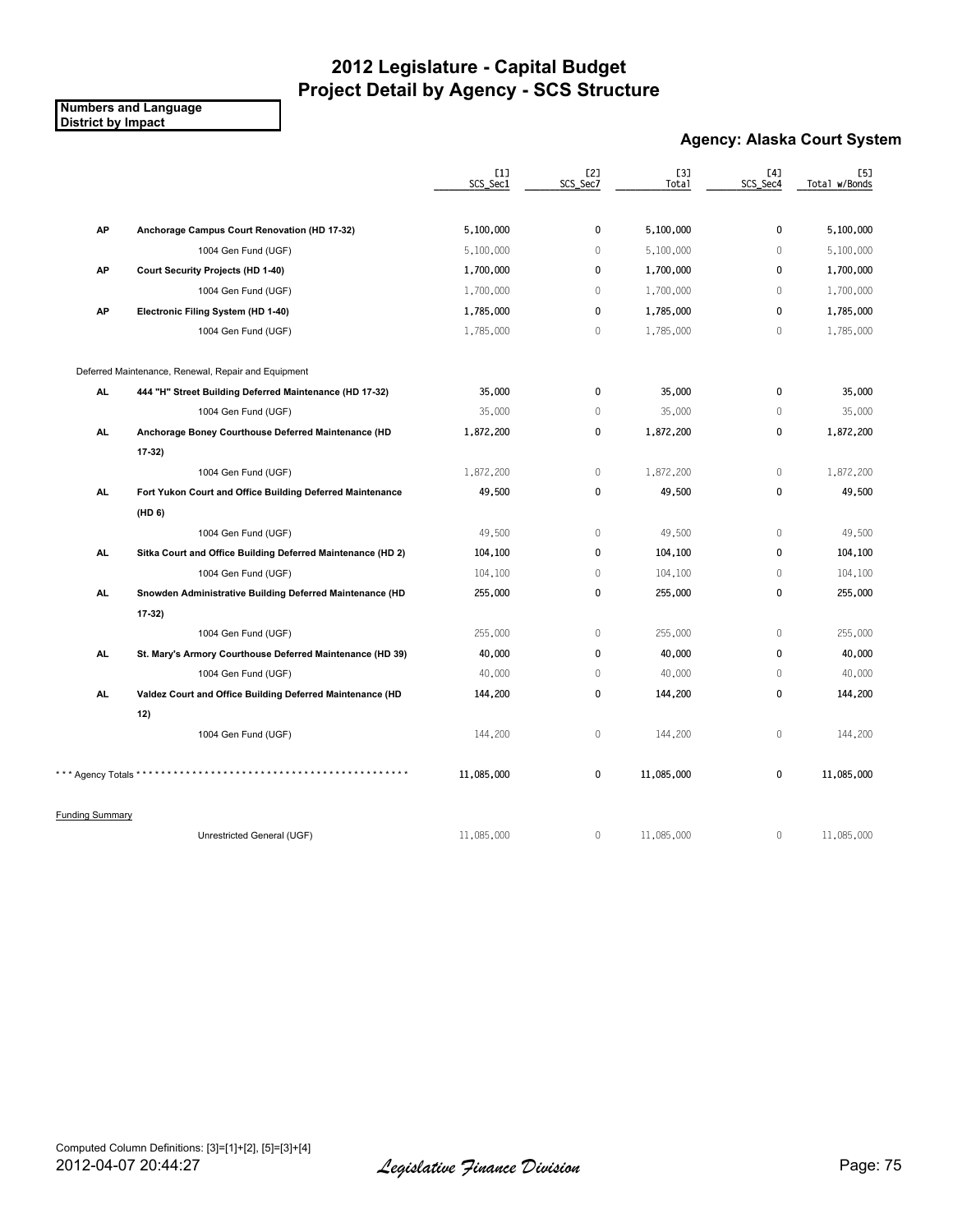# 2012 Legislature - Capital Budget
# Project Detail by Agency - SCS Structure

**Numbers and Language**
**District by Impact**

## Agency: Alaska Court System

| | | [1] SCS_Sec1 | [2] SCS_Sec7 | [3] Total | [4] SCS_Sec4 | [5] Total w/Bonds |
|---|---|---|---|---|---|---|
| **AP** | **Anchorage Campus Court Renovation (HD 17-32)** | 5,100,000 | 0 | 5,100,000 | 0 | 5,100,000 |
| | 1004 Gen Fund (UGF) | 5,100,000 | 0 | 5,100,000 | 0 | 5,100,000 |
| **AP** | **Court Security Projects (HD 1-40)** | 1,700,000 | 0 | 1,700,000 | 0 | 1,700,000 |
| | 1004 Gen Fund (UGF) | 1,700,000 | 0 | 1,700,000 | 0 | 1,700,000 |
| **AP** | **Electronic Filing System (HD 1-40)** | 1,785,000 | 0 | 1,785,000 | 0 | 1,785,000 |
| | 1004 Gen Fund (UGF) | 1,785,000 | 0 | 1,785,000 | 0 | 1,785,000 |
| Deferred Maintenance, Renewal, Repair and Equipment | | | | | | |
| **AL** | **444 "H" Street Building Deferred Maintenance (HD 17-32)** | 35,000 | 0 | 35,000 | 0 | 35,000 |
| | 1004 Gen Fund (UGF) | 35,000 | 0 | 35,000 | 0 | 35,000 |
| **AL** | **Anchorage Boney Courthouse Deferred Maintenance (HD 17-32)** | 1,872,200 | 0 | 1,872,200 | 0 | 1,872,200 |
| | 1004 Gen Fund (UGF) | 1,872,200 | 0 | 1,872,200 | 0 | 1,872,200 |
| **AL** | **Fort Yukon Court and Office Building Deferred Maintenance (HD 6)** | 49,500 | 0 | 49,500 | 0 | 49,500 |
| | 1004 Gen Fund (UGF) | 49,500 | 0 | 49,500 | 0 | 49,500 |
| **AL** | **Sitka Court and Office Building Deferred Maintenance (HD 2)** | 104,100 | 0 | 104,100 | 0 | 104,100 |
| | 1004 Gen Fund (UGF) | 104,100 | 0 | 104,100 | 0 | 104,100 |
| **AL** | **Snowden Administrative Building Deferred Maintenance (HD 17-32)** | 255,000 | 0 | 255,000 | 0 | 255,000 |
| | 1004 Gen Fund (UGF) | 255,000 | 0 | 255,000 | 0 | 255,000 |
| **AL** | **St. Mary's Armory Courthouse Deferred Maintenance (HD 39)** | 40,000 | 0 | 40,000 | 0 | 40,000 |
| | 1004 Gen Fund (UGF) | 40,000 | 0 | 40,000 | 0 | 40,000 |
| **AL** | **Valdez Court and Office Building Deferred Maintenance (HD 12)** | 144,200 | 0 | 144,200 | 0 | 144,200 |
| | 1004 Gen Fund (UGF) | 144,200 | 0 | 144,200 | 0 | 144,200 |
| *** Agency Totals ******************************************* | | 11,085,000 | 0 | 11,085,000 | 0 | 11,085,000 |
| Funding Summary | | | | | | |
| | Unrestricted General (UGF) | 11,085,000 | 0 | 11,085,000 | 0 | 11,085,000 |

Computed Column Definitions: [3]=[1]+[2], [5]=[3]+[4]

2012-04-07 20:44:27

*Legislative Finance Division*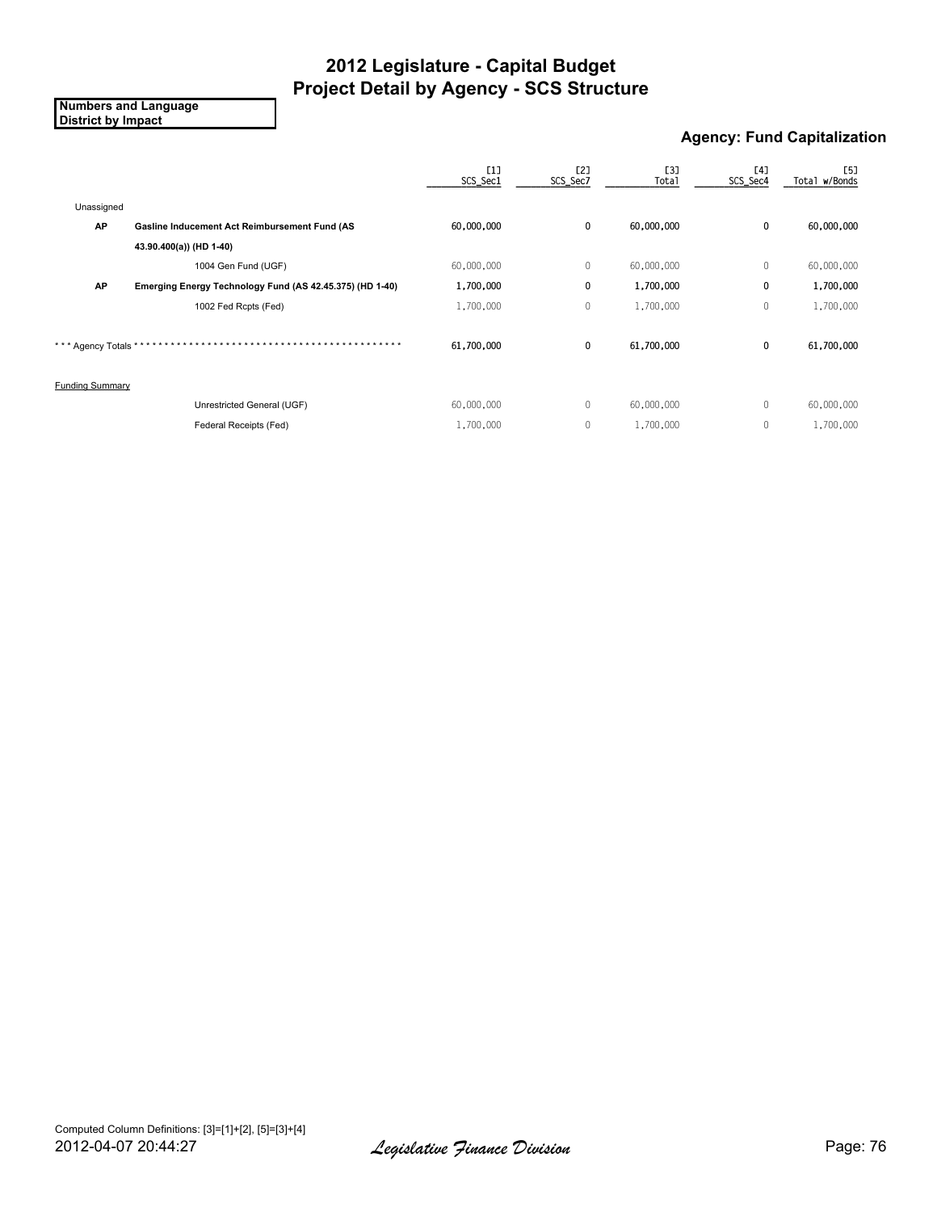# 2012 Legislature - Capital Budget
# Project Detail by Agency - SCS Structure

**Numbers and Language**
**District by Impact**

## Agency: Fund Capitalization

| | | [1] SCS_Sec1 | [2] SCS_Sec7 | [3] Total | [4] SCS_Sec4 | [5] Total w/Bonds |
|---|---|---|---|---|---|---|
| Unassigned | | | | | | |
| **AP** | **Gasline Inducement Act Reimbursement Fund (AS 43.90.400(a)) (HD 1-40)** | **60,000,000** | **0** | **60,000,000** | **0** | **60,000,000** |
| | 1004 Gen Fund (UGF) | 60,000,000 | 0 | 60,000,000 | 0 | 60,000,000 |
| **AP** | **Emerging Energy Technology Fund (AS 42.45.375) (HD 1-40)** | **1,700,000** | **0** | **1,700,000** | **0** | **1,700,000** |
| | 1002 Fed Rcpts (Fed) | 1,700,000 | 0 | 1,700,000 | 0 | 1,700,000 |
| *** Agency Totals ******************************************* | | 61,700,000 | 0 | 61,700,000 | 0 | 61,700,000 |
| Funding Summary | | | | | | |
| | Unrestricted General (UGF) | 60,000,000 | 0 | 60,000,000 | 0 | 60,000,000 |
| | Federal Receipts (Fed) | 1,700,000 | 0 | 1,700,000 | 0 | 1,700,000 |

Computed Column Definitions: [3]=[1]+[2], [5]=[3]+[4]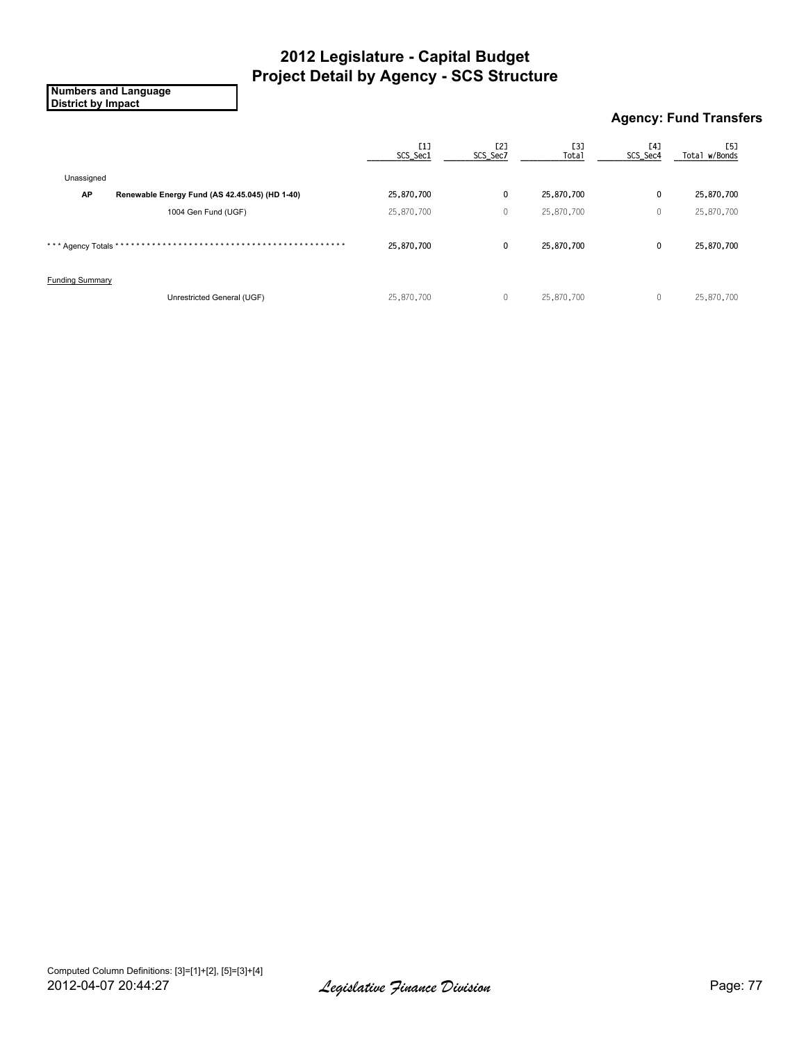# 2012 Legislature - Capital Budget
# Project Detail by Agency - SCS Structure

**Numbers and Language**
**District by Impact**

### Agency: Fund Transfers

| | | [1] SCS_Sec1 | [2] SCS_Sec7 | [3] Total | [4] SCS_Sec4 | [5] Total w/Bonds |
|---|---|---|---|---|---|---|
| Unassigned | | | | | | |
| **AP** | **Renewable Energy Fund (AS 42.45.045) (HD 1-40)** | **25,870,700** | **0** | **25,870,700** | **0** | **25,870,700** |
| | 1004 Gen Fund (UGF) | 25,870,700 | 0 | 25,870,700 | 0 | 25,870,700 |
| *** Agency Totals ******************************************* | | **25,870,700** | **0** | **25,870,700** | **0** | **25,870,700** |
| Funding Summary | | | | | | |
| | Unrestricted General (UGF) | 25,870,700 | 0 | 25,870,700 | 0 | 25,870,700 |

Computed Column Definitions: [3]=[1]+[2], [5]=[3]+[4]

2012-04-07 20:44:27

*Legislative Finance Division*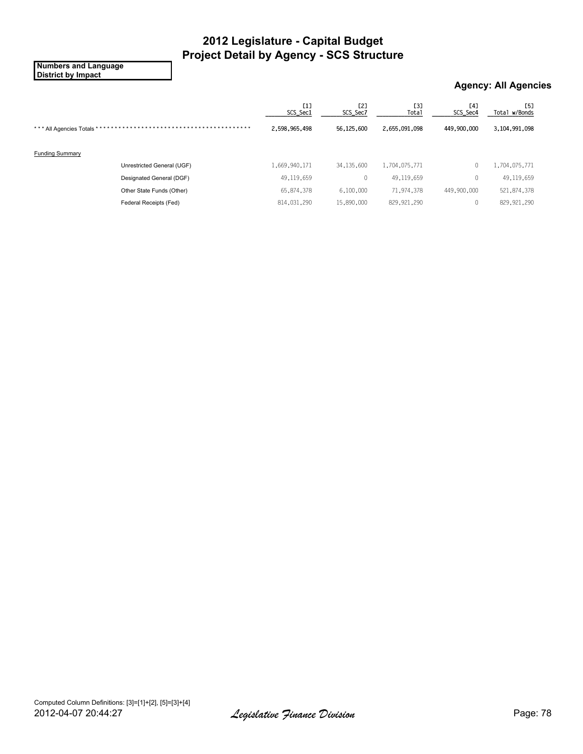# 2012 Legislature - Capital Budget
# Project Detail by Agency - SCS Structure

**Numbers and Language**
**District by Impact**

### Agency: All Agencies

| | [1] SCS_Sec1 | [2] SCS_Sec7 | [3] Total | [4] SCS_Sec4 | [5] Total w/Bonds |
|---|---|---|---|---|---|
| *** All Agencies Totals *************************************** | 2,598,965,498 | 56,125,600 | 2,655,091,098 | 449,900,000 | 3,104,991,098 |
| Funding Summary | | | | | |
| Unrestricted General (UGF) | 1,669,940,171 | 34,135,600 | 1,704,075,771 | 0 | 1,704,075,771 |
| Designated General (DGF) | 49,119,659 | 0 | 49,119,659 | 0 | 49,119,659 |
| Other State Funds (Other) | 65,874,378 | 6,100,000 | 71,974,378 | 449,900,000 | 521,874,378 |
| Federal Receipts (Fed) | 814,031,290 | 15,890,000 | 829,921,290 | 0 | 829,921,290 |

Computed Column Definitions: [3]=[1]+[2], [5]=[3]+[4]

2012-04-07 20:44:27 *Legislative Finance Division*